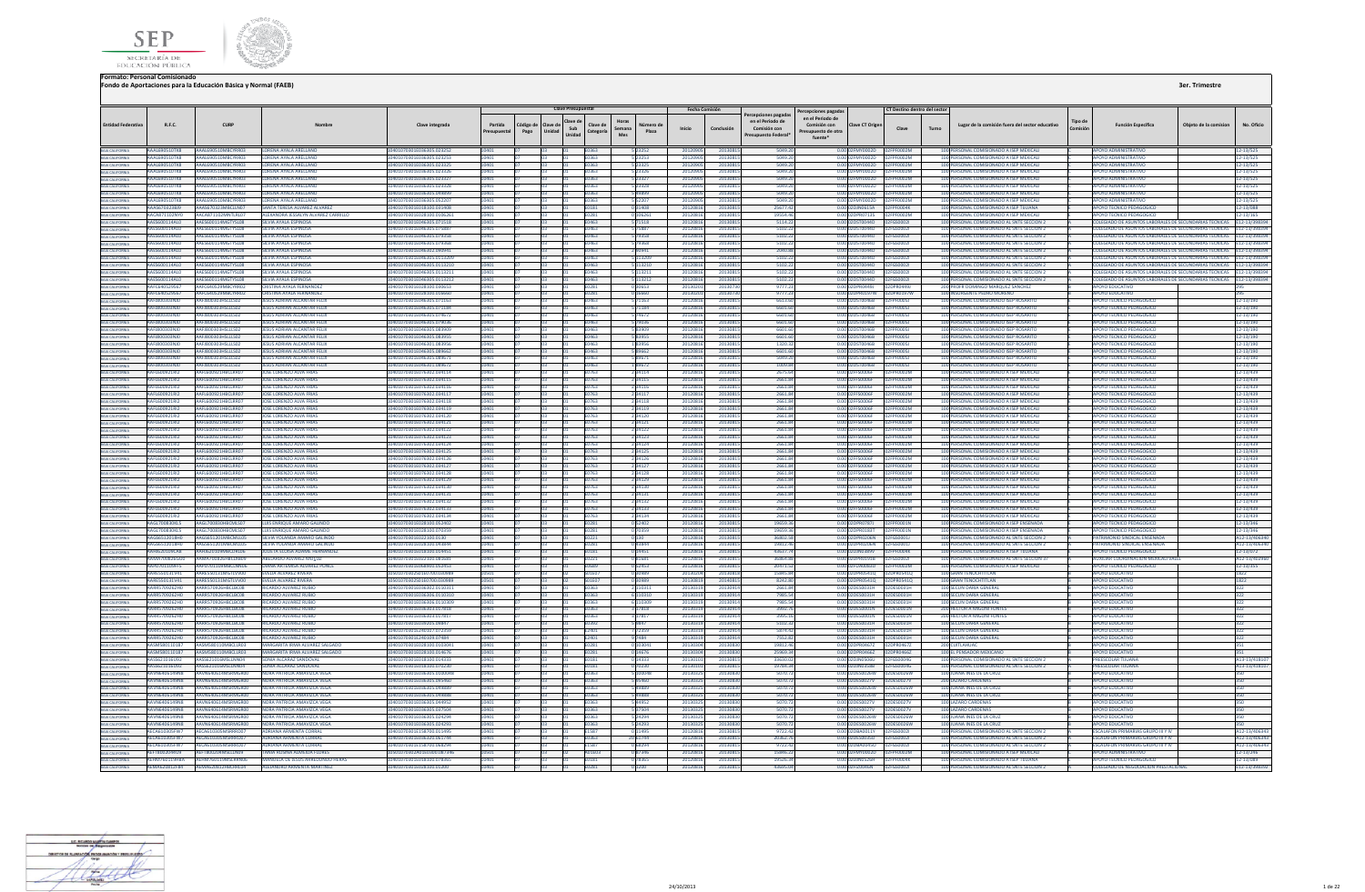**Formato: Personal Comisionado**

**Fondo de Aportaciones para la Educación Básica y Normal (FAEB)**

**3er. Trimestre**

| Entidad Federativa | R.F.C. | CURP | Nombre | Clave integrada | Clave Presupuestal | | | | | | | Fecha Comisión | | Percepciones pagadas en el Periodo de Comisión con Presupuesto Federal* | Percepciones pagadas en el Periodo de Comisión con Presupuesto de otra fuente* | Clave CT Origen | CT Destino dentro del sector | | Lugar de la comisión fuera del sector educativo | Tipo de Comisión | Función Específica | Objeto de la comisión | No. Oficio |
|---|---|---|---|---|---|---|---|---|---|---|---|---|---|---|---|---|---|---|---|---|---|---|---|
| | | | | | Partida Presupuestal | Código de Pago | Clave de Unidad | Clave de Sub Unidad | Clave de Categoría | Horas Semana Mes | Número de Plaza | Inicio | Conclusión | | | | Clave | Turno | | | | | |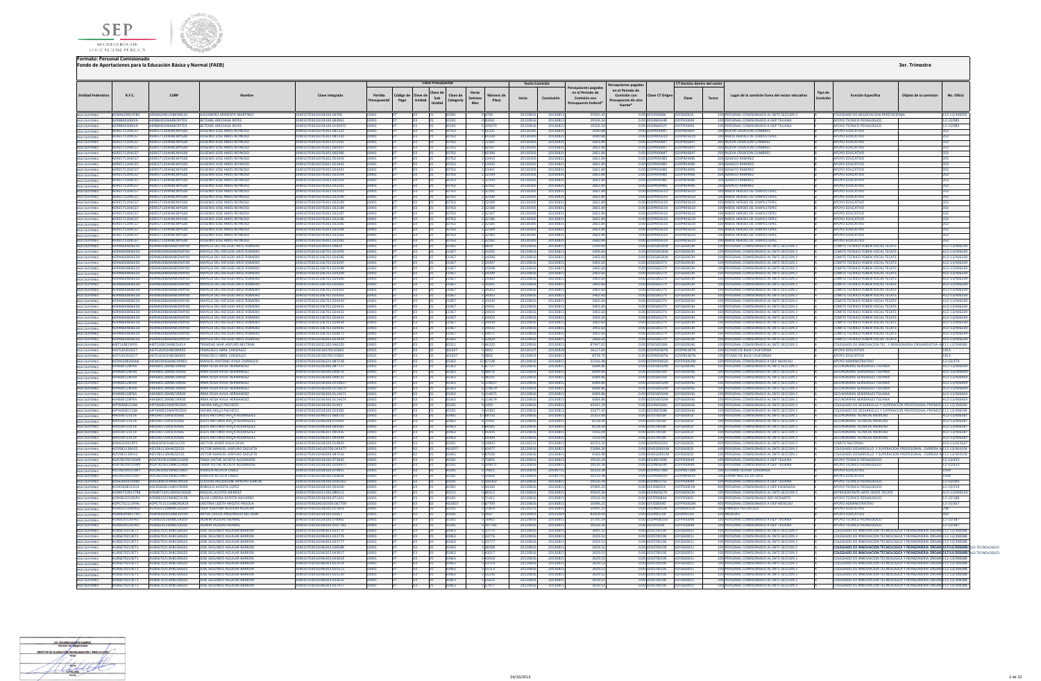**Formato: Personal Comisionado**

**Fondo de Aportaciones para la Educación Básica y Normal (FAEB)**

**3er. Trimestre**

| Entidad Federativa | R.F.C. | CURP | Nombre | Clave integrada | Clave Presupuestal | | | | | | | Fecha Comisión | | Percepciones pagadas en el Periodo de Comisión con Presupuesto Federal | Percepciones pagadas en el Periodo de Comisión con Presupuesto de otra fuente* | Clave CT Origen | CT Destino dentro del sector | | Lugar de la comisión fuera del sector educativo | Tipo de Comisión | Función Específica | Objeto de la comisión | No. Oficio |
|---|---|---|---|---|---|---|---|---|---|---|---|---|---|---|---|---|---|---|---|---|---|---|---|
| | | | | | Partida Presupuestal | Código de Pago | Clave de Unidad | Clave de Sub Unidad | Clave de Categoría | Horas Semana Mes | Número de Plaza | Inicio | Conclusión | | | | Clave | Turno | | | | | |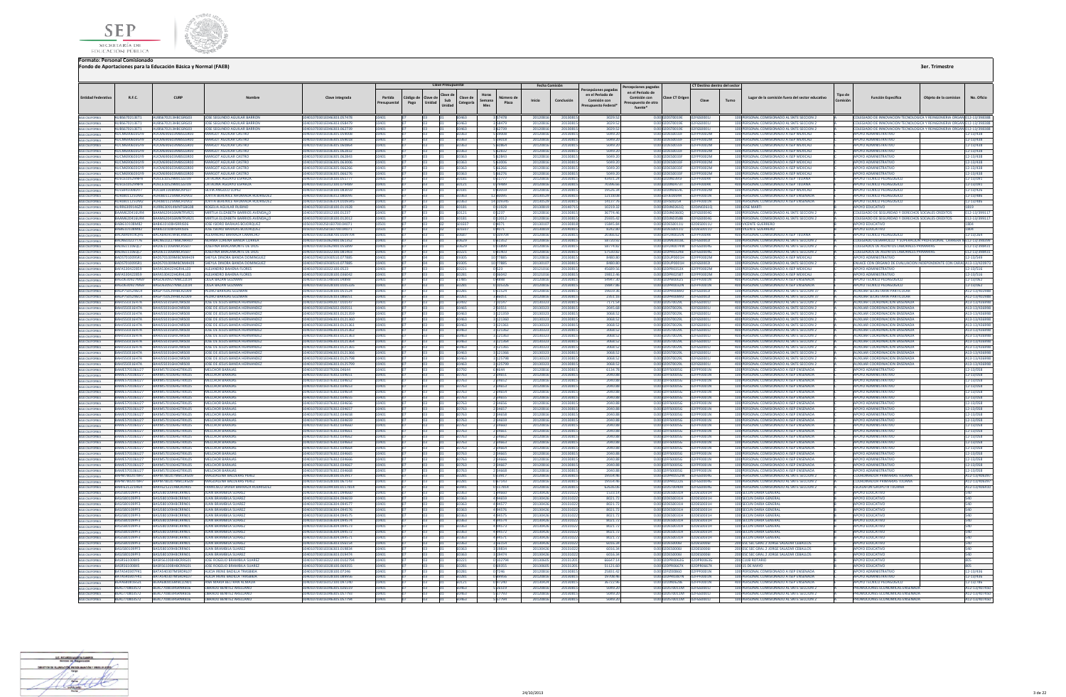**Formato: Personal Comisionado**

**Fondo de Aportaciones para la Educación Básica y Normal (FAEB)**

**3er. Trimestre**

| Entidad Federativa | R.F.C. | CURP | Nombre | Clave integrada | Partida Presupuestal | Código de Pago | Clave de Unidad | Clave de Sub Unidad | Clave de Categoría | Horas Semana Mes | Número de Plaza | Inicio | Conclusión | Percepciones pagadas en el Periodo de Comisión con Presupuesto Federal* | Percepciones pagadas en el Periodo de Comisión con Presupuesto de otra fuente* | Clave CT Origen | Clave CT Destino | Turno | Lugar de la comisión fuera del sector educativo | Tipo de Comisión | Función Específica | Objeto de la comisión | No. Oficio |
|---|---|---|---|---|---|---|---|---|---|---|---|---|---|---|---|---|---|---|---|---|---|---|---|
| BAJA CALIFORNIA | AUBJ6702130T1 | AUBJ670213HBCGRS03 | JOSE SEGUNDO AGUILAR BARRON | | 03401 | 07 | 03 | | E0463 | | 57479 | 20120816 | 20130815 | 3029.52 | | 02DST0019E | 02FGS0001J | | 100 PERSONAL COMISIONADO AL SNTE SECCION 2 | A | COLEGIADO DE INNOVACION TECNOLOGICA Y REINGENIERIA ORGAN | | E12-13/39808 |
| BAJA CALIFORNIA | AUBJ6702130T1 | AUBJ670213HBCGRS03 | JOSE SEGUNDO AGUILAR BARRON | | 03401 | 07 | 03 | | E0463 | | 58479 | 20120816 | 20130815 | 3029.52 | | 02DST0019E | 02FGS0001J | | 100 PERSONAL COMISIONADO AL SNTE SECCION 2 | A | COLEGIADO DE INNOVACION TECNOLOGICA Y REINGENIERIA ORGAN | | E12-13/39808 |
| BAJA CALIFORNIA | AUBJ6702130T1 | AUBJ670213HBCGRS03 | JOSE SEGUNDO AGUILAR BARRON | | 03401 | 07 | 03 | | E0463 | | 62739 | 20120816 | 20130815 | 3029.52 | | 02DST0019E | 02FGS0001J | | 100 PERSONAL COMISIONADO AL SNTE SECCION 2 | A | COLEGIADO DE INNOVACION TECNOLOGICA Y REINGENIERIA ORGAN | | E12-13/39808 |
| BAJA CALIFORNIA | AUCM690603VG9 | AUCM690603MBSGSR00 | MARGOT AGUILAR CASTRO | | 03401 | 07 | 03 | | E0363 | | 64059 | 20120816 | 20130815 | 5049.20 | | 02DES0033F | 02FPF0002M | | 100 PERSONAL COMISIONADO A ISEP MEXICALI | A | APOYO ADMINISTRATIVO | | E12-13/438 |
| BAJA CALIFORNIA | AUCM690603VG9 | AUCM690603MBSGSR00 | MARGOT AGUILAR CASTRO | | 03401 | 07 | 03 | | E0363 | | 64018 | 20120816 | 20130815 | 5049.20 | | 02DES0033F | 02FPF0002M | | 100 PERSONAL COMISIONADO A ISEP MEXICALI | A | APOYO ADMINISTRATIVO | | E12-13/438 |
| BAJA CALIFORNIA | AUCM690603VG9 | AUCM690603MBSGSR00 | MARGOT AGUILAR CASTRO | | 03401 | 07 | 03 | | E0363 | | 62864 | 20120816 | 20130815 | 5049.20 | | 02DES0033F | 02FPF0002M | | 100 PERSONAL COMISIONADO A ISEP MEXICALI | A | APOYO ADMINISTRATIVO | | E12-13/438 |
| BAJA CALIFORNIA | AUCM690603VG9 | AUCM690603MBSGSR00 | MARGOT AGUILAR CASTRO | | 03401 | 07 | 03 | | E0363 | | 62862 | 20120816 | 20130815 | 5049.20 | | 02DES0033F | 02FPF0002M | | 100 PERSONAL COMISIONADO A ISEP MEXICALI | A | APOYO ADMINISTRATIVO | | E12-13/438 |
| BAJA CALIFORNIA | AUCM690603VG9 | AUCM690603MBSGSR00 | MARGOT AGUILAR CASTRO | | 03401 | 07 | 03 | | E0363 | | 62863 | 20120816 | 20130815 | 5049.20 | | 02DES0033F | 02FPF0002M | | 100 PERSONAL COMISIONADO A ISEP MEXICALI | A | APOYO ADMINISTRATIVO | | E12-13/438 |
| BAJA CALIFORNIA | AUCM690603VG9 | AUCM690603MBSGSR00 | MARGOT AGUILAR CASTRO | | 03401 | 07 | 03 | | E0363 | | 63006 | 20120816 | 20130815 | 5049.20 | | 02DES0033F | 02FPF0002M | | 100 PERSONAL COMISIONADO A ISEP MEXICALI | A | APOYO ADMINISTRATIVO | | E12-13/438 |
| BAJA CALIFORNIA | AUCM690603VG9 | AUCM690603MBSGSR00 | MARGOT AGUILAR CASTRO | | 03401 | 07 | 03 | | E0363 | | 66266 | 20120816 | 20130815 | 5049.20 | | 02DES0033F | 02FPF0002M | | 100 PERSONAL COMISIONADO A ISEP MEXICALI | A | APOYO ADMINISTRATIVO | | E12-13/438 |
| BAJA CALIFORNIA | AUCM690603VG9 | AUCM690603MBSGSR00 | MARGOT AGUILAR CASTRO | | 03401 | 07 | 03 | | E0363 | | 66276 | 20120816 | 20130815 | 5049.20 | | 02DES0033F | 02FPF0002M | | 100 PERSONAL COMISIONADO A ISEP MEXICALI | A | APOYO ADMINISTRATIVO | | E12-13/438 |
| BAJA CALIFORNIA | AUEC610529NF4 | AUEC610529MSCGST09 | CATALINA AGUAYO ESPARZA | | 03401 | 07 | 03 | | E0181 | | 57777 | 20120816 | 20130815 | 43997.26 | | 02DJN0302P | 02FPF0004K | | 100 PERSONAL COMISIONADO A ISEP TIJUANA | A | APOYO TECNICO PEDAGOGICO | | E12-13/1041 |
| BAJA CALIFORNIA | AUEC610529NF4 | AUEC610529MSCGSL09 | CATALINA AGUAYO ESPARZA | | 03401 | 07 | 03 | | E0121 | | 74989 | 20120816 | 20130815 | 41066.66 | | 02DJN0573T | 02FPF0004K | | 100 PERSONAL COMISIONADO A ISEP TIJUANA | A | APOYO TECNICO PEDAGOGICO | | E12-13/1041 |
| BAJA CALIFORNIA | AULS6810085CV | AULS681008MBCNPL01 | SILVIA ANGUIANO LOPEZ | | 03401 | 07 | 03 | | E0181 | | 69059 | 20120816 | 20130815 | 19526.28 | | 02DJN0054L | 02FPF0002M | | 100 PERSONAL COMISIONADO A ISEP MEXICALI | A | APOYO TECNICO PEDAGOGICO | | E12-13/425 |
| BAJA CALIFORNIA | AURJ801225UM2 | AURJ801225MBCRDN02 | JUNITA BERENICE ARVANGA RODRIGUEZ | | 03401 | 07 | 03 | | E0363 | | 12 89095 | 20120816 | 20130815 | 12558.80 | | 02DES0063Z | 02FPF0001N | | 100 PERSONAL COMISIONADO A ISEP ENSENADA | A | APOYO TECNICO PEDAGOGICO | | E12-13/486 |
| BAJA CALIFORNIA | AURJ801225UM2 | AURJ801225MBCRDN02 | JUNITA BERENICE ARVANGA RODRIGUEZ | | 03401 | 07 | 03 | | E0363 | | 14 109245 | 20120816 | 20130815 | 14617.76 | | 02FSE0014J | 02FPF0001N | | 100 PERSONAL COMISIONADO A ISEP ENSENADA | A | APOYO TECNICO PEDAGOGICO | | E12-13/486 |
| BAJA CALIFORNIA | AURR6309142Z4 | AURR630914MBCGBS00 | ROSELIA AGUILAR RUBIRO | | 03401 | 07 | 03 | | E0181 | | 61928 | 20120816 | 20130715 | 30219.32 | | 02DJN0365Q | 02DPR0361O | | 100 JOSE MARTI | | APOYO EDUCATIVO | | 0859 |
| BAJA CALIFORNIA | BAAM620416UR4 | BAAM620416MNTRVR21 | MIRTILIA ELIZABETH BARRIOS AVENDAÑO | | 03401 | 07 | 03 | | E0121 | | 0237 | 20120816 | 20130815 | 36774.46 | | 02DJN0360Q | 02FGS0004G | | 100 PERSONAL COMISIONADO AL SNTE SECCION 2 | A | COLEGIADO DE SEGURIDAD Y DERECHOS SOCIALES CREDITOS | | E12-13/39917 |
| BAJA CALIFORNIA | BAAM620416UR4 | BAAM620416MNTRVR21 | MIRTILIA ELIZABETH BARRIOS AVENDAÑO | | 03401 | 07 | 03 | | E0181 | | 02012 | 20120816 | 20130815 | 25905.62 | | 02DJN0358B | 02FGS0004G | | 100 PERSONAL COMISIONADO AL SNTE SECCION 2 | A | COLEGIADO DE SEGURIDAD Y DERECHOS SOCIALES CREDITOS | | E12-13/39917 |
| BAJA CALIFORNIA | BABI6101089B2 | BABI610108HSRRSS06 | JOSE ISIDRO BARRAZA BOJORQUEZ | | 03501 | 07 | 03 | | E0107 | | 9071 | 20130107 | 20130818 | 15845.84 | | 02DES0011U | 02DES0011U | | 100 VICENTE GUERRERO | | APOYO EDUCATIVO | | 0804 |
| BAJA CALIFORNIA | BABI6101089B2 | BABI610108HSRRSS06 | JOSE ISIDRO BARRAZA BOJORQUEZ | | 03401 | 07 | 03 | | E0107 | | 9071 | 20130819 | 20140816 | 8282.80 | | 02DES0011U | 02DES0011U | | 100 VICENTE GUERRERO | | APOYO EDUCATIVO | | 0804 |
| BAJA CALIFORNIA | BACJ660419GW5 | BACJ660419HBCLRN05 | JUAN ANTONIO BARRAZA CABRERA | | 03401 | 07 | 03 | | E0687 | | 109704 | 20120816 | 20130815 | 20366.62 | | 02FUA0015M | 02FPF0004K | | 400 PERSONAL COMISIONADO A ISEP TIJUANA | A | APOYO TECNICO PEDAGOGICO | | E12-13/264 |
| BAJA CALIFORNIA | BACN610227T7A | BACN610227MBCRRR00 | NORMA CORENA BARBA CORREA | | 03401 | 07 | 03 | | E0629 | | 82162 | 20120816 | 20130815 | 58720.92 | | 02DML0010B | 02FGS0001J | | 100 PERSONAL COMISIONADO AL SNTE SECCION 2 | A | COLEGIADO DESARROLLO Y SUPERACION PROFESIONAL CARRERA | | E12-13/39809 |
| BAJA CALIFORNIA | BACN6111061E7 | BACN611106MBCRSG01 | NOEMI BANCAMENTE DE DIOS | | 03401 | 07 | 03 | | E0629 | | 15899 | 20120816 | 20130815 | 48774.82 | | 02DPR0374W | 02FGS0004G | | 100 PERSONAL COMISIONADO AL SNTE SECCION 2 | A | COLEGIADO DE ASUNTOS LABORALES PRIMARIAS | | E12-13/39893 |
| BAJA CALIFORNIA | BACN6111061E7 | BACN611106MBCRSG01 | NOEMI BANCAMENTE DE DIOS | | 03401 | 07 | 03 | | E0221 | | 40403 | 20120816 | 20130815 | 57508.62 | | 02DPR0329M | 02FGS0004G | | 100 PERSONAL COMISIONADO AL SNTE SECCION 2 | A | COLEGIADO DE ASUNTOS LABORALES PRIMARIAS | | E12-13/39893 |
| BAJA CALIFORNIA | BADS7010095K1 | BADS701009MBCNMH09 | SHEYLA DENORA BANDA DOMINGUEZ | | 03401 | 07 | 03 | | E9305 | | 10 77885 | 20120816 | 20130815 | 8480.80 | | 02DUP0001H | 02FPF0002M | | 100 PERSONAL COMISIONADO A ISEP MEXICALI | A | APOYO ADMINISTRATIVO | | E12-13/509 |
| BAJA CALIFORNIA | BADS7010095K1 | BADS701009MBCNMH09 | SHEYLA DENORA BANDA DOMINGUEZ | | 03401 | 07 | 03 | | E9305 | | 10 77885 | 20130107 | 20130815 | 8480.80 | | 02DUP0001H | 02DUP0002I | | 100 PERSONAL COMISIONADO AL SNTE SECCION 2 | A | ENLACE CON ORGANO DE EVALUACION INDEPENDIENTE CON CARAC | | A13-13/42870 |
| BAJA CALIFORNIA | BAFA530423BW9 | BAFA530423HJALRL03 | ALEJANDRO BAHENA FLORES | | 03401 | 07 | 03 | | E0221 | | 623 | 20121016 | 20130815 | 45689.56 | | 02DPR0353A | 02FPF0002M | | 100 PERSONAL COMISIONADO A ISEP MEXICALI | A | APOYO ADMINISTRATIVO | | E12-13/516 |
| BAJA CALIFORNIA | BAFA530423BW9 | BAFA530423HJALRL03 | ALEJANDRO BAHENA FLORES | | 03401 | 07 | 03 | | E0281 | | 96642 | 20121016 | 20130815 | 26952.36 | | 02DPR0228F | 02FPF0002M | | 100 PERSONAL COMISIONADO A ISEP MEXICALI | A | APOYO ADMINISTRATIVO | | E12-13/516 |
| BAJA CALIFORNIA | BAGO630927RM0 | BAGO630927MBCZZL04 | OLGA BAZAN GUZMAN | | 03401 | 07 | 03 | | E1485 | | 4898 | 20120816 | 20130815 | 59497.18 | | 02DPR0265Q | 02FPF0001N | | 400 PERSONAL COMISIONADO A ISEP ENSENADA | A | APOYO TECNICO PEDAGOGICO | | E12-13/262 |
| BAJA CALIFORNIA | BAGO630927RM0 | BAGO630927MBCZZL04 | OLGA BAZAN GUZMAN | | 03401 | 07 | 03 | | E0281 | | 105186 | 20120816 | 20130815 | 8496.86 | | 02DPR0265Q | 02FPF0001N | | 400 PERSONAL COMISIONADO A ISEP ENSENADA | A | APOYO TECNICO PEDAGOGICO | | E12-13/262 |
| BAJA CALIFORNIA | BAGP750529MCA | BAGP750529HBCRZD09 | PEDRO BARRERA GUZMAN | | 03401 | 07 | 03 | | E0281 | | 25529 | 20120816 | 20130815 | 19659.46 | | 02DPR0088U | 02FGS0002I | | 100 PERSONAL COMISIONADO AL SNTE SECCION 37 | A | AUXILIAR SECRETARIA PARTICULAR | | A12-13/40298 |
| BAJA CALIFORNIA | BAGP750529MCA | BAGP750529HBCRZD09 | PEDRO BARRERA GUZMAN | | 03401 | 07 | 03 | | E0281 | | 88051 | 20120816 | 20130815 | 2363.36 | | 02DPR0088U | 02FGS0002I | | 100 PERSONAL COMISIONADO AL SNTE SECCION 37 | A | AUXILIAR SECRETARIA PARTICULAR | | A12-13/40298 |
| BAJA CALIFORNIA | BAHJ550316H7A | BAHJ550316HCSNRS08 | JOSE DE JESUS BANDA HERNANDEZ | | 03401 | 07 | 03 | | E0465 | | 8197 | 20130123 | 20130815 | 7171.54 | | 02DST0029L | 02FGS0001J | | 400 PERSONAL COMISIONADO AL SNTE SECCION 2 | A | AUXILIAR COORDINACION ENSENADA | | A13-13/43698 |
| BAJA CALIFORNIA | BAHJ550316H7A | BAHJ550316HCSNRS08 | JOSE DE JESUS BANDA HERNANDEZ | | 03401 | 07 | 03 | | E0465 | | 60551 | 20130123 | 20130815 | 2045.68 | | 02DST0029L | 02FGS0001J | | 400 PERSONAL COMISIONADO AL SNTE SECCION 2 | A | AUXILIAR COORDINACION ENSENADA | | A13-13/43698 |
| BAJA CALIFORNIA | BAHJ550316H7A | BAHJ550316HCSNRS08 | JOSE DE JESUS BANDA HERNANDEZ | | 03401 | 07 | 03 | | E0463 | | 3 121359 | 20130123 | 20130815 | 3068.52 | | 02DST0029L | 02FGS0001J | | 400 PERSONAL COMISIONADO AL SNTE SECCION 2 | A | AUXILIAR COORDINACION ENSENADA | | A13-13/43698 |
| BAJA CALIFORNIA | BAHJ550316H7A | BAHJ550316HCSNRS08 | JOSE DE JESUS BANDA HERNANDEZ | | 03401 | 07 | 03 | | E0463 | | 3 121360 | 20130123 | 20130815 | 3068.52 | | 02DST0029L | 02FGS0001J | | 400 PERSONAL COMISIONADO AL SNTE SECCION 2 | A | AUXILIAR COORDINACION ENSENADA | | A13-13/43698 |
| BAJA CALIFORNIA | BAHJ550316H7A | BAHJ550316HCSNRS08 | JOSE DE JESUS BANDA HERNANDEZ | | 03401 | 07 | 03 | | E0463 | | 3 121361 | 20130123 | 20130815 | 3068.52 | | 02DST0029L | 02FGS0001J | | 400 PERSONAL COMISIONADO AL SNTE SECCION 2 | A | AUXILIAR COORDINACION ENSENADA | | A13-13/43698 |
| BAJA CALIFORNIA | BAHJ550316H7A | BAHJ550316HCSNRS08 | JOSE DE JESUS BANDA HERNANDEZ | | 03401 | 07 | 03 | | E0463 | | 3 121362 | 20130123 | 20130815 | 3068.52 | | 02DST0029L | 02FGS0001J | | 400 PERSONAL COMISIONADO AL SNTE SECCION 2 | A | AUXILIAR COORDINACION ENSENADA | | A13-13/43698 |
| BAJA CALIFORNIA | BAHJ550316H7A | BAHJ550316HCSNRS08 | JOSE DE JESUS BANDA HERNANDEZ | | 03401 | 07 | 03 | | E0463 | | 3 121363 | 20130123 | 20130815 | 3068.52 | | 02DST0029L | 02FGS0001J | | 400 PERSONAL COMISIONADO AL SNTE SECCION 2 | A | AUXILIAR COORDINACION ENSENADA | | A13-13/43698 |
| BAJA CALIFORNIA | BAHJ550316H7A | BAHJ550316HCSNRS08 | JOSE DE JESUS BANDA HERNANDEZ | | 03401 | 07 | 03 | | E0463 | | 3 121364 | 20130123 | 20130815 | 3068.52 | | 02DST0029L | 02FGS0001J | | 400 PERSONAL COMISIONADO AL SNTE SECCION 2 | A | AUXILIAR COORDINACION ENSENADA | | A13-13/43698 |
| BAJA CALIFORNIA | BAHJ550316H7A | BAHJ550316HCSNRS08 | JOSE DE JESUS BANDA HERNANDEZ | | 03401 | 07 | 03 | | E0463 | | 3 121365 | 20130123 | 20130815 | 3068.52 | | 02DST0029L | 02FGS0001J | | 400 PERSONAL COMISIONADO AL SNTE SECCION 2 | A | AUXILIAR COORDINACION ENSENADA | | A13-13/43698 |
| BAJA CALIFORNIA | BAHJ550316H7A | BAHJ550316HCSNRS08 | JOSE DE JESUS BANDA HERNANDEZ | | 03401 | 07 | 03 | | E0463 | | 3 121366 | 20130123 | 20130815 | 3068.52 | | 02DST0029L | 02FGS0001J | | 400 PERSONAL COMISIONADO AL SNTE SECCION 2 | A | AUXILIAR COORDINACION ENSENADA | | A13-13/43698 |
| BAJA CALIFORNIA | BAHJ550316H7A | BAHJ550316HCSNRS08 | JOSE DE JESUS BANDA HERNANDEZ | | 03401 | 07 | 03 | | E0463 | | 3 125798 | 20130123 | 20130815 | 3068.52 | | 02DST0029L | 02FGS0001J | | 400 PERSONAL COMISIONADO AL SNTE SECCION 2 | A | AUXILIAR COORDINACION ENSENADA | | A13-13/43698 |
| BAJA CALIFORNIA | BAHJ550316H7A | BAHJ550316HCSNRS08 | JOSE DE JESUS BANDA HERNANDEZ | | 03401 | 07 | 03 | | E0463 | | 3 125799 | 20130123 | 20130815 | 3068.52 | | 02DST0029L | 02FGS0001J | | 400 PERSONAL COMISIONADO AL SNTE SECCION 2 | A | AUXILIAR COORDINACION ENSENADA | | A13-13/43698 |
| BAJA CALIFORNIA | BAXM570106U27 | BAXM570106HGTRXL05 | MELCHOR BARAJAS | | 03401 | 07 | 03 | | E0792 | | 6 4644 | 20120816 | 20130815 | 6114.78 | | 02FPS0005G | 02FPF0001N | | 100 PERSONAL COMISIONADO A ISEP ENSENADA | A | APOYO ADMINISTRATIVO | | E12-13/058 |
| BAJA CALIFORNIA | BAXM570106U27 | BAXM570106HGTRXL05 | MELCHOR BARAJAS | | 03401 | 07 | 03 | | E0763 | | 2 4651 | 20120816 | 20130815 | 2040.86 | | 02FPS0005G | 02FPF0001N | | 100 PERSONAL COMISIONADO A ISEP ENSENADA | A | APOYO ADMINISTRATIVO | | E12-13/058 |
| BAJA CALIFORNIA | BAXM570106U27 | BAXM570106HGTRXL05 | MELCHOR BARAJAS | | 03401 | 07 | 03 | | E0763 | | 2 4652 | 20120816 | 20130815 | 2040.86 | | 02FPS0005G | 02FPF0001N | | 100 PERSONAL COMISIONADO A ISEP ENSENADA | A | APOYO ADMINISTRATIVO | | E12-13/058 |
| BAJA CALIFORNIA | BAXM570106U27 | BAXM570106HGTRXL05 | MELCHOR BARAJAS | | 03401 | 07 | 03 | | E0763 | | 2 4653 | 20120816 | 20130815 | 2040.86 | | 02FPS0005G | 02FPF0001N | | 100 PERSONAL COMISIONADO A ISEP ENSENADA | A | APOYO ADMINISTRATIVO | | E12-13/058 |
| BAJA CALIFORNIA | BAXM570106U27 | BAXM570106HGTRXL05 | MELCHOR BARAJAS | | 03401 | 07 | 03 | | E0763 | | 2 4654 | 20120816 | 20130815 | 2040.86 | | 02FPS0005G | 02FPF0001N | | 100 PERSONAL COMISIONADO A ISEP ENSENADA | A | APOYO ADMINISTRATIVO | | E12-13/058 |
| BAJA CALIFORNIA | BAXM570106U27 | BAXM570106HGTRXL05 | MELCHOR BARAJAS | | 03401 | 07 | 03 | | E0763 | | 2 4655 | 20120816 | 20130815 | 2040.86 | | 02FPS0005G | 02FPF0001N | | 100 PERSONAL COMISIONADO A ISEP ENSENADA | A | APOYO ADMINISTRATIVO | | E12-13/058 |
| BAJA CALIFORNIA | BAXM570106U27 | BAXM570106HGTRXL05 | MELCHOR BARAJAS | | 03401 | 07 | 03 | | E0763 | | 2 4656 | 20120816 | 20130815 | 2040.86 | | 02FPS0005G | 02FPF0001N | | 100 PERSONAL COMISIONADO A ISEP ENSENADA | A | APOYO ADMINISTRATIVO | | E12-13/058 |
| BAJA CALIFORNIA | BAXM570106U27 | BAXM570106HGTRXL05 | MELCHOR BARAJAS | | 03401 | 07 | 03 | | E0763 | | 2 4657 | 20120816 | 20130815 | 2040.86 | | 02FPS0005G | 02FPF0001N | | 100 PERSONAL COMISIONADO A ISEP ENSENADA | A | APOYO ADMINISTRATIVO | | E12-13/058 |
| BAJA CALIFORNIA | BAXM570106U27 | BAXM570106HGTRXL05 | MELCHOR BARAJAS | | 03401 | 07 | 03 | | E0763 | | 2 4658 | 20120816 | 20130815 | 2040.86 | | 02FPS0005G | 02FPF0001N | | 100 PERSONAL COMISIONADO A ISEP ENSENADA | A | APOYO ADMINISTRATIVO | | E12-13/058 |
| BAJA CALIFORNIA | BAXM570106U27 | BAXM570106HGTRXL05 | MELCHOR BARAJAS | | 03401 | 07 | 03 | | E0763 | | 2 4659 | 20120816 | 20130815 | 2040.86 | | 02FPS0005G | 02FPF0001N | | 100 PERSONAL COMISIONADO A ISEP ENSENADA | A | APOYO ADMINISTRATIVO | | E12-13/058 |
| BAJA CALIFORNIA | BAXM570106U27 | BAXM570106HGTRXL05 | MELCHOR BARAJAS | | 03401 | 07 | 03 | | E0763 | | 2 4660 | 20120816 | 20130815 | 2040.86 | | 02FPS0005G | 02FPF0001N | | 100 PERSONAL COMISIONADO A ISEP ENSENADA | A | APOYO ADMINISTRATIVO | | E12-13/058 |
| BAJA CALIFORNIA | BAXM570106U27 | BAXM570106HGTRXL05 | MELCHOR BARAJAS | | 03401 | 07 | 03 | | E0763 | | 2 4661 | 20120816 | 20130815 | 2040.86 | | 02FPS0005G | 02FPF0001N | | 100 PERSONAL COMISIONADO A ISEP ENSENADA | A | APOYO ADMINISTRATIVO | | E12-13/058 |
| BAJA CALIFORNIA | BAXM570106U27 | BAXM570106HGTRXL05 | MELCHOR BARAJAS | | 03401 | 07 | 03 | | E0763 | | 2 4662 | 20120816 | 20130815 | 2040.86 | | 02FPS0005G | 02FPF0001N | | 100 PERSONAL COMISIONADO A ISEP ENSENADA | A | APOYO ADMINISTRATIVO | | E12-13/058 |
| BAJA CALIFORNIA | BAXM570106U27 | BAXM570106HGTRXL05 | MELCHOR BARAJAS | | 03401 | 07 | 03 | | E0763 | | 2 4663 | 20120816 | 20130815 | 2040.86 | | 02FPS0005G | 02FPF0001N | | 100 PERSONAL COMISIONADO A ISEP ENSENADA | A | APOYO ADMINISTRATIVO | | E12-13/058 |
| BAJA CALIFORNIA | BAXM570106U27 | BAXM570106HGTRXL05 | MELCHOR BARAJAS | | 03401 | 07 | 03 | | E0763 | | 2 4664 | 20120816 | 20130815 | 2040.86 | | 02FPS0005G | 02FPF0001N | | 100 PERSONAL COMISIONADO A ISEP ENSENADA | A | APOYO ADMINISTRATIVO | | E12-13/058 |
| BAJA CALIFORNIA | BAXM570106U27 | BAXM570106HGTRXL05 | MELCHOR BARAJAS | | 03401 | 07 | 03 | | E0763 | | 2 4665 | 20120816 | 20130815 | 2040.86 | | 02FPS0005G | 02FPF0001N | | 100 PERSONAL COMISIONADO A ISEP ENSENADA | A | APOYO ADMINISTRATIVO | | E12-13/058 |
| BAJA CALIFORNIA | BAXM570106U27 | BAXM570106HGTRXL05 | MELCHOR BARAJAS | | 03401 | 07 | 03 | | E0763 | | 2 4666 | 20120816 | 20130815 | 2040.86 | | 02FPS0005G | 02FPF0001N | | 100 PERSONAL COMISIONADO A ISEP ENSENADA | A | APOYO ADMINISTRATIVO | | E12-13/058 |
| BAJA CALIFORNIA | BAXM570106U27 | BAXM570106HGTRXL05 | MELCHOR BARAJAS | | 03401 | 07 | 03 | | E0763 | | 2 4667 | 20120816 | 20130815 | 2040.86 | | 02FPS0005G | 02FPF0001N | | 100 PERSONAL COMISIONADO A ISEP ENSENADA | A | APOYO ADMINISTRATIVO | | E12-13/058 |
| BAJA CALIFORNIA | BAXM570106U27 | BAXM570106HGTRXL05 | MELCHOR BARAJAS | | 03401 | 07 | 03 | | E0763 | | 2 4668 | 20120816 | 20130815 | 2040.86 | | 02FPS0005G | 02FPF0001N | | 100 PERSONAL COMISIONADO A ISEP ENSENADA | A | APOYO ADMINISTRATIVO | | E12-13/058 |
| BAJA CALIFORNIA | BAPM780207HH7 | BAPM780207MBCLRG09 | MAGDALENA BALDERAS PEREZ | | 03401 | 07 | 03 | | E0281 | | 63417 | 20120816 | 20130815 | 19554.46 | | 02DPR0065R | 02FGS0004G | | 100 PERSONAL COMISIONADO AL SNTE SECCION 2 | A | COORDINADOR PRIMARIAS TIJUANA | | A12-13/40297 |
| BAJA CALIFORNIA | BAPM780207HH7 | BAPM780207MBCLRG09 | MAGDALENA BALDERAS PEREZ | | 03401 | 07 | 03 | | E0281 | | 67543 | 20120816 | 20130815 | 19554.46 | | 02DPR0122M | 02FGS0004G | | 100 PERSONAL COMISIONADO AL SNTE SECCION 2 | A | COORDINADOR PRIMARIAS TIJUANA | | A12-13/40297 |
| BAJA CALIFORNIA | BARF6212214G4 | BARF621221HBCRDR05 | FRANCISCO JAVIER BARRERA RODRIGUEZ | | 03401 | 07 | 03 | | E0465 | | 21 9819 | 20120816 | 20130815 | 62636.96 | | 02DST0005X | 02FGS0004G | | 100 PERSONAL COMISIONADO AL SNTE SECCION 2 | A | SECRETARIO GRUPO III TIJUANA | | A12-13/40032 |
| BAJA CALIFORNIA | BASJ580109PF3 | BASJ580109HBCRRN01 | JUAN BRAMBILA SUAREZ | | 03401 | 07 | 03 | | E0363 | | 3 94600 | 20130426 | 20131022 | 1523.14 | | 02DES0031H | 02DES0031H | | 100 SECUN DARIA GENERAL | | APOYO EDUCATIVO | | 540 |
| BAJA CALIFORNIA | BASJ580109PF3 | BASJ580109HBCRRN01 | JUAN BRAMBILA SUAREZ | | 03401 | 07 | 03 | | E0363 | | 4 94659 | 20130426 | 20131022 | 8021.72 | | 02DES0031H | 02DES0031H | | 100 SECUN DARIA GENERAL | | APOYO EDUCATIVO | | 540 |
| BAJA CALIFORNIA | BASJ580109PF3 | BASJ580109HBCRRN01 | JUAN BRAMBILA SUAREZ | | 03401 | 07 | 03 | | E0363 | | 4 94577 | 20130426 | 20131022 | 8021.72 | | 02DES0031H | 02DES0031H | | 100 SECUN DARIA GENERAL | | APOYO EDUCATIVO | | 540 |
| BAJA CALIFORNIA | BASJ580109PF3 | BASJ580109HBCRRN01 | JUAN BRAMBILA SUAREZ | | 03401 | 07 | 03 | | E0363 | | 4 94576 | 20130426 | 20131022 | 8021.72 | | 02DES0031H | 02DES0031H | | 100 SECUN DARIA GENERAL | | APOYO EDUCATIVO | | 540 |
| BAJA CALIFORNIA | BASJ580109PF3 | BASJ580109HBCRRN01 | JUAN BRAMBILA SUAREZ | | 03401 | 07 | 03 | | E0363 | | 4 94575 | 20130426 | 20131022 | 8021.72 | | 02DES0031H | 02DES0031H | | 100 SECUN DARIA GENERAL | | APOYO EDUCATIVO | | 540 |
| BAJA CALIFORNIA | BASJ580109PF3 | BASJ580109HBCRRN01 | JUAN BRAMBILA SUAREZ | | 03401 | 07 | 03 | | E0363 | | 4 94574 | 20130426 | 20131022 | 8021.72 | | 02DES0031H | 02DES0031H | | 100 SECUN DARIA GENERAL | | APOYO EDUCATIVO | | 540 |
| BAJA CALIFORNIA | BASJ580109PF3 | BASJ580109HBCRRN01 | JUAN BRAMBILA SUAREZ | | 03401 | 07 | 03 | | E0363 | | 4 94573 | 20130426 | 20131022 | 8021.72 | | 02DES0031H | 02DES0031H | | 100 SECUN DARIA GENERAL | | APOYO EDUCATIVO | | 540 |
| BAJA CALIFORNIA | BASJ580109PF3 | BASJ580109HBCRRN01 | JUAN BRAMBILA SUAREZ | | 03401 | 07 | 03 | | E0363 | | 4 94572 | 20130426 | 20131022 | 8021.72 | | 02DES0031H | 02DES0031H | | 100 SECUN DARIA GENERAL | | APOYO EDUCATIVO | | 540 |
| BAJA CALIFORNIA | BASJ580109PF3 | BASJ580109HBCRRN01 | JUAN BRAMBILA SUAREZ | | 03401 | 07 | 03 | | E0363 | | 4 94571 | 20130426 | 20131022 | 8021.72 | | 02DES0031H | 02DES0031H | | 100 SECUN DARIA GENERAL | | APOYO EDUCATIVO | | 540 |
| BAJA CALIFORNIA | BASJ580109PF3 | BASJ580109HBCRRN01 | JUAN BRAMBILA SUAREZ | | 03401 | 07 | 03 | | E0363 | | 3 94554 | 20130426 | 20131022 | 6016.34 | | 02DES0006I | 02DES0006I | | 200 ESC SEC GRAL 2 JORGE SALAZAR CEBALLOS | | APOYO EDUCATIVO | | 540 |
| BAJA CALIFORNIA | BASJ580109PF3 | BASJ580109HBCRRN01 | JUAN BRAMBILA SUAREZ | | 03401 | 07 | 03 | | E0363 | | 3 89834 | 20130426 | 20131022 | 6016.34 | | 02DES0006I | 02DES0006I | | 200 ESC SEC GRAL 2 JORGE SALAZAR CEBALLOS | | APOYO EDUCATIVO | | 540 |
| BAJA CALIFORNIA | BASJ580109PF3 | BASJ580109HBCRRN01 | JUAN BRAMBILA SUAREZ | | 03401 | 07 | 03 | | E0363 | | 3 89474 | 20130426 | 20131022 | 6016.34 | | 02DES0006I | 02DES0006I | | 200 ESC SEC GRAL 2 JORGE SALAZAR CEBALLOS | | APOYO EDUCATIVO | | 540 |
| BAJA CALIFORNIA | BASR561008IK5 | BASR561008HBCRRD05 | JOSE ROGELIO BRAMBILA SUAREZ | | 03401 | 07 | 03 | | E0221 | | 102794 | 20130606 | 20131201 | 66647.14 | | 02DPR0562G | 02DPR0562G | | 200 CLUB ROTARIO | | APOYO EDUCATIVO | | 805 |
| BAJA CALIFORNIA | BASR561008IK5 | BASR561008HBCRRD05 | JOSE ROGELIO BRAMBILA SUAREZ | | 03401 | 07 | 03 | | E0281 | | 69355 | 20130606 | 20131201 | 51121.66 | | 02DPR0567B | 02DPR0567B | | 100 5 DE MAYO | | APOYO EDUCATIVO | | 805 |
| BAJA CALIFORNIA | BATA540907FR1 | BATA540907MSRDRL07 | ALICIA IRENE BADILLA TRASBIEA | | 03401 | 07 | 03 | | E0221 | | 7246 | 20120816 | 20130815 | 25851.42 | | 02DPR0086D | 02FPF0001N | | 100 PERSONAL COMISIONADO A ISEP ENSENADA | A | APOYO ADMINISTRATIVO | | E12-13/436 |
| BAJA CALIFORNIA | BATA540907FR1 | BATA540907MSRDRL07 | ALICIA IRENE BADILLA TRASBIEA | | 03401 | 07 | 03 | | E0281 | | 89956 | 20120816 | 20130815 | 19706.96 | | 02DPR0207A | 02FPF0001N | | 100 PERSONAL COMISIONADO A ISEP ENSENADA | A | APOYO ADMINISTRATIVO | | E12-13/436 |
| BAJA CALIFORNIA | BEAI6808032L6 | BEAI680803MBCRLN03 | INA MARIA BELTRAN ALBALDA | | 03401 | 07 | 03 | | E0121 | | 7240 | 20120816 | 20130815 | 36722.96 | | 02DJN0021B | 02FPF0001N | | 100 PERSONAL COMISIONADO A ISEP ENSENADA | A | APOYO TECNICO PEDAGOGICO | | E12-13/786 |
| BAJA CALIFORNIA | BEAO7708035Z2 | BEAO770803HBCNRB06 | OBRADIO BENITEZ ARELLANO | | 03401 | 07 | 03 | | E0363 | | 5 26519 | 20120816 | 20130815 | 5049.20 | | 02DST0013M | 02FGS0001J | | 100 PERSONAL COMISIONADO AL SNTE SECCION 2 | A | PROMOCIONES ECONOMICAS ENSENADA | | A12-13/40782 |
| BAJA CALIFORNIA | BEAO7708035Z2 | BEAO770803HBCNRB06 | OBRADIO BENITEZ ARELLANO | | 03401 | 07 | 03 | | E0363 | | 5 27792 | 20120816 | 20130815 | 5049.20 | | 02DST0013M | 02FGS0001J | | 100 PERSONAL COMISIONADO AL SNTE SECCION 2 | A | PROMOCIONES ECONOMICAS ENSENADA | | A12-13/40782 |
| BAJA CALIFORNIA | BEAO7708035Z2 | BEAO770803HBCNRB06 | OBRADIO BENITEZ ARELLANO | | 03401 | 07 | 03 | | E0363 | | 5 27799 | 20120816 | 20130815 | 5049.20 | | 02DST0013M | 02FGS0001J | | 100 PERSONAL COMISIONADO AL SNTE SECCION 2 | A | PROMOCIONES ECONOMICAS ENSENADA | | A12-13/40782 |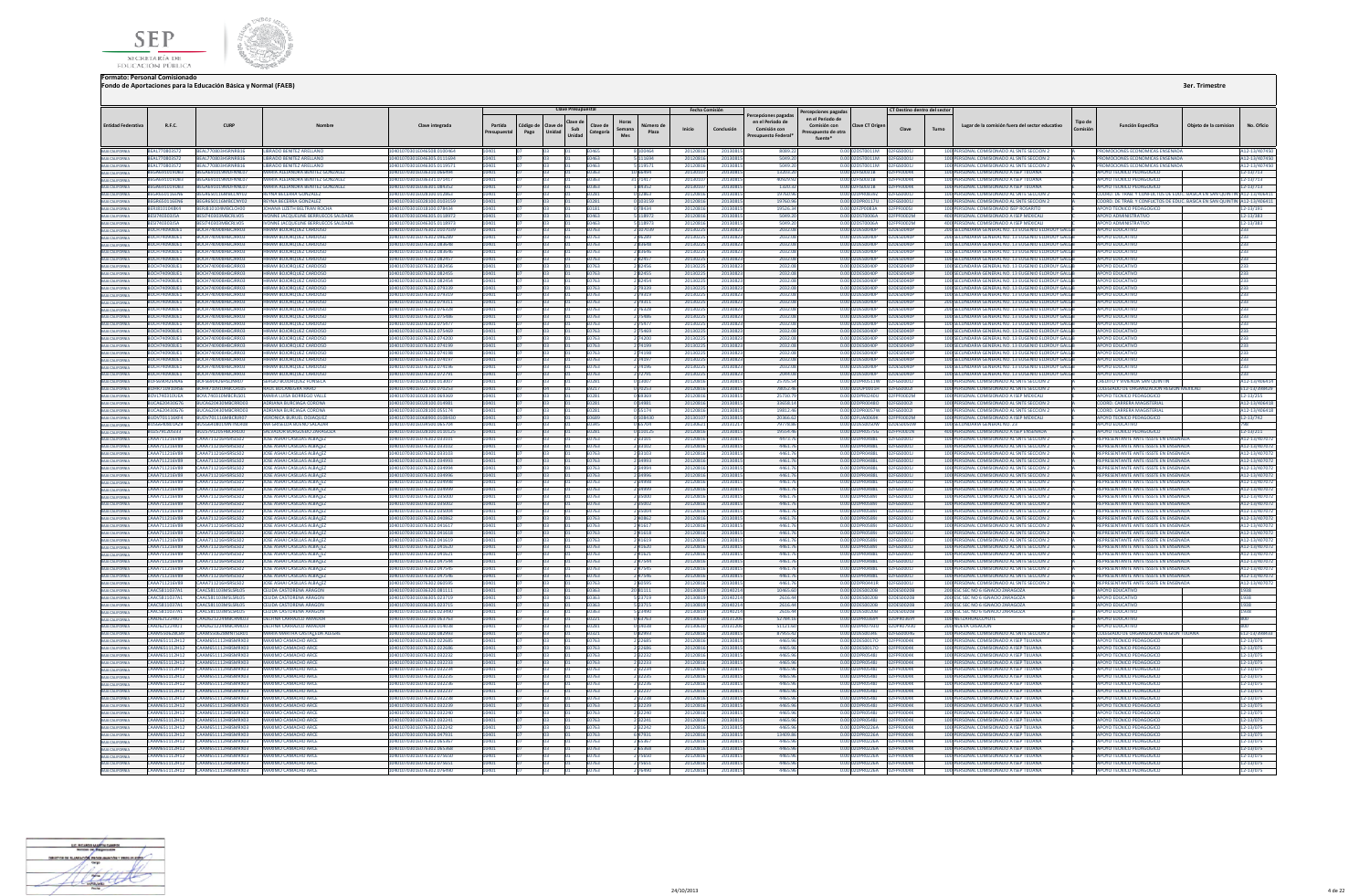**Formato: Personal Comisionado**

**Fondo de Aportaciones para la Educación Básica y Normal (FAEB)**

**3er. Trimestre**

| Entidad Federativa | R.F.C. | CURP | Nombre | Clave integrada | Clave Presupuestal | | | | | | | Fecha Comisión | | Percepciones pagadas en el Periodo de Comisión con Presupuesto Federal* | Percepciones pagadas en el Periodo de Comisión con Presupuesto de otra fuente* | Clave CT Origen | CT Destino dentro del sector | | Lugar de la comisión fuera del sector educativo | Tipo de Comisión | Función Específica | Objeto de la comisión | No. Oficio |
|---|---|---|---|---|---|---|---|---|---|---|---|---|---|---|---|---|---|---|---|---|---|---|---|
| | | | | | Partida Presupuestal | Código de Pago | Clave de Unidad | Clave de Sub Unidad | Clave de Categoría | Horas Semana Mes | Número de Plaza | Inicio | Conclusión | | | | Clave | Turno | | | | | |
| BAJA CALIFORNIA | BEAL770803S72 | BEAL770803HSRNRB16 | LIBRADO BENITEZ ARELLANO | 10401070301E046500.0100464 | 10401 | 07 | 03 | 01 | E0465 | 8 | 100464 | 20120816 | 20130815 | 8089.22 | 0.00 | 02DST0013M | 02FGS0001J | 100 | PERSONAL COMISIONADO AL SNTE SECCION 2 | | PROMOCIONES ECONOMICAS ENSENADA | | A12-13/407450 |
| BAJA CALIFORNIA | BEAL770803S72 | BEAL770803HSRNRB16 | LIBRADO BENITEZ ARELLANO | 10401070301E046305.0115694 | 10401 | 07 | 03 | 01 | E0463 | 5 | 115694 | 20120816 | 20130815 | 5049.20 | 0.00 | 02DST0013M | 02FGS0001J | 100 | PERSONAL COMISIONADO AL SNTE SECCION 2 | | PROMOCIONES ECONOMICAS ENSENADA | | A12-13/407450 |
| BAJA CALIFORNIA | BEAL770803S72 | BEAL770803HSRNRB16 | LIBRADO BENITEZ ARELLANO | 10401070301E046305.0119571 | 10401 | 07 | 03 | 01 | E0463 | 5 | 119571 | 20120816 | 20130815 | 5049.20 | 0.00 | 02DST0013M | 02FGS0001J | 100 | PERSONAL COMISIONADO AL SNTE SECCION 2 | | PROMOCIONES ECONOMICAS ENSENADA | | A12-13/407450 |
| BAJA CALIFORNIA | BEGM691019SB3 | BEGM691019MSRNNR07 | MARIA ALEJANDRA BENITEZ GONZALEZ | 10401070301E036310.0066494 | 10401 | 07 | 03 | 01 | E0363 | 10 | 66494 | 20130107 | 20130815 | 13202.20 | 0.00 | 02DST0051B | 02FPF0004K | 100 | PERSONAL COMISIONADO A ISEP TIJUANA | | APOYO TECNICO PEDAGOGICO | | 12-13/713 |
| BAJA CALIFORNIA | BEGM691019SB3 | BEGM691019MSRNNR07 | MARIA ALEJANDRA BENITEZ GONZALEZ | 10401070301E036315.0171417 | 10401 | 07 | 03 | 01 | E0363 | 15 | 171417 | 20130107 | 20130815 | 4950.60 | 0.00 | 02DST0051B | 02FPF0004K | 100 | PERSONAL COMISIONADO A ISEP TIJUANA | | APOYO TECNICO PEDAGOGICO | | 12-13/713 |
| BAJA CALIFORNIA | BEGM691019SB3 | BEGM691019MSRNNR07 | MARIA ALEJANDRA BENITEZ GONZALEZ | 10401070301E036303.0189352 | 10401 | 07 | 03 | 01 | E0363 | 3 | 189352 | 20130107 | 20130815 | 13202.20 | 0.00 | 02DST0051B | 02FPF0004K | 100 | PERSONAL COMISIONADO A ISEP TIJUANA | | APOYO TECNICO PEDAGOGICO | | 12-13/713 |
| BAJA CALIFORNIA | BEGR650316SN6 | BEGR650316MBCCNY02 | REYNA BECERRA GONZALEZ | 10401070301E028100.0128637 | 10401 | 07 | 03 | 01 | E0281 | 0 | 128637 | 20120816 | 20130815 | 59763.98 | 0.00 | 02DPR0036Z | 02FGS0001J | 100 | PERSONAL COMISIONADO AL SNTE SECCION 2 | | COORD. DE TRAB. Y CONFLICTOS DE EDUC. BASICA EN SAN QUINTIN | | A12-13/405411 |
| BAJA CALIFORNIA | BEGR650316SN6 | BEGR650316MBCCNY02 | REYNA BECERRA GONZALEZ | 10401070301E028100.0201109 | 10401 | 07 | 03 | 01 | E0281 | 0 | 201109 | 20120816 | 20130815 | 59763.98 | 0.00 | 02DPR0036Z | 02FGS0001J | 100 | PERSONAL COMISIONADO AL SNTE SECCION 2 | | COORD. DE TRAB. Y CONFLICTOS DE EDUC. BASICA EN SAN QUINTIN | | A12-13/405411 |
| BAJA CALIFORNIA | BERJ810104BK4 | BERJ810104MBCLCH09 | JOHANA LIZETH BELTRAN ROCHA | 10401070301E018100.078634 | 10401 | 07 | 03 | 01 | E0181 | 0 | 78634 | 20120816 | 20130815 | 19526.34 | 0.00 | 02DJN0083A | 02FPF0005J | 300 | PERSONAL COMISIONADO DEP ROSARITO | | APOYO TECNICO PEDAGOGICO | | 12-13/191 |
| BAJA CALIFORNIA | BESI740203I5A | BESI740203MBCRLV05 | IVONNE JACQUELINE BERRUECOS SALDAÑA | 10401070301E046305.0118972 | 10401 | 07 | 03 | 01 | E0463 | 5 | 118972 | 20120816 | 20130815 | 5049.20 | 0.00 | 02DST0006A | 02FPF0002M | 400 | PERSONAL COMISIONADO A ISEP MEXICALI | | APOYO ADMINISTRATIVO | | 12-13/383 |
| BAJA CALIFORNIA | BESI740203I5A | BESI740203MBCRLV05 | IVONNE JACQUELINE BERRUECOS SALDAÑA | 10401070301E046305.0118973 | 10401 | 07 | 03 | 01 | E0463 | 5 | 118973 | 20120816 | 20130815 | 5049.20 | 0.00 | 02DST0006A | 02FPF0002M | 400 | PERSONAL COMISIONADO A ISEP MEXICALI | | APOYO ADMINISTRATIVO | | 12-13/383 |
| BAJA CALIFORNIA | BOCH740908GE1 | BOCH740908HBCRRR03 | HIRAM BOJORQUEZ CARDOSO | 10401070301E076302.0079190 | 10401 | 07 | 03 | 01 | E0763 | 2 | 79190 | 20130225 | 20130823 | 2032.08 | 0.00 | 02DES0049P | 02DES0049P | 200 | SECUNDARIA GENERAL NO. 13 EUGENIO ELORDUY GALLO | | APOYO EDUCATIVO | | 233 |
| BAJA CALIFORNIA | BOCH740908GE1 | BOCH740908HBCRRR03 | HIRAM BOJORQUEZ CARDOSO | 10401070301E076302.0046289 | 10401 | 07 | 03 | 01 | E0763 | 2 | 46289 | 20130225 | 20130823 | 2032.08 | 0.00 | 02DES0049P | 02DES0049P | 200 | SECUNDARIA GENERAL NO. 13 EUGENIO ELORDUY GALLO | | APOYO EDUCATIVO | | 233 |
| BAJA CALIFORNIA | BOCH740908GE1 | BOCH740908HBCRRR03 | HIRAM BOJORQUEZ CARDOSO | 10401070301E076302.083698 | 10401 | 07 | 03 | 01 | E0763 | 2 | 83698 | 20130225 | 20130823 | 2032.08 | 0.00 | 02DES0049P | 02DES0049P | 100 | SECUNDARIA GENERAL NO. 13 EUGENIO ELORDUY GALLO | | APOYO EDUCATIVO | | 233 |
| BAJA CALIFORNIA | BOCH740908GE1 | BOCH740908HBCRRR03 | HIRAM BOJORQUEZ CARDOSO | 10401070301E076302.083696 | 10401 | 07 | 03 | 01 | E0763 | 2 | 83696 | 20130225 | 20130823 | 2032.08 | 0.00 | 02DES0049P | 02DES0049P | 100 | SECUNDARIA GENERAL NO. 13 EUGENIO ELORDUY GALLO | | APOYO EDUCATIVO | | 233 |
| BAJA CALIFORNIA | BOCH740908GE1 | BOCH740908HBCRRR03 | HIRAM BOJORQUEZ CARDOSO | 10401070301E076302.082457 | 10401 | 07 | 03 | 01 | E0763 | 2 | 82457 | 20130225 | 20130823 | 2032.08 | 0.00 | 02DES0049P | 02DES0049P | 100 | SECUNDARIA GENERAL NO. 13 EUGENIO ELORDUY GALLO | | APOYO EDUCATIVO | | 233 |
| BAJA CALIFORNIA | BOCH740908GE1 | BOCH740908HBCRRR03 | HIRAM BOJORQUEZ CARDOSO | 10401070301E076302.082456 | 10401 | 07 | 03 | 01 | E0763 | 2 | 82456 | 20130225 | 20130823 | 2032.08 | 0.00 | 02DES0049P | 02DES0049P | 100 | SECUNDARIA GENERAL NO. 13 EUGENIO ELORDUY GALLO | | APOYO EDUCATIVO | | 233 |
| BAJA CALIFORNIA | BOCH740908GE1 | BOCH740908HBCRRR03 | HIRAM BOJORQUEZ CARDOSO | 10401070301E076302.082455 | 10401 | 07 | 03 | 01 | E0763 | 2 | 82455 | 20130225 | 20130823 | 2032.08 | 0.00 | 02DES0049P | 02DES0049P | 100 | SECUNDARIA GENERAL NO. 13 EUGENIO ELORDUY GALLO | | APOYO EDUCATIVO | | 233 |
| BAJA CALIFORNIA | BOCH740908GE1 | BOCH740908HBCRRR03 | HIRAM BOJORQUEZ CARDOSO | 10401070301E076302.082454 | 10401 | 07 | 03 | 01 | E0763 | 2 | 82454 | 20130225 | 20130823 | 2032.08 | 0.00 | 02DES0049P | 02DES0049P | 100 | SECUNDARIA GENERAL NO. 13 EUGENIO ELORDUY GALLO | | APOYO EDUCATIVO | | 233 |
| BAJA CALIFORNIA | BOCH740908GE1 | BOCH740908HBCRRR03 | HIRAM BOJORQUEZ CARDOSO | 10401070301E076302.079339 | 10401 | 07 | 03 | 01 | E0763 | 2 | 79339 | 20130225 | 20130823 | 2032.08 | 0.00 | 02DES0049P | 02DES0049P | 100 | SECUNDARIA GENERAL NO. 13 EUGENIO ELORDUY GALLO | | APOYO EDUCATIVO | | 233 |
| BAJA CALIFORNIA | BOCH740908GE1 | BOCH740908HBCRRR03 | HIRAM BOJORQUEZ CARDOSO | 10401070301E076302.074319 | 10401 | 07 | 03 | 01 | E0763 | 2 | 74319 | 20130225 | 20130823 | 2032.08 | 0.00 | 02DES0049P | 02DES0049P | 100 | SECUNDARIA GENERAL NO. 13 EUGENIO ELORDUY GALLO | | APOYO EDUCATIVO | | 233 |
| BAJA CALIFORNIA | BOCH740908GE1 | BOCH740908HBCRRR03 | HIRAM BOJORQUEZ CARDOSO | 10401070301E076302.074311 | 10401 | 07 | 03 | 01 | E0763 | 2 | 74311 | 20130225 | 20130823 | 2032.08 | 0.00 | 02DES0049P | 02DES0049P | 100 | SECUNDARIA GENERAL NO. 13 EUGENIO ELORDUY GALLO | | APOYO EDUCATIVO | | 233 |
| BAJA CALIFORNIA | BOCH740908GE1 | BOCH740908HBCRRR03 | HIRAM BOJORQUEZ CARDOSO | 10401070301E076302.076228 | 10401 | 07 | 03 | 01 | E0763 | 2 | 76228 | 20130225 | 20130823 | 2032.08 | 0.00 | 02DES0049P | 02DES0049P | 200 | SECUNDARIA GENERAL NO. 13 EUGENIO ELORDUY GALLO | | APOYO EDUCATIVO | | 233 |
| BAJA CALIFORNIA | BOCH740908GE1 | BOCH740908HBCRRR03 | HIRAM BOJORQUEZ CARDOSO | 10401070301E076302.075486 | 10401 | 07 | 03 | 01 | E0763 | 2 | 75486 | 20130225 | 20130823 | 2032.08 | 0.00 | 02DES0049P | 02DES0049P | 200 | SECUNDARIA GENERAL NO. 13 EUGENIO ELORDUY GALLO | | APOYO EDUCATIVO | | 233 |
| BAJA CALIFORNIA | BOCH740908GE1 | BOCH740908HBCRRR03 | HIRAM BOJORQUEZ CARDOSO | 10401070301E076302.075477 | 10401 | 07 | 03 | 01 | E0763 | 2 | 75477 | 20130225 | 20130823 | 2032.08 | 0.00 | 02DES0049P | 02DES0049P | 100 | SECUNDARIA GENERAL NO. 13 EUGENIO ELORDUY GALLO | | APOYO EDUCATIVO | | 233 |
| BAJA CALIFORNIA | BOCH740908GE1 | BOCH740908HBCRRR03 | HIRAM BOJORQUEZ CARDOSO | 10401070301E076302.075469 | 10401 | 07 | 03 | 01 | E0763 | 2 | 75469 | 20130225 | 20130823 | 2032.08 | 0.00 | 02DES0049P | 02DES0049P | 100 | SECUNDARIA GENERAL NO. 13 EUGENIO ELORDUY GALLO | | APOYO EDUCATIVO | | 233 |
| BAJA CALIFORNIA | BOCH740908GE1 | BOCH740908HBCRRR03 | HIRAM BOJORQUEZ CARDOSO | 10401070301E076302.074200 | 10401 | 07 | 03 | 01 | E0763 | 2 | 74200 | 20130225 | 20130823 | 2032.08 | 0.00 | 02DES0049P | 02DES0049P | 100 | SECUNDARIA GENERAL NO. 13 EUGENIO ELORDUY GALLO | | APOYO EDUCATIVO | | 233 |
| BAJA CALIFORNIA | BOCH740908GE1 | BOCH740908HBCRRR03 | HIRAM BOJORQUEZ CARDOSO | 10401070301E076302.074199 | 10401 | 07 | 03 | 01 | E0763 | 2 | 74199 | 20130225 | 20130823 | 2032.08 | 0.00 | 02DES0049P | 02DES0049P | 100 | SECUNDARIA GENERAL NO. 13 EUGENIO ELORDUY GALLO | | APOYO EDUCATIVO | | 233 |
| BAJA CALIFORNIA | BOCH740908GE1 | BOCH740908HBCRRR03 | HIRAM BOJORQUEZ CARDOSO | 10401070301E076302.074198 | 10401 | 07 | 03 | 01 | E0763 | 2 | 74198 | 20130225 | 20130823 | 2032.08 | 0.00 | 02DES0049P | 02DES0049P | 100 | SECUNDARIA GENERAL NO. 13 EUGENIO ELORDUY GALLO | | APOYO EDUCATIVO | | 233 |
| BAJA CALIFORNIA | BOCH740908GE1 | BOCH740908HBCRRR03 | HIRAM BOJORQUEZ CARDOSO | 10401070301E076302.074197 | 10401 | 07 | 03 | 01 | E0763 | 2 | 74197 | 20130225 | 20130823 | 2032.08 | 0.00 | 02DES0049P | 02DES0049P | 100 | SECUNDARIA GENERAL NO. 13 EUGENIO ELORDUY GALLO | | APOYO EDUCATIVO | | 233 |
| BAJA CALIFORNIA | BOCH740908GE1 | BOCH740908HBCRRR03 | HIRAM BOJORQUEZ CARDOSO | 10401070301E076302.074196 | 10401 | 07 | 03 | 01 | E0763 | 2 | 74196 | 20130225 | 20130823 | 2032.08 | 0.00 | 02DES0049P | 02DES0049P | 100 | SECUNDARIA GENERAL NO. 13 EUGENIO ELORDUY GALLO | | APOYO EDUCATIVO | | 233 |
| BAJA CALIFORNIA | BOCH740908GE1 | BOCH740908HBCRRR03 | HIRAM BOJORQUEZ CARDOSO | 10401070301E076302.072791 | 10401 | 07 | 03 | 01 | E0763 | 2 | 72791 | 20130225 | 20130823 | 2032.08 | 0.00 | 02DES0049P | 02DES0049P | 100 | SECUNDARIA GENERAL NO. 13 EUGENIO ELORDUY GALLO | | APOYO EDUCATIVO | | 233 |
| BAJA CALIFORNIA | BOFA640924KN5 | BOFA640924MSRJNR07 | ARACELI BOJORQUEZ FONSECA | 10401070301E028100.0133937 | 10401 | 07 | 03 | 01 | E0281 | 0 | 133937 | 20130116 | 20130815 | 25705.55 | 0.00 | 02DPR0115W | 02FGS0001J | 100 | PERSONAL COMISIONADO AL SNTE SECCION 2 | | DELEGADO SINDICAL SAN QUINTIN | | A12-13/406434 |
| BAJA CALIFORNIA | BOHR730919MU6 | BOHR730919HBCCRL05 | RAUL BOCANEGRA HARO | 10401070301E021700.076253 | 10401 | 07 | 03 | 01 | E0217 | 0 | 76253 | 20120816 | 20130815 | 78052.96 | 0.00 | 02DPR0010R | 02FGS0001J | 100 | PERSONAL COMISIONADO AL SNTE SECCION 2 | | COLEGIADO DE ORGANIZACION REGION MEXICALI | | 112-13/408425 |
| BAJA CALIFORNIA | BOVL740310U6A | BOVL740310MBCRLS01 | MARIA LUISA BORREGO VALLE | 10401070301E018100.069369 | 10401 | 07 | 03 | 01 | E0181 | 0 | 69369 | 20120816 | 20130815 | 25730.79 | 0.00 | 02DPR0240U | 02FPF0002M | 100 | PERSONAL COMISIONADO A ISEP MEXICALI | | APOYO TECNICO PEDAGOGICO | | 12-13/355 |
| BAJA CALIFORNIA | BUCA620430GC76 | BUCA620430MBCRRD01 | ADRIANA BURCIAGA CORONA | 10401070301E028100.014981 | 10401 | 07 | 03 | 01 | E0281 | 0 | 14981 | 20120816 | 20130815 | 33658.14 | 0.00 | 02DPR0346D | 02FGS0002I | 100 | PERSONAL COMISIONADO AL SNTE SECCION 37 | | COORD. CARRERA MAGISTERIAL | | A12-13/405418 |
| BAJA CALIFORNIA | BUCA620430GC76 | BUCA620430MBCRRD01 | ADRIANA BURCIAGA CORONA | 10401070301E028100.055174 | 10401 | 07 | 03 | 01 | E0281 | 0 | 55174 | 20120816 | 20130815 | 19812.46 | 0.00 | 02DPR0267W | 02FGS0002I | 100 | PERSONAL COMISIONADO AL SNTE SECCION 37 | | COORD. CARRERA MAGISTERIAL | | A12-13/405418 |
| BAJA CALIFORNIA | BUDV701124HP4 | BUDV701124MBCRSR01 | VERONICA BURGOS DIOSALEZ | 10401070301E068900.0108430 | 10401 | 07 | 03 | 01 | E0689 | 0 | 108430 | 20130107 | 20130815 | 20468.62 | 0.00 | 02DST0007Z | 02FPF0002M | 100 | PERSONAL COMISIONADO A ISEP MEXICALI | | APOYO TECNICO PEDAGOGICO | | 12-13/766 |
| BAJA CALIFORNIA | BUSE640902S24 | BUSE640902MBCRNV01 | EVA GRISELDA BUENO SALAZAR | 10401070301E048500.065704 | 10401 | 07 | 03 | 01 | E0485 | 0 | 65704 | 20130624 | 20131215 | 79778.86 | 0.00 | 02DES0010W | 02DES0010W | 100 | SECUNDARIA GENERAL NO. 23 | | APOYO EDUCATIVO | | 798 |
| BAJA CALIFORNIA | CAAG781204233 | CAAG781204MBCRRD07 | GUADALUPE CARRASCO ARRAGUEZ | 10401070301E028100.0130126 | 10401 | 07 | 03 | 01 | E0281 | 0 | 130126 | 20120816 | 20130815 | 19558.04 | 0.00 | 02DPR0576D | 02FPF0003K | 100 | PERSONAL COMISIONADO A ISEP ENSENADA | | APOYO TECNICO PEDAGOGICO | | 12-13/213 |
| BAJA CALIFORNIA | CAAA711216VB9 | CAAA711216HSRBLS02 | JOSE ASHAI CASILLAS ALBAÑEZ | 10401070301E076302.023101 | 10401 | 07 | 03 | 01 | E0763 | 2 | 23101 | 20120816 | 20130815 | 4473.76 | 0.00 | 02DPR0488L | 02FGS0001J | 100 | PERSONAL COMISIONADO AL SNTE SECCION 2 | | REPRESENTANTE ANTE ISSSTE EN ENSENADA | | A12-13/407072 |
| BAJA CALIFORNIA | CAAA711216VB9 | CAAA711216HSRBLS02 | JOSE ASHAI CASILLAS ALBAÑEZ | 10401070301E076302.023102 | 10401 | 07 | 03 | 01 | E0763 | 2 | 23102 | 20120816 | 20130815 | 4461.76 | 0.00 | 02DPR0488L | 02FGS0001J | 100 | PERSONAL COMISIONADO AL SNTE SECCION 2 | | REPRESENTANTE ANTE ISSSTE EN ENSENADA | | A12-13/407072 |
| BAJA CALIFORNIA | CAAA711216VB9 | CAAA711216HSRBLS02 | JOSE ASHAI CASILLAS ALBAÑEZ | 10401070301E076302.023103 | 10401 | 07 | 03 | 01 | E0763 | 2 | 23103 | 20120816 | 20130815 | 4461.76 | 0.00 | 02DPR0488L | 02FGS0001J | 100 | PERSONAL COMISIONADO AL SNTE SECCION 2 | | REPRESENTANTE ANTE ISSSTE EN ENSENADA | | A12-13/407072 |
| BAJA CALIFORNIA | CAAA711216VB9 | CAAA711216HSRBLS02 | JOSE ASHAI CASILLAS ALBAÑEZ | 10401070301E076302.034993 | 10401 | 07 | 03 | 01 | E0763 | 2 | 34993 | 20120816 | 20130815 | 4461.76 | 0.00 | 02DPR0488L | 02FGS0001J | 100 | PERSONAL COMISIONADO AL SNTE SECCION 2 | | REPRESENTANTE ANTE ISSSTE EN ENSENADA | | A12-13/407072 |
| BAJA CALIFORNIA | CAAA711216VB9 | CAAA711216HSRBLS02 | JOSE ASHAI CASILLAS ALBAÑEZ | 10401070301E076302.034994 | 10401 | 07 | 03 | 01 | E0763 | 2 | 34994 | 20120816 | 20130815 | 4461.76 | 0.00 | 02DPR0488L | 02FGS0001J | 100 | PERSONAL COMISIONADO AL SNTE SECCION 2 | | REPRESENTANTE ANTE ISSSTE EN ENSENADA | | A12-13/407072 |
| BAJA CALIFORNIA | CAAA711216VB9 | CAAA711216HSRBLS02 | JOSE ASHAI CASILLAS ALBAÑEZ | 10401070301E076302.034996 | 10401 | 07 | 03 | 01 | E0763 | 2 | 34996 | 20120816 | 20130815 | 4461.76 | 0.00 | 02DPR0488L | 02FGS0001J | 100 | PERSONAL COMISIONADO AL SNTE SECCION 2 | | REPRESENTANTE ANTE ISSSTE EN ENSENADA | | A12-13/407072 |
| BAJA CALIFORNIA | CAAA711216VB9 | CAAA711216HSRBLS02 | JOSE ASHAI CASILLAS ALBAÑEZ | 10401070301E076302.034998 | 10401 | 07 | 03 | 01 | E0763 | 2 | 34998 | 20120816 | 20130815 | 4461.76 | 0.00 | 02DPR0488L | 02FGS0001J | 100 | PERSONAL COMISIONADO AL SNTE SECCION 2 | | REPRESENTANTE ANTE ISSSTE EN ENSENADA | | A12-13/407072 |
| BAJA CALIFORNIA | CAAA711216VB9 | CAAA711216HSRBLS02 | JOSE ASHAI CASILLAS ALBAÑEZ | 10401070301E076302.034999 | 10401 | 07 | 03 | 01 | E0763 | 2 | 34999 | 20120816 | 20130815 | 4461.76 | 0.00 | 02DPR0488L | 02FGS0001J | 100 | PERSONAL COMISIONADO AL SNTE SECCION 2 | | REPRESENTANTE ANTE ISSSTE EN ENSENADA | | A12-13/407072 |
| BAJA CALIFORNIA | CAAA711216VB9 | CAAA711216HSRBLS02 | JOSE ASHAI CASILLAS ALBAÑEZ | 10401070301E076302.035000 | 10401 | 07 | 03 | 01 | E0763 | 2 | 35000 | 20120816 | 20130815 | 4461.76 | 0.00 | 02DPR0488L | 02FGS0001J | 100 | PERSONAL COMISIONADO AL SNTE SECCION 2 | | REPRESENTANTE ANTE ISSSTE EN ENSENADA | | A12-13/407072 |
| BAJA CALIFORNIA | CAAA711216VB9 | CAAA711216HSRBLS02 | JOSE ASHAI CASILLAS ALBAÑEZ | 10401070301E076302.035002 | 10401 | 07 | 03 | 01 | E0763 | 2 | 35002 | 20120816 | 20130815 | 4461.76 | 0.00 | 02DPR0488L | 02FGS0001J | 100 | PERSONAL COMISIONADO AL SNTE SECCION 2 | | REPRESENTANTE ANTE ISSSTE EN ENSENADA | | A12-13/407072 |
| BAJA CALIFORNIA | CAAA711216VB9 | CAAA711216HSRBLS02 | JOSE ASHAI CASILLAS ALBAÑEZ | 10401070301E076302.035003 | 10401 | 07 | 03 | 01 | E0763 | 2 | 35003 | 20120816 | 20130815 | 4461.76 | 0.00 | 02DPR0488L | 02FGS0001J | 100 | PERSONAL COMISIONADO AL SNTE SECCION 2 | | REPRESENTANTE ANTE ISSSTE EN ENSENADA | | A12-13/407072 |
| BAJA CALIFORNIA | CAAA711216VB9 | CAAA711216HSRBLS02 | JOSE ASHAI CASILLAS ALBAÑEZ | 10401070301E076302.035004 | 10401 | 07 | 03 | 01 | E0763 | 2 | 35004 | 20120816 | 20130815 | 4461.76 | 0.00 | 02DPR0488L | 02FGS0001J | 100 | PERSONAL COMISIONADO AL SNTE SECCION 2 | | REPRESENTANTE ANTE ISSSTE EN ENSENADA | | A12-13/407072 |
| BAJA CALIFORNIA | CAAA711216VB9 | CAAA711216HSRBLS02 | JOSE ASHAI CASILLAS ALBAÑEZ | 10401070301E076302.040862 | 10401 | 07 | 03 | 01 | E0763 | 2 | 40862 | 20120816 | 20130815 | 4461.76 | 0.00 | 02DPR0488L | 02FGS0001J | 100 | PERSONAL COMISIONADO AL SNTE SECCION 2 | | REPRESENTANTE ANTE ISSSTE EN ENSENADA | | A12-13/407072 |
| BAJA CALIFORNIA | CAAA711216VB9 | CAAA711216HSRBLS02 | JOSE ASHAI CASILLAS ALBAÑEZ | 10401070301E076302.041617 | 10401 | 07 | 03 | 01 | E0763 | 2 | 41617 | 20120816 | 20130815 | 4461.76 | 0.00 | 02DPR0488L | 02FGS0001J | 100 | PERSONAL COMISIONADO AL SNTE SECCION 2 | | REPRESENTANTE ANTE ISSSTE EN ENSENADA | | A12-13/407072 |
| BAJA CALIFORNIA | CAAA711216VB9 | CAAA711216HSRBLS02 | JOSE ASHAI CASILLAS ALBAÑEZ | 10401070301E076302.041618 | 10401 | 07 | 03 | 01 | E0763 | 2 | 41618 | 20120816 | 20130815 | 4461.76 | 0.00 | 02DPR0488L | 02FGS0001J | 100 | PERSONAL COMISIONADO AL SNTE SECCION 2 | | REPRESENTANTE ANTE ISSSTE EN ENSENADA | | A12-13/407072 |
| BAJA CALIFORNIA | CAAA711216VB9 | CAAA711216HSRBLS02 | JOSE ASHAI CASILLAS ALBAÑEZ | 10401070301E076302.041619 | 10401 | 07 | 03 | 01 | E0763 | 2 | 41619 | 20120816 | 20130815 | 4461.76 | 0.00 | 02DPR0488L | 02FGS0001J | 100 | PERSONAL COMISIONADO AL SNTE SECCION 2 | | REPRESENTANTE ANTE ISSSTE EN ENSENADA | | A12-13/407072 |
| BAJA CALIFORNIA | CAAA711216VB9 | CAAA711216HSRBLS02 | JOSE ASHAI CASILLAS ALBAÑEZ | 10401070301E076302.041620 | 10401 | 07 | 03 | 01 | E0763 | 2 | 41620 | 20120816 | 20130815 | 4461.76 | 0.00 | 02DPR0488L | 02FGS0001J | 100 | PERSONAL COMISIONADO AL SNTE SECCION 2 | | REPRESENTANTE ANTE ISSSTE EN ENSENADA | | A12-13/407072 |
| BAJA CALIFORNIA | CAAA711216VB9 | CAAA711216HSRBLS02 | JOSE ASHAI CASILLAS ALBAÑEZ | 10401070301E076302.041621 | 10401 | 07 | 03 | 01 | E0763 | 2 | 41621 | 20120816 | 20130815 | 4461.76 | 0.00 | 02DPR0488L | 02FGS0001J | 100 | PERSONAL COMISIONADO AL SNTE SECCION 2 | | REPRESENTANTE ANTE ISSSTE EN ENSENADA | | A12-13/407072 |
| BAJA CALIFORNIA | CAAA711216VB9 | CAAA711216HSRBLS02 | JOSE ASHAI CASILLAS ALBAÑEZ | 10401070301E076302.047544 | 10401 | 07 | 03 | 01 | E0763 | 2 | 47544 | 20120816 | 20130815 | 4461.76 | 0.00 | 02DPR0488L | 02FGS0001J | 100 | PERSONAL COMISIONADO AL SNTE SECCION 2 | | REPRESENTANTE ANTE ISSSTE EN ENSENADA | | A12-13/407072 |
| BAJA CALIFORNIA | CAAA711216VB9 | CAAA711216HSRBLS02 | JOSE ASHAI CASILLAS ALBAÑEZ | 10401070301E076302.047545 | 10401 | 07 | 03 | 01 | E0763 | 2 | 47545 | 20120816 | 20130815 | 4461.76 | 0.00 | 02DPR0488L | 02FGS0001J | 100 | PERSONAL COMISIONADO AL SNTE SECCION 2 | | REPRESENTANTE ANTE ISSSTE EN ENSENADA | | A12-13/407072 |
| BAJA CALIFORNIA | CAAA711216VB9 | CAAA711216HSRBLS02 | JOSE ASHAI CASILLAS ALBAÑEZ | 10401070301E076302.047546 | 10401 | 07 | 03 | 01 | E0763 | 2 | 47546 | 20120816 | 20130815 | 4461.76 | 0.00 | 02DPR0488L | 02FGS0001J | 100 | PERSONAL COMISIONADO AL SNTE SECCION 2 | | REPRESENTANTE ANTE ISSSTE EN ENSENADA | | A12-13/407072 |
| BAJA CALIFORNIA | CAAA711216VB9 | CAAA711216HSRBLS02 | JOSE ASHAI CASILLAS ALBAÑEZ | 10401070301E076302.065995 | 10401 | 07 | 03 | 01 | E0763 | 2 | 65995 | 20120816 | 20130815 | 4461.76 | 0.00 | 02DPR0488L | 02FGS0001J | 100 | PERSONAL COMISIONADO AL SNTE SECCION 2 | | REPRESENTANTE ANTE ISSSTE EN ENSENADA | | A12-13/407072 |
| BAJA CALIFORNIA | CAAC581103T81 | CAAC581103MSLSRL05 | CELIDA CASTORENA ARAGON | 10401070301E036320.081111 | 10401 | 07 | 03 | 01 | E0363 | 20 | 81111 | 20130819 | 20140214 | 10465.60 | 0.00 | 02DES0020B | 02DES0020B | 200 | ESC SEC NO 6 IGNACIO ZARAGOZA | | APOYO EDUCATIVO | | 1938 |
| BAJA CALIFORNIA | CAAC581103T81 | CAAC581103MSLSRL05 | CELIDA CASTORENA ARAGON | 10401070301E036303.023719 | 10401 | 07 | 03 | 01 | E0363 | 3 | 23719 | 20130819 | 20140214 | 2616.44 | 0.00 | 02DES0020B | 02DES0020B | 200 | ESC SEC NO 6 IGNACIO ZARAGOZA | | APOYO EDUCATIVO | | 1938 |
| BAJA CALIFORNIA | CAAC581103T81 | CAAC581103MSLSRL05 | CELIDA CASTORENA ARAGON | 10401070301E036305.023715 | 10401 | 07 | 03 | 01 | E0363 | 5 | 23715 | 20130819 | 20140214 | 2616.44 | 0.00 | 02DES0020B | 02DES0020B | 200 | ESC SEC NO 6 IGNACIO ZARAGOZA | | APOYO EDUCATIVO | | 1938 |
| BAJA CALIFORNIA | CAAC581103T81 | CAAC581103MSLSRL05 | CELIDA CASTORENA ARAGON | 10401070301E036303.024990 | 10401 | 07 | 03 | 01 | E0363 | 3 | 24990 | 20130819 | 20140214 | 2616.44 | 0.00 | 02DES0020B | 02DES0020B | 200 | ESC SEC NO 6 IGNACIO ZARAGOZA | | APOYO EDUCATIVO | | 1938 |
| BAJA CALIFORNIA | CAAN621224M71 | CAAN621224MBCRRX03 | NOEMI CARRASCO ARANDA | 10401070301E022100.0163763 | 10401 | 07 | 03 | 01 | E0221 | 0 | 163763 | 20130610 | 20131206 | 52784.30 | 0.00 | 02DPR0369Y | 02DPR0369Y | 100 | NETZAHUALCOYOTL | | APOYO EDUCATIVO | | 800 |
| BAJA CALIFORNIA | CAAN621224M71 | CAAN621224MBCRRX03 | NOEMI CARRASCO ARANDA | 10401070301E028100.059638 | 10401 | 07 | 03 | 01 | E0281 | 0 | 59638 | 20130610 | 20131206 | 51737.09 | 0.00 | 02DPR0336O | 02DPR0336O | 200 | NUEVA CREACION | | APOYO EDUCATIVO | | 800 |
| BAJA CALIFORNIA | CAAM550828CB0 | CAAM550828MNTSRR01 | MARIA MARTHA CASTAÑEDA ARCEBE | 10401070301E022100.082903 | 10401 | 07 | 03 | 01 | E0221 | 0 | 82903 | 20120816 | 20130815 | 87965.62 | 0.00 | 02DPR0134J | 02FGS0001J | 100 | PERSONAL COMISIONADO AL SNTE SECCION 2 | | COLEGIADO DE ORGANIZACION REGION TIJUANA | | A12-13/408431 |
| BAJA CALIFORNIA | CAAM651112H12 | CAAM651112HBSMRR03 | MAXIMO CAMACHO ARCE | 10401070301E076302.022685 | 10401 | 07 | 03 | 01 | E0763 | 2 | 22685 | 20120816 | 20130815 | 4465.96 | 0.00 | 02DES0017O | 02FPF0004K | 100 | PERSONAL COMISIONADO A ISEP TIJUANA | | APOYO TECNICO PEDAGOGICO | | 12-13/075 |
| BAJA CALIFORNIA | CAAM651112H12 | CAAM651112HBSMRR03 | MAXIMO CAMACHO ARCE | 10401070301E076302.022686 | 10401 | 07 | 03 | 01 | E0763 | 2 | 22686 | 20120816 | 20130815 | 4465.96 | 0.00 | 02DES0017O | 02FPF0004K | 100 | PERSONAL COMISIONADO A ISEP TIJUANA | | APOYO TECNICO PEDAGOGICO | | 12-13/075 |
| BAJA CALIFORNIA | CAAM651112H12 | CAAM651112HBSMRR03 | MAXIMO CAMACHO ARCE | 10401070301E076302.032232 | 10401 | 07 | 03 | 01 | E0763 | 2 | 32232 | 20120816 | 20130815 | 4465.96 | 0.00 | 02DPR0548J | 02FPF0004K | 100 | PERSONAL COMISIONADO A ISEP TIJUANA | | APOYO TECNICO PEDAGOGICO | | 12-13/075 |
| BAJA CALIFORNIA | CAAM651112H12 | CAAM651112HBSMRR03 | MAXIMO CAMACHO ARCE | 10401070301E076302.032233 | 10401 | 07 | 03 | 01 | E0763 | 2 | 32233 | 20120816 | 20130815 | 4465.96 | 0.00 | 02DPR0548J | 02FPF0004K | 100 | PERSONAL COMISIONADO A ISEP TIJUANA | | APOYO TECNICO PEDAGOGICO | | 12-13/075 |
| BAJA CALIFORNIA | CAAM651112H12 | CAAM651112HBSMRR03 | MAXIMO CAMACHO ARCE | 10401070301E076302.032234 | 10401 | 07 | 03 | 01 | E0763 | 2 | 32234 | 20120816 | 20130815 | 4465.96 | 0.00 | 02DPR0548J | 02FPF0004K | 100 | PERSONAL COMISIONADO A ISEP TIJUANA | | APOYO TECNICO PEDAGOGICO | | 12-13/075 |
| BAJA CALIFORNIA | CAAM651112H12 | CAAM651112HBSMRR03 | MAXIMO CAMACHO ARCE | 10401070301E076302.032235 | 10401 | 07 | 03 | 01 | E0763 | 2 | 32235 | 20120816 | 20130815 | 4465.96 | 0.00 | 02DPR0548J | 02FPF0004K | 100 | PERSONAL COMISIONADO A ISEP TIJUANA | | APOYO TECNICO PEDAGOGICO | | 12-13/075 |
| BAJA CALIFORNIA | CAAM651112H12 | CAAM651112HBSMRR03 | MAXIMO CAMACHO ARCE | 10401070301E076302.032236 | 10401 | 07 | 03 | 01 | E0763 | 2 | 32236 | 20120816 | 20130815 | 4465.96 | 0.00 | 02DPR0548J | 02FPF0004K | 100 | PERSONAL COMISIONADO A ISEP TIJUANA | | APOYO TECNICO PEDAGOGICO | | 12-13/075 |
| BAJA CALIFORNIA | CAAM651112H12 | CAAM651112HBSMRR03 | MAXIMO CAMACHO ARCE | 10401070301E076302.032237 | 10401 | 07 | 03 | 01 | E0763 | 2 | 32237 | 20120816 | 20130815 | 4465.96 | 0.00 | 02DPR0548J | 02FPF0004K | 100 | PERSONAL COMISIONADO A ISEP TIJUANA | | APOYO TECNICO PEDAGOGICO | | 12-13/075 |
| BAJA CALIFORNIA | CAAM651112H12 | CAAM651112HBSMRR03 | MAXIMO CAMACHO ARCE | 10401070301E076302.032238 | 10401 | 07 | 03 | 01 | E0763 | 2 | 32238 | 20120816 | 20130815 | 4465.96 | 0.00 | 02DPR0548J | 02FPF0004K | 100 | PERSONAL COMISIONADO A ISEP TIJUANA | | APOYO TECNICO PEDAGOGICO | | 12-13/075 |
| BAJA CALIFORNIA | CAAM651112H12 | CAAM651112HBSMRR03 | MAXIMO CAMACHO ARCE | 10401070301E076302.032239 | 10401 | 07 | 03 | 01 | E0763 | 2 | 32239 | 20120816 | 20130815 | 4465.96 | 0.00 | 02DPR0548J | 02FPF0004K | 100 | PERSONAL COMISIONADO A ISEP TIJUANA | | APOYO TECNICO PEDAGOGICO | | 12-13/075 |
| BAJA CALIFORNIA | CAAM651112H12 | CAAM651112HBSMRR03 | MAXIMO CAMACHO ARCE | 10401070301E076302.032240 | 10401 | 07 | 03 | 01 | E0763 | 2 | 32240 | 20120816 | 20130815 | 4465.96 | 0.00 | 02DPR0548J | 02FPF0004K | 100 | PERSONAL COMISIONADO A ISEP TIJUANA | | APOYO TECNICO PEDAGOGICO | | 12-13/075 |
| BAJA CALIFORNIA | CAAM651112H12 | CAAM651112HBSMRR03 | MAXIMO CAMACHO ARCE | 10401070301E076302.032241 | 10401 | 07 | 03 | 01 | E0763 | 2 | 32241 | 20120816 | 20130815 | 4465.96 | 0.00 | 02DPR0548J | 02FPF0004K | 100 | PERSONAL COMISIONADO A ISEP TIJUANA | | APOYO TECNICO PEDAGOGICO | | 12-13/075 |
| BAJA CALIFORNIA | CAAM651112H12 | CAAM651112HBSMRR03 | MAXIMO CAMACHO ARCE | 10401070301E076302.032242 | 10401 | 07 | 03 | 01 | E0763 | 2 | 32242 | 20120816 | 20130815 | 4465.96 | 0.00 | 02DPR0548J | 02FPF0004K | 100 | PERSONAL COMISIONADO A ISEP TIJUANA | | APOYO TECNICO PEDAGOGICO | | 12-13/075 |
| BAJA CALIFORNIA | CAAM651112H12 | CAAM651112HBSMRR03 | MAXIMO CAMACHO ARCE | 10401070301E076306.047931 | 10401 | 07 | 03 | 01 | E0763 | 6 | 47931 | 20120816 | 20130815 | 13409.16 | 0.00 | 02DPR0226A | 02FPF0004K | 100 | PERSONAL COMISIONADO A ISEP TIJUANA | | APOYO TECNICO PEDAGOGICO | | 12-13/075 |
| BAJA CALIFORNIA | CAAM651112H12 | CAAM651112HBSMRR03 | MAXIMO CAMACHO ARCE | 10401070301E076302.063367 | 10401 | 07 | 03 | 01 | E0763 | 2 | 63367 | 20120816 | 20130815 | 4465.96 | 0.00 | 02DES0017O | 02FPF0004K | 100 | PERSONAL COMISIONADO A ISEP TIJUANA | | APOYO TECNICO PEDAGOGICO | | 12-13/075 |
| BAJA CALIFORNIA | CAAM651112H12 | CAAM651112HBSMRR03 | MAXIMO CAMACHO ARCE | 10401070301E076302.063368 | 10401 | 07 | 03 | 01 | E0763 | 2 | 63368 | 20120816 | 20130815 | 4465.96 | 0.00 | 02DES0017O | 02FPF0004K | 100 | PERSONAL COMISIONADO A ISEP TIJUANA | | APOYO TECNICO PEDAGOGICO | | 12-13/075 |
| BAJA CALIFORNIA | CAAM651112H12 | CAAM651112HBSMRR03 | MAXIMO CAMACHO ARCE | 10401070301E076302.076650 | 10401 | 07 | 03 | 01 | E0763 | 2 | 76650 | 20120816 | 20130815 | 4465.96 | 0.00 | 02DPR0226A | 02FPF0004K | 100 | PERSONAL COMISIONADO A ISEP TIJUANA | | APOYO TECNICO PEDAGOGICO | | 12-13/075 |
| BAJA CALIFORNIA | CAAM651112H12 | CAAM651112HBSMRR03 | MAXIMO CAMACHO ARCE | 10401070301E076302.076651 | 10401 | 07 | 03 | 01 | E0763 | 2 | 76651 | 20120816 | 20130815 | 4465.96 | 0.00 | 02DPR0226A | 02FPF0004K | 100 | PERSONAL COMISIONADO A ISEP TIJUANA | | APOYO TECNICO PEDAGOGICO | | 12-13/075 |
| BAJA CALIFORNIA | CAAM651112H12 | CAAM651112HBSMRR03 | MAXIMO CAMACHO ARCE | 10401070301E076302.076490 | 10401 | 07 | 03 | 01 | E0763 | 2 | 76490 | 20120816 | 20130815 | 4465.96 | 0.00 | 02DPR0226A | 02FPF0004K | 100 | PERSONAL COMISIONADO A ISEP TIJUANA | | APOYO TECNICO PEDAGOGICO | | 12-13/075 |

24/10/2013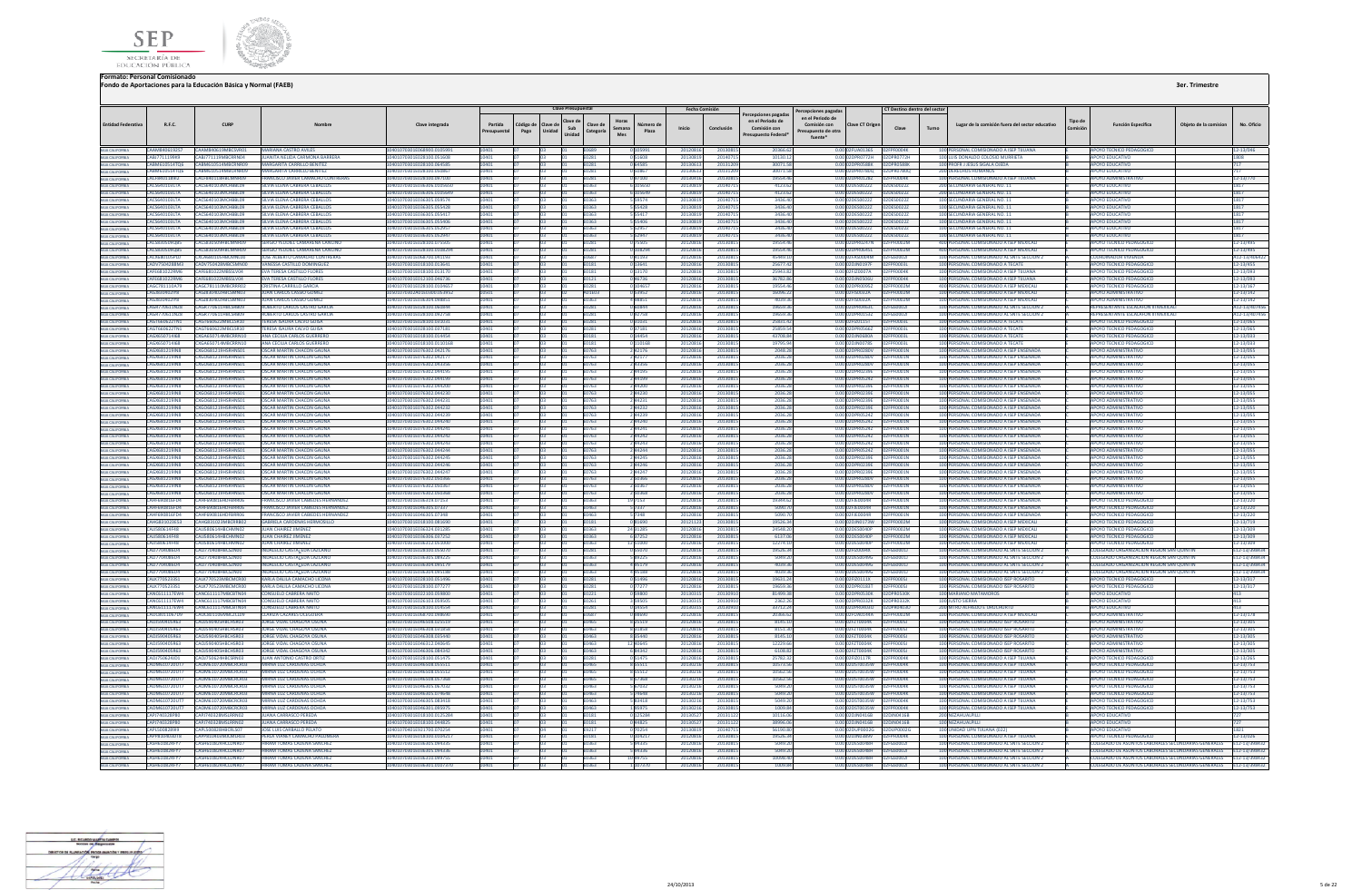**Formato: Personal Comisionado**

**Fondo de Aportaciones para la Educación Básica y Normal (FAEB)**

**3er. Trimestre**

| Entidad Federativa | R.F.C. | CURP | Nombre | Clave integrada | Clave Presupuestal | | | | | | | Fecha Comisión | | Percepciones pagadas en el Periodo de Comisión con Presupuesto Federal* | Percepciones pagadas en el Periodo de Comisión con Presupuesto de otra fuente** | Clave CT Origen | CT Destino dentro del sector | | Lugar de la comisión fuera del sector educativo | Tipo de Comisión | Función Específica | Objeto de la comisión | No. Oficio |
|---|---|---|---|---|---|---|---|---|---|---|---|---|---|---|---|---|---|---|---|---|---|---|---|
| | | | | | Partida Presupuestal | Código de Pago | Clave de Unidad | Clave de Sub Unidad | Clave de Categoría | Horas Semana Mes | Número de Plaza | Inicio | Conclusión | | | | Clave | Turno | | | | | |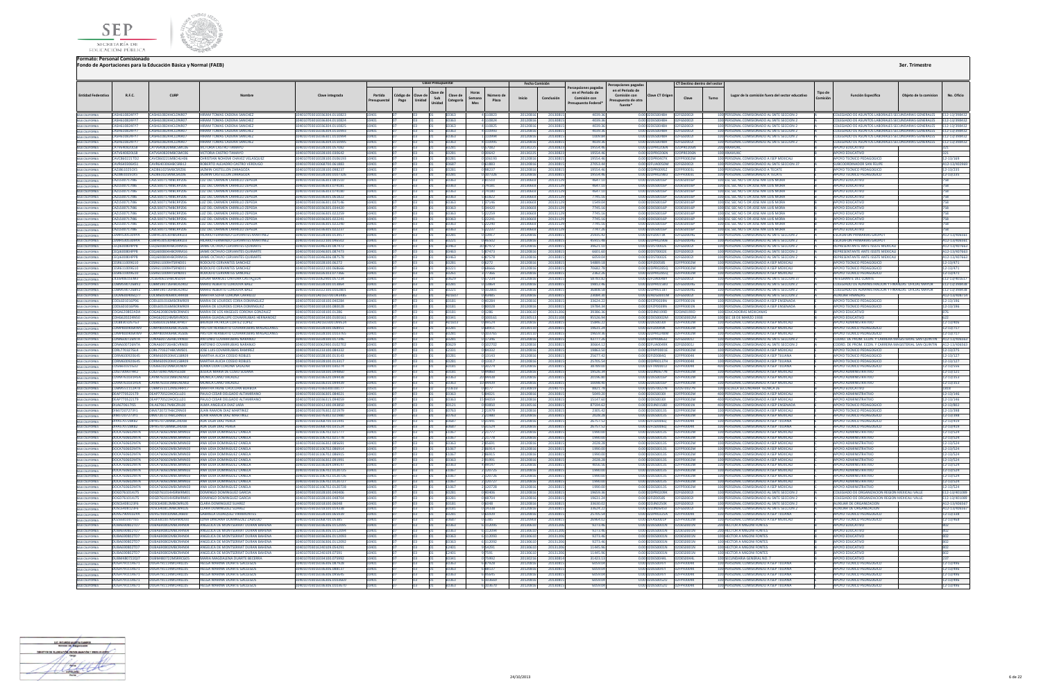**Formato: Personal Comisionado**

**Fondo de Aportaciones para la Educación Básica y Normal (FAEB)**

**3er. Trimestre**

| Entidad Federativa | R.F.C. | CURP | Nombre | Clave integrada | Partida Presupuestal | Código de Pago | Clave de Unidad | Clave de Sub Unidad | Clave de Categoría | Horas Semana Mes | Número de Plaza | Fecha Comisión Inicio | Fecha Comisión Conclusión | Percepciones pagadas en el Periodo de Comisión con Presupuesto Federal* | Percepciones pagadas en el Periodo de Comisión con Presupuesto de otra fuente* | Clave CT Origen | CT Destino dentro del sector Clave | CT Destino dentro del sector Turno | Lugar de la comisión fuera del sector educativo | Tipo de Comisión | Función Específica | Objeto de la comisión | No. Oficio |
|---|---|---|---|---|---|---|---|---|---|---|---|---|---|---|---|---|---|---|---|---|---|---|---|
| BAJA CALIFORNIA | CASH610824HF7 | CASH610824HCLDNR07 | HIRAM TOMAS CADENA SANCHEZ | | | | | | | | | | | | | | | | 100 PERSONAL COMISIONADO AL SNTE SECCION 2 | | COLEGIADO DE ASUNTOS LABORALES SECUNDARIAS GENERALES | | E12-13/99832 |
| BAJA CALIFORNIA | CASH610824HF7 | CASH610824HCLDNR07 | HIRAM TOMAS CADENA SANCHEZ | | | | | | | | | | | | | | | | 100 PERSONAL COMISIONADO AL SNTE SECCION 2 | | COLEGIADO DE ASUNTOS LABORALES SECUNDARIAS GENERALES | | E12-13/99832 |
| BAJA CALIFORNIA | CASH610824HF7 | CASH610824HCLDNR07 | HIRAM TOMAS CADENA SANCHEZ | | | | | | | | | | | | | | | | 100 PERSONAL COMISIONADO AL SNTE SECCION 2 | | COLEGIADO DE ASUNTOS LABORALES SECUNDARIAS GENERALES | | E12-13/99832 |
| BAJA CALIFORNIA | CASH610824HF7 | CASH610824HCLDNR07 | HIRAM TOMAS CADENA SANCHEZ | | | | | | | | | | | | | | | | 100 PERSONAL COMISIONADO AL SNTE SECCION 2 | | COLEGIADO DE ASUNTOS LABORALES SECUNDARIAS GENERALES | | E12-13/99832 |
| BAJA CALIFORNIA | CASH610824HF7 | CASH610824HCLDNR07 | HIRAM TOMAS CADENA SANCHEZ | | | | | | | | | | | | | | | | 100 PERSONAL COMISIONADO AL SNTE SECCION 2 | | COLEGIADO DE ASUNTOS LABORALES SECUNDARIAS GENERALES | | E12-13/99832 |
| BAJA CALIFORNIA | CASH610824HF7 | CASH610824HCLDNR07 | HIRAM TOMAS CADENA SANCHEZ | | | | | | | | | | | | | | | | 100 PERSONAL COMISIONADO AL SNTE SECCION 2 | | COLEGIADO DE ASUNTOS LABORALES SECUNDARIAS GENERALES | | E12-13/99832 |
| BAJA CALIFORNIA | | | VICTORIA CASTRO TAMAYO | | | | | | | | | | | | | | | | 200 ASEMAC | | APOYO EDUCATIVO | | 321 |
| BAJA CALIFORNIA | | | VICTORIA CASTRO TAMAYO | | | | | | | | | | | | | | | | 200 ASEMAC | | APOYO EDUCATIVO | | 321 |
| BAJA CALIFORNIA | | | CHRISTIAN NOHEMI CHAVEZ VELASQUEZ | | | | | | | | | | | | | | | | 100 PERSONAL COMISIONADO A ISEP MEXICALI | | APOYO TECNICO PEDAGOGICO | | |
| BAJA CALIFORNIA | | | ROBERTO ALEJANDRO CASTRO VERDUGO | | | | | | | | | | | | | | | | SUBCOORDINACION SAN FELIPE | | INTEGRANTE DEL CUERPO | | |
| BAJA CALIFORNIA | | | AZMIN CASTILLON ZARAGOZA | | | | | | | | | | | | | | | | 100 PERSONAL COMISIONADO A TECATE | | APOYO TECNICO PEDAGOGICO | | |
| BAJA CALIFORNIA | | | AZMIN CASTILLON ZARAGOZA | | | | | | | | | | | | | | | | 100 PERSONAL COMISIONADO A TECATE | | APOYO TECNICO PEDAGOGICO | | |
| BAJA CALIFORNIA | | | LUZ DEL CARMEN CARRILLO ZEPEDA | | | | | | | | | | | | | | | | 100 ESC SEC NO 5 DR JOSE MA LUIS MORA | | APOYO EDUCATIVO | | 758 |
| BAJA CALIFORNIA | | | LUZ DEL CARMEN CARRILLO ZEPEDA | | | | | | | | | | | | | | | | 100 ESC SEC NO 5 DR JOSE MA LUIS MORA | | APOYO EDUCATIVO | | 758 |
| BAJA CALIFORNIA | | | LUZ DEL CARMEN CARRILLO ZEPEDA | | | | | | | | | | | | | | | | 100 ESC SEC NO 5 DR JOSE MA LUIS MORA | | APOYO EDUCATIVO | | 758 |
| BAJA CALIFORNIA | | | LUZ DEL CARMEN CARRILLO ZEPEDA | | | | | | | | | | | | | | | | 100 ESC SEC NO 5 DR JOSE MA LUIS MORA | | APOYO EDUCATIVO | | 758 |
| BAJA CALIFORNIA | | | LUZ DEL CARMEN CARRILLO ZEPEDA | | | | | | | | | | | | | | | | 100 ESC SEC NO 5 DR JOSE MA LUIS MORA | | APOYO EDUCATIVO | | 758 |
| BAJA CALIFORNIA | | | LUZ DEL CARMEN CARRILLO ZEPEDA | | | | | | | | | | | | | | | | 100 ESC SEC NO 5 DR JOSE MA LUIS MORA | | APOYO EDUCATIVO | | 758 |
| BAJA CALIFORNIA | | | LUZ DEL CARMEN CARRILLO ZEPEDA | | | | | | | | | | | | | | | | 100 ESC SEC NO 5 DR JOSE MA LUIS MORA | | APOYO EDUCATIVO | | 758 |
| BAJA CALIFORNIA | | | LUZ DEL CARMEN CARRILLO ZEPEDA | | | | | | | | | | | | | | | | 100 ESC SEC NO 5 DR JOSE MA LUIS MORA | | APOYO EDUCATIVO | | 758 |
| BAJA CALIFORNIA | | | LUZ DEL CARMEN CARRILLO ZEPEDA | | | | | | | | | | | | | | | | 100 ESC SEC NO 5 DR JOSE MA LUIS MORA | | APOYO EDUCATIVO | | 758 |
| BAJA CALIFORNIA | | | RICARDO FERNANDO CERVANTES MARTINEZ | | | | | | | | | | | | | | | | 100 PERSONAL COMISIONADO AL SNTE SECCION 2 | | ESCALAFON PRIMARIAS GRUPOT | | |
| BAJA CALIFORNIA | | | RICARDO FERNANDO CERVANTES MARTINEZ | | | | | | | | | | | | | | | | 100 PERSONAL COMISIONADO AL SNTE SECCION 2 | | ESCALAFON PRIMARIAS GRUPOT | | |
| BAJA CALIFORNIA | | | JAIME OCTAVIO CERVANTES QUIÑONTE | | | | | | | | | | | | | | | | 100 PERSONAL COMISIONADO AL SNTE SECCION 2 | | REPRESENTANTE ANTE ISSSTE MEXICALI | | |
| BAJA CALIFORNIA | | | JAIME OCTAVIO CERVANTES QUIÑONTE | | | | | | | | | | | | | | | | 100 PERSONAL COMISIONADO AL SNTE SECCION 2 | | REPRESENTANTE ANTE ISSSTE MEXICALI | | |
| BAJA CALIFORNIA | | | JAIME OCTAVIO CERVANTES QUIÑONTE | | | | | | | | | | | | | | | | 100 PERSONAL COMISIONADO AL SNTE SECCION 2 | | REPRESENTANTE ANTE ISSSTE MEXICALI | | |
| BAJA CALIFORNIA | | | RODOLFO CERVANTES SANCHEZ | | | | | | | | | | | | | | | | 100 PERSONAL COMISIONADO A ISEP MEXICALI | | APOYO TECNICO PEDAGOGICO | | |
| BAJA CALIFORNIA | | | RODOLFO CERVANTES SANCHEZ | | | | | | | | | | | | | | | | 100 PERSONAL COMISIONADO A ISEP MEXICALI | | APOYO TECNICO PEDAGOGICO | | |
| BAJA CALIFORNIA | | | RODOLFO CERVANTES SANCHEZ | | | | | | | | | | | | | | | | 100 PERSONAL COMISIONADO A ISEP MEXICALI | | APOYO TECNICO PEDAGOGICO | | |
| BAJA CALIFORNIA | | | EDGAR MANUEL CINTORA VALENZUELA | | | | | | | | | | | | | | | | 100 PERSONAL COMISIONADO AL SNTE SECCION 37 | | INTEGRANTE DEL CUERPO | | |
| BAJA CALIFORNIA | | | MARIO ALBERTO CORDOVA BAEZ | | | | | | | | | | | | | | | | 100 PERSONAL COMISIONADO AL SNTE SECCION 2 | | COLEGIADO DE ADMINISTRACION Y FINANZAS OFICIAL MAYOR | | |
| BAJA CALIFORNIA | | | MARIO ALBERTO CORDOVA BAEZ | | | | | | | | | | | | | | | | 100 PERSONAL COMISIONADO AL SNTE SECCION 2 | | COLEGIADO DE ADMINISTRACION Y FINANZAS OFICIAL MAYOR | | |
| BAJA CALIFORNIA | | | MARTHA SOFIA CORONA CARRILLO | | | | | | | | | | | | | | | | 100 PERSONAL COMISIONADO AL SNTE SECCION 2 | | AUXILIAR FINANZAS | | |
| BAJA CALIFORNIA | | | MARIA DE LOURDES CORIA DOMINGUEZ | | | | | | | | | | | | | | | | 100 PERSONAL COMISIONADO A ISEP ENSENADA | | APOYO TECNICO PEDAGOGICO | | |
| BAJA CALIFORNIA | | | MARIA DE LOURDES CORIA DOMINGUEZ | | | | | | | | | | | | | | | | 100 PERSONAL COMISIONADO A ISEP ENSENADA | | APOYO TECNICO PEDAGOGICO | | |
| BAJA CALIFORNIA | | | MARIA DE LOS ANGELES CORONA GONZALEZ | | | | | | | | | | | | | | | | 100 EDUCADORAS MEXICANAS | | APOYO EDUCATIVO | | 876 |
| BAJA CALIFORNIA | | | MARIA GUADALUPE COVARRUBIAS HERNANDEZ | | | | | | | | | | | | | | | | 100 ESC 18 DE MARZO 1938 | | APOYO EDUCATIVO | | 622 |
| BAJA CALIFORNIA | | | BRENDA PATRICIA CORTEZ LOPEZ | | | | | | | | | | | | | | | | 100 PERSONAL COMISIONADO A ISEP MEXICALI | | APOYO ADMINISTRATIVO | | |
| BAJA CALIFORNIA | | | PASTOR HERIBERTO COVARRUBIAS MAGALLANES | | | | | | | | | | | | | | | | 100 PERSONAL COMISIONADO A ISEP MEXICALI | | APOYO TECNICO PEDAGOGICO | | |
| BAJA CALIFORNIA | | | PASTOR HERIBERTO COVARRUBIAS MAGALLANES | | | | | | | | | | | | | | | | 100 PERSONAL COMISIONADO A ISEP MEXICALI | | APOYO TECNICO PEDAGOGICO | | |
| BAJA CALIFORNIA | | | ANTONIO COVARRUBIAS NARANJO | | | | | | | | | | | | | | | | 100 PERSONAL COMISIONADO AL SNTE SECCION 2 | | COORD. DE PROM. ECON. Y CARRERA MAGISTERIAL SAN QUINTIN | | |
| BAJA CALIFORNIA | | | ANTONIO COVARRUBIAS NARANJO | | | | | | | | | | | | | | | | 100 PERSONAL COMISIONADO AL SNTE SECCION 2 | | COORD. DE PROM. ECON. Y CARRERA MAGISTERIAL SAN QUINTIN | | |
| BAJA CALIFORNIA | | | JOSE LUIS COVARRUBIAS RAMIREZ | | | | | | | | | | | | | | | | 100 PERSONAL COMISIONADO A ISEP MEXICALI | | APOYO TECNICO PEDAGOGICO | | |
| BAJA CALIFORNIA | | | MARTHA ALICIA COSIO ROBLES | | | | | | | | | | | | | | | | 100 PERSONAL COMISIONADO A ISEP TIJUANA | | APOYO TECNICO PEDAGOGICO | | |
| BAJA CALIFORNIA | | | MARTHA ALICIA COSIO ROBLES | | | | | | | | | | | | | | | | 100 PERSONAL COMISIONADO A ISEP TIJUANA | | APOYO TECNICO PEDAGOGICO | | |
| BAJA CALIFORNIA | | | ANGELICA CRUZ CORONA SALAZAR | | | | | | | | | | | | | | | | 400 PERSONAL COMISIONADO A ISEP TIJUANA | | APOYO TECNICO PEDAGOGICO | | |
| BAJA CALIFORNIA | | | JESSICA MARIA DE LUNA SOLANA | | | | | | | | | | | | | | | | 100 PERSONAL COMISIONADO A ISEP MEXICALI | | APOYO ADMINISTRATIVO | | |
| BAJA CALIFORNIA | | | MONICA CANO VAZQUEZ | | | | | | | | | | | | | | | | 100 PERSONAL COMISIONADO A ISEP MEXICALI | | APOYO ADMINISTRATIVO | | |
| BAJA CALIFORNIA | | | MONICA CANO VAZQUEZ | | | | | | | | | | | | | | | | 100 PERSONAL COMISIONADO A ISEP MEXICALI | | APOYO ADMINISTRATIVO | | |
| BAJA CALIFORNIA | | | MARTHA IRENE CRISTINA BERBER | | | | | | | | | | | | | | | | 100 ESCUELA SECUNDARIA TECNICA 26 | | APOYO EDUCATIVO | | |
| BAJA CALIFORNIA | | | PAULO CESAR DELGADO ALTAMIRANO | | | | | | | | | | | | | | | | 400 PERSONAL COMISIONADO A ISEP MEXICALI | | APOYO ADMINISTRATIVO | | |
| BAJA CALIFORNIA | | | PAULO CESAR DELGADO ALTAMIRANO | | | | | | | | | | | | | | | | 400 PERSONAL COMISIONADO A ISEP MEXICALI | | APOYO ADMINISTRATIVO | | |
| BAJA CALIFORNIA | | | MARIA ANGELICA DIAZ LEON | | | | | | | | | | | | | | | | 100 PERSONAL COMISIONADO A ISEP ENSENADA | | APOYO TECNICO PEDAGOGICO | | |
| BAJA CALIFORNIA | | | JUAN RAMON DIAZ MARTINEZ | | | | | | | | | | | | | | | | 100 PERSONAL COMISIONADO A ISEP MEXICALI | | APOYO TECNICO PEDAGOGICO | | |
| BAJA CALIFORNIA | | | JUAN RAMON DIAZ MARTINEZ | | | | | | | | | | | | | | | | 100 PERSONAL COMISIONADO A ISEP MEXICALI | | APOYO TECNICO PEDAGOGICO | | |
| BAJA CALIFORNIA | | | RUBI DIAZ PEREA | | | | | | | | | | | | | | | | 100 PERSONAL COMISIONADO A ISEP TIJUANA | | APOYO TECNICO PEDAGOGICO | | |
| BAJA CALIFORNIA | | | RUBI DIAZ PEREA | | | | | | | | | | | | | | | | 100 PERSONAL COMISIONADO A ISEP TIJUANA | | APOYO TECNICO PEDAGOGICO | | |
| BAJA CALIFORNIA | | | ANA LIDIA DOMINGUEZ CANELA | | | | | | | | | | | | | | | | 100 PERSONAL COMISIONADO A ISEP MEXICALI | | APOYO ADMINISTRATIVO | | |
| BAJA CALIFORNIA | | | ANA LIDIA DOMINGUEZ CANELA | | | | | | | | | | | | | | | | 100 PERSONAL COMISIONADO A ISEP MEXICALI | | APOYO ADMINISTRATIVO | | |
| BAJA CALIFORNIA | | | ANA LIDIA DOMINGUEZ CANELA | | | | | | | | | | | | | | | | 100 PERSONAL COMISIONADO A ISEP MEXICALI | | APOYO ADMINISTRATIVO | | |
| BAJA CALIFORNIA | | | ANA LIDIA DOMINGUEZ CANELA | | | | | | | | | | | | | | | | 100 PERSONAL COMISIONADO A ISEP MEXICALI | | APOYO ADMINISTRATIVO | | |
| BAJA CALIFORNIA | | | ANA LIDIA DOMINGUEZ CANELA | | | | | | | | | | | | | | | | 100 PERSONAL COMISIONADO A ISEP MEXICALI | | APOYO ADMINISTRATIVO | | |
| BAJA CALIFORNIA | | | ANA LIDIA DOMINGUEZ CANELA | | | | | | | | | | | | | | | | 100 PERSONAL COMISIONADO A ISEP MEXICALI | | APOYO ADMINISTRATIVO | | |
| BAJA CALIFORNIA | | | ANA LIDIA DOMINGUEZ CANELA | | | | | | | | | | | | | | | | 100 PERSONAL COMISIONADO A ISEP MEXICALI | | APOYO ADMINISTRATIVO | | |
| BAJA CALIFORNIA | | | ANA LIDIA DOMINGUEZ CANELA | | | | | | | | | | | | | | | | 100 PERSONAL COMISIONADO A ISEP MEXICALI | | APOYO ADMINISTRATIVO | | |
| BAJA CALIFORNIA | | | ANA LIDIA DOMINGUEZ CANELA | | | | | | | | | | | | | | | | 100 PERSONAL COMISIONADO A ISEP MEXICALI | | APOYO ADMINISTRATIVO | | |
| BAJA CALIFORNIA | | | ANA LIDIA DOMINGUEZ CANELA | | | | | | | | | | | | | | | | 100 PERSONAL COMISIONADO A ISEP MEXICALI | | APOYO ADMINISTRATIVO | | |
| BAJA CALIFORNIA | | | ANA LIDIA DOMINGUEZ CANELA | | | | | | | | | | | | | | | | 100 PERSONAL COMISIONADO A ISEP MEXICALI | | APOYO ADMINISTRATIVO | | |
| BAJA CALIFORNIA | | | DOMINGO DOMINGUEZ GARCIA | | | | | | | | | | | | | | | | 100 PERSONAL COMISIONADO AL SNTE SECCION 2 | | COLEGIADO DE ORGANIZACION REGION MEXICALI VALLE | | |
| BAJA CALIFORNIA | | | DOMINGO DOMINGUEZ GARCIA | | | | | | | | | | | | | | | | 100 PERSONAL COMISIONADO AL SNTE SECCION 2 | | COLEGIADO DE ORGANIZACION REGION MEXICALI VALLE | | |
| BAJA CALIFORNIA | | | CLARA DOMINGUEZ SUAREZ | | | | | | | | | | | | | | | | 100 PERSONAL COMISIONADO AL SNTE SECCION 2 | | AUXILIAR DE ORGANIZACION | | |
| BAJA CALIFORNIA | | | CLARA DOMINGUEZ SUAREZ | | | | | | | | | | | | | | | | 100 PERSONAL COMISIONADO AL SNTE SECCION 2 | | AUXILIAR DE ORGANIZACION | | |
| BAJA CALIFORNIA | | | GABRIELA DOMINGUEZ VERAMONTES | | | | | | | | | | | | | | | | 100 PERSONAL COMISIONADO A ISEP TIJUANA | | APOYO TECNICO PEDAGOGICO | | |
| BAJA CALIFORNIA | | | SONIA VENDIANA DOMINGUEZ ZARAGOZA | | | | | | | | | | | | | | | | 100 PERSONAL COMISIONADO A ISEP MEXICALI | | APOYO TECNICO PEDAGOGICO | | |
| BAJA CALIFORNIA | | | ANGELICA DE MONTSERRAT DURAN BAHENA | | | | | | | | | | | | | | | | 100 HECTOR A MIGONI FONTES | | APOYO EDUCATIVO | | 802 |
| BAJA CALIFORNIA | | | ANGELICA DE MONTSERRAT DURAN BAHENA | | | | | | | | | | | | | | | | 100 HECTOR A MIGONI FONTES | | APOYO EDUCATIVO | | 802 |
| BAJA CALIFORNIA | | | ANGELICA DE MONTSERRAT DURAN BAHENA | | | | | | | | | | | | | | | | 100 HECTOR A MIGONI FONTES | | APOYO EDUCATIVO | | 802 |
| BAJA CALIFORNIA | | | ANGELICA DE MONTSERRAT DURAN BAHENA | | | | | | | | | | | | | | | | 100 HECTOR A MIGONI FONTES | | APOYO EDUCATIVO | | 802 |
| BAJA CALIFORNIA | | | ANGELICA DE MONTSERRAT DURAN BAHENA | | | | | | | | | | | | | | | | 100 HECTOR A MIGONI FONTES | | APOYO EDUCATIVO | | 802 |
| BAJA CALIFORNIA | | | ANGELICA DE MONTSERRAT DURAN BAHENA | | | | | | | | | | | | | | | | 100 HECTOR A MIGONI FONTES | | APOYO EDUCATIVO | | 802 |
| BAJA CALIFORNIA | | | MARIA MAGDALENA DUARTE BECERRA | | | | | | | | | | | | | | | | 100 SECUNDARIA GENERAL NO. 7 | | APOYO EDUCATIVO | | 237 |
| BAJA CALIFORNIA | | | RELISA MARINA DUARTE GALLEGOS | | | | | | | | | | | | | | | | 100 PERSONAL COMISIONADO A ISEP TIJUANA | | APOYO TECNICO PEDAGOGICO | | |
| BAJA CALIFORNIA | | | RELISA MARINA DUARTE GALLEGOS | | | | | | | | | | | | | | | | 100 PERSONAL COMISIONADO A ISEP TIJUANA | | APOYO TECNICO PEDAGOGICO | | |
| BAJA CALIFORNIA | | | RELISA MARINA DUARTE GALLEGOS | | | | | | | | | | | | | | | | 100 PERSONAL COMISIONADO A ISEP TIJUANA | | APOYO TECNICO PEDAGOGICO | | |
| BAJA CALIFORNIA | | | RELISA MARINA DUARTE GALLEGOS | | | | | | | | | | | | | | | | 100 PERSONAL COMISIONADO A ISEP TIJUANA | | APOYO TECNICO PEDAGOGICO | | |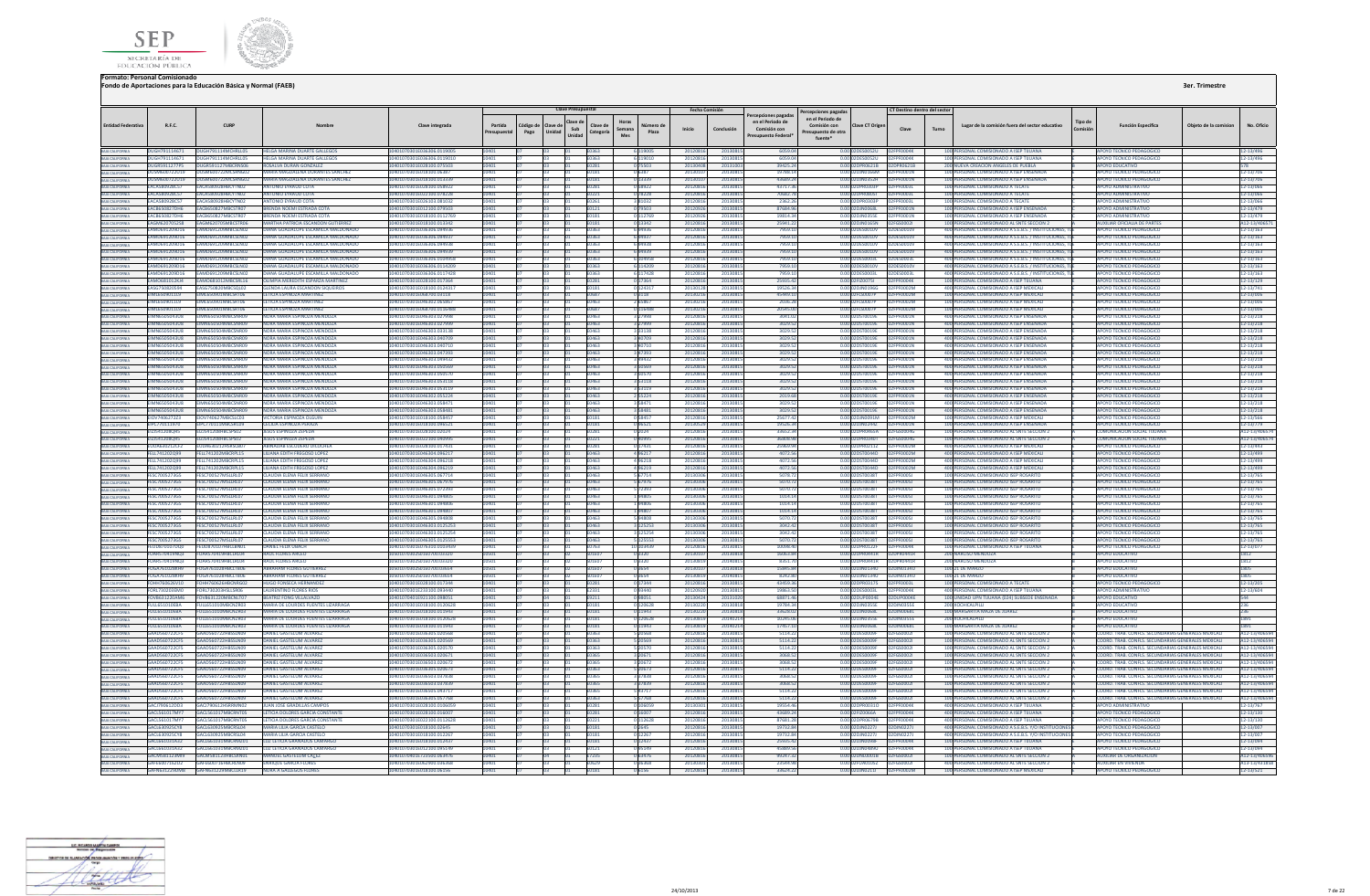**Formato: Personal Comisionado**

**Fondo de Aportaciones para la Educación Básica y Normal (FAEB)**

3er. Trimestre

| Entidad Federativa | R.F.C. | CURP | Nombre | Clave integrada | Partida Presupuestal | Código de Pago | Clave de Unidad | Clave de Sub Unidad | Clave de Categoría | Horas Semana Mes | Número de Plaza | Fecha Comisión Inicio | Fecha Comisión Conclusión | Percepciones pagadas en el Periodo de Comisión con Presupuesto Federal* | Percepciones pagadas en el Periodo de Comisión con Presupuesto de otra fuente* | Clave CT Origen | CT Destino dentro del sector Clave | CT Destino dentro del sector Turno | Lugar de la comisión fuera del sector educativo | Tipo de Comisión | Función Específica | Objeto de la comisión | No. Oficio |
|---|---|---|---|---|---|---|---|---|---|---|---|---|---|---|---|---|---|---|---|---|---|---|---|
| BAJA CALIFORNIA | DUGH791114671 | DUGH791114MDHRLL05 | HELGA MARINA DUARTE GALLEGOS | | | | | | | | | 20120816 | 20130815 | | | | | | PERSONAL COMISIONADO A ISEP TIJUANA | | APOYO TECNICO PEDAGOGICO | | |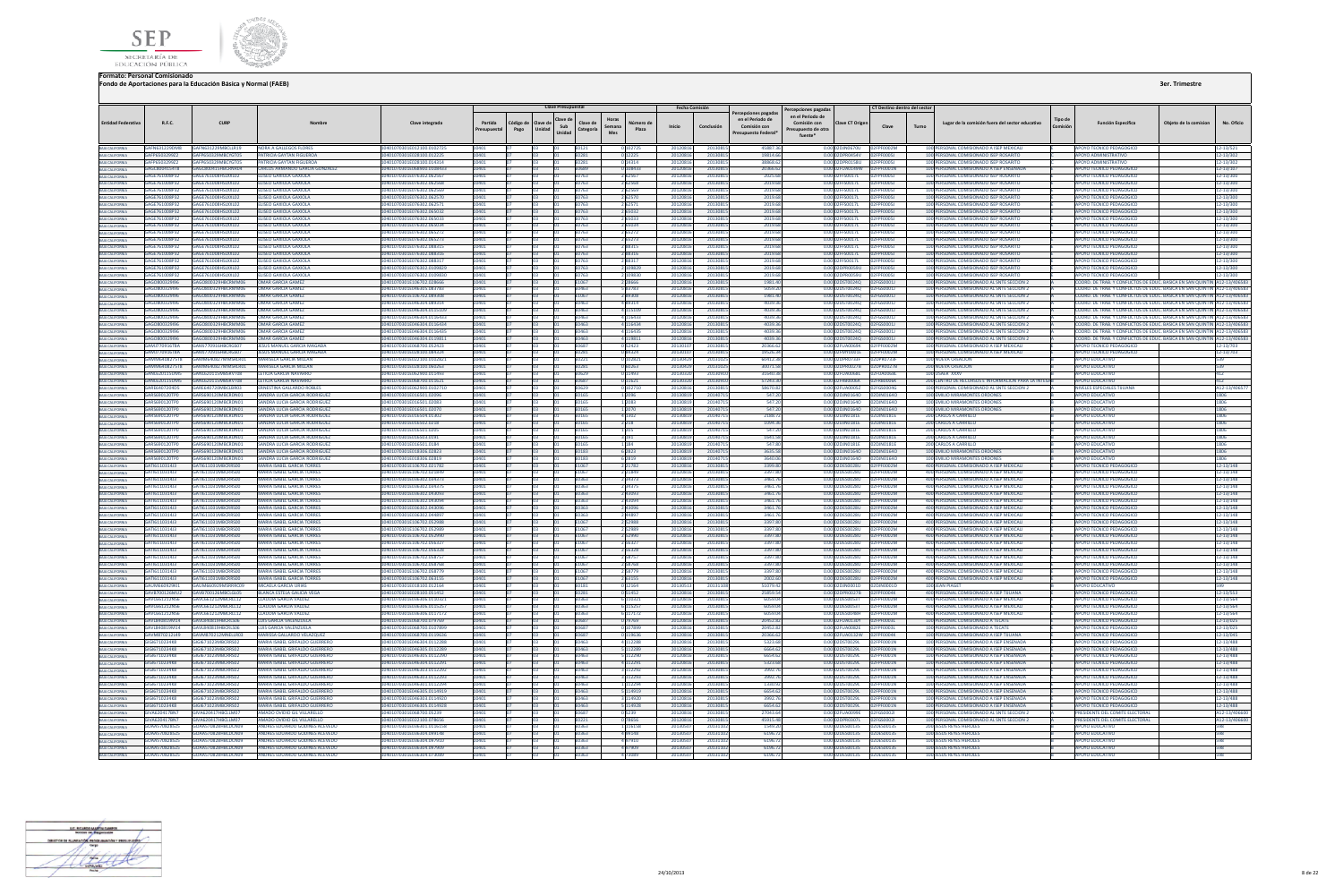**Formato: Personal Comisionado**

**Fondo de Aportaciones para la Educación Básica y Normal (FAEB)**

**3er. Trimestre**

| Entidad Federativa | R.F.C. | CURP | Nombre | Clave integrada | Partida Presupuestal | Código de Pago | Clave de Unidad | Clave de Sub Unidad | Clave de Categoría | Horas Semana Mes | Número de Plaza | Inicio | Conclusión | Percepciones pagadas en el Periodo de Comisión con Presupuesto Federal* | Percepciones pagadas en el Periodo de Comisión con Presupuesto de otra fuente* | Clave CT Origen | Clave | Turno | Lugar de la comisión fuera del sector educativo | Tipo de Comisión | Función Específica | Objeto de la comisión | No. Oficio |
|---|---|---|---|---|---|---|---|---|---|---|---|---|---|---|---|---|---|---|---|---|---|---|---|
| BAJA CALIFORNIA | GAFN631229MB8 | GAFN631229MBCLLR19 | NORA A GALLEGOS FLORES | 03401070301012300.0102725 | 03401 | 07 | | 03 | 10123 | 0 | 102725 | 20120816 | 20130815 | 45887.86 | 0.00 | 02DPR0670U | 02FPF0002M | 100 | PERSONAL COMISIONADO A SEP MEXICALI | | APOYO TECNICO PEDAGOGICO | | 12-13/521 |
| BAJA CALIFORNIA | GAFP650329N2 | GAFP650329MBCYGT05 | PATRICIA GAYTAN FIGUEROA | 03401070301028100.0122225 | 03401 | 07 | | 03 | 02801 | 0 | 122225 | 20120816 | 20130815 | 19814.66 | 0.00 | 02DPR0654V | 02FPF0005J | 100 | PERSONAL COMISIONADO BSP ROSARITO | | APOYO ADMINISTRATIVO | | 12-13/302 |
| BAJA CALIFORNIA | GAFP650329N2 | GAFP650329MBCYGT05 | PATRICIA GAYTAN FIGUEROA | 03401070301028100.0134314 | 03401 | 07 | | 03 | 02801 | 0 | 134314 | 20120816 | 20130815 | 48868.63 | 0.00 | 02DPR0158U | 02FPF0005J | 100 | PERSONAL COMISIONADO BSP ROSARITO | | APOYO ADMINISTRATIVO | | 12-13/302 |
| BAJA CALIFORNIA | GAGC690415H78 | GAGC690415HBCRNR04 | CARLOS ARMANDO GARCIA GONZALEZ | 03401070301068900.0108933 | 03401 | 07 | | 03 | 06890 | 0 | 108933 | 20120816 | 20130815 | 20366.62 | 0.00 | 02DPR0399W | 02FPF0001N | 100 | PERSONAL COMISIONADO A SEP ENSENADA | | APOYO TECNICO PEDAGOGICO | | 12-13/167 |
| BAJA CALIFORNIA | GAGE761008P32 | GAGE761008HSLRXL02 | ELISEO GARCIDA GAXIOLA | 03401070301076302.0062567 | 03401 | 07 | | 03 | 07603 | 2 | 62567 | 20120816 | 20130815 | 2019.68 | 0.00 | 02DPR0017L | 02FPF0005J | 100 | PERSONAL COMISIONADO BSP ROSARITO | | APOYO TECNICO PEDAGOGICO | | 12-13/300 |
| BAJA CALIFORNIA | GAGE761008P32 | GAGE761008HSLRXL02 | ELISEO GARCIDA GAXIOLA | 03401070301076302.0062568 | 03401 | 07 | | 03 | 07603 | 2 | 62568 | 20120816 | 20130815 | 2019.68 | 0.00 | 02DPR0017L | 02FPF0005J | 100 | PERSONAL COMISIONADO BSP ROSARITO | | APOYO TECNICO PEDAGOGICO | | 12-13/300 |
| BAJA CALIFORNIA | GAGE761008P32 | GAGE761008HSLRXL02 | ELISEO GARCIDA GAXIOLA | 03401070301076302.0062569 | 03401 | 07 | | 03 | 07603 | 2 | 62569 | 20120816 | 20130815 | 2019.68 | 0.00 | 02DPR0017L | 02FPF0005J | 100 | PERSONAL COMISIONADO BSP ROSARITO | | APOYO TECNICO PEDAGOGICO | | 12-13/300 |
| BAJA CALIFORNIA | GAGE761008P32 | GAGE761008HSLRXL02 | ELISEO GARCIDA GAXIOLA | 03401070301076302.0062570 | 03401 | 07 | | 03 | 07603 | 2 | 62570 | 20120816 | 20130815 | 2019.68 | 0.00 | 02DPR0017L | 02FPF0005J | 100 | PERSONAL COMISIONADO BSP ROSARITO | | APOYO TECNICO PEDAGOGICO | | 12-13/300 |
| BAJA CALIFORNIA | GAGE761008P32 | GAGE761008HSLRXL02 | ELISEO GARCIDA GAXIOLA | 03401070301076302.0062571 | 03401 | 07 | | 03 | 07603 | 2 | 62571 | 20120816 | 20130815 | 2019.68 | 0.00 | 02DPR0017L | 02FPF0005J | 100 | PERSONAL COMISIONADO BSP ROSARITO | | APOYO TECNICO PEDAGOGICO | | 12-13/300 |
| BAJA CALIFORNIA | GAGE761008P32 | GAGE761008HSLRXL02 | ELISEO GARCIDA GAXIOLA | 03401070301076302.0065032 | 03401 | 07 | | 03 | 07603 | 2 | 65032 | 20120816 | 20130815 | 2019.68 | 0.00 | 02DPR0017L | 02FPF0005J | 100 | PERSONAL COMISIONADO BSP ROSARITO | | APOYO TECNICO PEDAGOGICO | | 12-13/300 |
| BAJA CALIFORNIA | GAGE761008P32 | GAGE761008HSLRXL02 | ELISEO GARCIDA GAXIOLA | 03401070301076302.0065033 | 03401 | 07 | | 03 | 07603 | 2 | 65033 | 20120816 | 20130815 | 2019.68 | 0.00 | 02DPR0017L | 02FPF0005J | 100 | PERSONAL COMISIONADO BSP ROSARITO | | APOYO TECNICO PEDAGOGICO | | 12-13/300 |
| BAJA CALIFORNIA | GAGE761008P32 | GAGE761008HSLRXL02 | ELISEO GARCIDA GAXIOLA | 03401070301076302.0065034 | 03401 | 07 | | 03 | 07603 | 2 | 65034 | 20120816 | 20130815 | 2019.68 | 0.00 | 02DPR0017L | 02FPF0005J | 100 | PERSONAL COMISIONADO BSP ROSARITO | | APOYO TECNICO PEDAGOGICO | | 12-13/300 |
| BAJA CALIFORNIA | GAGE761008P32 | GAGE761008HSLRXL02 | ELISEO GARCIDA GAXIOLA | 03401070301076302.0065272 | 03401 | 07 | | 03 | 07603 | 2 | 65272 | 20120816 | 20130815 | 2019.68 | 0.00 | 02DPR0017L | 02FPF0005J | 100 | PERSONAL COMISIONADO BSP ROSARITO | | APOYO TECNICO PEDAGOGICO | | 12-13/300 |
| BAJA CALIFORNIA | GAGE761008P32 | GAGE761008HSLRXL02 | ELISEO GARCIDA GAXIOLA | 03401070301076302.0065273 | 03401 | 07 | | 03 | 07603 | 2 | 65273 | 20120816 | 20130815 | 2019.68 | 0.00 | 02DPR0017L | 02FPF0005J | 100 | PERSONAL COMISIONADO BSP ROSARITO | | APOYO TECNICO PEDAGOGICO | | 12-13/300 |
| BAJA CALIFORNIA | GAGE761008P32 | GAGE761008HSLRXL02 | ELISEO GARCIDA GAXIOLA | 03401070301076302.0088315 | 03401 | 07 | | 03 | 07603 | 2 | 88315 | 20120816 | 20130815 | 2019.68 | 0.00 | 02DPR0017L | 02FPF0005J | 100 | PERSONAL COMISIONADO BSP ROSARITO | | APOYO TECNICO PEDAGOGICO | | 12-13/300 |
| BAJA CALIFORNIA | GAGE761008P32 | GAGE761008HSLRXL02 | ELISEO GARCIDA GAXIOLA | 03401070301076302.0088316 | 03401 | 07 | | 03 | 07603 | 2 | 88316 | 20120816 | 20130815 | 2019.68 | 0.00 | 02DPR0017L | 02FPF0005J | 100 | PERSONAL COMISIONADO BSP ROSARITO | | APOYO TECNICO PEDAGOGICO | | 12-13/300 |
| BAJA CALIFORNIA | GAGE761008P32 | GAGE761008HSLRXL02 | ELISEO GARCIDA GAXIOLA | 03401070301076302.0088317 | 03401 | 07 | | 03 | 07603 | 2 | 88317 | 20120816 | 20130815 | 2019.68 | 0.00 | 02DPR0017L | 02FPF0005J | 100 | PERSONAL COMISIONADO BSP ROSARITO | | APOYO TECNICO PEDAGOGICO | | 12-13/300 |
| BAJA CALIFORNIA | GAGE761008P32 | GAGE761008HSLRXL02 | ELISEO GARCIDA GAXIOLA | 03401070301076302.0109829 | 03401 | 07 | | 03 | 07603 | 2 | 109829 | 20120816 | 20130815 | 2019.68 | 0.00 | 02DPR0658U | 02FPF0005J | 100 | PERSONAL COMISIONADO BSP ROSARITO | | APOYO TECNICO PEDAGOGICO | | 12-13/300 |
| BAJA CALIFORNIA | GAGE761008P32 | GAGE761008HSLRXL02 | ELISEO GARCIDA GAXIOLA | 03401070301076302.0109830 | 03401 | 07 | | 03 | 07603 | 2 | 109830 | 20120816 | 20130815 | 2019.68 | 0.00 | 02DPR0658U | 02FPF0005J | 100 | PERSONAL COMISIONADO BSP ROSARITO | | APOYO TECNICO PEDAGOGICO | | 12-13/300 |
| BAJA CALIFORNIA | GAGO8003299X6 | GAGO800329HBCRMM06 | OMAR GARCIA GAMEZ | 03401070301106702.0028666 | 03401 | 07 | | 03 | 10667 | 2 | 28666 | 20120816 | 20130815 | 13801.40 | 0.00 | 02DST0024Q | 02FGS0001J | 100 | PERSONAL COMISIONADO AL SNTE SECCION 2 | | COORD. DE TRAB. Y CONFLICTOS DE EDUC. BASICA EN SAN QUINTIN | | A12-13/606583 |
| BAJA CALIFORNIA | GAGO8003299X6 | GAGO800329HBCRMM06 | OMAR GARCIA GAMEZ | 03401070301046300.0087769 | 03401 | 07 | | 03 | 04630 | 0 | 87769 | 20120816 | 20130815 | 10357.22 | 0.00 | 02DST0024Q | 02FGS0001J | 100 | PERSONAL COMISIONADO AL SNTE SECCION 2 | | COORD. DE TRAB. Y CONFLICTOS DE EDUC. BASICA EN SAN QUINTIN | | A12-13/606583 |
| BAJA CALIFORNIA | GAGO8003299X6 | GAGO800329HBCRMM06 | OMAR GARCIA GAMEZ | 03401070301106702.0089304 | 03401 | 07 | | 03 | 10667 | 2 | 89304 | 20120816 | 20130815 | 1965.40 | 0.00 | 02DST0024Q | 02FGS0001J | 100 | PERSONAL COMISIONADO AL SNTE SECCION 2 | | COORD. DE TRAB. Y CONFLICTOS DE EDUC. BASICA EN SAN QUINTIN | | A12-13/606583 |
| BAJA CALIFORNIA | GAGO8003299X6 | GAGO800329HBCRMM06 | OMAR GARCIA GAMEZ | 03401070301046304.0089314 | 03401 | 07 | | 03 | 04630 | 4 | 89314 | 20120816 | 20130815 | 9609.36 | 0.00 | 02DST0024Q | 02FGS0001J | 100 | PERSONAL COMISIONADO AL SNTE SECCION 2 | | COORD. DE TRAB. Y CONFLICTOS DE EDUC. BASICA EN SAN QUINTIN | | A12-13/606583 |
| BAJA CALIFORNIA | GAGO8003299X6 | GAGO800329HBCRMM06 | OMAR GARCIA GAMEZ | 03401070301046300.0111100 | 03401 | 07 | | 03 | 04630 | 0 | 111100 | 20120816 | 20130815 | 9609.36 | 0.00 | 02DST0024Q | 02FGS0001J | 100 | PERSONAL COMISIONADO AL SNTE SECCION 2 | | COORD. DE TRAB. Y CONFLICTOS DE EDUC. BASICA EN SAN QUINTIN | | A12-13/606583 |
| BAJA CALIFORNIA | GAGO8003299X6 | GAGO800329HBCRMM06 | OMAR GARCIA GAMEZ | 03401070301046304.0116433 | 03401 | 07 | | 03 | 04630 | 4 | 116433 | 20120816 | 20130815 | 9609.36 | 0.00 | 02DST0024Q | 02FGS0001J | 100 | PERSONAL COMISIONADO AL SNTE SECCION 2 | | COORD. DE TRAB. Y CONFLICTOS DE EDUC. BASICA EN SAN QUINTIN | | A12-13/606583 |
| BAJA CALIFORNIA | GAGO8003299X6 | GAGO800329HBCRMM06 | OMAR GARCIA GAMEZ | 03401070301046304.0116434 | 03401 | 07 | | 03 | 04630 | 4 | 116434 | 20120816 | 20130815 | 9609.36 | 0.00 | 02DST0024Q | 02FGS0001J | 100 | PERSONAL COMISIONADO AL SNTE SECCION 2 | | COORD. DE TRAB. Y CONFLICTOS DE EDUC. BASICA EN SAN QUINTIN | | A12-13/606583 |
| BAJA CALIFORNIA | GAGO8003299X6 | GAGO800329HBCRMM06 | OMAR GARCIA GAMEZ | 03401070301046304.0116435 | 03401 | 07 | | 03 | 04630 | 4 | 116435 | 20120816 | 20130815 | 9609.36 | 0.00 | 02DST0024Q | 02FGS0001J | 100 | PERSONAL COMISIONADO AL SNTE SECCION 2 | | COORD. DE TRAB. Y CONFLICTOS DE EDUC. BASICA EN SAN QUINTIN | | A12-13/606583 |
| BAJA CALIFORNIA | GAGO8003299X6 | GAGO800329HBCRMM06 | OMAR GARCIA GAMEZ | 03401070301046304.0119811 | 03401 | 07 | | 03 | 04630 | 4 | 119811 | 20120816 | 20130815 | 9609.36 | 0.00 | 02DST0024Q | 02FGS0001J | 100 | PERSONAL COMISIONADO AL SNTE SECCION 2 | | COORD. DE TRAB. Y CONFLICTOS DE EDUC. BASICA EN SAN QUINTIN | | A12-13/606583 |
| BAJA CALIFORNIA | GAMJ770416T8A | GAMJ770416HBCRGS07 | JESUS MANUEL GARCIA MAGAÑA | 03401070301068700.0052423 | 03401 | 07 | | 03 | 06870 | 0 | 52423 | 20120816 | 20130815 | 20366.62 | 0.00 | 02FUA0040H | 02FPF0002M | 100 | PERSONAL COMISIONADO A SEP MEXICALI | | APOYO TECNICO PEDAGOGICO | | 12-13/763 |
| BAJA CALIFORNIA | GAMJ770416T8A | GAMJ770416HBCRGS07 | JESUS MANUEL GARCIA MAGAÑA | 03401070301028100.0084224 | 03401 | 07 | | 03 | 02801 | 0 | 84224 | 20130101 | 20130815 | 39526.36 | 0.00 | 02DPR0001G | 02FPF0002M | 100 | PERSONAL COMISIONADO A SEP MEXICALI | | APOYO TECNICO PEDAGOGICO | | 12-13/763 |
| BAJA CALIFORNIA | GAMM680827578 | GAMM680827MBSRLR01 | MARISELA GARCIA MILLAN | 03401070301022100.0028622 | 03401 | 07 | | 03 | 02221 | 0 | 28622 | 20130529 | 20131025 | 40922.36 | 0.00 | 02DPR0718F | | 200 | NUEVA CREACION | | APOYO EDUCATIVO | | S/R |
| BAJA CALIFORNIA | GAMM680827578 | GAMM680827MBSRLR01 | MARISELA GARCIA MILLAN | 03401070301028100.0065063 | 03401 | 07 | | 03 | 02801 | 0 | 65063 | 20130529 | 20131025 | 40073.66 | 0.00 | 02DPR0227M | 02DPR0227M | 200 | NUEVA CREACION | | APOYO EDUCATIVO | | S/R |
| BAJA CALIFORNIA | GANE610315MB5 | GANE610315MBCRVS08 | ESTELA GARCIA NAVARRO | 03401070301062900.0011493 | 03401 | 07 | | 03 | 06290 | 0 | 11493 | 20130529 | 20130910 | 10460.48 | 0.00 | 02FUA0068N | 02FUA0068N | 100 | DELEG. XXXV | | APOYO EDUCATIVO | | 412 |
| BAJA CALIFORNIA | GANE610315MB5 | GANE610315MBCRVS08 | ESTELA GARCIA NAVARRO | 03401070301068700.0015621 | 03401 | 07 | | 03 | 06870 | 0 | 15621 | 20130529 | 20130910 | 57263.30 | 0.00 | 02FUA0068N | 02FUA0068N | 200 | CENTRO DE RECURSOS E INFORMACION PARA LA INTEGRA | | APOYO EDUCATIVO | | 412 |
| BAJA CALIFORNIA | GARE640720405 | GARE640720MBCLBR03 | ERNESTINA GALLARDO ROBLES | 03401070301062900.0102710 | 03401 | 07 | | 03 | 06290 | 0 | 102710 | 20120816 | 20130815 | 58670.82 | 0.00 | 02FUA0055J | 02FGS0004G | 100 | PERSONAL COMISIONADO AL SNTE SECCION 2 | | NIVELES ESPECIALES TIJUANA | | A12-13/606577 |
| BAJA CALIFORNIA | GARS690120TP0 | GARS690120MBCRDN01 | SANDRA LUCIA GARCIA RODRIGUEZ | 03401070301016501.0002096 | 03401 | 07 | | 03 | 01650 | 1 | 2096 | 20130819 | 20130715 | 547.20 | 0.00 | 02DJN0164O | 02DJN0164O | 100 | EMILIO MIRAMONTES ORDONES | | APOYO EDUCATIVO | | 1806 |
| BAJA CALIFORNIA | GARS690120TP0 | GARS690120MBCRDN01 | SANDRA LUCIA GARCIA RODRIGUEZ | 03401070301016501.0002083 | 03401 | 07 | | 03 | 01650 | 1 | 2083 | 20130819 | 20130715 | 547.20 | 0.00 | 02DJN0164O | 02DJN0164O | 100 | EMILIO MIRAMONTES ORDONES | | APOYO EDUCATIVO | | 1806 |
| BAJA CALIFORNIA | GARS690120TP0 | GARS690120MBCRDN01 | SANDRA LUCIA GARCIA RODRIGUEZ | 03401070301016501.0002070 | 03401 | 07 | | 03 | 01650 | 1 | 2070 | 20130819 | 20130715 | 547.20 | 0.00 | 02DJN0164O | 02DJN0164O | 100 | EMILIO MIRAMONTES ORDONES | | APOYO EDUCATIVO | | 1806 |
| BAJA CALIFORNIA | GARS690120TP0 | GARS690120MBCRDN01 | SANDRA LUCIA GARCIA RODRIGUEZ | 03401070301016504.0001812 | 03401 | 07 | | 03 | 01650 | 4 | 1812 | 20130819 | 20130715 | 2188.77 | 0.00 | 02DJN0181E | 02DJN0181E | 200 | CARLOS A CARRILLO | | APOYO EDUCATIVO | | 1806 |
| BAJA CALIFORNIA | GARS690120TP0 | GARS690120MBCRDN01 | SANDRA LUCIA GARCIA RODRIGUEZ | 03401070301016502.0000218 | 03401 | 07 | | 03 | 01650 | 2 | 218 | 20130819 | 20130715 | 1094.36 | 0.00 | 02DJN0181E | 02DJN0181E | 200 | CARLOS A CARRILLO | | APOYO EDUCATIVO | | 1806 |
| BAJA CALIFORNIA | GARS690120TP0 | GARS690120MBCRDN01 | SANDRA LUCIA GARCIA RODRIGUEZ | 03401070301016501.0000205 | 03401 | 07 | | 03 | 01650 | 1 | 205 | 20130819 | 20130715 | 547.20 | 0.00 | 02DJN0181E | 02DJN0181E | 200 | CARLOS A CARRILLO | | APOYO EDUCATIVO | | 1806 |
| BAJA CALIFORNIA | GARS690120TP0 | GARS690120MBCRDN01 | SANDRA LUCIA GARCIA RODRIGUEZ | 03401070301016503.0000191 | 03401 | 07 | | 03 | 01650 | 3 | 191 | 20130819 | 20130715 | 1641.58 | 0.00 | 02DJN0181E | 02DJN0181E | 200 | CARLOS A CARRILLO | | APOYO EDUCATIVO | | 1806 |
| BAJA CALIFORNIA | GARS690120TP0 | GARS690120MBCRDN01 | SANDRA LUCIA GARCIA RODRIGUEZ | 03401070301016501.0000184 | 03401 | 07 | | 03 | 01650 | 1 | 184 | 20130819 | 20130715 | 547.80 | 0.00 | 02DJN0181E | 02DJN0181E | 200 | CARLOS A CARRILLO | | APOYO EDUCATIVO | | 1806 |
| BAJA CALIFORNIA | GARS690120TP0 | GARS690120MBCRDN01 | SANDRA LUCIA GARCIA RODRIGUEZ | 03401070301018306.0002823 | 03401 | 07 | | 03 | 01830 | 6 | 2823 | 20130819 | 20130715 | 3626.56 | 0.00 | 02DJN0164O | 02DJN0164O | 100 | EMILIO MIRAMONTES ORDONES | | APOYO EDUCATIVO | | 1806 |
| BAJA CALIFORNIA | GARS690120TP0 | GARS690120MBCRDN01 | SANDRA LUCIA GARCIA RODRIGUEZ | 03401070301018303.0002839 | 03401 | 07 | | 03 | 01830 | 3 | 2839 | 20130819 | 20130715 | 1640.56 | 0.00 | 02DJN0164O | 02DJN0164O | 100 | EMILIO MIRAMONTES ORDONES | | APOYO EDUCATIVO | | 1806 |
| BAJA CALIFORNIA | GATI611031413 | GATI611031MBCRRS00 | MARIA ISABEL GARCIA TORRES | 03401070301106702.0021782 | 03401 | 07 | | 03 | 10667 | 2 | 21782 | 20120816 | 20130815 | 3397.80 | 0.00 | 02DES0028U | 02FPF0002M | 400 | PERSONAL COMISIONADO A SEP MEXICALI | | APOYO TECNICO PEDAGOGICO | | 12-13/548 |
| BAJA CALIFORNIA | GATI611031413 | GATI611031MBCRRS00 | MARIA ISABEL GARCIA TORRES | 03401070301106702.0021849 | 03401 | 07 | | 03 | 10667 | 2 | 21849 | 20120816 | 20130815 | 3397.80 | 0.00 | 02DES0028U | 02FPF0002M | 400 | PERSONAL COMISIONADO A SEP MEXICALI | | APOYO TECNICO PEDAGOGICO | | 12-13/548 |
| BAJA CALIFORNIA | GATI611031413 | GATI611031MBCRRS00 | MARIA ISABEL GARCIA TORRES | 03401070301036302.0024373 | 03401 | 07 | | 03 | 03630 | 2 | 24373 | 20120816 | 20130815 | 3461.76 | 0.00 | 02DES0028U | 02FPF0002M | 400 | PERSONAL COMISIONADO A SEP MEXICALI | | APOYO TECNICO PEDAGOGICO | | 12-13/548 |
| BAJA CALIFORNIA | GATI611031413 | GATI611031MBCRRS00 | MARIA ISABEL GARCIA TORRES | 03401070301036302.0034375 | 03401 | 07 | | 03 | 03630 | 2 | 34375 | 20120816 | 20130815 | 3461.76 | 0.00 | 02DES0028U | 02FPF0002M | 400 | PERSONAL COMISIONADO A SEP MEXICALI | | APOYO TECNICO PEDAGOGICO | | 12-13/548 |
| BAJA CALIFORNIA | GATI611031413 | GATI611031MBCRRS00 | MARIA ISABEL GARCIA TORRES | 03401070301036302.0034093 | 03401 | 07 | | 03 | 03630 | 2 | 34093 | 20120816 | 20130815 | 3461.76 | 0.00 | 02DES0028U | 02FPF0002M | 400 | PERSONAL COMISIONADO A SEP MEXICALI | | APOYO TECNICO PEDAGOGICO | | 12-13/548 |
| BAJA CALIFORNIA | GATI611031413 | GATI611031MBCRRS00 | MARIA ISABEL GARCIA TORRES | 03401070301036302.0034094 | 03401 | 07 | | 03 | 03630 | 2 | 34094 | 20120816 | 20130815 | 3461.76 | 0.00 | 02DES0028U | 02FPF0002M | 400 | PERSONAL COMISIONADO A SEP MEXICALI | | APOYO TECNICO PEDAGOGICO | | 12-13/548 |
| BAJA CALIFORNIA | GATI611031413 | GATI611031MBCRRS00 | MARIA ISABEL GARCIA TORRES | 03401070301036302.0034096 | 03401 | 07 | | 03 | 03630 | 2 | 34096 | 20120816 | 20130815 | 3461.76 | 0.00 | 02DES0028U | 02FPF0002M | 400 | PERSONAL COMISIONADO A SEP MEXICALI | | APOYO TECNICO PEDAGOGICO | | 12-13/548 |
| BAJA CALIFORNIA | GATI611031413 | GATI611031MBCRRS00 | MARIA ISABEL GARCIA TORRES | 03401070301036302.0044897 | 03401 | 07 | | 03 | 03630 | 2 | 44897 | 20120816 | 20130815 | 3461.76 | 0.00 | 02DES0028U | 02FPF0002M | 400 | PERSONAL COMISIONADO A SEP MEXICALI | | APOYO TECNICO PEDAGOGICO | | 12-13/548 |
| BAJA CALIFORNIA | GATI611031413 | GATI611031MBCRRS00 | MARIA ISABEL GARCIA TORRES | 03401070301106702.0052988 | 03401 | 07 | | 03 | 10667 | 2 | 52988 | 20120816 | 20130815 | 3397.80 | 0.00 | 02DES0028U | 02FPF0002M | 400 | PERSONAL COMISIONADO A SEP MEXICALI | | APOYO TECNICO PEDAGOGICO | | 12-13/548 |
| BAJA CALIFORNIA | GATI611031413 | GATI611031MBCRRS00 | MARIA ISABEL GARCIA TORRES | 03401070301106702.0052989 | 03401 | 07 | | 03 | 10667 | 2 | 52989 | 20120816 | 20130815 | 3397.80 | 0.00 | 02DES0028U | 02FPF0002M | 400 | PERSONAL COMISIONADO A SEP MEXICALI | | APOYO TECNICO PEDAGOGICO | | 12-13/548 |
| BAJA CALIFORNIA | GATI611031413 | GATI611031MBCRRS00 | MARIA ISABEL GARCIA TORRES | 03401070301106702.0052990 | 03401 | 07 | | 03 | 10667 | 2 | 52990 | 20120816 | 20130815 | 3397.80 | 0.00 | 02DES0028U | 02FPF0002M | 400 | PERSONAL COMISIONADO A SEP MEXICALI | | APOYO TECNICO PEDAGOGICO | | 12-13/548 |
| BAJA CALIFORNIA | GATI611031413 | GATI611031MBCRRS00 | MARIA ISABEL GARCIA TORRES | 03401070301106702.0056327 | 03401 | 07 | | 03 | 10667 | 2 | 56327 | 20120816 | 20130815 | 3397.80 | 0.00 | 02DES0028U | 02FPF0002M | 400 | PERSONAL COMISIONADO A SEP MEXICALI | | APOYO TECNICO PEDAGOGICO | | 12-13/548 |
| BAJA CALIFORNIA | GATI611031413 | GATI611031MBCRRS00 | MARIA ISABEL GARCIA TORRES | 03401070301106702.0056328 | 03401 | 07 | | 03 | 10667 | 2 | 56328 | 20120816 | 20130815 | 3397.80 | 0.00 | 02DES0028U | 02FPF0002M | 400 | PERSONAL COMISIONADO A SEP MEXICALI | | APOYO TECNICO PEDAGOGICO | | 12-13/548 |
| BAJA CALIFORNIA | GATI611031413 | GATI611031MBCRRS00 | MARIA ISABEL GARCIA TORRES | 03401070301106702.0058757 | 03401 | 07 | | 03 | 10667 | 2 | 58757 | 20120816 | 20130815 | 3397.80 | 0.00 | 02DES0028U | 02FPF0002M | 400 | PERSONAL COMISIONADO A SEP MEXICALI | | APOYO TECNICO PEDAGOGICO | | 12-13/548 |
| BAJA CALIFORNIA | GATI611031413 | GATI611031MBCRRS00 | MARIA ISABEL GARCIA TORRES | 03401070301106702.0058768 | 03401 | 07 | | 03 | 10667 | 2 | 58768 | 20120816 | 20130815 | 3397.80 | 0.00 | 02DES0028U | 02FPF0002M | 400 | PERSONAL COMISIONADO A SEP MEXICALI | | APOYO TECNICO PEDAGOGICO | | 12-13/548 |
| BAJA CALIFORNIA | GATI611031413 | GATI611031MBCRRS00 | MARIA ISABEL GARCIA TORRES | 03401070301106702.0058779 | 03401 | 07 | | 03 | 10667 | 2 | 58779 | 20120816 | 20130815 | 3397.80 | 0.00 | 02DES0028U | 02FPF0002M | 400 | PERSONAL COMISIONADO A SEP MEXICALI | | APOYO TECNICO PEDAGOGICO | | 12-13/548 |
| BAJA CALIFORNIA | GATI611031413 | GATI611031MBCRRS00 | MARIA ISABEL GARCIA TORRES | 03401070301106702.0063155 | 03401 | 07 | | 03 | 10667 | 2 | 63155 | 20120816 | 20130815 | 2002.60 | 0.00 | 02DES0028U | 02FPF0002M | 400 | PERSONAL COMISIONADO A SEP MEXICALI | | APOYO TECNICO PEDAGOGICO | | 12-13/548 |
| BAJA CALIFORNIA | GAUM640429N91 | GAUM640429MSRRRC09 | MICAELA GARCIA URIAS | 03401070301018100.0012264 | 03401 | 07 | | 03 | 01810 | 0 | 12264 | 20130219 | 20131109 | 51079.60 | 0.00 | 02DJN0155G | | 100 | JEAN PIAGET | | APOYO EDUCATIVO | | 599 |
| BAJA CALIFORNIA | GAVB700126MU2 | GAVB700126MBCLGL06 | BLANCA ESTELA GALICIA VEGA | 03401070301028100.0015452 | 03401 | 07 | | 03 | 02801 | 0 | 15452 | 20120816 | 20130815 | 25859.54 | 0.00 | 02DPR0027R | 02FPF0004K | 100 | PERSONAL COMISIONADO A SEP TIJUANA | | APOYO TECNICO PEDAGOGICO | | 12-13/553 |
| BAJA CALIFORNIA | GAVC661212MS6 | GAVC661212MBCRLL02 | CLAUDIA GARCIA VALDEZ | 03401070301036300.0115212 | 03401 | 07 | | 03 | 03630 | 0 | 115212 | 20120816 | 20130815 | 6859.08 | 0.00 | 02DES0055T | 02FPF0002M | 400 | PERSONAL COMISIONADO A SEP MEXICALI | | APOYO TECNICO PEDAGOGICO | | 12-13/569 |
| BAJA CALIFORNIA | GAVC661212MS6 | GAVC661212MBCRLL02 | CLAUDIA GARCIA VALDEZ | 03401070301036300.0115257 | 03401 | 07 | | 03 | 03630 | 0 | 115257 | 20120816 | 20130815 | 6859.08 | 0.00 | 02DES0055T | 02FPF0002M | 400 | PERSONAL COMISIONADO A SEP MEXICALI | | APOYO TECNICO PEDAGOGICO | | 12-13/569 |
| BAJA CALIFORNIA | GAVC661212MS6 | GAVC661212MBCRLL02 | CLAUDIA GARCIA VALDEZ | 03401070301036300.0117734 | 03401 | 07 | | 03 | 03630 | 0 | 117734 | 20120816 | 20130815 | 6859.08 | 0.00 | 02DES0055T | 02FPF0002M | 400 | PERSONAL COMISIONADO A SEP MEXICALI | | APOYO TECNICO PEDAGOGICO | | 12-13/569 |
| BAJA CALIFORNIA | GAVL680809AU4 | GAVL680809HBCRLS06 | LUIS GARCIA VALENZUELA | 03401070301068700.0079769 | 03401 | 07 | | 03 | 06870 | 0 | 79769 | 20120816 | 20130815 | 20452.82 | 0.00 | 02FUA0132H | 02FPF0003L | 100 | PERSONAL COMISIONADO A TECATE | | APOYO TECNICO PEDAGOGICO | | 12-13/025 |
| BAJA CALIFORNIA | GAVL680809AU4 | GAVL680809HBCRLS06 | LUIS GARCIA VALENZUELA | 03401070301068700.0107899 | 03401 | 07 | | 03 | 06870 | 0 | 107899 | 20120816 | 20130815 | 20452.82 | 0.00 | 02FUA0082E | 02FPF0003L | 100 | PERSONAL COMISIONADO A TECATE | | APOYO TECNICO PEDAGOGICO | | 12-13/025 |
| BAJA CALIFORNIA | GAVM740212LH8 | GAVM740212MNELZR03 | MARISSA GALLARDO VELAZQUEZ | 03401070301068700.0109636 | 03401 | 07 | | 03 | 06870 | 0 | 109636 | 20120816 | 20130815 | 20366.62 | 0.00 | 02FUA0132W | 02FPF0004K | 100 | PERSONAL COMISIONADO A SEP TIJUANA | | APOYO TECNICO PEDAGOGICO | | 12-13/065 |
| BAJA CALIFORNIA | GIGM710224488 | GIGM710224MBCRRR02 | MARIBEL GRIFALDO GUERRERO | 03401070301046304.0112288 | 03401 | 07 | | 03 | 04630 | 4 | 112288 | 20120816 | 20130815 | 5323.64 | 0.00 | 02DST0029L | 02FPF0001N | 100 | PERSONAL COMISIONADO A SEP ENSENADA | | APOYO TECNICO PEDAGOGICO | | 12-13/488 |
| BAJA CALIFORNIA | GIGM710224488 | GIGM710224MBCRRR02 | MARIBEL GRIFALDO GUERRERO | 03401070301046305.0112289 | 03401 | 07 | | 03 | 04630 | 5 | 112289 | 20120816 | 20130815 | 6654.62 | 0.00 | 02DST0029L | 02FPF0001N | 100 | PERSONAL COMISIONADO A SEP ENSENADA | | APOYO TECNICO PEDAGOGICO | | 12-13/488 |
| BAJA CALIFORNIA | GIGM710224488 | GIGM710224MBCRRR02 | MARIBEL GRIFALDO GUERRERO | 03401070301046305.0112290 | 03401 | 07 | | 03 | 04630 | 5 | 112290 | 20120816 | 20130815 | 6654.62 | 0.00 | 02DST0029L | 02FPF0001N | 100 | PERSONAL COMISIONADO A SEP ENSENADA | | APOYO TECNICO PEDAGOGICO | | 12-13/488 |
| BAJA CALIFORNIA | GIGM710224488 | GIGM710224MBCRRR02 | MARIBEL GRIFALDO GUERRERO | 03401070301046304.0112291 | 03401 | 07 | | 03 | 04630 | 4 | 112291 | 20120816 | 20130815 | 5323.64 | 0.00 | 02DST0029L | 02FPF0001N | 100 | PERSONAL COMISIONADO A SEP ENSENADA | | APOYO TECNICO PEDAGOGICO | | 12-13/488 |
| BAJA CALIFORNIA | GIGM710224488 | GIGM710224MBCRRR02 | MARIBEL GRIFALDO GUERRERO | 03401070301046303.0112292 | 03401 | 07 | | 03 | 04630 | 3 | 112292 | 20120816 | 20130815 | 3992.76 | 0.00 | 02DST0029L | 02FPF0001N | 100 | PERSONAL COMISIONADO A SEP ENSENADA | | APOYO TECNICO PEDAGOGICO | | 12-13/488 |
| BAJA CALIFORNIA | GIGM710224488 | GIGM710224MBCRRR02 | MARIBEL GRIFALDO GUERRERO | 03401070301046301.0112294 | 03401 | 07 | | 03 | 04630 | 1 | 112294 | 20120816 | 20130815 | 1330.92 | 0.00 | 02DST0029L | 02FPF0001N | 100 | PERSONAL COMISIONADO A SEP ENSENADA | | APOYO TECNICO PEDAGOGICO | | 12-13/488 |
| BAJA CALIFORNIA | GIGM710224488 | GIGM710224MBCRRR02 | MARIBEL GRIFALDO GUERRERO | 03401070301046305.0114919 | 03401 | 07 | | 03 | 04630 | 5 | 114919 | 20120816 | 20130815 | 6654.62 | 0.00 | 02DST0029L | 02FPF0001N | 100 | PERSONAL COMISIONADO A SEP ENSENADA | | APOYO TECNICO PEDAGOGICO | | 12-13/488 |
| BAJA CALIFORNIA | GIGM710224488 | GIGM710224MBCRRR02 | MARIBEL GRIFALDO GUERRERO | 03401070301046303.0114920 | 03401 | 07 | | 03 | 04630 | 3 | 114920 | 20120816 | 20130815 | 3992.76 | 0.00 | 02DST0029L | 02FPF0001N | 100 | PERSONAL COMISIONADO A SEP ENSENADA | | APOYO TECNICO PEDAGOGICO | | 12-13/488 |
| BAJA CALIFORNIA | GIGM710224488 | GIGM710224MBCRRR02 | MARIBEL GRIFALDO GUERRERO | 03401070301046305.0114928 | 03401 | 07 | | 03 | 04630 | 5 | 114928 | 20120816 | 20130815 | 6654.62 | 0.00 | 02DST0029L | 02FPF0001N | 100 | PERSONAL COMISIONADO A SEP ENSENADA | | APOYO TECNICO PEDAGOGICO | | 12-13/488 |
| BAJA CALIFORNIA | GIVA620417RK7 | GIVA620417HBCLLM07 | AMADO OVIDIO GIL VILLARREAL | 03401070301068700.0005239 | 03401 | 07 | | 03 | 06870 | 0 | 5239 | 20120816 | 20130815 | 27093.48 | 0.00 | 02FUA0006E | 02FGS0002I | 100 | PERSONAL COMISIONADO AL SNTE SECCION 2 | | PRESIDENTE DEL COMITE ELECTORAL | | A12-13/606600 |
| BAJA CALIFORNIA | GIVA620417RK7 | GIVA620417HBCLLM07 | AMADO OVIDIO GIL VILLARREAL | 03401070301022100.0078656 | 03401 | 07 | | 03 | 02221 | 0 | 78656 | 20120816 | 20130815 | 45915.88 | 0.00 | 02DPR0307L | 02FGS0002I | 100 | PERSONAL COMISIONADO AL SNTE SECCION 2 | | PRESIDENTE DEL COMITE ELECTORAL | | A12-13/606600 |
| BAJA CALIFORNIA | GUAA570828525 | GUAA570828HJCRCN09 | ANDRES EDUARDO GUERRERO ACEVEDO | 03401070301036301.0116158 | 03401 | 07 | | 03 | 03630 | 1 | 116158 | 20130321 | 20131502 | 1589.26 | 0.00 | 02DES0051S | 02DES0051S | 200 | NIÑOS HEROES | | APOYO EDUCATIVO | | 598 |
| BAJA CALIFORNIA | GUAA570828525 | GUAA570828HJCRCN09 | ANDRES EDUARDO GUERRERO ACEVEDO | 03401070301036304.0049748 | 03401 | 07 | | 03 | 03630 | 4 | 49748 | 20130321 | 20131502 | 6096.72 | 0.00 | 02DES0051S | 02DES0051S | 200 | NIÑOS HEROES | | APOYO EDUCATIVO | | 598 |
| BAJA CALIFORNIA | GUAA570828525 | GUAA570828HJCRCN09 | ANDRES EDUARDO GUERRERO ACEVEDO | 03401070301036304.0047910 | 03401 | 07 | | 03 | 03630 | 4 | 47910 | 20130321 | 20131502 | 6096.72 | 0.00 | 02DES0051S | 02DES0051S | 200 | NIÑOS HEROES | | APOYO EDUCATIVO | | 598 |
| BAJA CALIFORNIA | GUAA570828525 | GUAA570828HJCRCN09 | ANDRES EDUARDO GUERRERO ACEVEDO | 03401070301036304.0049409 | 03401 | 07 | | 03 | 03630 | 4 | 49409 | 20130321 | 20131502 | 6096.72 | 0.00 | 02DES0051S | 02DES0051S | 200 | NIÑOS HEROES | | APOYO EDUCATIVO | | 598 |
| BAJA CALIFORNIA | GUAA570828525 | GUAA570828HJCRCN09 | ANDRES EDUARDO GUERRERO ACEVEDO | 03401070301036304.0074889 | 03401 | 07 | | 03 | 03630 | 4 | 74889 | 20130321 | 20131502 | 6096.72 | 0.00 | 02DES0051S | 02DES0051S | 200 | NIÑOS HEROES | | APOYO EDUCATIVO | | 598 |

24/10/2013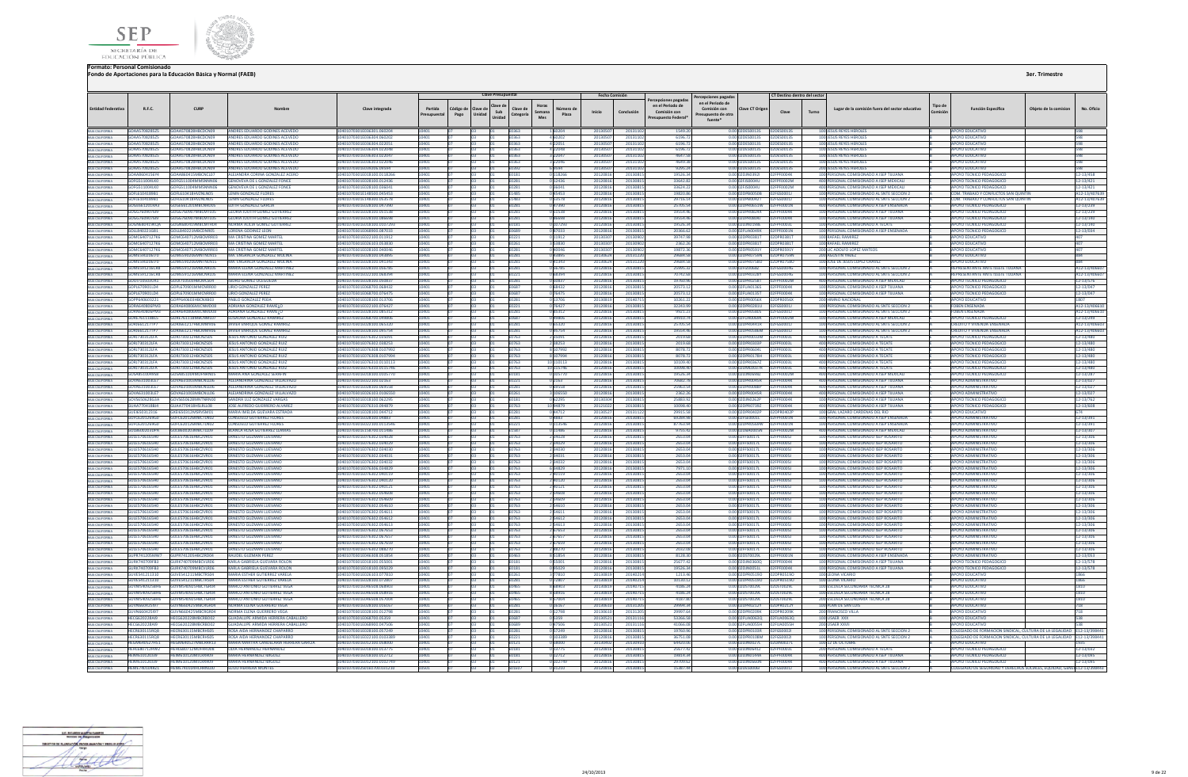**Formato: Personal Comisionado**

**Fondo de Aportaciones para la Educación Básica y Normal (FAEB)**

**3er. Trimestre**

| Entidad Federativa | R.F.C. | CURP | Nombre | Clave integrada | Clave Presupuestal | | | | | | | Fecha Comisión | | Percepciones pagadas en el Periodo de Comisión con Presupuesto Federal* | Percepciones pagadas en el Periodo de Comisión con Presupuesto de otra fuente* | Clave CT Origen | CT Destino dentro del sector | | Lugar de la comisión fuera del sector educativo | Tipo de Comisión | Función Específica | Objeto de la comisión | No. Oficio |
|---|---|---|---|---|---|---|---|---|---|---|---|---|---|---|---|---|---|---|---|---|---|---|---|
| | | | | | Partida Presupuestal | Código de Pago | Clave de Unidad | Clave de Sub Unidad | Clave de Categoría | Horas Semana Mes | Número de Plaza | Inicio | Conclusión | | | | Clave | Turno | | | | | |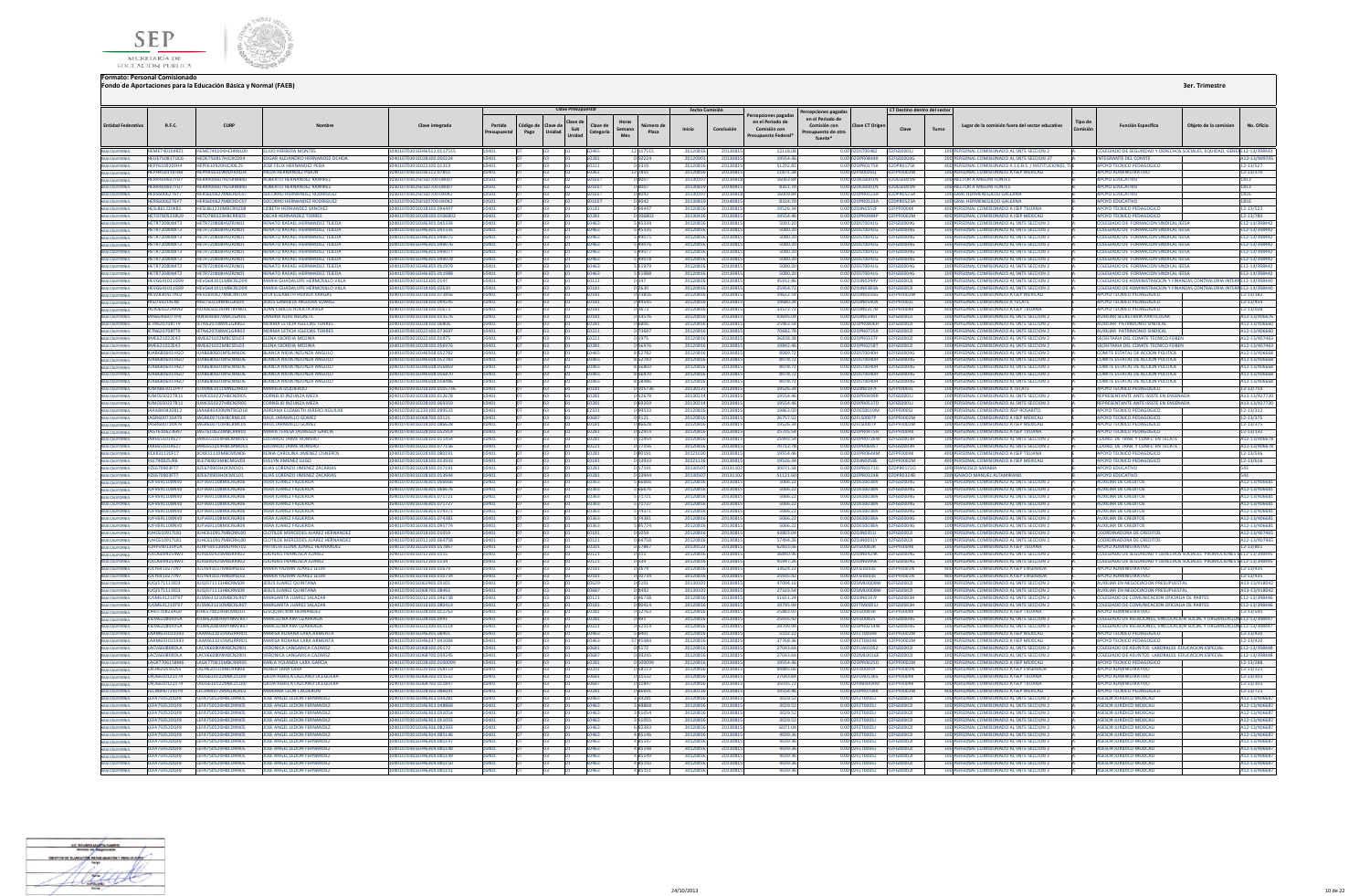**Formato: Personal Comisionado**

**Fondo de Aportaciones para la Educación Básica y Normal (FAEB)**

**3er. Trimestre**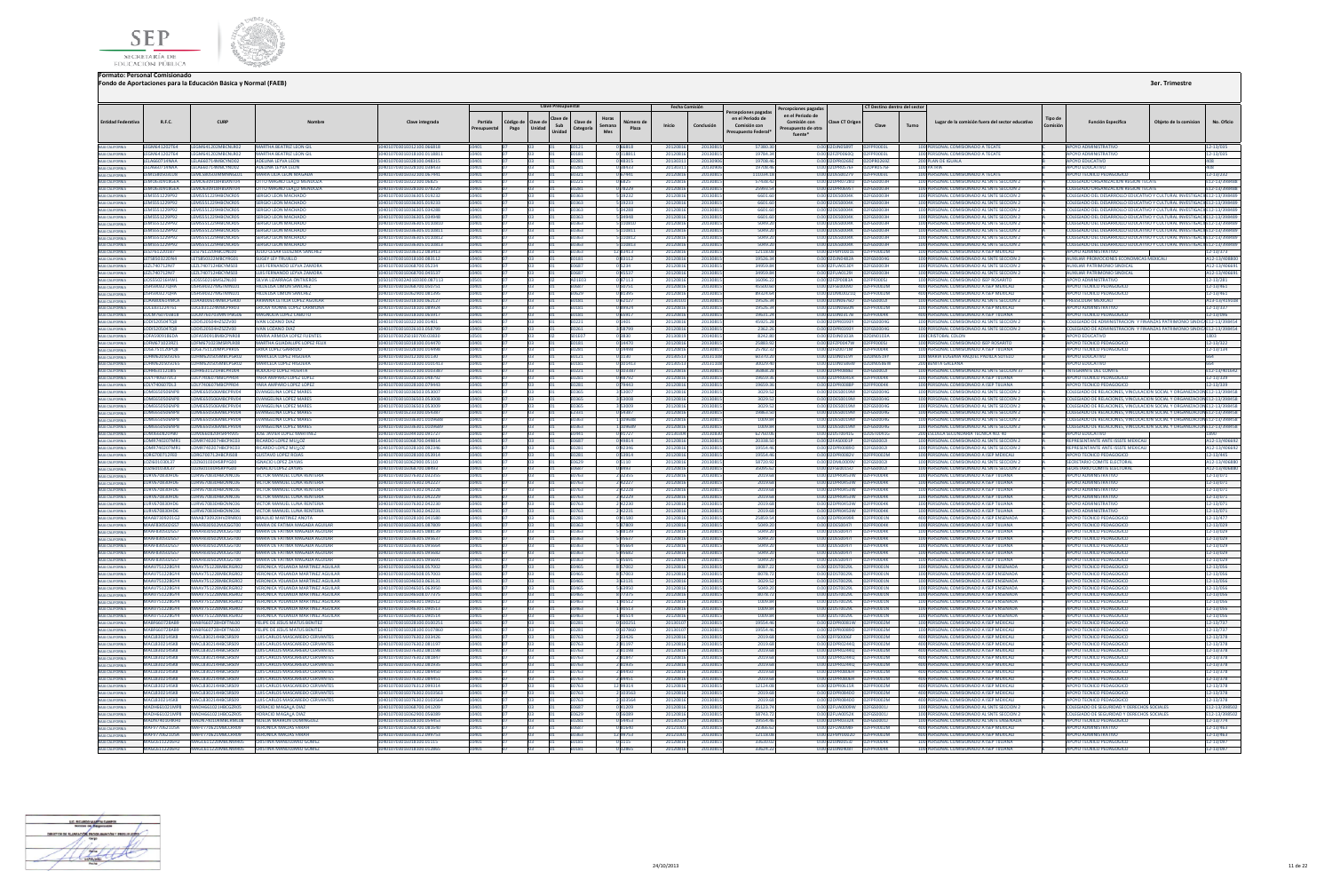**Formato: Personal Comisionado**

**Fondo de Aportaciones para la Educación Básica y Normal (FAEB)**

3er. Trimestre

| Entidad Federativa | R.F.C. | CURP | Nombre | Clave integrada | Partida Presupuestal | Código de Pago | Clave de Unidad | Clave de Sub Unidad | Clave de Categoría | Horas Semana Mes | Número de Plaza | Inicio | Conclusión | Percepciones pagadas en el Periodo de Comisión con Presupuesto Federal* | Percepciones pagadas en el Periodo de Comisión con Presupuesto de otra fuente* | Clave CT Origen | Clave | Turno | Lugar de la comisión fuera del sector educativo | Tipo de Comisión | Función Específica | Objeto de la comision | No. Oficio |
|---|---|---|---|---|---|---|---|---|---|---|---|---|---|---|---|---|---|---|---|---|---|---|---|
| BAJA CALIFORNIA | LEGM641202T64 | LEGM641202MBCNLR02 | MARTHA BEATRIZ LEON GIL | | | | | | | | | 20120816 | 20130815 | 57380.30 | 0.00 | | | 100 | PERSONAL COMISIONADO A TECATE | | APOYO ADMINISTRATIVO | | 12-13/015 |

*Nota: el contenido de la tabla en esta página es ilegible por la baja resolución de la imagen; solo se reproducen los elementos claramente legibles.*

24/10/2013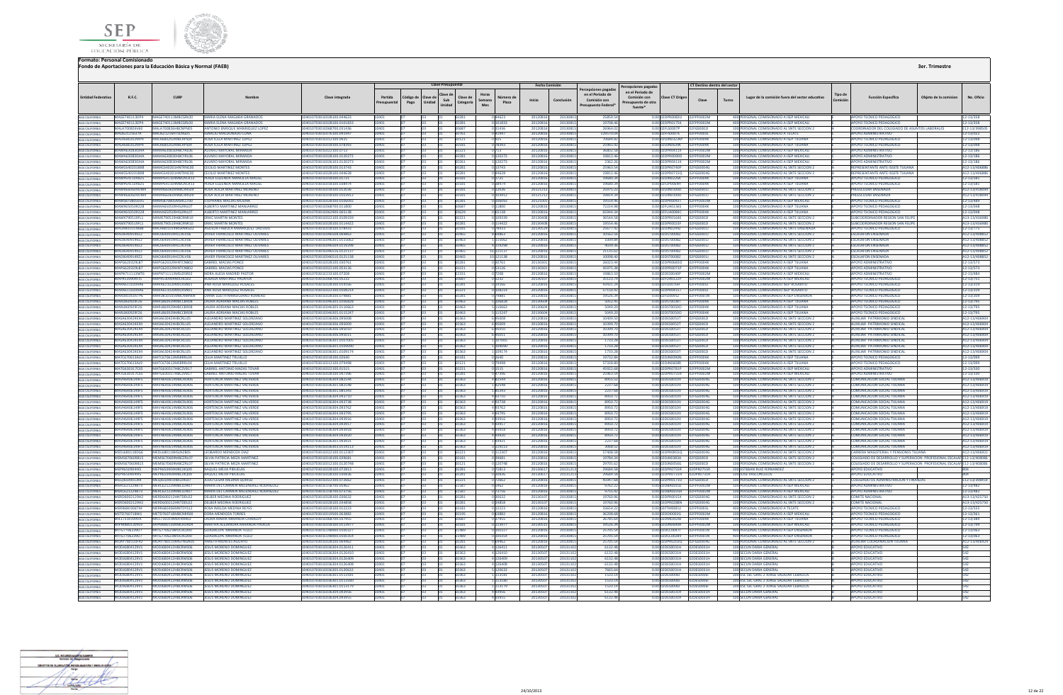**Formato: Personal Comisionado**

**Fondo de Aportaciones para la Educación Básica y Normal (FAEB)**

**3er. Trimestre**

| Entidad Federativa | R.F.C. | CURP | Nombre | Clave integrada | Clave Presupuestal | | | | | | | Fecha Comisión | | Percepciones pagadas en el Periodo de Comisión con Presupuesto Federal | Percepciones pagadas en el Periodo de Comisión con Presupuesto de otra fuente | Clave CT Origen | CT Destino dentro del sector | | Lugar de la comisión fuera del sector educativo | Tipo de Comisión | Función Específica | Objeto de la comisión | No. Oficio |
|---|---|---|---|---|---|---|---|---|---|---|---|---|---|---|---|---|---|---|---|---|---|---|---|
| | | | | | Partida Presupuestal | Código de Pago | Clave de Unidad | Clave de Sub Unidad | Clave de Categoría | Horas Semana Mes | Número de Plaza | Inicio | Conclusión | | | | Clave | Turno | | | | | |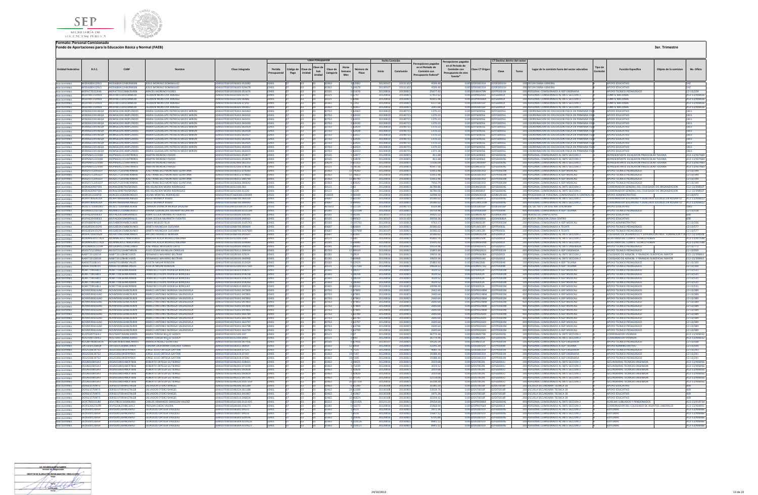**Formato: Personal Comisionado**

**Fondo de Aportaciones para la Educación Básica y Normal (FAEB)**

3er. Trimestre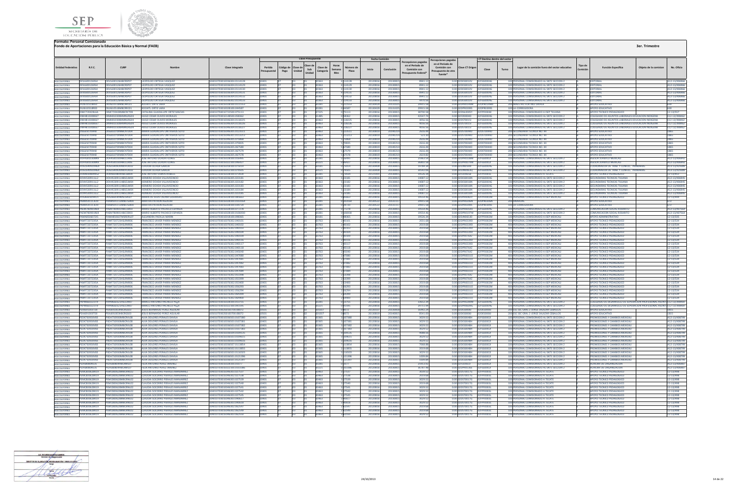**Formato: Personal Comisionado**

**Fondo de Aportaciones para la Educación Básica y Normal (FAEB)**

**3er. Trimestre**

| Entidad Federativa | R.F.C. | CURP | Nombre | Clave integrada | Partida Presupuestal | Código de Pago | Clave de Unidad | Clave de Sub Unidad | Clave de Categoría | Horas Semana Mes | Número de Plaza | Fecha Comisión Inicio | Fecha Comisión Conclusión | Percepciones pagadas en el Periodo de Comisión con Presupuesto Federal* | Percepciones pagadas en el Periodo de Comisión con Presupuesto de otra fuente** | Clave CT Origen | CT Destino dentro del sector Clave | CT Destino dentro del sector Turno | Lugar de la comisión fuera del sector educativo | Tipo de Comisión | Función Específica | Objeto de la comisión | No. Oficio |
|---|---|---|---|---|---|---|---|---|---|---|---|---|---|---|---|---|---|---|---|---|---|---|---|
| BAJA CALIFORNIA | | | LEOPOLDO ORTEGA VASQUEZ | | | | | | | | | | | | | | | | PERSONAL COMISIONADO AL SNTE SECCION 2 | | EDITORIAL | | |
| BAJA CALIFORNIA | | | LEOPOLDO ORTEGA VASQUEZ | | | | | | | | | | | | | | | | PERSONAL COMISIONADO AL SNTE SECCION 2 | | EDITORIAL | | |
| BAJA CALIFORNIA | | | LEOPOLDO ORTEGA VASQUEZ | | | | | | | | | | | | | | | | PERSONAL COMISIONADO AL SNTE SECCION 2 | | EDITORIAL | | |
| BAJA CALIFORNIA | | | LEOPOLDO ORTEGA VASQUEZ | | | | | | | | | | | | | | | | PERSONAL COMISIONADO AL SNTE SECCION 2 | | EDITORIAL | | |
| BAJA CALIFORNIA | | | LEOPOLDO ORTEGA VASQUEZ | | | | | | | | | | | | | | | | PERSONAL COMISIONADO AL SNTE SECCION 2 | | EDITORIAL | | |
| BAJA CALIFORNIA | | | LEOPOLDO ORTEGA VASQUEZ | | | | | | | | | | | | | | | | PERSONAL COMISIONADO AL SNTE SECCION 2 | | EDITORIAL | | |
| BAJA CALIFORNIA | | | XOCHITL ORTIZ LARA | | | | | | | | | | | | | | | | MAESTRO PORFIRIO DAVILA | | APOYO EDUCATIVO | | |
| BAJA CALIFORNIA | | | XOCHITL ORTIZ LARA | | | | | | | | | | | | | | | | LA CORREGIDORA | | APOYO EDUCATIVO | | |
| BAJA CALIFORNIA | | | CATALINA GUADALUPE ORTIZ MACIAS | | | | | | | | | | | | | | | | PERSONAL COMISIONADO A ISEP TIJUANA | | APOYO TECNICO PEDAGOGICO | | |
| BAJA CALIFORNIA | | | HUGO CESAR OLIVOS MORALES | | | | | | | | | | | | | | | | PERSONAL COMISIONADO AL SNTE SECCION 2 | | COLEGIADO DE ASUNTOS LABORALES EDUCACION INDIGENA | | |
| BAJA CALIFORNIA | | | HUGO CESAR OLIVOS MORALES | | | | | | | | | | | | | | | | PERSONAL COMISIONADO AL SNTE SECCION 2 | | COLEGIADO DE ASUNTOS LABORALES EDUCACION INDIGENA | | |
| BAJA CALIFORNIA | | | HUGO CESAR OLIVOS MORALES | | | | | | | | | | | | | | | | PERSONAL COMISIONADO AL SNTE SECCION 2 | | COLEGIADO DE ASUNTOS LABORALES EDUCACION INDIGENA | | |
| BAJA CALIFORNIA | | | HUGO CESAR OLIVOS MORALES | | | | | | | | | | | | | | | | PERSONAL COMISIONADO AL SNTE SECCION 2 | | COLEGIADO DE ASUNTOS LABORALES EDUCACION INDIGENA | | |
| BAJA CALIFORNIA | | | MARIA GUADALUPE ONTIVEROS SOTO | | | | | | | | | | | | | | | | SECUNDARIA TECNICA NO. 44 | | APOYO EDUCATIVO | | |
| BAJA CALIFORNIA | | | MARIA GUADALUPE ONTIVEROS SOTO | | | | | | | | | | | | | | | | SECUNDARIA TECNICA NO. 44 | | APOYO EDUCATIVO | | |
| BAJA CALIFORNIA | | | MARIA GUADALUPE ONTIVEROS SOTO | | | | | | | | | | | | | | | | SECUNDARIA TECNICA NO. 44 | | APOYO EDUCATIVO | | |
| BAJA CALIFORNIA | | | MARIA GUADALUPE ONTIVEROS SOTO | | | | | | | | | | | | | | | | SECUNDARIA TECNICA NO. 44 | | APOYO EDUCATIVO | | |
| BAJA CALIFORNIA | | | MARIA GUADALUPE ONTIVEROS SOTO | | | | | | | | | | | | | | | | SECUNDARIA TECNICA NO. 44 | | APOYO EDUCATIVO | | |
| BAJA CALIFORNIA | | | MARIA GUADALUPE ONTIVEROS SOTO | | | | | | | | | | | | | | | | SECUNDARIA TECNICA NO. 44 | | APOYO EDUCATIVO | | |
| BAJA CALIFORNIA | | | JOSE ARTURO OCHOA FLORES | | | | | | | | | | | | | | | | PERSONAL COMISIONADO AL SNTE SECCION 2 | | ASESOR SINDICAL MEXICALI | | |
| BAJA CALIFORNIA | | | JOSE ARTURO OCHOA FLORES | | | | | | | | | | | | | | | | PERSONAL COMISIONADO AL SNTE SECCION 2 | | ASESOR SINDICAL MEXICALI | | |
| BAJA CALIFORNIA | | | CLAUDIA OCHOA GARCIA | | | | | | | | | | | | | | | | PERSONAL COMISIONADO AL SNTE SECCION 2 | | COORDINADOR DE TRAB. Y CONF. DE PRIMARIAS | | |
| BAJA CALIFORNIA | | | CLAUDIA OCHOA GARCIA | | | | | | | | | | | | | | | | PERSONAL COMISIONADO AL SNTE SECCION 2 | | COORDINADOR DE TRAB. Y CONF. DE PRIMARIAS | | |
| BAJA CALIFORNIA | | | JOSE ARTURO OSORIO ROBLES | | | | | | | | | | | | | | | | PERSONAL COMISIONADO A TECATE | | APOYO TECNICO PEDAGOGICO | | |
| BAJA CALIFORNIA | | | HOMERO OCHOA VILLAVICENCIO | | | | | | | | | | | | | | | | PERSONAL COMISIONADO AL SNTE SECCION 2 | | SECUNDARIAS TECNICAS TIJUANA | | |
| BAJA CALIFORNIA | | | HOMERO OCHOA VILLAVICENCIO | | | | | | | | | | | | | | | | PERSONAL COMISIONADO AL SNTE SECCION 2 | | SECUNDARIAS TECNICAS TIJUANA | | |
| BAJA CALIFORNIA | | | HOMERO OCHOA VILLAVICENCIO | | | | | | | | | | | | | | | | PERSONAL COMISIONADO AL SNTE SECCION 2 | | SECUNDARIAS TECNICAS TIJUANA | | |
| BAJA CALIFORNIA | | | HOMERO OCHOA VILLAVICENCIO | | | | | | | | | | | | | | | | PERSONAL COMISIONADO AL SNTE SECCION 2 | | SECUNDARIAS TECNICAS TIJUANA | | |
| BAJA CALIFORNIA | | | HOMERO OCHOA VILLAVICENCIO | | | | | | | | | | | | | | | | PERSONAL COMISIONADO AL SNTE SECCION 2 | | SECUNDARIAS TECNICAS TIJUANA | | |
| BAJA CALIFORNIA | | | MARIA DE JESUS OSUNA GUERRERO | | | | | | | | | | | | | | | | PERSONAL COMISIONADO A ISEP MEXICALI | | APOYO TECNICO PEDAGOGICO | | |
| BAJA CALIFORNIA | | | MARTHA PATRON AGUILAR | | | | | | | | | | | | | | | | ANAHUAC | | APOYO EDUCATIVO | | |
| BAJA CALIFORNIA | | | MARTHA PATRON AGUILAR | | | | | | | | | | | | | | | | LA CORREGIDORA | | APOYO EDUCATIVO | | |
| BAJA CALIFORNIA | | | MARIO ALBERTO PACHECO ESPARZA | | | | | | | | | | | | | | | | PERSONAL COMISIONADO AL SNTE SECCION 2 | | COMUNICACION SOCIAL ROSARITO | | |
| BAJA CALIFORNIA | | | MARIO ALBERTO PACHECO ESPARZA | | | | | | | | | | | | | | | | PERSONAL COMISIONADO AL SNTE SECCION 2 | | COMUNICACION SOCIAL ROSARITO | | |
| BAJA CALIFORNIA | | | ALEJANDRA PADILLA MARIN | | | | | | | | | | | | | | | | PERSONAL COMISIONADO A ISEP MEXICALI | | APOYO ADMINISTRATIVO | | |
| BAJA CALIFORNIA | | | FRANCISCO JAVIER PARRA MENDEZ | | | | | | | | | | | | | | | | PERSONAL COMISIONADO A ISEP MEXICALI | | APOYO TECNICO PEDAGOGICO | | |
| BAJA CALIFORNIA | | | FRANCISCO JAVIER PARRA MENDEZ | | | | | | | | | | | | | | | | PERSONAL COMISIONADO A ISEP MEXICALI | | APOYO TECNICO PEDAGOGICO | | |
| BAJA CALIFORNIA | | | FRANCISCO JAVIER PARRA MENDEZ | | | | | | | | | | | | | | | | PERSONAL COMISIONADO A ISEP MEXICALI | | APOYO TECNICO PEDAGOGICO | | |
| BAJA CALIFORNIA | | | FRANCISCO JAVIER PARRA MENDEZ | | | | | | | | | | | | | | | | PERSONAL COMISIONADO A ISEP MEXICALI | | APOYO TECNICO PEDAGOGICO | | |
| BAJA CALIFORNIA | | | FRANCISCO JAVIER PARRA MENDEZ | | | | | | | | | | | | | | | | PERSONAL COMISIONADO A ISEP MEXICALI | | APOYO TECNICO PEDAGOGICO | | |
| BAJA CALIFORNIA | | | FRANCISCO JAVIER PARRA MENDEZ | | | | | | | | | | | | | | | | PERSONAL COMISIONADO A ISEP MEXICALI | | APOYO TECNICO PEDAGOGICO | | |
| BAJA CALIFORNIA | | | FRANCISCO JAVIER PARRA MENDEZ | | | | | | | | | | | | | | | | PERSONAL COMISIONADO A ISEP MEXICALI | | APOYO TECNICO PEDAGOGICO | | |
| BAJA CALIFORNIA | | | FRANCISCO JAVIER PARRA MENDEZ | | | | | | | | | | | | | | | | PERSONAL COMISIONADO A ISEP MEXICALI | | APOYO TECNICO PEDAGOGICO | | |
| BAJA CALIFORNIA | | | FRANCISCO JAVIER PARRA MENDEZ | | | | | | | | | | | | | | | | PERSONAL COMISIONADO A ISEP MEXICALI | | APOYO TECNICO PEDAGOGICO | | |
| BAJA CALIFORNIA | | | FRANCISCO JAVIER PARRA MENDEZ | | | | | | | | | | | | | | | | PERSONAL COMISIONADO A ISEP MEXICALI | | APOYO TECNICO PEDAGOGICO | | |
| BAJA CALIFORNIA | | | FRANCISCO JAVIER PARRA MENDEZ | | | | | | | | | | | | | | | | PERSONAL COMISIONADO A ISEP MEXICALI | | APOYO TECNICO PEDAGOGICO | | |
| BAJA CALIFORNIA | | | FRANCISCO JAVIER PARRA MENDEZ | | | | | | | | | | | | | | | | PERSONAL COMISIONADO A ISEP MEXICALI | | APOYO TECNICO PEDAGOGICO | | |
| BAJA CALIFORNIA | | | FRANCISCO JAVIER PARRA MENDEZ | | | | | | | | | | | | | | | | PERSONAL COMISIONADO A ISEP MEXICALI | | APOYO TECNICO PEDAGOGICO | | |
| BAJA CALIFORNIA | | | FRANCISCO JAVIER PARRA MENDEZ | | | | | | | | | | | | | | | | PERSONAL COMISIONADO A ISEP MEXICALI | | APOYO TECNICO PEDAGOGICO | | |
| BAJA CALIFORNIA | | | FRANCISCO JAVIER PARRA MENDEZ | | | | | | | | | | | | | | | | PERSONAL COMISIONADO A ISEP MEXICALI | | APOYO TECNICO PEDAGOGICO | | |
| BAJA CALIFORNIA | | | FRANCISCO JAVIER PARRA MENDEZ | | | | | | | | | | | | | | | | PERSONAL COMISIONADO A ISEP MEXICALI | | APOYO TECNICO PEDAGOGICO | | |
| BAJA CALIFORNIA | | | FRANCISCO JAVIER PARRA MENDEZ | | | | | | | | | | | | | | | | PERSONAL COMISIONADO A ISEP MEXICALI | | APOYO TECNICO PEDAGOGICO | | |
| BAJA CALIFORNIA | | | FRANCISCO JAVIER PARRA MENDEZ | | | | | | | | | | | | | | | | PERSONAL COMISIONADO A ISEP MEXICALI | | APOYO TECNICO PEDAGOGICO | | |
| BAJA CALIFORNIA | | | FRANCISCO JAVIER PARRA MENDEZ | | | | | | | | | | | | | | | | PERSONAL COMISIONADO A ISEP MEXICALI | | APOYO TECNICO PEDAGOGICO | | |
| BAJA CALIFORNIA | | | FRANCISCO JAVIER PARRA MENDEZ | | | | | | | | | | | | | | | | PERSONAL COMISIONADO A ISEP MEXICALI | | APOYO TECNICO PEDAGOGICO | | |
| BAJA CALIFORNIA | | | MARCO ANTONIO PACHECO PIZA | | | | | | | | | | | | | | | | PERSONAL COMISIONADO AL SNTE SECCION 2 | | COLEGIADO DE DESARROLLO DE SUPERACION PROFESIONAL | | |
| BAJA CALIFORNIA | | | MARCO ANTONIO PACHECO PIZA | | | | | | | | | | | | | | | | PERSONAL COMISIONADO AL SNTE SECCION 2 | | COLEGIADO DE DESARROLLO DE SUPERACION PROFESIONAL | | |
| BAJA CALIFORNIA | | | JESUS BERNARDO PEREZ AGUILAR | | | | | | | | | | | | | | | | LIC. GRAL. Y JURIS. SALAZAR CEBALLOS | | APOYO EDUCATIVO | | |
| BAJA CALIFORNIA | | | JESUS BERNARDO PEREZ AGUILAR | | | | | | | | | | | | | | | | LIC. GRAL. Y JURIS. SALAZAR CEBALLOS | | APOYO EDUCATIVO | | |
| BAJA CALIFORNIA | | | ALMA DELORES PERALES DAVILA | | | | | | | | | | | | | | | | PERSONAL COMISIONADO AL SNTE SECCION 2 | | PROMOCIONES Y CAMBIOS MEXICALI | | |
| BAJA CALIFORNIA | | | ALMA DELORES PERALES DAVILA | | | | | | | | | | | | | | | | PERSONAL COMISIONADO AL SNTE SECCION 2 | | PROMOCIONES Y CAMBIOS MEXICALI | | |
| BAJA CALIFORNIA | | | ALMA DELORES PERALES DAVILA | | | | | | | | | | | | | | | | PERSONAL COMISIONADO AL SNTE SECCION 2 | | PROMOCIONES Y CAMBIOS MEXICALI | | |
| BAJA CALIFORNIA | | | ALMA DELORES PERALES DAVILA | | | | | | | | | | | | | | | | PERSONAL COMISIONADO AL SNTE SECCION 2 | | PROMOCIONES Y CAMBIOS MEXICALI | | |
| BAJA CALIFORNIA | | | ALMA DELORES PERALES DAVILA | | | | | | | | | | | | | | | | PERSONAL COMISIONADO AL SNTE SECCION 2 | | PROMOCIONES Y CAMBIOS MEXICALI | | |
| BAJA CALIFORNIA | | | ALMA DELORES PERALES DAVILA | | | | | | | | | | | | | | | | PERSONAL COMISIONADO AL SNTE SECCION 2 | | PROMOCIONES Y CAMBIOS MEXICALI | | |
| BAJA CALIFORNIA | | | ALMA DELORES PERALES DAVILA | | | | | | | | | | | | | | | | PERSONAL COMISIONADO AL SNTE SECCION 2 | | PROMOCIONES Y CAMBIOS MEXICALI | | |
| BAJA CALIFORNIA | | | ALMA DELORES PERALES DAVILA | | | | | | | | | | | | | | | | PERSONAL COMISIONADO AL SNTE SECCION 2 | | PROMOCIONES Y CAMBIOS MEXICALI | | |
| BAJA CALIFORNIA | | | ALMA DELORES PERALES DAVILA | | | | | | | | | | | | | | | | PERSONAL COMISIONADO AL SNTE SECCION 2 | | PROMOCIONES Y CAMBIOS MEXICALI | | |
| BAJA CALIFORNIA | | | ALMA DELORES PERALES DAVILA | | | | | | | | | | | | | | | | PERSONAL COMISIONADO AL SNTE SECCION 2 | | PROMOCIONES Y CAMBIOS MEXICALI | | |
| BAJA CALIFORNIA | | | ALMA DELORES PERALES DAVILA | | | | | | | | | | | | | | | | PERSONAL COMISIONADO AL SNTE SECCION 2 | | PROMOCIONES Y CAMBIOS MEXICALI | | |
| BAJA CALIFORNIA | | | FELIX ANTONIO PEREZ JIMENEZ | | | | | | | | | | | | | | | | PERSONAL COMISIONADO AL SNTE SECCION 2 | | AUXILIAR DE ORGANIZACION | | |
| BAJA CALIFORNIA | | | FELIX ANTONIO PEREZ JIMENEZ | | | | | | | | | | | | | | | | PERSONAL COMISIONADO AL SNTE SECCION 2 | | AUXILIAR DE ORGANIZACION | | |
| BAJA CALIFORNIA | | | CLAUDIA SOCORRO PERALES MANJARREZ | | | | | | | | | | | | | | | | PERSONAL COMISIONADO A TECATE | | APOYO TECNICO PEDAGOGICO | | |
| BAJA CALIFORNIA | | | CLAUDIA SOCORRO PERALES MANJARREZ | | | | | | | | | | | | | | | | PERSONAL COMISIONADO A TECATE | | APOYO TECNICO PEDAGOGICO | | |
| BAJA CALIFORNIA | | | CLAUDIA SOCORRO PERALES MANJARREZ | | | | | | | | | | | | | | | | PERSONAL COMISIONADO A TECATE | | APOYO TECNICO PEDAGOGICO | | |
| BAJA CALIFORNIA | | | CLAUDIA SOCORRO PERALES MANJARREZ | | | | | | | | | | | | | | | | PERSONAL COMISIONADO A TECATE | | APOYO TECNICO PEDAGOGICO | | |
| BAJA CALIFORNIA | | | CLAUDIA SOCORRO PERALES MANJARREZ | | | | | | | | | | | | | | | | PERSONAL COMISIONADO A TECATE | | APOYO TECNICO PEDAGOGICO | | |
| BAJA CALIFORNIA | | | CLAUDIA SOCORRO PERALES MANJARREZ | | | | | | | | | | | | | | | | PERSONAL COMISIONADO A TECATE | | APOYO TECNICO PEDAGOGICO | | |
| BAJA CALIFORNIA | | | CLAUDIA SOCORRO PERALES MANJARREZ | | | | | | | | | | | | | | | | PERSONAL COMISIONADO A TECATE | | APOYO TECNICO PEDAGOGICO | | |
| BAJA CALIFORNIA | | | CLAUDIA SOCORRO PERALES MANJARREZ | | | | | | | | | | | | | | | | PERSONAL COMISIONADO A TECATE | | APOYO TECNICO PEDAGOGICO | | |
| BAJA CALIFORNIA | | | CLAUDIA SOCORRO PERALES MANJARREZ | | | | | | | | | | | | | | | | PERSONAL COMISIONADO A TECATE | | APOYO TECNICO PEDAGOGICO | | |
| BAJA CALIFORNIA | | | CLAUDIA SOCORRO PERALES MANJARREZ | | | | | | | | | | | | | | | | PERSONAL COMISIONADO A TECATE | | APOYO TECNICO PEDAGOGICO | | |

24/10/2013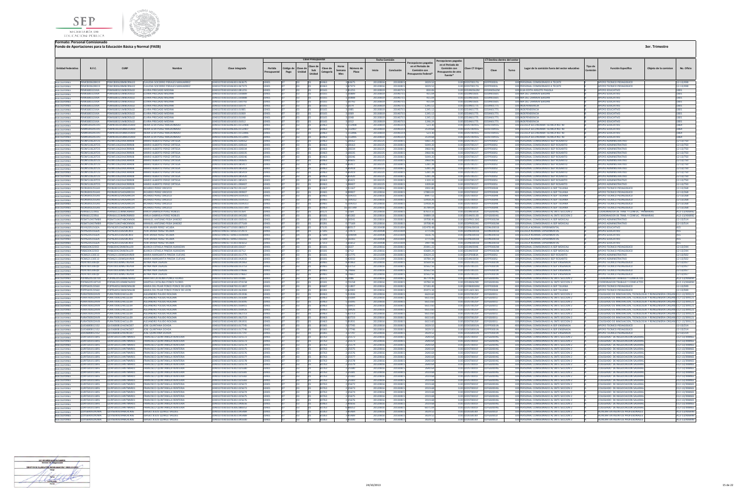**Formato: Personal Comisionado**

**Fondo de Aportaciones para la Educación Básica y Normal (FAEB)**

3er. Trimestre

| Entidad Federativa | R.F.C. | CURP | Nombre | Clave integrada | Partida Presupuestal | Código de Pago | Clave de Unidad | Clave de Sub Unidad | Clave de Categoría | Horas Semana Mes | Número de Plaza | Fecha Comisión Inicio | Fecha Comisión Conclusión | Percepciones pagadas en el Periodo de Comisión con Presupuesto Federal* | Percepciones pagadas en el Periodo de Comisión con Presupuesto de otra fuente* | Clave CT Origen | CT Destino dentro del sector Clave | CT Destino dentro del sector Turno | Lugar de la comisión fuera del sector educativo | Tipo de Comisión | Función Específica | Objeto de la comisión | No. Oficio |
|---|---|---|---|---|---|---|---|---|---|---|---|---|---|---|---|---|---|---|---|---|---|---|---|
| BAJA CALIFORNIA | PEMC800628KE9 | PEMC800628MBCRNL02 | CLAUDIA SOCORRO PERALES MANRIQUEZ | | 10401 | 07 | 02 | | E0463 | | 67673 | 20120816 | 20130815 | 3029.52 | 0.00 | 02DST0017G | 02FPF0003L | | 100 | PERSONAL COMISIONADO A TECATE | | APOYO TECNICO PEDAGOGICO | | 12-13/4908 |
| BAJA CALIFORNIA | PEMC800628KE9 | PEMC800628MBCRNL02 | CLAUDIA SOCORRO PERALES MANRIQUEZ | | 10401 | 07 | 02 | | E0463 | | 67673 | 20120816 | 20130815 | 3029.52 | 0.00 | 02DST0017G | 02FPF0003L | | 100 | PERSONAL COMISIONADO A TECATE | | APOYO TECNICO PEDAGOGICO | | 12-13/4908 |
| BAJA CALIFORNIA | PEME680210I3A | PEME680210MBCRDL02 | ELVIRA PRECIADO MEDINA | | 10401 | 07 | 02 | | E0165 | | 81255 | 20130819 | 20140715 | 800.06 | 0.00 | 02DPR0562M | 02DIN0562M | | 100 | MISA EDITH ARGOTE PAGOLA | | APOYO EDUCATIVO | | 1801 |
| BAJA CALIFORNIA | PEME680210I3A | PEME680210MBCRDL02 | ELVIRA PRECIADO MEDINA | | 10401 | 07 | 02 | | E0165 | | 80889 | 20130819 | 20140715 | 415.04 | 0.00 | 02DIN0156S | 02DIN0156S | | 100 | MIX DEL CARMEN SERDAN | | APOYO EDUCATIVO | | 1801 |
| BAJA CALIFORNIA | PEME680210I3A | PEME680210MBCRDL02 | ELVIRA PRECIADO MEDINA | | 10401 | 07 | 02 | | E0165 | | 80888 | 20130819 | 20140715 | 415.04 | 0.00 | 02DIN0156S | 02DIN0156S | | 100 | MIX DEL CARMEN SERDAN | | APOYO EDUCATIVO | | 1801 |
| BAJA CALIFORNIA | PEME680210I3A | PEME680210MBCRDL02 | ELVIRA PRECIADO MEDINA | | 10401 | 07 | 02 | | E0165 | | 80792 | 20130819 | 20140715 | 415.04 | 0.00 | 02DIN0156S | 02DIN0156S | | 100 | MIX DEL CARMEN SERDAN | | APOYO EDUCATIVO | | 1801 |
| BAJA CALIFORNIA | PEME680210I3A | PEME680210MBCRDL02 | ELVIRA PRECIADO MEDINA | | 10401 | 07 | 02 | | E0165 | | 3074 | 20130819 | 20140715 | 1245.12 | 0.00 | 02DIN0177S | 02DIN0177S | | 100 | INDEPENDENCIA | | APOYO EDUCATIVO | | 1801 |
| BAJA CALIFORNIA | PEME680210I3A | PEME680210MBCRDL02 | ELVIRA PRECIADO MEDINA | | 10401 | 07 | 02 | | E0165 | | 1985 | 20130819 | 20140715 | 1245.12 | 0.00 | 02DIN0177S | 02DIN0177S | | 100 | INDEPENDENCIA | | APOYO EDUCATIVO | | 1801 |
| BAJA CALIFORNIA | PEME680210I3A | PEME680210MBCRDL02 | ELVIRA PRECIADO MEDINA | | 10401 | 07 | 02 | | E0165 | | 3069 | 20130819 | 20140715 | 1245.12 | 0.00 | 02DIN0177S | 02DIN0177S | | 100 | INDEPENDENCIA | | APOYO EDUCATIVO | | 1801 |
| BAJA CALIFORNIA | PEME680210I3A | PEME680210MBCRDL02 | ELVIRA PRECIADO MEDINA | | 10401 | 07 | 02 | | E0165 | | 3048 | 20130819 | 20140715 | 1245.12 | 0.00 | 02DIN0177S | 02DIN0177S | | 100 | INDEPENDENCIA | | APOYO EDUCATIVO | | 1801 |
| BAJA CALIFORNIA | PEME680210I3A | PEME680210MBCRDL02 | ELVIRA PRECIADO MEDINA | | 10401 | 07 | 02 | | E0165 | | 3012 | 20130819 | 20140715 | 1245.24 | 0.00 | 02DIN0177S | 02DIN0177S | | 100 | INDEPENDENCIA | | APOYO EDUCATIVO | | 1801 |
| BAJA CALIFORNIA | PEMN590206SX3 | PEMN590206MBCRLD00 | NORA ELVA PEREZ MALDONADO | | 10401 | 07 | 02 | | E0463 | | 112906 | 20130819 | 20140219 | 523.30 | 0.00 | 02DST0041G | 02DST0041G | | 100 | ESCUELA SECUNDARIA TECNICA NO. 40 | | APOYO EDUCATIVO | | 1864 |
| BAJA CALIFORNIA | PEMN590206SX3 | PEMN590206MBCRLD00 | NORA ELVA PEREZ MALDONADO | | 10401 | 07 | 02 | | E0463 | | 112907 | 20130819 | 20140219 | 3139.68 | 0.00 | 02DST0041G | 02DST0041G | | 100 | ESCUELA SECUNDARIA TECNICA NO. 40 | | APOYO EDUCATIVO | | 1864 |
| BAJA CALIFORNIA | PEMN590206SX3 | PEMN590206MBCRLD00 | NORA ELVA PEREZ MALDONADO | | 10401 | 07 | 02 | | E0463 | | 112896 | 20130819 | 20140219 | 523.30 | 0.00 | 02DST0041G | 02DST0041G | | 100 | ESCUELA SECUNDARIA TECNICA NO. 40 | | APOYO EDUCATIVO | | 1864 |
| BAJA CALIFORNIA | PEMN590206SX3 | PEMN590206MBCRLD00 | NORA ELVA PEREZ MALDONADO | | 10401 | 07 | 02 | | E0463 | | 112895 | 20130819 | 20140219 | 3139.68 | 0.00 | 02DST0041G | 02DST0041G | | 100 | ESCUELA SECUNDARIA TECNICA NO. 40 | | APOYO EDUCATIVO | | 1864 |
| BAJA CALIFORNIA | PEOM510620725 | PEOM510620HOCRRR08 | MARIO ALBERTO PEREZ ORTEGA | | 10401 | 07 | 02 | | E0463 | | 28162 | 20120225 | 20130815 | 5061.20 | 0.00 | 02DST0021T | 02FPF0005J | | 100 | PERSONAL COMISIONADO BEP ROSARITO | | APOYO ADMINISTRATIVO | | 12-13/750 |
| BAJA CALIFORNIA | PEOM510620725 | PEOM510620HOCRRR08 | MARIO ALBERTO PEREZ ORTEGA | | 10401 | 07 | 02 | | E0463 | | 28163 | 20120225 | 20130815 | 5049.20 | 0.00 | 02DST0021T | 02FPF0005J | | 100 | PERSONAL COMISIONADO BEP ROSARITO | | APOYO ADMINISTRATIVO | | 12-13/750 |
| BAJA CALIFORNIA | PEOM510620725 | PEOM510620HOCRRR08 | MARIO ALBERTO PEREZ ORTEGA | | 10401 | 07 | 02 | | E0463 | | 28334 | 20120225 | 20130815 | 3960.56 | 0.00 | 02DST0021T | 02FPF0005J | | 100 | PERSONAL COMISIONADO BEP ROSARITO | | APOYO ADMINISTRATIVO | | 12-13/750 |
| BAJA CALIFORNIA | PEOM510620725 | PEOM510620HOCRRR08 | MARIO ALBERTO PEREZ ORTEGA | | 10401 | 07 | 02 | | E0463 | | 28335 | 20120225 | 20130815 | 3960.56 | 0.00 | 02DST0021T | 02FPF0005J | | 100 | PERSONAL COMISIONADO BEP ROSARITO | | APOYO ADMINISTRATIVO | | 12-13/750 |
| BAJA CALIFORNIA | PEOM510620725 | PEOM510620HOCRRR08 | MARIO ALBERTO PEREZ ORTEGA | | 10401 | 07 | 02 | | E0463 | | 28346 | 20120225 | 20130815 | 5049.20 | 0.00 | 02DST0021T | 02FPF0005J | | 100 | PERSONAL COMISIONADO BEP ROSARITO | | APOYO ADMINISTRATIVO | | 12-13/750 |
| BAJA CALIFORNIA | PEOM510620725 | PEOM510620HOCRRR08 | MARIO ALBERTO PEREZ ORTEGA | | 10401 | 07 | 02 | | E0463 | | 40605 | 20120225 | 20130815 | 3960.56 | 0.00 | 02DST0021T | 02FPF0005J | | 100 | PERSONAL COMISIONADO BEP ROSARITO | | APOYO ADMINISTRATIVO | | 12-13/750 |
| BAJA CALIFORNIA | PEOM510620725 | PEOM510620HOCRRR08 | MARIO ALBERTO PEREZ ORTEGA | | 10401 | 07 | 02 | | E0463 | | 85417 | 20120225 | 20130815 | 5281.28 | 0.00 | 02DST0021T | 02FPF0005J | | 100 | PERSONAL COMISIONADO BEP ROSARITO | | APOYO ADMINISTRATIVO | | 12-13/750 |
| BAJA CALIFORNIA | PEOM510620725 | PEOM510620HOCRRR08 | MARIO ALBERTO PEREZ ORTEGA | | 10401 | 07 | 02 | | E0463 | | 85418 | 20120225 | 20130815 | 5281.28 | 0.00 | 02DST0021T | 02FPF0005J | | 100 | PERSONAL COMISIONADO BEP ROSARITO | | APOYO ADMINISTRATIVO | | 12-13/750 |
| BAJA CALIFORNIA | PEOM510620725 | PEOM510620HOCRRR08 | MARIO ALBERTO PEREZ ORTEGA | | 10401 | 07 | 02 | | E0463 | | 85419 | 20120225 | 20130815 | 5281.28 | 0.00 | 02DST0021T | 02FPF0005J | | 100 | PERSONAL COMISIONADO BEP ROSARITO | | APOYO ADMINISTRATIVO | | 12-13/750 |
| BAJA CALIFORNIA | PEOM510620725 | PEOM510620HOCRRR08 | MARIO ALBERTO PEREZ ORTEGA | | 10401 | 07 | 02 | | E0463 | | 85420 | 20120225 | 20130815 | 5281.28 | 0.00 | 02DST0021T | 02FPF0005J | | 100 | PERSONAL COMISIONADO BEP ROSARITO | | APOYO ADMINISTRATIVO | | 12-13/750 |
| BAJA CALIFORNIA | PEOM510620725 | PEOM510620HOCRRR08 | MARIO ALBERTO PEREZ ORTEGA | | 10401 | 07 | 02 | | E0463 | | 85421 | 20120225 | 20130815 | 1320.32 | 0.00 | 02DST0021T | 02FPF0005J | | 100 | PERSONAL COMISIONADO BEP ROSARITO | | APOYO ADMINISTRATIVO | | 12-13/750 |
| BAJA CALIFORNIA | PEOM510620725 | PEOM510620HOCRRR08 | MARIO ALBERTO PEREZ ORTEGA | | 10401 | 07 | 02 | | E0463 | | 98407 | 20120225 | 20130815 | 1009.84 | 0.00 | 02DST0021T | 02FPF0005J | | 100 | PERSONAL COMISIONADO BEP ROSARITO | | APOYO ADMINISTRATIVO | | 12-13/750 |
| BAJA CALIFORNIA | PEOR680925GH1 | PEOR680925HDFRRC05 | RICARDO PEREZ OROZCO | | 10401 | 07 | 02 | | E1067 | | 51167 | 20120816 | 20130815 | 2002.86 | 0.00 | 02DST0001F | 02FPF0004K | | 400 | PERSONAL COMISIONADO A SEP TIJUANA | | APOYO TECNICO PEDAGOGICO | | 12-13/268 |
| BAJA CALIFORNIA | PEOR680925GH1 | PEOR680925HDFRRC05 | RICARDO PEREZ OROZCO | | 10401 | 07 | 02 | | E0465 | | 89907 | 20120816 | 20130815 | 17865.02 | 0.00 | 02DST0001F | 02FPF0004K | | 400 | PERSONAL COMISIONADO A SEP TIJUANA | | APOYO TECNICO PEDAGOGICO | | 12-13/268 |
| BAJA CALIFORNIA | PEOR680925GH1 | PEOR680925HDFRRC05 | RICARDO PEREZ OROZCO | | 10401 | 07 | 02 | | E0465 | | 109311 | 20120816 | 20130815 | 8947.52 | 0.00 | 02DST0001F | 02FPF0004K | | 400 | PERSONAL COMISIONADO A SEP TIJUANA | | APOYO TECNICO PEDAGOGICO | | 12-13/268 |
| BAJA CALIFORNIA | PEOR680925GH1 | PEOR680925HDFRRC05 | RICARDO PEREZ OROZCO | | 10401 | 07 | 02 | | E0465 | | 109312 | 20120816 | 20130815 | 13418.28 | 0.00 | 02DST0001F | 02FPF0004K | | 400 | PERSONAL COMISIONADO A SEP TIJUANA | | APOYO TECNICO PEDAGOGICO | | 12-13/268 |
| BAJA CALIFORNIA | PEOR680925GH1 | PEOR680925HDFRRC05 | RICARDO PEREZ OROZCO | | 10401 | 07 | 02 | | E0465 | | 109313 | 20120816 | 20130815 | 13418.28 | 0.00 | 02DST0001F | 02FPF0004K | | 400 | PERSONAL COMISIONADO A SEP TIJUANA | | APOYO TECNICO PEDAGOGICO | | 12-13/268 |
| BAJA CALIFORNIA | PEOR680925GH1 | PEOR680925HDFRRC05 | RICARDO PEREZ OROZCO | | 10401 | 07 | 02 | | E0463 | | 107389 | 20120816 | 20130815 | 35788.56 | 0.00 | 02DST0001F | 02FPF0004K | | 400 | PERSONAL COMISIONADO A SEP TIJUANA | | APOYO TECNICO PEDAGOGICO | | 12-13/268 |
| BAJA CALIFORNIA | PERK661223RK6 | PERK661223MBCRBR00 | KARLA GABRIELA PEREZ ROBLES | | 10401 | 07 | 02 | | E0121 | | 1564 | 20120816 | 20130815 | 47653.32 | 0.00 | 02DJN0305X | 02FSE0004G | | 100 | PERSONAL COMISIONADO AL SNTE SECCION 2 | | COORDINADOR DE TRAB. Y CONFLIC. PRIMARIAS | | A12-13/404892 |
| BAJA CALIFORNIA | PERK661223RK6 | PERK661223MBCRBR00 | KARLA GABRIELA PEREZ ROBLES | | 10401 | 07 | 02 | | E0181 | | 45282 | 20120816 | 20130815 | 54889.18 | 0.00 | 02DJN0513D | 02FSE0004G | | 100 | PERSONAL COMISIONADO AL SNTE SECCION 2 | | COORDINADOR DE TRAB. Y CONFLIC. PRIMARIAS | | A12-13/404892 |
| BAJA CALIFORNIA | PESM710407NB9 | PESM710407HBCXNN06 | MANUEL ANTONIO PEÑA SANDEZ | | 10401 | 07 | 02 | | E0201 | | 60541 | 20120816 | 20130815 | 19708.96 | 0.00 | 02DPR0118D | 02FPF0002M | | 100 | PERSONAL COMISIONADO A SEP MEXICALI | | APOYO ADMINISTRATIVO | | 12-13/514 |
| BAJA CALIFORNIA | PESM710407NB9 | PESM710407HBCXNN06 | MANUEL ANTONIO PEÑA SANDEZ | | 10401 | 07 | 02 | | E0201 | | 77169 | 20120816 | 20130815 | 19708.96 | 0.00 | 02DPR0524B | 02FPF0002M | | 100 | PERSONAL COMISIONADO A SEP MEXICALI | | APOYO ADMINISTRATIVO | | 12-13/514 |
| BAJA CALIFORNIA | PEVY620515G6A | PEVY620515HSCRLR03 | YURI JAVIER PEREZ VILCHES | | 10401 | 07 | 02 | | E7105 | | 09057 | 20120816 | 20131004 | 11079.96 | 0.00 | 02DNE0001B | 02DNE0001B | | 100 | ESCUELA NORMAL EXPERIMENTAL | | APOYO EDUCATIVO | | 415 |
| BAJA CALIFORNIA | PEVY620515G6A | PEVY620515HSCRLR03 | YURI JAVIER PEREZ VILCHES | | 10401 | 07 | 02 | | E7305 | | 72973 | 20130908 | 20131004 | 3773.06 | 0.00 | 02DNE0001B | 02DNE0001B | | 100 | ESCUELA NORMAL EXPERIMENTAL | | APOYO EDUCATIVO | | 415 |
| BAJA CALIFORNIA | PEVY620515G6A | PEVY620515HSCRLR03 | YURI JAVIER PEREZ VILCHES | | 10401 | 07 | 02 | | E7309 | | 109094 | 20130908 | 20131004 | 5656.76 | 0.00 | 02DNE0001B | 02DNE0001B | | 100 | ESCUELA NORMAL EXPERIMENTAL | | APOYO EDUCATIVO | | 415 |
| BAJA CALIFORNIA | PEVY620515G6A | PEVY620515HSCRLR03 | YURI JAVIER PEREZ VILCHES | | 10401 | 07 | 02 | | E7309 | | 65565 | 20130908 | 20131004 | 3773.06 | 0.00 | 02DNE0001B | 02DNE0001B | | 100 | ESCUELA NORMAL EXPERIMENTAL | | APOYO EDUCATIVO | | 415 |
| BAJA CALIFORNIA | PEVY620515G6A | PEVY620515HSCRLR03 | YURI JAVIER PEREZ VILCHES | | 10401 | 07 | 02 | | E7313 | | 65652 | 20130908 | 20131004 | 3997.98 | 0.00 | 02DNE0001B | 02DNE0001B | | 100 | ESCUELA NORMAL EXPERIMENTAL | | APOYO EDUCATIVO | | 415 |
| BAJA CALIFORNIA | PIAB640422KC0 | PIAB640422MBCNLL09 | BLANCA ESTHELA PINEDA ALMAZAN | | 10401 | 07 | 02 | | E0181 | | 2637 | 20120816 | 20130815 | 25941.22 | 0.00 | 02DJN0094B | 02FPF0002M | | 100 | PERSONAL COMISIONADO A SEP MEXICALI | | APOYO TECNICO PEDAGOGICO | | 12-13/244 |
| BAJA CALIFORNIA | PIAB640422KC0 | PIAB640422MBCNLL09 | BLANCA ESTHELA PINEDA ALMAZAN | | 10401 | 07 | 02 | | E0181 | | 2712 | 20120816 | 20130815 | 43889.28 | 0.00 | 02DJN0393R | 02FPF0002M | | 100 | PERSONAL COMISIONADO A SEP MEXICALI | | APOYO TECNICO PEDAGOGICO | | 12-13/244 |
| BAJA CALIFORNIA | PICM621130C13 | PICM621130MSLNVR09 | MARIA MARGARITA PINEDA CUEVAS | | 10401 | 07 | 02 | | E0181 | | 11775 | 20121008 | 20130815 | 33629.22 | 0.00 | 02DJN0082X | 02FPF0005J | | 100 | PERSONAL COMISIONADO BEP ROSARITO | | APOYO ADMINISTRATIVO | | 12-13/502 |
| BAJA CALIFORNIA | PICM621130C13 | PICM621130MSLNVR09 | MARIA MARGARITA PINEDA CUEVAS | | 10401 | 07 | 02 | | E0181 | | 92032 | 20121008 | 20130815 | 19784.24 | 0.00 | 02DJN0305X | 02FPF0005J | | 100 | PERSONAL COMISIONADO BEP ROSARITO | | APOYO ADMINISTRATIVO | | 12-13/502 |
| BAJA CALIFORNIA | PIOR700130BQ8 | PIOR700130MBCXGY04 | REYNA PIÑA OGALDE | | 10401 | 07 | 02 | | E0465 | | 81962 | 20120816 | 20130815 | 30569.56 | 0.00 | 02DST0022S | 02FPF0001N | | 100 | PERSONAL COMISIONADO A SEP ENSENADA | | APOYO TECNICO PEDAGOGICO | | 12-13/057 |
| BAJA CALIFORNIA | PIOR700130BQ8 | PIOR700130MBCXGY04 | REYNA PIÑA OGALDE | | 10401 | 07 | 02 | | E0465 | | 82753 | 20120816 | 20130815 | 30562.56 | 0.00 | 02DST0022S | 02FPF0001N | | 100 | PERSONAL COMISIONADO A SEP ENSENADA | | APOYO TECNICO PEDAGOGICO | | 12-13/057 |
| BAJA CALIFORNIA | PIOR700130BQ8 | PIOR700130MBCXGY04 | REYNA PIÑA OGALDE | | 10401 | 07 | 02 | | E0465 | | 79666 | 20120816 | 20130815 | 30562.56 | 0.00 | 02DST0022S | 02FPF0001N | | 100 | PERSONAL COMISIONADO A SEP ENSENADA | | APOYO TECNICO PEDAGOGICO | | 12-13/057 |
| BAJA CALIFORNIA | PIOR700130BQ8 | PIOR700130MBCXGY04 | REYNA PIÑA OGALDE | | 10401 | 07 | 02 | | E0465 | | 79667 | 20120816 | 20130815 | 30562.56 | 0.00 | 02DST0022S | 02FPF0001N | | 100 | PERSONAL COMISIONADO A SEP ENSENADA | | APOYO TECNICO PEDAGOGICO | | 12-13/057 |
| BAJA CALIFORNIA | POFM620518TU0 | POFM620518MBCNLR02 | MARTHA CATALINA PONCE FLORES | | 10401 | 07 | 02 | | E0121 | | 1086 | 20120816 | 20130815 | 36774.96 | 0.00 | 02DJN0066K | 02FSE0004G | | 100 | PERSONAL COMISIONADO AL SNTE SECCION 2 | | COORDINADOR TRABAJO Y CONFLICTOS | | A12-13/404894 |
| BAJA CALIFORNIA | POFM620518TU0 | POFM620518MBCNLR02 | MARTHA CATALINA PONCE FLORES | | 10401 | 07 | 02 | | E0181 | | 74158 | 20120816 | 20130815 | 19784.34 | 0.00 | 02DJN0129D | 02FSE0004G | | 100 | PERSONAL COMISIONADO AL SNTE SECCION 2 | | COORDINADOR TRABAJO Y CONFLICTOS | | A12-13/404894 |
| BAJA CALIFORNIA | POPP640523SG0 | POPP640523MBCNNL08 | MARIA DEL PILAR PONCE PONCE DE LEON | | 10401 | 07 | 02 | | E0687 | | 11807 | 20120816 | 20130815 | 57183.40 | 0.00 | 02FIZ0004M | 02FPF0004K | | 400 | PERSONAL COMISIONADO A SEP TIJUANA | | APOYO TECNICO PEDAGOGICO | | 12-13/049 |
| BAJA CALIFORNIA | POPP640523SG0 | POPP640523MBCNNL08 | MARIA DEL PILAR PONCE PONCE DE LEON | | 10401 | 07 | 02 | | E0281 | | 92883 | 20120816 | 20130815 | 20073.34 | 0.00 | 02DPR0136S | 02FPF0004K | | 400 | PERSONAL COMISIONADO A SEP TIJUANA | | APOYO TECNICO PEDAGOGICO | | 12-13/049 |
| BAJA CALIFORNIA | PURA700922KV9 | PURA700922HCLLLD09 | ALEJANDRO PULIDO ROLDAN | | 10401 | 07 | 02 | | E0463 | | 51936 | 20120816 | 20130815 | 6624.60 | 0.00 | 02DST0025P | 02FGS0001J | | 100 | PERSONAL COMISIONADO AL SNTE SECCION 2 | | COLEGIADO DE INNOVACION, TECNOLOGIA Y RENEGENERIA ORGANIZ | | E12-13/39121 |
| BAJA CALIFORNIA | PURA700922KV9 | PURA700922HCLLLD09 | ALEJANDRO PULIDO ROLDAN | | 10401 | 07 | 02 | | E0463 | | 55484 | 20120816 | 20130815 | 6613.60 | 0.00 | 02DST0025P | 02FGS0001J | | 100 | PERSONAL COMISIONADO AL SNTE SECCION 2 | | COLEGIADO DE INNOVACION, TECNOLOGIA Y RENEGENERIA ORGANIZ | | E12-13/39121 |
| BAJA CALIFORNIA | PURA700922KV9 | PURA700922HCLLLD09 | ALEJANDRO PULIDO ROLDAN | | 10401 | 07 | 02 | | E0463 | | 55595 | 20120816 | 20130815 | 6613.60 | 0.00 | 02DST0025P | 02FGS0001J | | 100 | PERSONAL COMISIONADO AL SNTE SECCION 2 | | COLEGIADO DE INNOVACION, TECNOLOGIA Y RENEGENERIA ORGANIZ | | E12-13/39121 |
| BAJA CALIFORNIA | PURA700922KV9 | PURA700922HCLLLD09 | ALEJANDRO PULIDO ROLDAN | | 10401 | 07 | 02 | | E0463 | | 55915 | 20120816 | 20130815 | 6613.60 | 0.00 | 02DST0025P | 02FGS0001J | | 100 | PERSONAL COMISIONADO AL SNTE SECCION 2 | | COLEGIADO DE INNOVACION, TECNOLOGIA Y RENEGENERIA ORGANIZ | | E12-13/39121 |
| BAJA CALIFORNIA | PURA700922KV9 | PURA700922HCLLLD09 | ALEJANDRO PULIDO ROLDAN | | 10401 | 07 | 02 | | E0463 | | 58926 | 20120816 | 20130815 | 6613.60 | 0.00 | 02DST0025P | 02FGS0001J | | 100 | PERSONAL COMISIONADO AL SNTE SECCION 2 | | COLEGIADO DE INNOVACION, TECNOLOGIA Y RENEGENERIA ORGANIZ | | E12-13/39121 |
| BAJA CALIFORNIA | PURA700922KV9 | PURA700922HCLLLD09 | ALEJANDRO PULIDO ROLDAN | | 10401 | 07 | 02 | | E0463 | | 62713 | 20120816 | 20130815 | 6613.60 | 0.00 | 02DST0025P | 02FGS0001J | | 100 | PERSONAL COMISIONADO AL SNTE SECCION 2 | | COLEGIADO DE INNOVACION, TECNOLOGIA Y RENEGENERIA ORGANIZ | | E12-13/39121 |
| BAJA CALIFORNIA | PURA700922KV9 | PURA700922HCLLLD09 | ALEJANDRO PULIDO ROLDAN | | 10401 | 07 | 02 | | E0463 | | 62722 | 20120816 | 20130815 | 6613.60 | 0.00 | 02DST0025P | 02FGS0001J | | 100 | PERSONAL COMISIONADO AL SNTE SECCION 2 | | COLEGIADO DE INNOVACION, TECNOLOGIA Y RENEGENERIA ORGANIZ | | E12-13/39121 |
| BAJA CALIFORNIA | PURA700922KV9 | PURA700922HCLLLD09 | ALEJANDRO PULIDO ROLDAN | | 10401 | 07 | 02 | | E0463 | | 93931 | 20120816 | 20130815 | 6613.60 | 0.00 | 02DST0025P | 02FGS0001J | | 100 | PERSONAL COMISIONADO AL SNTE SECCION 2 | | COLEGIADO DE INNOVACION, TECNOLOGIA Y RENEGENERIA ORGANIZ | | E12-13/39121 |
| BAJA CALIFORNIA | QUOJ680812152 | QUOJ680812HBCNCS07 | JOSE QUINTANA OCHOA | | 10401 | 07 | 02 | | E0365 | | 77795 | 20120816 | 20130815 | 3029.52 | 0.00 | 02DES0001N | 02FPF0001N | | 400 | PERSONAL COMISIONADO A SEP ENSENADA | | APOYO TECNICO PEDAGOGICO | | 12-13/214 |
| BAJA CALIFORNIA | QUOJ680812152 | QUOJ680812HBCNCS07 | JOSE QUINTANA OCHOA | | 10401 | 07 | 02 | | E0365 | | 77796 | 20120816 | 20130815 | 3029.52 | 0.00 | 02DES0001N | 02FPF0001N | | 400 | PERSONAL COMISIONADO A SEP ENSENADA | | APOYO TECNICO PEDAGOGICO | | 12-13/214 |
| BAJA CALIFORNIA | QUOJ680812152 | QUOJ680812HBCNCS07 | JOSE QUINTANA OCHOA | | 10401 | 07 | 02 | | E0365 | | 77797 | 20120816 | 20130815 | 3029.52 | 0.00 | 02DES0001N | 02FPF0001N | | 400 | PERSONAL COMISIONADO A SEP ENSENADA | | APOYO TECNICO PEDAGOGICO | | 12-13/214 |
| BAJA CALIFORNIA | QURF580311MF6 | QURF580311HNTNNR01 | FRANCISCO QUINTANILLA RENTERIA | | 10401 | 07 | 02 | | E0763 | | 25572 | 20120816 | 20130815 | 2640.64 | 0.00 | 02DST0001F | 02FSE0004G | | 100 | PERSONAL COMISIONADO AL SNTE SECCION 2 | | COLEGIADO DE NEGOCIACION SALARIAL | | E12-13/39865 |
| BAJA CALIFORNIA | QURF580311MF6 | QURF580311HNTNNR01 | FRANCISCO QUINTANILLA RENTERIA | | 10401 | 07 | 02 | | E0763 | | 25573 | 20120816 | 20130815 | 2640.64 | 0.00 | 02DST0001F | 02FSE0004G | | 100 | PERSONAL COMISIONADO AL SNTE SECCION 2 | | COLEGIADO DE NEGOCIACION SALARIAL | | E12-13/39865 |
| BAJA CALIFORNIA | QURF580311MF6 | QURF580311HNTNNR01 | FRANCISCO QUINTANILLA RENTERIA | | 10401 | 07 | 02 | | E0763 | | 25574 | 20120816 | 20130815 | 2640.64 | 0.00 | 02DST0001F | 02FSE0004G | | 100 | PERSONAL COMISIONADO AL SNTE SECCION 2 | | COLEGIADO DE NEGOCIACION SALARIAL | | E12-13/39865 |
| BAJA CALIFORNIA | QURF580311MF6 | QURF580311HNTNNR01 | FRANCISCO QUINTANILLA RENTERIA | | 10401 | 07 | 02 | | E0763 | | 25575 | 20120816 | 20130815 | 2640.64 | 0.00 | 02DST0001F | 02FSE0004G | | 100 | PERSONAL COMISIONADO AL SNTE SECCION 2 | | COLEGIADO DE NEGOCIACION SALARIAL | | E12-13/39865 |
| BAJA CALIFORNIA | QURF580311MF6 | QURF580311HNTNNR01 | FRANCISCO QUINTANILLA RENTERIA | | 10401 | 07 | 02 | | E0763 | | 25576 | 20120816 | 20130815 | 2640.64 | 0.00 | 02DST0001F | 02FSE0004G | | 100 | PERSONAL COMISIONADO AL SNTE SECCION 2 | | COLEGIADO DE NEGOCIACION SALARIAL | | E12-13/39865 |
| BAJA CALIFORNIA | QURF580311MF6 | QURF580311HNTNNR01 | FRANCISCO QUINTANILLA RENTERIA | | 10401 | 07 | 02 | | E0763 | | 25577 | 20120816 | 20130815 | 2640.64 | 0.00 | 02DST0001F | 02FSE0004G | | 100 | PERSONAL COMISIONADO AL SNTE SECCION 2 | | COLEGIADO DE NEGOCIACION SALARIAL | | E12-13/39865 |
| BAJA CALIFORNIA | QURF580311MF6 | QURF580311HNTNNR01 | FRANCISCO QUINTANILLA RENTERIA | | 10401 | 07 | 02 | | E0763 | | 25578 | 20120816 | 20130815 | 2640.64 | 0.00 | 02DST0001F | 02FSE0004G | | 100 | PERSONAL COMISIONADO AL SNTE SECCION 2 | | COLEGIADO DE NEGOCIACION SALARIAL | | E12-13/39865 |
| BAJA CALIFORNIA | QURF580311MF6 | QURF580311HNTNNR01 | FRANCISCO QUINTANILLA RENTERIA | | 10401 | 07 | 02 | | E0763 | | 25579 | 20120816 | 20130815 | 2640.64 | 0.00 | 02DST0001F | 02FSE0004G | | 100 | PERSONAL COMISIONADO AL SNTE SECCION 2 | | COLEGIADO DE NEGOCIACION SALARIAL | | E12-13/39865 |
| BAJA CALIFORNIA | QURF580311MF6 | QURF580311HNTNNR01 | FRANCISCO QUINTANILLA RENTERIA | | 10401 | 07 | 02 | | E0763 | | 25580 | 20120816 | 20130815 | 2019.68 | 0.00 | 02DST0001F | 02FSE0004G | | 100 | PERSONAL COMISIONADO AL SNTE SECCION 2 | | COLEGIADO DE NEGOCIACION SALARIAL | | E12-13/39865 |
| BAJA CALIFORNIA | QURF580311MF6 | QURF580311HNTNNR01 | FRANCISCO QUINTANILLA RENTERIA | | 10401 | 07 | 02 | | E0763 | | 25581 | 20120816 | 20130815 | 2019.68 | 0.00 | 02DST0001F | 02FSE0004G | | 100 | PERSONAL COMISIONADO AL SNTE SECCION 2 | | COLEGIADO DE NEGOCIACION SALARIAL | | E12-13/39865 |
| BAJA CALIFORNIA | QURF580311MF6 | QURF580311HNTNNR01 | FRANCISCO QUINTANILLA RENTERIA | | 10401 | 07 | 02 | | E0763 | | 25582 | 20120816 | 20130815 | 2019.68 | 0.00 | 02DST0001F | 02FSE0004G | | 100 | PERSONAL COMISIONADO AL SNTE SECCION 2 | | COLEGIADO DE NEGOCIACION SALARIAL | | E12-13/39865 |
| BAJA CALIFORNIA | QURF580311MF6 | QURF580311HNTNNR01 | FRANCISCO QUINTANILLA RENTERIA | | 10401 | 07 | 02 | | E0763 | | 25583 | 20120816 | 20130815 | 2019.68 | 0.00 | 02DST0001F | 02FSE0004G | | 100 | PERSONAL COMISIONADO AL SNTE SECCION 2 | | COLEGIADO DE NEGOCIACION SALARIAL | | E12-13/39865 |
| BAJA CALIFORNIA | QURF580311MF6 | QURF580311HNTNNR01 | FRANCISCO QUINTANILLA RENTERIA | | 10401 | 07 | 02 | | E0763 | | 25672 | 20120816 | 20130815 | 2019.68 | 0.00 | 02DST0001F | 02FSE0004G | | 100 | PERSONAL COMISIONADO AL SNTE SECCION 2 | | COLEGIADO DE NEGOCIACION SALARIAL | | E12-13/39865 |
| BAJA CALIFORNIA | QURF580311MF6 | QURF580311HNTNNR01 | FRANCISCO QUINTANILLA RENTERIA | | 10401 | 07 | 02 | | E0763 | | 25673 | 20120816 | 20130815 | 2019.68 | 0.00 | 02DST0001F | 02FSE0004G | | 100 | PERSONAL COMISIONADO AL SNTE SECCION 2 | | COLEGIADO DE NEGOCIACION SALARIAL | | E12-13/39865 |
| BAJA CALIFORNIA | QURF580311MF6 | QURF580311HNTNNR01 | FRANCISCO QUINTANILLA RENTERIA | | 10401 | 07 | 02 | | E0763 | | 25674 | 20120816 | 20130815 | 2019.68 | 0.00 | 02DST0001F | 02FSE0004G | | 100 | PERSONAL COMISIONADO AL SNTE SECCION 2 | | COLEGIADO DE NEGOCIACION SALARIAL | | E12-13/39865 |
| BAJA CALIFORNIA | QURF580311MF6 | QURF580311HNTNNR01 | FRANCISCO QUINTANILLA RENTERIA | | 10401 | 07 | 02 | | E0763 | | 25675 | 20120816 | 20130815 | 2019.68 | 0.00 | 02DST0001F | 02FSE0004G | | 100 | PERSONAL COMISIONADO AL SNTE SECCION 2 | | COLEGIADO DE NEGOCIACION SALARIAL | | E12-13/39865 |
| BAJA CALIFORNIA | QURF580311MF6 | QURF580311HNTNNR01 | FRANCISCO QUINTANILLA RENTERIA | | 10401 | 07 | 02 | | E0763 | | 25676 | 20120816 | 20130815 | 2019.68 | 0.00 | 02DST0001F | 02FSE0004G | | 100 | PERSONAL COMISIONADO AL SNTE SECCION 2 | | COLEGIADO DE NEGOCIACION SALARIAL | | E12-13/39865 |
| BAJA CALIFORNIA | QURF580311MF6 | QURF580311HNTNNR01 | FRANCISCO QUINTANILLA RENTERIA | | 10401 | 07 | 02 | | E0763 | | 25677 | 20120816 | 20130815 | 2019.68 | 0.00 | 02DST0001F | 02FSE0004G | | 100 | PERSONAL COMISIONADO AL SNTE SECCION 2 | | COLEGIADO DE NEGOCIACION SALARIAL | | E12-13/39865 |
| BAJA CALIFORNIA | QURF580311MF6 | QURF580311HNTNNR01 | FRANCISCO QUINTANILLA RENTERIA | | 10401 | 07 | 02 | | E0763 | | 88352 | 20120816 | 20130815 | 6071.04 | 0.00 | 02DST0001F | 02FSE0004G | | 100 | PERSONAL COMISIONADO AL SNTE SECCION 2 | | COLEGIADO DE NEGOCIACION SALARIAL | | E12-13/39865 |
| BAJA CALIFORNIA | QUVS680929DM4 | QUVS680929HBCRLR06 | SERGIO JESUS QUIROZ VALLES | | 10401 | 07 | 02 | | E0363 | | 85489 | 20120816 | 20130815 | 3029.52 | 0.00 | 02DES0018X | 02FSE0002I | | 100 | PERSONAL COMISIONADO AL SNTE SECCION 2 | | AUXILIAR EN ASUNTOS PROFESIONALES | | E12-13/40499 |
| BAJA CALIFORNIA | QUVS680929DM4 | QUVS680929HBCRLR06 | SERGIO JESUS QUIROZ VALLES | | 10401 | 07 | 02 | | E0363 | | 85499 | 20120816 | 20130815 | 3029.52 | 0.00 | 02DES0018X | 02FSE0002I | | 100 | PERSONAL COMISIONADO AL SNTE SECCION 2 | | AUXILIAR EN ASUNTOS PROFESIONALES | | E12-13/40499 |
| BAJA CALIFORNIA | QUVS680929DM4 | QUVS680929HBCRLR06 | SERGIO JESUS QUIROZ VALLES | | 10401 | 07 | 02 | | E0363 | | 85500 | 20120816 | 20130815 | 3029.52 | 0.00 | 02DES0018X | 02FSE0002I | | 100 | PERSONAL COMISIONADO AL SNTE SECCION 2 | | AUXILIAR EN ASUNTOS PROFESIONALES | | E12-13/40499 |

24/10/2013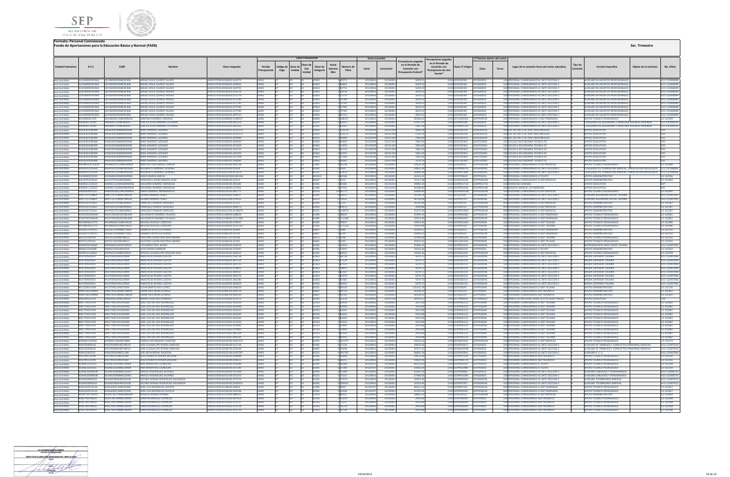**Formato: Personal Comisionado**

**Fondo de Aportaciones para la Educación Básica y Normal (FAEB)**

**3er. Trimestre**

| Entidad Federativa | R.F.C. | CURP | Nombre | Clave integrada | Clave Presupuestal | | | | | | | Fecha Comisión | | Percepciones pagadas en el Periodo de Comisión con Presupuesto Federal* | Percepciones pagadas en el Periodo de Comisión con Presupuesto de otra fuente* | Clave CT Origen | CT Destino dentro del sector | | Lugar de la comisión fuera del sector educativo | Tipo de Comisión | Función Específica | Objeto de la comisión | No. Oficio |
|---|---|---|---|---|---|---|---|---|---|---|---|---|---|---|---|---|---|---|---|---|---|---|---|
| | | | | | Partida Presupuestal | Código de Pago | Clave de Unidad | Clave de Sub Unidad | Clave de Categoría | Horas Semana Mes | Número de Plaza | Inicio | Conclusión | | | | Clave | Turno | | | | | |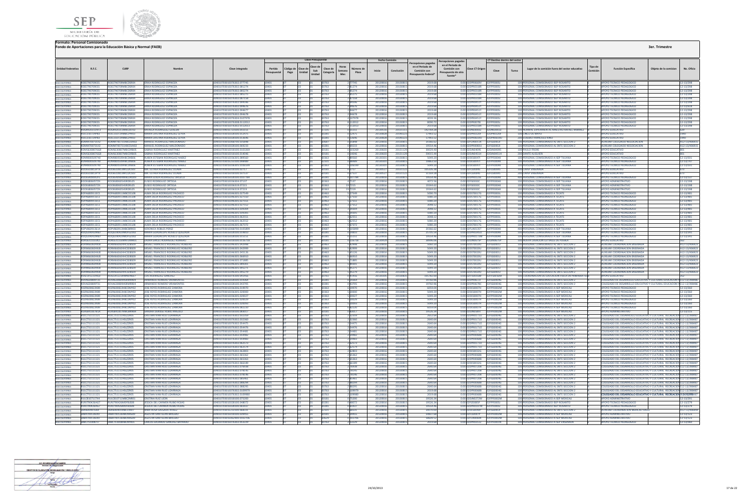**Formato: Personal Comisionado**

**Fondo de Aportaciones para la Educación Básica y Normal (FAEB)**

**3er. Trimestre**

| Entidad Federativa | R.F.C. | CURP | Nombre | Clave integrada | Partida Presupuestal | Código de Pago | Clave de Unidad | Clave de Sub Unidad | Clave de Categoría | Horas Semana Mes | Número de Plaza | Inicio | Conclusión | Percepciones pagadas en el Periodo de Comisión con Presupuesto Federal* | Percepciones pagadas en el Periodo de Comisión con Presupuesto de otra fuente* | Clave CT Origen | Clave | Turno | Lugar de la comisión fuera del sector educativo | Tipo de Comisión | Función Específica | Objeto de la comisión | No. Oficio |
|---|---|---|---|---|---|---|---|---|---|---|---|---|---|---|---|---|---|---|---|---|---|---|---|
| BAJA CALIFORNIA | ROEE790709E55 | ROEE790709MBCDSR04 | ERIKA RODRIGUEZ ESPINOZA | 03401070E0301006763.077745 | 03401 | 07 | | 03 | E0763 | 2 | 77745 | 20120816 | 20130815 | 2019.68 | 0.00 | 02DPR0669V | 02FPF0005J | | 100 PERSONAL COMISIONADO BSP ROSARITO | | APOYO TECNICO PEDAGOGICO | | 12-13/298 |
| BAJA CALIFORNIA | ROEE790709E55 | ROEE790709MBCDSR04 | ERIKA RODRIGUEZ ESPINOZA | 03401070E0301006763.081274 | 03401 | 07 | | 03 | E0763 | 2 | 81274 | 20120816 | 20130815 | 2019.68 | 0.00 | 02DPR0318R | 02FPF0005J | | 100 PERSONAL COMISIONADO BSP ROSARITO | | APOYO TECNICO PEDAGOGICO | | 12-13/298 |
| BAJA CALIFORNIA | ROEE790709E55 | ROEE790709MBCDSR04 | ERIKA RODRIGUEZ ESPINOZA | 03401070E0301006763.085274 | 03401 | 07 | | 03 | E0763 | 2 | 85274 | 20120816 | 20130815 | 2019.68 | 0.00 | 02DPR0318R | 02FPF0005J | | 100 PERSONAL COMISIONADO BSP ROSARITO | | APOYO TECNICO PEDAGOGICO | | 12-13/298 |
| BAJA CALIFORNIA | ROEE790709E55 | ROEE790709MBCDSR04 | ERIKA RODRIGUEZ ESPINOZA | 03401070E0301006763.085275 | 03401 | 07 | | 03 | E0763 | 2 | 85275 | 20120816 | 20130815 | 2019.68 | 0.00 | 02DPR0318R | 02FPF0005J | | 100 PERSONAL COMISIONADO BSP ROSARITO | | APOYO TECNICO PEDAGOGICO | | 12-13/298 |
| BAJA CALIFORNIA | ROEE790709E55 | ROEE790709MBCDSR04 | ERIKA RODRIGUEZ ESPINOZA | 03401070E0301006763.087558 | 03401 | 07 | | 03 | E0763 | 2 | 87558 | 20120816 | 20130815 | 2019.68 | 0.00 | 02DPR0318R | 02FPF0005J | | 100 PERSONAL COMISIONADO BSP ROSARITO | | APOYO TECNICO PEDAGOGICO | | 12-13/298 |
| BAJA CALIFORNIA | ROEE790709E55 | ROEE790709MBCDSR04 | ERIKA RODRIGUEZ ESPINOZA | 03401070E0301006763.089596 | 03401 | 07 | | 03 | E0763 | 2 | 89596 | 20120816 | 20130815 | 2019.68 | 0.00 | 02DPR0318R | 02FPF0005J | | 100 PERSONAL COMISIONADO BSP ROSARITO | | APOYO TECNICO PEDAGOGICO | | 12-13/298 |
| BAJA CALIFORNIA | ROEE790709E55 | ROEE790709MBCDSR04 | ERIKA RODRIGUEZ ESPINOZA | 03401070E0301006763.094676 | 03401 | 07 | | 03 | E0763 | 2 | 94676 | 20120816 | 20130815 | 2019.68 | 0.00 | 02DPR0451Y | 02FPF0005J | | 100 PERSONAL COMISIONADO BSP ROSARITO | | APOYO TECNICO PEDAGOGICO | | 12-13/618 |
| BAJA CALIFORNIA | ROEE790709E55 | ROEE790709MBCDSR04 | ERIKA RODRIGUEZ ESPINOZA | 03401070E0301006763.094677 | 03401 | 07 | | 03 | E0763 | 2 | 94677 | 20120816 | 20130815 | 2019.68 | 0.00 | 02DPR0451Y | 02FPF0005J | | 100 PERSONAL COMISIONADO BSP ROSARITO | | APOYO TECNICO PEDAGOGICO | | 12-13/298 |
| BAJA CALIFORNIA | ROEE790709E55 | ROEE790709MBCDSR04 | ERIKA RODRIGUEZ ESPINOZA | 03401070E0301006763.094678 | 03401 | 07 | | 03 | E0763 | 2 | 94678 | 20120816 | 20130815 | 2019.68 | 0.00 | 02DPR0451Y | 02FPF0005J | | 100 PERSONAL COMISIONADO BSP ROSARITO | | APOYO TECNICO PEDAGOGICO | | 12-13/298 |
| BAJA CALIFORNIA | ROEE790709E55 | ROEE790709MBCDSR04 | ERIKA RODRIGUEZ ESPINOZA | 03401070E0301006763.0107976 | 03401 | 07 | | 03 | E0763 | 2 | 107976 | 20120816 | 20130815 | 4039.36 | 0.00 | 02DPR0451Y | 02FPF0005J | | 100 PERSONAL COMISIONADO BSP ROSARITO | | APOYO TECNICO PEDAGOGICO | | 12-13/298 |
| BAJA CALIFORNIA | ROEE790709E55 | ROEE790709MBCDSR04 | ERIKA RODRIGUEZ ESPINOZA | 03401070E0301006763.0112012 | 03401 | 07 | | 03 | E0763 | 8 | 112012 | 20120816 | 20130815 | 8090.72 | 0.00 | 02DPR0078I | 02FPF0005J | | 100 PERSONAL COMISIONADO BSP ROSARITO | | APOYO TECNICO PEDAGOGICO | | 12-13/298 |
| BAJA CALIFORNIA | ROEE790709E55 | ROEE790709MBCDSR04 | ERIKA RODRIGUEZ ESPINOZA | 03401070E0301006763.0112012 | 03401 | 07 | | 03 | E0763 | 2 | 112012 | 20120816 | 20130815 | 2019.68 | 0.00 | 02DPR0451Y | 02FPF0005J | | 100 PERSONAL COMISIONADO BSP ROSARITO | | APOYO TECNICO PEDAGOGICO | | 12-13/298 |
| BAJA CALIFORNIA | ROGR820101H13 | ROGR820101MBCDNF02 | RAFAELA RODRIGUEZ GONZALEZ | 03401070E0301007235.0015151 | 03401 | 07 | | 03 | E7235 | 0 | 15151 | 20130516 | 20131115 | 142704.28 | 0.00 | 02DNE0002I | 02DNE0002I | | 100 NORMAL EXPERIMENTAL MAESTRO RAFAEL RAMIREZ | | APOYO EDUCATIVO | | 629 |
| BAJA CALIFORNIA | ROLC550724FB3 | ROLC550724MBCDYR03 | MARIA CRISTINA RODRIGUEZ LEYVA | 03401070E0301000281.0012475 | 03401 | 07 | | 03 | E0281 | 0 | 12475 | 20130828 | 20140228 | 17969.52 | 0.00 | 02DPR0326F | 02DPR0326F | | 100 CINCO DE MAYO | | APOYO EDUCATIVO | | 1940 |
| BAJA CALIFORNIA | ROLC550724FB3 | ROLC550724MBCDYR03 | MARIA CRISTINA RODRIGUEZ LEYVA | 03401070E0301000281.0012696 | 03401 | 07 | | 03 | E0281 | 0 | 12696 | 20130828 | 20140228 | 17969.52 | 0.00 | 02DPR0316Z | 02DPR0316Z | | 200 LISANDRO FRANCISCO KINO | | APOYO EDUCATIVO | | 1940 |
| BAJA CALIFORNIA | ROMM700731IG2 | ROMM700731HBCDLN02 | MANUEL RODRIGUEZ MALDONADO | 03401070E0301000687.0016898 | 03401 | 07 | | 03 | E0687 | 0 | 16898 | 20120816 | 20130815 | 30363.62 | 0.00 | 02FUA0011B | 02FSE0002I | | 100 PERSONAL COMISIONADO AL SNTE SECCION 2 | | AUXILIAR COLEGIADO NEGOCIACION | | A12-13/406455 |
| BAJA CALIFORNIA | ROMM700731IG2 | ROMM700731HBCDLN02 | MANUEL RODRIGUEZ MALDONADO | 03401070E0301000281.0068233 | 03401 | 07 | | 03 | E0281 | 0 | 68233 | 20120816 | 20130815 | 19554.46 | 0.00 | 02DPR0060U | 02FSE0002I | | 100 PERSONAL COMISIONADO AL SNTE SECCION 2 | | AUXILIAR COLEGIADO NEGOCIACION | | A12-13/406455 |
| BAJA CALIFORNIA | ROMS630807668 | ROMS630807MBCDRB05 | SABINA RODRIGUEZ MARTINEZ | 03401070E0301000181.0103269 | 03401 | 07 | | 03 | E0181 | 0 | 103269 | 20120601 | 20131129 | 30029.40 | 0.00 | 02DJN0409S | 02DJN0409S | | 100 PAULO FREIRE | | APOYO EDUCATIVO | | 801 |
| BAJA CALIFORNIA | ROMS630807668 | ROMS630807MBCDRB05 | SABINA RODRIGUEZ MARTINEZ | 03401070E0301000181.0039046 | 03401 | 07 | | 03 | E0181 | 0 | 39046 | 20120601 | 20131129 | 14632.36 | 0.00 | 02DJN0451H | 02DJN0451H | | 200 DANTE ALIGUIERI | | APOYO EDUCATIVO | | 801 |
| BAJA CALIFORNIA | RONR800509740 | RONR800509HBCDXB06 | RUBEN ESTEBAN RODRIGUEZ NAÑEZ | 03401070E0301000363.0089560 | 03401 | 07 | | 03 | E0363 | 3 | 89560 | 20120816 | 20130815 | 5049.20 | 0.00 | 02DES0049T | 02FPF0004K | | 100 PERSONAL COMISIONADO A ISEP TIJUANA | | APOYO TECNICO PEDAGOGICO | | 12-13/201 |
| BAJA CALIFORNIA | RONR800509740 | RONR800509HBCDXB06 | RUBEN ESTEBAN RODRIGUEZ NAÑEZ | 03401070E0301001205.0048889 | 03401 | 07 | | 03 | E1205 | 0 | 48889 | 20130301 | 20130815 | 19862.40 | 0.00 | 02DES0049T | 02FPF0004K | | 100 PERSONAL COMISIONADO A ISEP TIJUANA | | APOYO TECNICO PEDAGOGICO | | 12-13/747 |
| BAJA CALIFORNIA | RONR800509740 | RONR800509HBCDXB06 | RUBEN ESTEBAN RODRIGUEZ NAÑEZ | 03401070E0301000363.0106599 | 03401 | 07 | | 03 | E0363 | 3 | 106599 | 20120816 | 20130815 | 5049.20 | 0.00 | 02DES0049T | 02FPF0004K | | 100 PERSONAL COMISIONADO A ISEP TIJUANA | | APOYO TECNICO PEDAGOGICO | | 12-13/201 |
| BAJA CALIFORNIA | ROOE681813R74 | ROOE681813MBCLCS03 | MA. ESTHER RODRIGUEZ OCHOA | 03401070E0301000181.0002717 | 03401 | 07 | | 03 | E0181 | 0 | 2717 | 20130529 | 20131129 | 55326.38 | 0.00 | 02FIZ0004S | 02FIZ0004S | | 100 CAPEP ENSENADA | | APOYO EDUCATIVO | | 678 |
| BAJA CALIFORNIA | ROOE681813R74 | ROOE681813MBCLCS03 | MA. ESTHER RODRIGUEZ OCHOA | 03401070E0301000181.0007537 | 03401 | 07 | | 03 | E0181 | 0 | 7537 | 20130529 | 20131129 | 51302.88 | 0.00 | 02FIZ0004S | 02FIZ0004S | | 200 CAPEP ENSENADA | | APOYO EDUCATIVO | | 678 |
| BAJA CALIFORNIA | ROOM690803J76 | ROOM690803MBCDRN09 | MONICA LIZBETH RODRIGUEZ OROZCO | 03401070E0301000281.0037784 | 03401 | 07 | | 03 | E0281 | 0 | 37784 | 20120816 | 20130815 | 19554.46 | 0.00 | 02DPR0122K | 02FPF0004K | | 400 PERSONAL COMISIONADO A ISEP TIJUANA | | APOYO TECNICO PEDAGOGICO | | 12-13/127 |
| BAJA CALIFORNIA | ROOE680605T24 | ROOE680605HBSDRL05 | ELISEO RODRIGUEZ ORTEGA | 03401070E0301000363.0007137 | 03401 | 07 | | 03 | E0363 | 4 | 7137 | 20120816 | 20130815 | 8072.56 | 0.00 | 02FSE0010C | 02FPF0004K | | 100 PERSONAL COMISIONADO A ISEP TIJUANA | | APOYO ADMINISTRATIVO | | 12-13/188 |
| BAJA CALIFORNIA | ROOE680605T24 | ROOE680605HBSDRL05 | ELISEO RODRIGUEZ ORTEGA | 03401070E0301000363.0007215 | 03401 | 07 | | 03 | E0363 | 19 | 7215 | 20120816 | 20130815 | 19344.62 | 0.00 | 02FSE0010C | 02FPF0004K | | 100 PERSONAL COMISIONADO A ISEP TIJUANA | | APOYO ADMINISTRATIVO | | 12-13/188 |
| BAJA CALIFORNIA | ROOE680605T24 | ROOE680605HBSDRL05 | ELISEO RODRIGUEZ ORTEGA | 03401070E0301000363.0007219 | 03401 | 07 | | 03 | E0363 | 19 | 7219 | 20120816 | 20130815 | 19344.62 | 0.00 | 02FSE0010C | 02FPF0004K | | 100 PERSONAL COMISIONADO A ISEP TIJUANA | | APOYO ADMINISTRATIVO | | 12-13/188 |
| BAJA CALIFORNIA | ROPA680911EC1 | ROPA680911MBCDCL08 | ALMA DELIA RODRIGUEZ PACHECO | 03401070E0301000365.027549 | 03401 | 07 | | 03 | E0363 | 3 | 27549 | 20120816 | 20130815 | 5080.20 | 0.00 | 02DST0017G | 02FPF0003L | | 100 PERSONAL COMISIONADO A TECATE | | APOYO TECNICO PEDAGOGICO | | 12-13/481 |
| BAJA CALIFORNIA | ROPA680911EC1 | ROPA680911MBCDCL08 | ALMA DELIA RODRIGUEZ PACHECO | 03401070E0301000365.027550 | 03401 | 07 | | 03 | E0363 | 3 | 27550 | 20120816 | 20130815 | 5080.20 | 0.00 | 02DST0017G | 02FPF0003L | | 100 PERSONAL COMISIONADO A TECATE | | APOYO TECNICO PEDAGOGICO | | 12-13/481 |
| BAJA CALIFORNIA | ROPA680911EC1 | ROPA680911MBCDCL08 | ALMA DELIA RODRIGUEZ PACHECO | 03401070E0301000363.027551 | 03401 | 07 | | 03 | E0363 | 2 | 27551 | 20120816 | 20130815 | 3048.12 | 0.00 | 02DST0017G | 02FPF0003L | | 100 PERSONAL COMISIONADO A TECATE | | APOYO TECNICO PEDAGOGICO | | 12-13/481 |
| BAJA CALIFORNIA | ROPA680911EC1 | ROPA680911MBCDCL08 | ALMA DELIA RODRIGUEZ PACHECO | 03401070E0301000363.027552 | 03401 | 07 | | 03 | E0363 | 2 | 27552 | 20120816 | 20130815 | 3048.12 | 0.00 | 02DST0017G | 02FPF0003L | | 100 PERSONAL COMISIONADO A TECATE | | APOYO TECNICO PEDAGOGICO | | 12-13/481 |
| BAJA CALIFORNIA | ROPA680911EC1 | ROPA680911MBCDCL08 | ALMA DELIA RODRIGUEZ PACHECO | 03401070E0301000363.039304 | 03401 | 07 | | 03 | E0363 | 2 | 39304 | 20120816 | 20130815 | 3048.12 | 0.00 | 02DST0017G | 02FPF0003L | | 100 PERSONAL COMISIONADO A TECATE | | APOYO TECNICO PEDAGOGICO | | 12-13/481 |
| BAJA CALIFORNIA | ROPA680911EC1 | ROPA680911MBCDCL08 | ALMA DELIA RODRIGUEZ PACHECO | 03401070E0301000365.049305 | 03401 | 07 | | 03 | E0363 | 3 | 49305 | 20120816 | 20130815 | 5080.20 | 0.00 | 02DST0017G | 02FPF0003L | | 100 PERSONAL COMISIONADO A TECATE | | APOYO TECNICO PEDAGOGICO | | 12-13/481 |
| BAJA CALIFORNIA | ROPA680911EC1 | ROPA680911MBCDCL08 | ALMA DELIA RODRIGUEZ PACHECO | 03401070E0301000363.062551 | 03401 | 07 | | 03 | E0363 | 3 | 62551 | 20120816 | 20130815 | 5080.20 | 0.00 | 02DST0017G | 02FPF0003L | | 100 PERSONAL COMISIONADO A TECATE | | APOYO TECNICO PEDAGOGICO | | 12-13/481 |
| BAJA CALIFORNIA | ROPA680911EC1 | ROPA680911MBCDCL08 | ALMA DELIA RODRIGUEZ PACHECO | 03401070E0301000363.062551 | 03401 | 07 | | 03 | E0363 | 2 | 62551 | 20120816 | 20130815 | 3048.12 | 0.00 | 02DST0017G | 02FPF0003L | | 100 PERSONAL COMISIONADO A TECATE | | APOYO TECNICO PEDAGOGICO | | 12-13/481 |
| BAJA CALIFORNIA | ROPA680911EC1 | ROPA680911MBCDCL08 | ALMA DELIA RODRIGUEZ PACHECO | 03401070E0301000365.062552 | 03401 | 07 | | 03 | E0363 | 6 | 62552 | 20120816 | 20130815 | 5080.20 | 0.00 | 02DST0017G | 02FPF0003L | | 100 PERSONAL COMISIONADO A TECATE | | APOYO TECNICO PEDAGOGICO | | 12-13/481 |
| BAJA CALIFORNIA | ROPA680911EC1 | ROPA680911MBCDCL08 | ALMA DELIA RODRIGUEZ PACHECO | 03401070E0301000365.067372 | 03401 | 07 | | 03 | E0363 | 3 | 67372 | 20120816 | 20130815 | 5080.20 | 0.00 | 02DST0017G | 02FPF0003L | | 100 PERSONAL COMISIONADO A TECATE | | APOYO TECNICO PEDAGOGICO | | 12-13/481 |
| BAJA CALIFORNIA | ROPV690919614 | ROPV690919MBCBRR01 | VERONICA ROBLES PEREZ | 03401070E0301000687.0105099 | 03401 | 07 | | 03 | E0687 | 0 | 105099 | 20120816 | 20130815 | 20364.42 | 0.00 | 02DPR0698Q | 02FPF0004K | | 400 PERSONAL COMISIONADO A ISEP TIJUANA | | APOYO TECNICO PEDAGOGICO | | 12-13/050 |
| BAJA CALIFORNIA | ROQG690429RB0 | ROQG690429MBCDZD02 | MARIA GUADALUPE ROSILLO QUEZADA | 03401070E0301000281.0034802 | 03401 | 07 | | 03 | E0281 | 0 | 34802 | 20120816 | 20130815 | 25705.54 | 0.00 | 02DPR0146U | 02FPF0004K | | 100 PERSONAL COMISIONADO A ISEP TIJUANA | | APOYO TECNICO PEDAGOGICO | | 12-13/341 |
| BAJA CALIFORNIA | ROQG690429RB0 | ROQG690429MBCDZD02 | MARIA GUADALUPE ROSILLO QUEZADA | 03401070E0301000281.0015151 | 03401 | 07 | | 03 | E0281 | 0 | 15151 | 20120816 | 20130815 | 19554.46 | 0.00 | 02DPR0146U | 02FPF0004K | | 200 PERSONAL COMISIONADO A ISEP TIJUANA | | APOYO TECNICO PEDAGOGICO | | 12-13/341 |
| BAJA CALIFORNIA | ROREI1101GE2 | ROREI1101MBCDMR01 | ORDRA GRACE RODRIGUEZ RAMIREZ | 03401070E0301000181.0156718 | 03401 | 07 | | 03 | E0181 | 0 | 156718 | 20130528 | 20131025 | 48996.06 | 0.00 | 02DJN0675F | 02DJN0675F | | 100 NUEVA CREACION 11 VALLE DE PUEBLA | | APOYO EDUCATIVO | | 562 |
| BAJA CALIFORNIA | RORM6606049I8 | RORM660604HBCDBG09 | MIGUEL FRANCISCO RODRIGUEZ ROBLEDO | 03401070E0301000365.042998 | 03401 | 07 | | 03 | E0363 | 3 | 42998 | 20120816 | 20130815 | 5080.20 | 0.00 | 02DST0020U | 02FSE0002I | | 100 PERSONAL COMISIONADO AL SNTE SECCION 2 | | AUXILIAR COORDINACION ENSENADA | | A12-13/406923 |
| BAJA CALIFORNIA | RORM6606049I8 | RORM660604HBCDBG09 | MIGUEL FRANCISCO RODRIGUEZ ROBLEDO | 03401070E0301000365.042999 | 03401 | 07 | | 03 | E0363 | 3 | 42999 | 20120816 | 20130815 | 5049.20 | 0.00 | 02DST0020U | 02FSE0002I | | 100 PERSONAL COMISIONADO AL SNTE SECCION 2 | | AUXILIAR COORDINACION ENSENADA | | A12-13/406923 |
| BAJA CALIFORNIA | RORM6606049I8 | RORM660604HBCDBG09 | MIGUEL FRANCISCO RODRIGUEZ ROBLEDO | 03401070E0301000365.045126 | 03401 | 07 | | 03 | E0363 | 3 | 45126 | 20120816 | 20130815 | 5049.20 | 0.00 | 02DST0020U | 02FSE0002I | | 100 PERSONAL COMISIONADO AL SNTE SECCION 2 | | AUXILIAR COORDINACION ENSENADA | | A12-13/406923 |
| BAJA CALIFORNIA | RORM6606049I8 | RORM660604HBCDBG09 | MIGUEL FRANCISCO RODRIGUEZ ROBLEDO | 03401070E0301000365.069910 | 03401 | 07 | | 03 | E0363 | 3 | 69910 | 20120816 | 20130815 | 5049.20 | 0.00 | 02DST0020U | 02FSE0002I | | 100 PERSONAL COMISIONADO AL SNTE SECCION 2 | | AUXILIAR COORDINACION ENSENADA | | A12-13/406923 |
| BAJA CALIFORNIA | RORM6606049I8 | RORM660604HBCDBG09 | MIGUEL FRANCISCO RODRIGUEZ ROBLEDO | 03401070E0301000365.071885 | 03401 | 07 | | 03 | E0363 | 3 | 71885 | 20120816 | 20130815 | 5049.20 | 0.00 | 02DST0020U | 02FSE0002I | | 100 PERSONAL COMISIONADO AL SNTE SECCION 2 | | AUXILIAR COORDINACION ENSENADA | | A12-13/406923 |
| BAJA CALIFORNIA | RORM6606049I8 | RORM660604HBCDBG09 | MIGUEL FRANCISCO RODRIGUEZ ROBLEDO | 03401070E0301000365.089301 | 03401 | 07 | | 03 | E0363 | 3 | 89301 | 20120816 | 20130815 | 5049.20 | 0.00 | 02DST0020U | 02FSE0002I | | 100 PERSONAL COMISIONADO AL SNTE SECCION 2 | | AUXILIAR COORDINACION ENSENADA | | A12-13/406923 |
| BAJA CALIFORNIA | RORM6606049I8 | RORM660604HBCDBG09 | MIGUEL FRANCISCO RODRIGUEZ ROBLEDO | 03401070E0301000365.091271 | 03401 | 07 | | 03 | E0363 | 3 | 91271 | 20120816 | 20130815 | 5049.20 | 0.00 | 02DST0020U | 02FSE0002I | | 100 PERSONAL COMISIONADO AL SNTE SECCION 2 | | AUXILIAR COORDINACION ENSENADA | | A12-13/406923 |
| BAJA CALIFORNIA | RORM6606049I8 | RORM660604HBCDBG09 | MIGUEL FRANCISCO RODRIGUEZ ROBLEDO | 03401070E0301000365.091279 | 03401 | 07 | | 03 | E0363 | 3 | 91279 | 20120816 | 20130815 | 5049.20 | 0.00 | 02DST0020U | 02FSE0002I | | 100 PERSONAL COMISIONADO AL SNTE SECCION 2 | | AUXILIAR COORDINACION ENSENADA | | A12-13/406923 |
| BAJA CALIFORNIA | ROSL541223RF0 | ROSL541223HBRMNN02 | LUIS RODRIGUEZ SANCHEZ | 03401070E0301000761.041956 | 03401 | 07 | | 03 | E0761 | 0 | 41956 | 20130301 | 20130815 | 185782.58 | 0.00 | 02FSE0008M | 02FSE0008M | | 100 COORDINACION DE EDUCACION FISICA EN PRIMARIA FEDE | | APOYO EDUCATIVO | | 262 |
| BAJA CALIFORNIA | ROVA630809731 | ROVA630809HBRMRR04 | ARMANDO ROMERO VARAMONTES | 03401070E0301000281.0034864 | 03401 | 07 | | 03 | E0281 | 0 | 34864 | 20120816 | 20130815 | 19760.96 | 0.00 | 02DPR0613T | 02FSE0004G | | 100 PERSONAL COMISIONADO AL SNTE SECCION 2 | | COLEGIADO DE DESARROLLO EDUCATIVO Y CULTURAL EDUCACION FIS | | A12-13/399886 |
| BAJA CALIFORNIA | ROVA630809731 | ROVA630809HBRMRR04 | ARMANDO ROMERO VARAMONTES | 03401070E0301000281.0043705 | 03401 | 07 | | 03 | E0281 | 0 | 43705 | 20120816 | 20130815 | 19760.96 | 0.00 | 02DPR0678C | 02FSE0004G | | 100 PERSONAL COMISIONADO AL SNTE SECCION 2 | | COLEGIADO DE DESARROLLO EDUCATIVO Y CULTURAL EDUCACION FIS | | A12-13/399886 |
| BAJA CALIFORNIA | ROZJ660822K89 | ROZJ660822HBCDMS02 | JOSE REYES RODRIGUEZ ZAMORA | 03401070E0301000363.059970 | 03401 | 07 | | 03 | E0363 | 6 | 59970 | 20120816 | 20130815 | 6059.04 | 0.00 | 02DES0007H | 02FPF0002M | | 100 PERSONAL COMISIONADO A ISEP MEXICALI | | APOYO TECNICO PEDAGOGICO | | 12-13/260 |
| BAJA CALIFORNIA | ROZJ660822K89 | ROZJ660822HBCDMS02 | JOSE REYES RODRIGUEZ ZAMORA | 03401070E0301000365.020000 | 03401 | 07 | | 03 | E0363 | 3 | 20000 | 20120816 | 20130815 | 5049.20 | 0.00 | 02DES0007H | 02FPF0002M | | 100 PERSONAL COMISIONADO A ISEP MEXICALI | | APOYO TECNICO PEDAGOGICO | | 12-13/260 |
| BAJA CALIFORNIA | ROZJ660822K89 | ROZJ660822HBCDMS02 | JOSE REYES RODRIGUEZ ZAMORA | 03401070E0301000365.020027 | 03401 | 07 | | 03 | E0363 | 3 | 20027 | 20120816 | 20130815 | 5049.20 | 0.00 | 02DES0007H | 02FPF0002M | | 100 PERSONAL COMISIONADO A ISEP MEXICALI | | APOYO TECNICO PEDAGOGICO | | 12-13/260 |
| BAJA CALIFORNIA | ROZJ660822K89 | ROZJ660822HBCDMS02 | JOSE REYES RODRIGUEZ ZAMORA | 03401070E0301000365.020039 | 03401 | 07 | | 03 | E0363 | 3 | 20039 | 20120816 | 20130815 | 5049.20 | 0.00 | 02DES0007H | 02FPF0002M | | 100 PERSONAL COMISIONADO A ISEP MEXICALI | | APOYO TECNICO PEDAGOGICO | | 12-13/260 |
| BAJA CALIFORNIA | ROZJ660822K89 | ROZJ660822HBCDMS02 | JOSE REYES RODRIGUEZ ZAMORA | 03401070E0301000365.020043 | 03401 | 07 | | 03 | E0363 | 3 | 20043 | 20120816 | 20130815 | 5049.20 | 0.00 | 02DES0007H | 02FPF0002M | | 100 PERSONAL COMISIONADO A ISEP MEXICALI | | APOYO TECNICO PEDAGOGICO | | 12-13/260 |
| BAJA CALIFORNIA | ROZJ660822K89 | ROZJ660822HBCDMS02 | JOSE REYES RODRIGUEZ ZAMORA | 03401070E0301000365.061230 | 03401 | 07 | | 03 | E0363 | 3 | 61230 | 20120816 | 20130815 | 5049.20 | 0.00 | 02DES0007H | 02FPF0002M | | 100 PERSONAL COMISIONADO A ISEP MEXICALI | | APOYO TECNICO PEDAGOGICO | | 12-13/260 |
| BAJA CALIFORNIA | RUAS810307R1A | RUAS810307MBCZNN00 | SANDRA DENISSE RUBIO ANGULO | 03401070E0301000281.083017 | 03401 | 07 | | 03 | E0281 | 0 | 83017 | 20120816 | 20130815 | 19526.34 | 0.00 | 02DPR0389T | 02FPF0002M | | 100 PERSONAL COMISIONADO A ISEP MEXICALI | | APOYO ADMINISTRATIVO | | 12-13/115 |
| BAJA CALIFORNIA | RULC751111121 | RULC751111HSLZZR05 | CRISTIAN IVAN RUIZ LIZARRAGA | 03401070E0301006763.022839 | 03401 | 07 | | 03 | E0763 | 2 | 22839 | 20120816 | 20130815 | 2652.94 | 0.00 | 02DPR0171D | 02FSE0004G | | 100 PERSONAL COMISIONADO AL SNTE SECCION 2 | | COLEGIADO DE DESARROLLO EDUCATIVO Y CULTURAL RECREACION | A12-13/399887 |
| BAJA CALIFORNIA | RULC751111121 | RULC751111HSLZZR05 | CRISTIAN IVAN RUIZ LIZARRAGA | 03401070E0301006763.022860 | 03401 | 07 | | 03 | E0763 | 2 | 22860 | 20120816 | 20130815 | 2640.64 | 0.00 | 02DPR0171D | 02FSE0004G | | 100 PERSONAL COMISIONADO AL SNTE SECCION 2 | | COLEGIADO DE DESARROLLO EDUCATIVO Y CULTURAL RECREACION | A12-13/399887 |
| BAJA CALIFORNIA | RULC751111121 | RULC751111HSLZZR05 | CRISTIAN IVAN RUIZ LIZARRAGA | 03401070E0301006763.054475 | 03401 | 07 | | 03 | E0763 | 2 | 54475 | 20120816 | 20130815 | 2640.64 | 0.00 | 02DPR0171D | 02FSE0004G | | 100 PERSONAL COMISIONADO AL SNTE SECCION 2 | | COLEGIADO DE DESARROLLO EDUCATIVO Y CULTURAL RECREACION | A12-13/399887 |
| BAJA CALIFORNIA | RULC751111121 | RULC751111HSLZZR05 | CRISTIAN IVAN RUIZ LIZARRAGA | 03401070E0301006763.054476 | 03401 | 07 | | 03 | E0763 | 2 | 54476 | 20120816 | 20130815 | 2640.64 | 0.00 | 02DPR0171D | 02FSE0004G | | 100 PERSONAL COMISIONADO AL SNTE SECCION 2 | | COLEGIADO DE DESARROLLO EDUCATIVO Y CULTURAL RECREACION | A12-13/399887 |
| BAJA CALIFORNIA | RULC751111121 | RULC751111HSLZZR05 | CRISTIAN IVAN RUIZ LIZARRAGA | 03401070E0301006763.054481 | 03401 | 07 | | 03 | E0763 | 2 | 54481 | 20120816 | 20130815 | 2640.64 | 0.00 | 02DPR0171D | 02FSE0004G | | 100 PERSONAL COMISIONADO AL SNTE SECCION 2 | | COLEGIADO DE DESARROLLO EDUCATIVO Y CULTURAL RECREACION | A12-13/399887 |
| BAJA CALIFORNIA | RULC751111121 | RULC751111HSLZZR05 | CRISTIAN IVAN RUIZ LIZARRAGA | 03401070E0301006763.054482 | 03401 | 07 | | 03 | E0763 | 2 | 54482 | 20120816 | 20130815 | 2640.64 | 0.00 | 02DPR0688B | 02FSE0004G | | 100 PERSONAL COMISIONADO AL SNTE SECCION 2 | | COLEGIADO DE DESARROLLO EDUCATIVO Y CULTURAL RECREACION | A12-13/399887 |
| BAJA CALIFORNIA | RULC751111121 | RULC751111HSLZZR05 | CRISTIAN IVAN RUIZ LIZARRAGA | 03401070E0301006763.054483 | 03401 | 07 | | 03 | E0763 | 2 | 54483 | 20120816 | 20130815 | 2640.64 | 0.00 | 02DPR0688B | 02FSE0004G | | 100 PERSONAL COMISIONADO AL SNTE SECCION 2 | | COLEGIADO DE DESARROLLO EDUCATIVO Y CULTURAL RECREACION | A12-13/399887 |
| BAJA CALIFORNIA | RULC751111121 | RULC751111HSLZZR05 | CRISTIAN IVAN RUIZ LIZARRAGA | 03401070E0301006763.062573 | 03401 | 07 | | 03 | E0763 | 2 | 62573 | 20120816 | 20130815 | 2640.64 | 0.00 | 02DPR0688B | 02FSE0004G | | 100 PERSONAL COMISIONADO AL SNTE SECCION 2 | | COLEGIADO DE DESARROLLO EDUCATIVO Y CULTURAL RECREACION | A12-13/399887 |
| BAJA CALIFORNIA | RULC751111121 | RULC751111HSLZZR05 | CRISTIAN IVAN RUIZ LIZARRAGA | 03401070E0301006763.062574 | 03401 | 07 | | 03 | E0763 | 2 | 62574 | 20120816 | 20130815 | 2640.64 | 0.00 | 02DPR0171D | 02FSE0004G | | 100 PERSONAL COMISIONADO AL SNTE SECCION 2 | | COLEGIADO DE DESARROLLO EDUCATIVO Y CULTURAL RECREACION | A12-13/399887 |
| BAJA CALIFORNIA | RULC751111121 | RULC751111HSLZZR05 | CRISTIAN IVAN RUIZ LIZARRAGA | 03401070E0301006763.062803 | 03401 | 07 | | 03 | E0763 | 2 | 62803 | 20120816 | 20130815 | 2640.64 | 0.00 | 02DES0012G | 02FSE0004G | | 100 PERSONAL COMISIONADO AL SNTE SECCION 2 | | COLEGIADO DE DESARROLLO EDUCATIVO Y CULTURAL RECREACION | A12-13/399887 |
| BAJA CALIFORNIA | RULC751111121 | RULC751111HSLZZR05 | CRISTIAN IVAN RUIZ LIZARRAGA | 03401070E0301006763.065362 | 03401 | 07 | | 03 | E0763 | 2 | 65362 | 20120816 | 20130815 | 2640.64 | 0.00 | 02DPR0688B | 02FSE0004G | | 100 PERSONAL COMISIONADO AL SNTE SECCION 2 | | COLEGIADO DE DESARROLLO EDUCATIVO Y CULTURAL RECREACION | A12-13/399887 |
| BAJA CALIFORNIA | RULC751111121 | RULC751111HSLZZR05 | CRISTIAN IVAN RUIZ LIZARRAGA | 03401070E0301006763.065363 | 03401 | 07 | | 03 | E0763 | 2 | 65363 | 20120816 | 20130815 | 2640.64 | 0.00 | 02DPR0688B | 02FSE0004G | | 100 PERSONAL COMISIONADO AL SNTE SECCION 2 | | COLEGIADO DE DESARROLLO EDUCATIVO Y CULTURAL RECREACION | A12-13/399887 |
| BAJA CALIFORNIA | RULC751111121 | RULC751111HSLZZR05 | CRISTIAN IVAN RUIZ LIZARRAGA | 03401070E0301006763.066189 | 03401 | 07 | | 03 | E0763 | 2 | 66189 | 20120816 | 20130815 | 2640.64 | 0.00 | 02DES0012G | 02FSE0004G | | 100 PERSONAL COMISIONADO AL SNTE SECCION 2 | | COLEGIADO DE DESARROLLO EDUCATIVO Y CULTURAL RECREACION | A12-13/399887 |
| BAJA CALIFORNIA | RULC751111121 | RULC751111HSLZZR05 | CRISTIAN IVAN RUIZ LIZARRAGA | 03401070E0301006763.076698 | 03401 | 07 | | 03 | E0763 | 2 | 76698 | 20120816 | 20130815 | 2640.64 | 0.00 | 02DPR0688B | 02FSE0004G | | 100 PERSONAL COMISIONADO AL SNTE SECCION 2 | | COLEGIADO DE DESARROLLO EDUCATIVO Y CULTURAL RECREACION | A12-13/399887 |
| BAJA CALIFORNIA | RULC751111121 | RULC751111HSLZZR05 | CRISTIAN IVAN RUIZ LIZARRAGA | 03401070E0301006763.078195 | 03401 | 07 | | 03 | E0763 | 2 | 78195 | 20120816 | 20130815 | 2640.64 | 0.00 | 02DPR0718B | 02FSE0004G | | 100 PERSONAL COMISIONADO AL SNTE SECCION 2 | | COLEGIADO DE DESARROLLO EDUCATIVO Y CULTURAL RECREACION | A12-13/399887 |
| BAJA CALIFORNIA | RULC751111121 | RULC751111HSLZZR05 | CRISTIAN IVAN RUIZ LIZARRAGA | 03401070E0301006763.078196 | 03401 | 07 | | 03 | E0763 | 2 | 78196 | 20120816 | 20130815 | 2640.64 | 0.00 | 02DPR0718B | 02FSE0004G | | 100 PERSONAL COMISIONADO AL SNTE SECCION 2 | | COLEGIADO DE DESARROLLO EDUCATIVO Y CULTURAL RECREACION | A12-13/399887 |
| BAJA CALIFORNIA | RULC751111121 | RULC751111HSLZZR05 | CRISTIAN IVAN RUIZ LIZARRAGA | 03401070E0301006763.083461 | 03401 | 07 | | 03 | E0763 | 2 | 83461 | 20120816 | 20130815 | 2640.64 | 0.00 | 02DPR0718B | 02FSE0004G | | 100 PERSONAL COMISIONADO AL SNTE SECCION 2 | | COLEGIADO DE DESARROLLO EDUCATIVO Y CULTURAL RECREACION | A12-13/399887 |
| BAJA CALIFORNIA | RULC751111121 | RULC751111HSLZZR05 | CRISTIAN IVAN RUIZ LIZARRAGA | 03401070E0301006763.088294 | 03401 | 07 | | 03 | E0763 | 2 | 88294 | 20120816 | 20130815 | 2640.64 | 0.00 | 02DPR0688B | 02FSE0004G | | 100 PERSONAL COMISIONADO AL SNTE SECCION 2 | | COLEGIADO DE DESARROLLO EDUCATIVO Y CULTURAL RECREACION | A12-13/399887 |
| BAJA CALIFORNIA | RULC751111121 | RULC751111HSLZZR05 | CRISTIAN IVAN RUIZ LIZARRAGA | 03401070E0301006763.088295 | 03401 | 07 | | 03 | E0763 | 2 | 88295 | 20120816 | 20130815 | 2640.64 | 0.00 | 02DPR0688B | 02FSE0004G | | 100 PERSONAL COMISIONADO AL SNTE SECCION 2 | | COLEGIADO DE DESARROLLO EDUCATIVO Y CULTURAL RECREACION | A12-13/399887 |
| BAJA CALIFORNIA | RULC751111121 | RULC751111HSLZZR05 | CRISTIAN IVAN RUIZ LIZARRAGA | 03401070E0301006763.0109979 | 03401 | 07 | | 03 | E0763 | 2 | 109979 | 20120816 | 20130815 | 2640.64 | 0.00 | 02DPR0688B | 02FSE0004G | | 100 PERSONAL COMISIONADO AL SNTE SECCION 2 | | COLEGIADO DE DESARROLLO EDUCATIVO Y CULTURAL RECREACION | A12-13/399887 |
| BAJA CALIFORNIA | RULC751111121 | RULC751111HSLZZR05 | CRISTIAN IVAN RUIZ LIZARRAGA | 03401070E0301006763.0109980 | 03401 | 07 | | 03 | E0763 | 2 | 109980 | 20120816 | 20130815 | 2019.68 | 0.00 | 02DPR0688B | 02FSE0004G | | 100 PERSONAL COMISIONADO AL SNTE SECCION 2 | | COLEGIADO DE DESARROLLO EDUCATIVO Y CULTURAL RECREACION | A12-13/399887 |
| BAJA CALIFORNIA | RULC810717744 | RULC810717MBCZNR01 | CRISTIAN RUIZ LEON | 03401070E0301000281.079200 | 03401 | 07 | | 03 | E0281 | 0 | 79200 | 20120816 | 20130815 | 19526.34 | 0.00 | 02DPR0772W | 02FPF0002M | | 100 PERSONAL COMISIONADO A ISEP MEXICALI | | APOYO TECNICO PEDAGOGICO | | 12-13/291 |
| BAJA CALIFORNIA | RURJ790626AG7 | RURJ790626MBCBJS08 | JESSICA DEL CARMEN RUBIO ROJAS | 03401070E0301000281.048072 | 03401 | 07 | | 03 | E0281 | 0 | 48072 | 20120816 | 20130815 | 19526.34 | 0.00 | 02DPR0080P | 02FPF0005J | | 100 PERSONAL COMISIONADO BSP ROSARITO | | APOYO TECNICO PEDAGOGICO | | 12-13/279 |
| BAJA CALIFORNIA | RURJ790626AG7 | RURJ790626MBCBJS08 | JESSICA DEL CARMEN RUBIO ROJAS | 03401070E0301000281.065937 | 03401 | 07 | | 03 | E0281 | 0 | 65937 | 20120816 | 20130815 | 19526.34 | 0.00 | 02DPR0707W | 02FPF0005J | | 200 PERSONAL COMISIONADO BSP ROSARITO | | APOYO TECNICO PEDAGOGICO | | 12-13/279 |
| BAJA CALIFORNIA | SAAR640925IA4 | SAAR640925MBCLVS07 | ROSA ROSA SALGADO AVILA | 03401070E0301000365.068231 | 03401 | 07 | | 03 | E0363 | 3 | 68231 | 20120816 | 20130815 | 4007.04 | 0.00 | 02DES0034P | 02FPF0002M | | 100 PERSONAL COMISIONADO A ISEP MEXICALI | | EDUCACION MEDIA SECUNDARIA MEXICALI VALLE | | A12-13/493496 |
| BAJA CALIFORNIA | SABA700126L60 | SABA700126HBCNRG09 | AGUSTIN SANTILLAN BRIZUELO | 03401070E0301001205.039955 | 03401 | 07 | | 03 | E1205 | 0 | 39955 | 20120816 | 20130815 | 54467.68 | 0.00 | 02DES0007H | 02FPF0002M | | 100 PERSONAL COMISIONADO A ISEP MEXICALI | | APOYO ADMINISTRATIVO | | 12-13/123 |
| BAJA CALIFORNIA | SABA700126L60 | SABA700126HBCNRG09 | AGUSTIN SANTILLAN BRIZUELO | 03401070E0301000629.0102766 | 03401 | 07 | | 03 | E0629 | 0 | 102766 | 20120816 | 20130815 | 48659.52 | 0.00 | 02DES0034P | 02FPF0002M | | 100 PERSONAL COMISIONADO A ISEP MEXICALI | | APOYO ADMINISTRATIVO | | 12-13/123 |
| BAJA CALIFORNIA | SABC750306B77 | SABC750306HBCNRR01 | CARLOS EDUARDO SANCHEZ BARRAGAN | 03401070E0301006763.053229 | 03401 | 07 | | 03 | E0763 | 2 | 53229 | 20120816 | 20130815 | 2019.68 | 0.00 | 02DPR0521E | 02FPF0001N | | 100 PERSONAL COMISIONADO A ISEP ENSENADA | | APOYO TECNICO PEDAGOGICO | | 12-13/060 |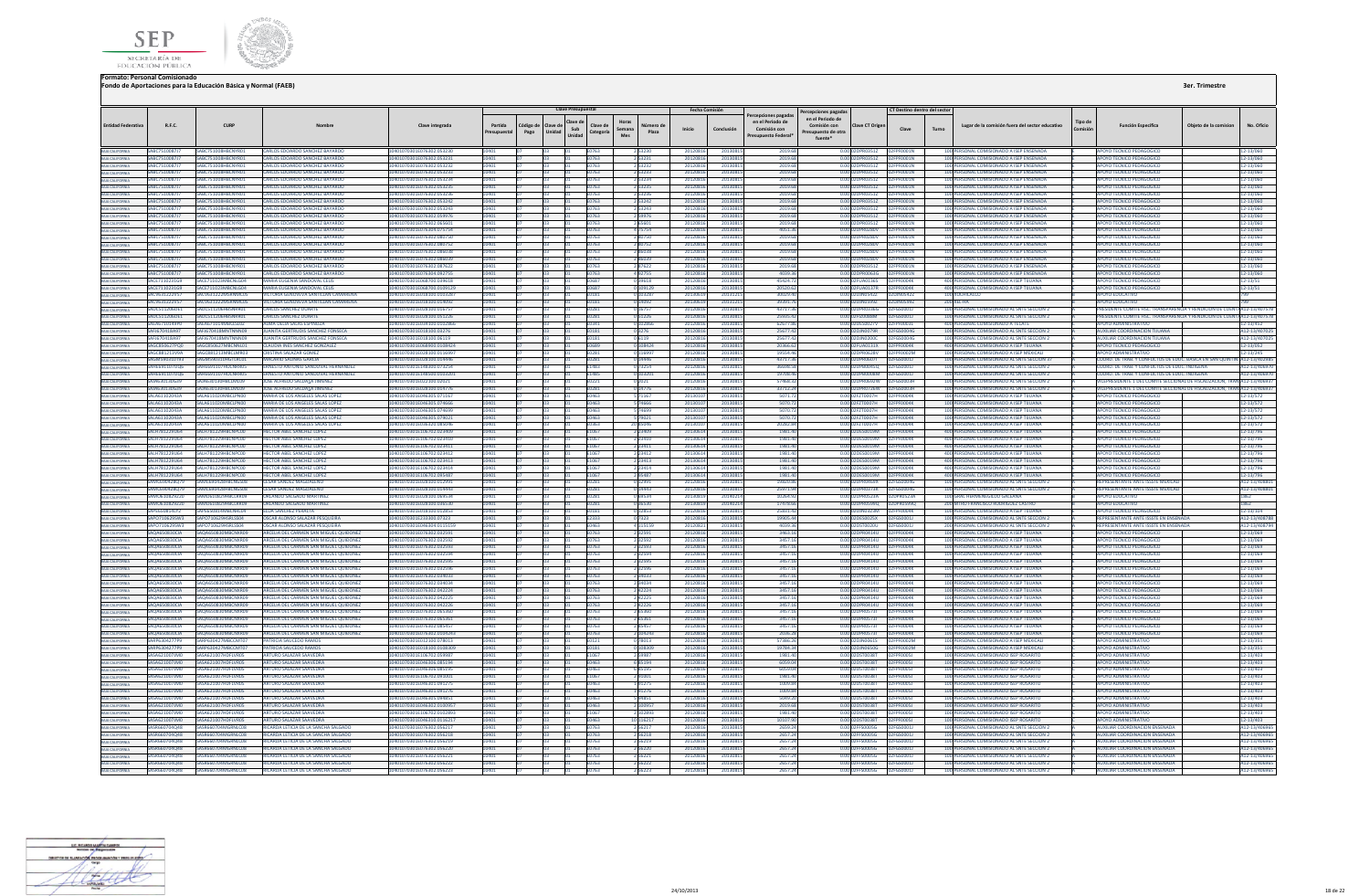**Formato: Personal Comisionado**

**Fondo de Aportaciones para la Educación Básica y Normal (FAEB)**

**3er. Trimestre**

| Entidad Federativa | R.F.C. | CURP | Nombre | Clave integrada | Clave Presupuestal | | | | | | | Fecha Comisión | | Percepciones pagadas en el Periodo de Comisión con Presupuesto Federal* | Percepciones pagadas en el Periodo de Comisión con Presupuesto de otra fuente* | Clave CT Origen | CT Destino dentro del sector | | Lugar de la comisión fuera del sector educativo | Tipo de Comisión | Función Específica | Objeto de la comision | No. Oficio |
|---|---|---|---|---|---|---|---|---|---|---|---|---|---|---|---|---|---|---|---|---|---|---|---|
| | | | | | Partida Presupuestal | Código de Pago | Clave de Unidad | Clave de Sub Unidad | Clave de Categoría | Horas Semana Mes | Número de Plaza | Inicio | Conclusión | | | | Clave | Turno | | | | | |
| BAJA CALIFORNIA | SABC751008977 | SABC751008HBCNYR01 | CARLOS EDOARDO SANCHEZ BAYARDO | ... | 33401 | 07 | 03 | | E0763 | 2 | 53230 | 20120816 | 20130815 | 2019.68 | 0.00 | 02DPR0351Z | 02FPF0001N | | 100 PERSONAL COMISIONADO A ISEP ENSENADA | A | APOYO TECNICO PEDAGOGICO | | 12-13/060 |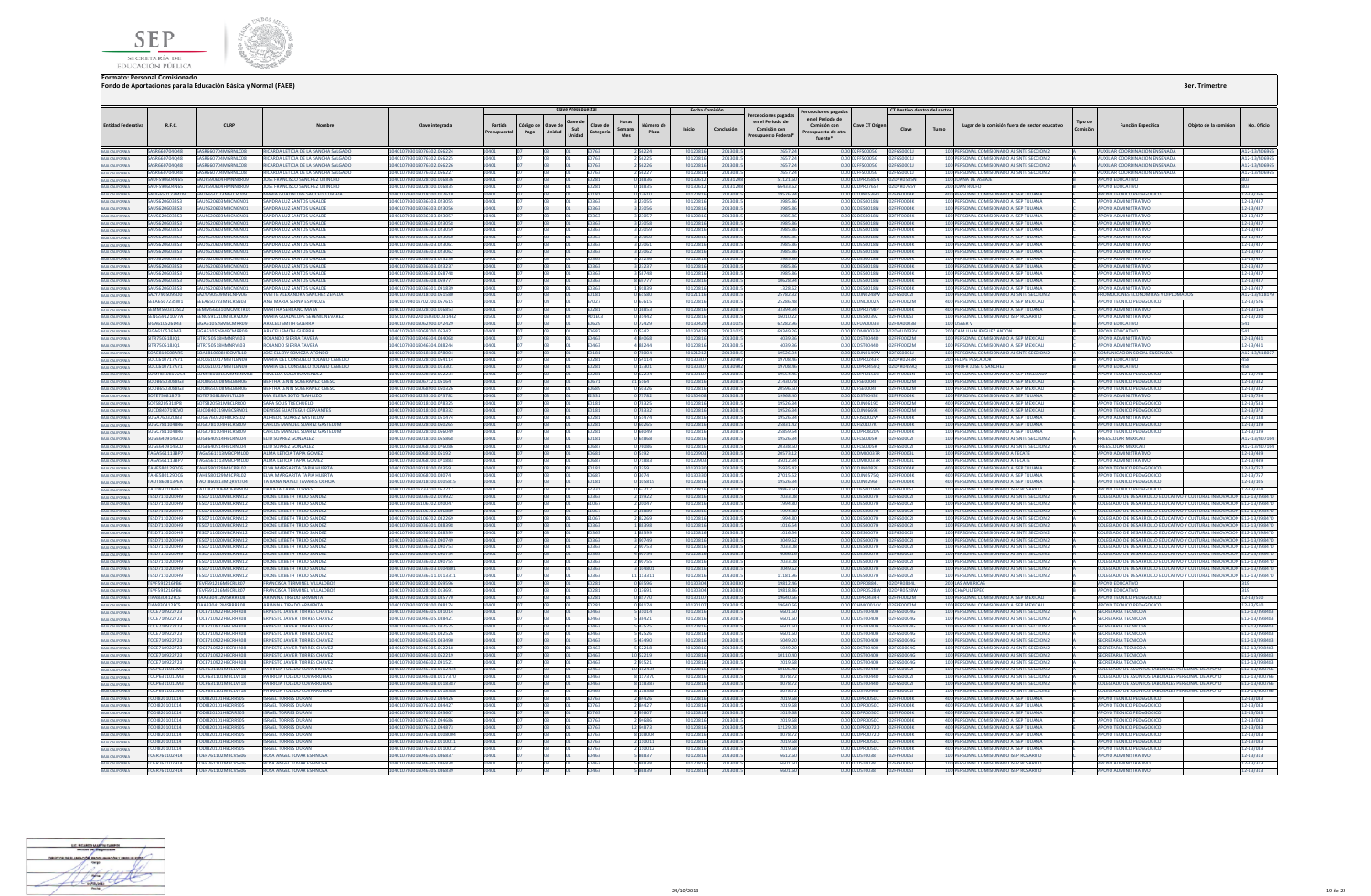**Formato: Personal Comisionado**

**Fondo de Aportaciones para la Educación Básica y Normal (FAEB)**

3er. Trimestre

| Entidad Federativa | R.F.C. | CURP | Nombre | Clave integrada | Partida Presupuestal | Código de Pago | Clave de Unidad | Clave de Sub Unidad | Clave de Categoría | Horas Semana Mes | Número de Plaza | Fecha Comisión Inicio | Fecha Comisión Conclusión | Percepciones pagadas en el Periodo de Comisión con Presupuesto Federal* | Percepciones pagadas en el Periodo de Comisión con Presupuesto de otra fuente* | Clave CT Origen | CT Destino dentro del sector Clave | CT Destino dentro del sector Turno | Lugar de la comisión fuera del sector educativo | Tipo de Comisión | Función Específica | Objeto de la comisión | No. Oficio |
|---|---|---|---|---|---|---|---|---|---|---|---|---|---|---|---|---|---|---|---|---|---|---|---|
| BAJA CALIFORNIA | SASR660709HQ88 | SASR660709MSRNLC08 | RICARDA LETICIA DE LA SANCHA SALGADO | ... | 1 | 07 | ... | ... | ... | ... | ... | 20120816 | 20130815 | ... | ... | ... | ... | ... | PERSONAL COMISIONADO AL SNTE SECCION 2 | ... | AUXILIAR COORDINACION ENSEÑADA | ... | ... |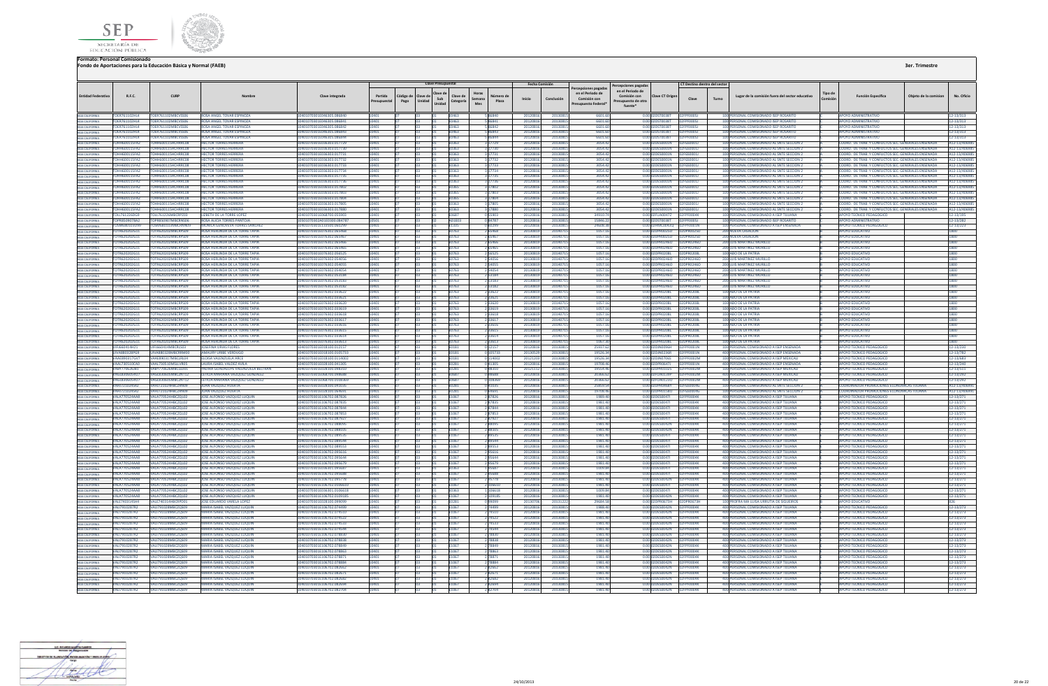**Formato: Personal Comisionado**

**Fondo de Aportaciones para la Educación Básica y Normal (FAEB)**

**3er. Trimestre**

| Entidad Federativa | R.F.C. | CURP | Nombre | Clave integrada | Clave Presupuestal | | | | | | | | Fecha Comisión | | Percepciones pagadas en el Periodo de Comisión con Presupuesto Federal* | Percepciones pagadas en el Periodo de Comisión con Presupuesto de otra fuente** | Clave CT Origen | CT Destino dentro del sector | | Lugar de la comisión fuera del sector educativo | Tipo de Comisión | Función Específica | Objeto de la comision | No. Oficio |
|---|---|---|---|---|---|---|---|---|---|---|---|---|---|---|---|---|---|---|---|---|---|---|---|---|
| | | | | | Partida Presupuestal | Código de Pago | Clave de Unidad | Clave de Sub Unidad | Clave de Categoría | Horas Semana Mes | Número de Plaza | | Inicio | Conclusión | | | | Clave | Turno | | | | | |
| BAJA CALIFORNIA | TOER761102HI4 | TOER761102MBCVSS06 | ROSA ANGEL TOVAR ESPINOZA | 02401070301E046305.086840 | 20401 | 07 | | 03 | E0463 | 5 | 86840 | | 20120816 | 20130815 | 6601.60 | 0.00 | 02DST0038T | 02FPF0005J | | 100 PERSONAL COMISIONADO BSP ROSARITO | A | APOYO ADMINISTRATIVO | | 12-13/313 |
| BAJA CALIFORNIA | TOER761102HI4 | TOER761102MBCVSS06 | ROSA ANGEL TOVAR ESPINOZA | 02401070301E046305.086841 | 20401 | 07 | | 03 | E0463 | 5 | 86841 | | 20120816 | 20130815 | 6601.60 | 0.00 | 02DST0038T | 02FPF0005J | | 100 PERSONAL COMISIONADO BSP ROSARITO | A | APOYO ADMINISTRATIVO | | 12-13/313 |
| BAJA CALIFORNIA | TOER761102HI4 | TOER761102MBCVSS06 | ROSA ANGEL TOVAR ESPINOZA | 02401070301E046305.086842 | 20401 | 07 | | 03 | E0463 | 5 | 86842 | | 20120816 | 20130815 | 6601.60 | 0.00 | 02DST0038T | 02FPF0005J | | 100 PERSONAL COMISIONADO BSP ROSARITO | A | APOYO ADMINISTRATIVO | | 12-13/313 |
| BAJA CALIFORNIA | TOER761102HI4 | TOER761102MBCVSS06 | ROSA ANGEL TOVAR ESPINOZA | 02401070301E046305.086843 | 20401 | 07 | | 03 | E0463 | 5 | 86843 | | 20120816 | 20130815 | 6601.60 | 0.00 | 02DST0038T | 02FPF0005J | | 100 PERSONAL COMISIONADO BSP ROSARITO | A | APOYO ADMINISTRATIVO | | 12-13/313 |
| BAJA CALIFORNIA | TOER761102HI4 | TOER761102MBCVSS06 | ROSA ANGEL TOVAR ESPINOZA | 02401070301E046305.086844 | 20401 | 07 | | 03 | E0463 | 5 | 86844 | | 20120816 | 20130815 | 6601.60 | 0.00 | 02DST0038T | 02FPF0005J | | 100 PERSONAL COMISIONADO BSP ROSARITO | A | APOYO ADMINISTRATIVO | | 12-13/313 |
| BAJA CALIFORNIA | TOHH660115HA2 | TOHH660115HCHRRC08 | HECTOR TORRES HERRERA | 02401070301E036303.017729 | 20401 | 07 | | 03 | E0363 | 3 | 17729 | | 20120816 | 20130815 | 3054.42 | 0.00 | 02DES0001N | 02FGS0001J | | 100 PERSONAL COMISIONADO AL SNTE SECCION 2 | A | COORD. DE TRAB. Y CONFLICTOS SEC. GENERALES ENSENADA | | A12-13/40685 |
| BAJA CALIFORNIA | TOHH660115HA2 | TOHH660115HCHRRC08 | HECTOR TORRES HERRERA | 02401070301E036303.017730 | 20401 | 07 | | 03 | E0363 | 3 | 17730 | | 20120816 | 20130815 | 3054.42 | 0.00 | 02DES0001N | 02FGS0001J | | 100 PERSONAL COMISIONADO AL SNTE SECCION 2 | A | COORD. DE TRAB. Y CONFLICTOS SEC. GENERALES ENSENADA | | A12-13/40685 |
| BAJA CALIFORNIA | TOHH660115HA2 | TOHH660115HCHRRC08 | HECTOR TORRES HERRERA | 02401070301E036303.017731 | 20401 | 07 | | 03 | E0363 | 3 | 17731 | | 20120816 | 20130815 | 3054.42 | 0.00 | 02DES0001N | 02FGS0001J | | 100 PERSONAL COMISIONADO AL SNTE SECCION 2 | A | COORD. DE TRAB. Y CONFLICTOS SEC. GENERALES ENSENADA | | A12-13/40685 |
| BAJA CALIFORNIA | TOHH660115HA2 | TOHH660115HCHRRC08 | HECTOR TORRES HERRERA | 02401070301E036303.017732 | 20401 | 07 | | 03 | E0363 | 3 | 17732 | | 20120816 | 20130815 | 3054.42 | 0.00 | 02DES0001N | 02FGS0001J | | 100 PERSONAL COMISIONADO AL SNTE SECCION 2 | A | COORD. DE TRAB. Y CONFLICTOS SEC. GENERALES ENSENADA | | A12-13/40685 |
| BAJA CALIFORNIA | TOHH660115HA2 | TOHH660115HCHRRC08 | HECTOR TORRES HERRERA | 02401070301E036303.017733 | 20401 | 07 | | 03 | E0363 | 3 | 17733 | | 20120816 | 20130815 | 3054.42 | 0.00 | 02DES0001N | 02FGS0001J | | 100 PERSONAL COMISIONADO AL SNTE SECCION 2 | A | COORD. DE TRAB. Y CONFLICTOS SEC. GENERALES ENSENADA | | A12-13/40685 |
| BAJA CALIFORNIA | TOHH660115HA2 | TOHH660115HCHRRC08 | HECTOR TORRES HERRERA | 02401070301E036303.017734 | 20401 | 07 | | 03 | E0363 | 3 | 17734 | | 20120816 | 20130815 | 3054.42 | 0.00 | 02DES0001N | 02FGS0001J | | 100 PERSONAL COMISIONADO AL SNTE SECCION 2 | A | COORD. DE TRAB. Y CONFLICTOS SEC. GENERALES ENSENADA | | A12-13/40685 |
| BAJA CALIFORNIA | TOHH660115HA2 | TOHH660115HCHRRC08 | HECTOR TORRES HERRERA | 02401070301E036303.017735 | 20401 | 07 | | 03 | E0363 | 3 | 17735 | | 20120816 | 20130815 | 3054.42 | 0.00 | 02DES0001N | 02FGS0001J | | 100 PERSONAL COMISIONADO AL SNTE SECCION 2 | A | COORD. DE TRAB. Y CONFLICTOS SEC. GENERALES ENSENADA | | A12-13/40685 |
| BAJA CALIFORNIA | TOHH660115HA2 | TOHH660115HCHRRC08 | HECTOR TORRES HERRERA | 02401070301E036303.017736 | 20401 | 07 | | 03 | E0363 | 3 | 17736 | | 20120816 | 20130815 | 3054.42 | 0.00 | 02DES0001N | 02FGS0001J | | 100 PERSONAL COMISIONADO AL SNTE SECCION 2 | A | COORD. DE TRAB. Y CONFLICTOS SEC. GENERALES ENSENADA | | A12-13/40685 |
| BAJA CALIFORNIA | TOHH660115HA2 | TOHH660115HCHRRC08 | HECTOR TORRES HERRERA | 02401070301E036303.017802 | 20401 | 07 | | 03 | E0363 | 3 | 17802 | | 20120816 | 20130815 | 3054.42 | 0.00 | 02DES0001N | 02FGS0001J | | 100 PERSONAL COMISIONADO AL SNTE SECCION 2 | A | COORD. DE TRAB. Y CONFLICTOS SEC. GENERALES ENSENADA | | A12-13/40685 |
| BAJA CALIFORNIA | TOHH660115HA2 | TOHH660115HCHRRC08 | HECTOR TORRES HERRERA | 02401070301E036303.017803 | 20401 | 07 | | 03 | E0363 | 3 | 17803 | | 20120816 | 20130815 | 3054.42 | 0.00 | 02DES0001N | 02FGS0001J | | 100 PERSONAL COMISIONADO AL SNTE SECCION 2 | A | COORD. DE TRAB. Y CONFLICTOS SEC. GENERALES ENSENADA | | A12-13/40685 |
| BAJA CALIFORNIA | TOHH660115HA2 | TOHH660115HCHRRC08 | HECTOR TORRES HERRERA | 02401070301E036303.017804 | 20401 | 07 | | 03 | E0363 | 3 | 17804 | | 20120816 | 20130815 | 3054.42 | 0.00 | 02DES0001N | 02FGS0001J | | 100 PERSONAL COMISIONADO AL SNTE SECCION 2 | A | COORD. DE TRAB. Y CONFLICTOS SEC. GENERALES ENSENADA | | A12-13/40685 |
| BAJA CALIFORNIA | TOHH660115HA2 | TOHH660115HCHRRC08 | HECTOR TORRES HERRERA | 02401070301E036303.017805 | 20401 | 07 | | 03 | E0363 | 3 | 17805 | | 20120816 | 20130815 | 3054.42 | 0.00 | 02DES0001N | 02FGS0001J | | 100 PERSONAL COMISIONADO AL SNTE SECCION 2 | A | COORD. DE TRAB. Y CONFLICTOS SEC. GENERALES ENSENADA | | A12-13/40685 |
| BAJA CALIFORNIA | TOHH660115HA2 | TOHH660115HCHRRC08 | HECTOR TORRES HERRERA | 02401070301E036303.017880 | 20401 | 07 | | 03 | E0363 | 3 | 17880 | | 20120816 | 20130815 | 3054.42 | 0.00 | 02DES0001N | 02FGS0001J | | 100 PERSONAL COMISIONADO AL SNTE SECCION 2 | A | COORD. DE TRAB. Y CONFLICTOS SEC. GENERALES ENSENADA | | A12-13/40685 |
| BAJA CALIFORNIA | TOLL761225DG9 | TOLL761225MBCRPZ03 | LIZBETH DE LA TORRE LOPEZ | 02401070301E068700.055903 | 20401 | 07 | | 03 | E0687 | 0 | 55903 | | 20120816 | 20130815 | 24910.74 | 0.00 | 02FUA0047Z | 02FPF0004K | | 100 PERSONAL COMISIONADO A SEP TIJUANA | A | APOYO TECNICO PEDAGOGICO | | 12-13/1345 |
| BAJA CALIFORNIA | TOPR850907RA2 | TOPR850907MBCRNS06 | ROSA ALICIA TORRES PANTOJA | 02401070302A01003000.084787 | 20501 | 07 | | 03 | A01003 | 0 | 84787 | | 20120816 | 20130815 | 15866.22 | 0.00 | 02DST0038T | 02FPF0005J | | 100 PERSONAL COMISIONADO BSP ROSARITO | A | APOYO ADMINISTRATIVO | | A 12-13/282 |
| BAJA CALIFORNIA | TOSM681011DN9 | TOSM681011MBCRNN09 | MONICA GENOVEVA TORRES SANCHEZ | 02401070301E133500.060299 | 20401 | 07 | | 03 | E1335 | 0 | 60299 | | 20120816 | 20130815 | 24608.46 | 0.00 | 02DML0002Q | 02FPF0001N | | 100 PERSONAL COMISIONADO A SEP ENSENADA | A | APOYO TECNICO PEDAGOGICO | | 12-13/1325 |
| BAJA CALIFORNIA | TOTR620202GS1 | TOTR620202MBCRPS09 | ROSA HERLINDA DE LA TORRE TAPIA | 02401070301E076302.065968 | 20401 | 07 | | 03 | E0763 | 2 | 65968 | | 20130819 | 20140715 | 1057.16 | 0.00 | 02DPR0025D | 02DPR0025D | | 200 NUEVA CREACION | A | APOYO EDUCATIVO | | 1800 |
| BAJA CALIFORNIA | TOTR620202GS1 | TOTR620202MBCRPS09 | ROSA HERLINDA DE LA TORRE TAPIA | 02401070301E076302.065967 | 20401 | 07 | | 03 | E0763 | 2 | 65967 | | 20130819 | 20140715 | 1057.16 | 0.00 | 02DPR0025D | 02DPR0025D | | 200 NUEVA CREACION | A | APOYO EDUCATIVO | | 1800 |
| BAJA CALIFORNIA | TOTR620202GS1 | TOTR620202MBCRPS09 | ROSA HERLINDA DE LA TORRE TAPIA | 02401070301E076302.065966 | 20401 | 07 | | 03 | E0763 | 2 | 65966 | | 20130819 | 20140715 | 1057.16 | 0.00 | 02DPR0246O | 02DPR0246O | | 200 LUIS MARTINEZ MURILLO | A | APOYO EDUCATIVO | | 1800 |
| BAJA CALIFORNIA | TOTR620202GS1 | TOTR620202MBCRPS09 | ROSA HERLINDA DE LA TORRE TAPIA | 02401070301E076302.065965 | 20401 | 07 | | 03 | E0763 | 2 | 65965 | | 20130819 | 20140715 | 1057.16 | 0.00 | 02DPR0246O | 02DPR0246O | | 200 LUIS MARTINEZ MURILLO | A | APOYO EDUCATIVO | | 1800 |
| BAJA CALIFORNIA | TOTR620202GS1 | TOTR620202MBCRPS09 | ROSA HERLINDA DE LA TORRE TAPIA | 02401070301E076302.056125 | 20401 | 07 | | 03 | E0763 | 2 | 56125 | | 20130819 | 20140715 | 1057.16 | 0.00 | 02DPR0208L | 02DPR0208L | | 100 AMO DE LA PATRIA | A | APOYO EDUCATIVO | | 1800 |
| BAJA CALIFORNIA | TOTR620202GS1 | TOTR620202MBCRPS09 | ROSA HERLINDA DE LA TORRE TAPIA | 02401070301E076302.054056 | 20401 | 07 | | 03 | E0763 | 2 | 54056 | | 20130819 | 20140715 | 1057.16 | 0.00 | 02DPR0246O | 02DPR0246O | | 200 LUIS MARTINEZ MURILLO | A | APOYO EDUCATIVO | | 1800 |
| BAJA CALIFORNIA | TOTR620202GS1 | TOTR620202MBCRPS09 | ROSA HERLINDA DE LA TORRE TAPIA | 02401070301E076302.054055 | 20401 | 07 | | 03 | E0763 | 2 | 54055 | | 20130819 | 20140715 | 1057.16 | 0.00 | 02DPR0246O | 02DPR0246O | | 200 LUIS MARTINEZ MURILLO | A | APOYO EDUCATIVO | | 1800 |
| BAJA CALIFORNIA | TOTR620202GS1 | TOTR620202MBCRPS09 | ROSA HERLINDA DE LA TORRE TAPIA | 02401070301E076302.054054 | 20401 | 07 | | 03 | E0763 | 2 | 54054 | | 20130819 | 20140715 | 1057.16 | 0.00 | 02DPR0246O | 02DPR0246O | | 200 LUIS MARTINEZ MURILLO | A | APOYO EDUCATIVO | | 1800 |
| BAJA CALIFORNIA | TOTR620202GS1 | TOTR620202MBCRPS09 | ROSA HERLINDA DE LA TORRE TAPIA | 02401070301E076302.023184 | 20401 | 07 | | 03 | E0763 | 2 | 23184 | | 20130819 | 20140715 | 1057.16 | 0.00 | 02DPR0246O | 02DPR0246O | | 200 LUIS MARTINEZ MURILLO | A | APOYO EDUCATIVO | | 1800 |
| BAJA CALIFORNIA | TOTR620202GS1 | TOTR620202MBCRPS09 | ROSA HERLINDA DE LA TORRE TAPIA | 02401070301E076302.023183 | 20401 | 07 | | 03 | E0763 | 2 | 23183 | | 20130819 | 20140715 | 1057.16 | 0.00 | 02DPR0246O | 02DPR0246O | | 200 LUIS MARTINEZ MURILLO | A | APOYO EDUCATIVO | | 1800 |
| BAJA CALIFORNIA | TOTR620202GS1 | TOTR620202MBCRPS09 | ROSA HERLINDA DE LA TORRE TAPIA | 02401070301E076302.023182 | 20401 | 07 | | 03 | E0763 | 2 | 23182 | | 20130819 | 20140715 | 1057.16 | 0.00 | 02DPR0246O | 02DPR0246O | | 200 LUIS MARTINEZ MURILLO | A | APOYO EDUCATIVO | | 1800 |
| BAJA CALIFORNIA | TOTR620202GS1 | TOTR620202MBCRPS09 | ROSA HERLINDA DE LA TORRE TAPIA | 02401070301E076302.023622 | 20401 | 07 | | 03 | E0763 | 2 | 23622 | | 20130819 | 20140715 | 1057.16 | 0.00 | 02DPR0208L | 02DPR0208L | | 100 AMO DE LA PATRIA | A | APOYO EDUCATIVO | | 1800 |
| BAJA CALIFORNIA | TOTR620202GS1 | TOTR620202MBCRPS09 | ROSA HERLINDA DE LA TORRE TAPIA | 02401070301E076302.023621 | 20401 | 07 | | 03 | E0763 | 2 | 23621 | | 20130819 | 20140715 | 1057.16 | 0.00 | 02DPR0208L | 02DPR0208L | | 100 AMO DE LA PATRIA | A | APOYO EDUCATIVO | | 1800 |
| BAJA CALIFORNIA | TOTR620202GS1 | TOTR620202MBCRPS09 | ROSA HERLINDA DE LA TORRE TAPIA | 02401070301E076302.023620 | 20401 | 07 | | 03 | E0763 | 2 | 23620 | | 20130819 | 20140715 | 1057.16 | 0.00 | 02DPR0208L | 02DPR0208L | | 100 AMO DE LA PATRIA | A | APOYO EDUCATIVO | | 1800 |
| BAJA CALIFORNIA | TOTR620202GS1 | TOTR620202MBCRPS09 | ROSA HERLINDA DE LA TORRE TAPIA | 02401070301E076302.023619 | 20401 | 07 | | 03 | E0763 | 2 | 23619 | | 20130819 | 20140715 | 1057.16 | 0.00 | 02DPR0208L | 02DPR0208L | | 100 AMO DE LA PATRIA | A | APOYO EDUCATIVO | | 1800 |
| BAJA CALIFORNIA | TOTR620202GS1 | TOTR620202MBCRPS09 | ROSA HERLINDA DE LA TORRE TAPIA | 02401070301E076302.023618 | 20401 | 07 | | 03 | E0763 | 2 | 23618 | | 20130819 | 20140715 | 1057.16 | 0.00 | 02DPR0208L | 02DPR0208L | | 100 AMO DE LA PATRIA | A | APOYO EDUCATIVO | | 1800 |
| BAJA CALIFORNIA | TOTR620202GS1 | TOTR620202MBCRPS09 | ROSA HERLINDA DE LA TORRE TAPIA | 02401070301E076302.023617 | 20401 | 07 | | 03 | E0763 | 2 | 23617 | | 20130819 | 20140715 | 1057.16 | 0.00 | 02DPR0208L | 02DPR0208L | | 100 AMO DE LA PATRIA | A | APOYO EDUCATIVO | | 1800 |
| BAJA CALIFORNIA | TOTR620202GS1 | TOTR620202MBCRPS09 | ROSA HERLINDA DE LA TORRE TAPIA | 02401070301E076302.023616 | 20401 | 07 | | 03 | E0763 | 2 | 23616 | | 20130819 | 20140715 | 1057.16 | 0.00 | 02DPR0208L | 02DPR0208L | | 100 AMO DE LA PATRIA | A | APOYO EDUCATIVO | | 1800 |
| BAJA CALIFORNIA | TOTR620202GS1 | TOTR620202MBCRPS09 | ROSA HERLINDA DE LA TORRE TAPIA | 02401070301E076302.023615 | 20401 | 07 | | 03 | E0763 | 2 | 23615 | | 20130819 | 20140715 | 1057.16 | 0.00 | 02DPR0208L | 02DPR0208L | | 100 AMO DE LA PATRIA | A | APOYO EDUCATIVO | | 1800 |
| BAJA CALIFORNIA | TOTR620202GS1 | TOTR620202MBCRPS09 | ROSA HERLINDA DE LA TORRE TAPIA | 02401070301E076302.023614 | 20401 | 07 | | 03 | E0763 | 2 | 23614 | | 20130819 | 20140715 | 1057.16 | 0.00 | 02DPR0208L | 02DPR0208L | | 100 AMO DE LA PATRIA | A | APOYO EDUCATIVO | | 1800 |
| BAJA CALIFORNIA | TOTR620202GS1 | TOTR620202MBCRPS09 | ROSA HERLINDA DE LA TORRE TAPIA | 02401070301E076302.023613 | 20401 | 07 | | 03 | E0763 | 2 | 23613 | | 20130819 | 20140715 | 1057.16 | 0.00 | 02DPR0208L | 02DPR0208L | | 100 AMO DE LA PATRIA | A | APOYO EDUCATIVO | | 1800 |
| BAJA CALIFORNIA | UFJ660414HZ1 | UFJ660414MBCRLS03 | JOSEFINA URIAS FLORES | 02401070301E018100.012157 | 20401 | 07 | | 03 | E0181 | 0 | 12157 | | 20120816 | 20130815 | 25937.62 | 0.00 | 02DJN0396H | 02FPF0001N | | 100 PERSONAL COMISIONADO A SEP ENSENADA | A | APOYO TECNICO PEDAGOGICO | | 12-13/230 |
| BAJA CALIFORNIA | UVAA800228PG8 | UVAA800228MBCRRM00 | AMAURY URIBE VERDUGO | 02401070301E018100.035733 | 20401 | 07 | | 03 | E0181 | 0 | 35733 | | 20130529 | 20130815 | 19526.94 | 0.00 | 02DJN0236R | 02FPF0001N | | 100 PERSONAL COMISIONADO A SEP ENSENADA | A | APOYO TECNICO PEDAGOGICO | | 12-13/782 |
| BAJA CALIFORNIA | VAAE860127G07 | VAAE860127MBCLRS09 | ELOISA VALENZUELA ARCE | 02401070301E018100.119032 | 20401 | 07 | | 03 | E0181 | 0 | 119032 | | 20121120 | 20130815 | 19526.94 | 0.00 | 02DJN0760K | 02FPF0002M | | 100 PERSONAL COMISIONADO A SEP MEXICALI | A | APOYO TECNICO PEDAGOGICO | | 12-13/683 |
| BAJA CALIFORNIA | VAAL730510CB0 | VAAL730510MSLLVR03 | LAURA ISABEL VALDEZ AVILA | 02401070301E028100.041305 | 20401 | 07 | | 03 | E0281 | 0 | 41305 | | 20120816 | 20130815 | 19706.46 | 0.00 | 02DPR0647I | 02FPF0001N | | 400 PERSONAL COMISIONADO A SEP ENSENADA | A | APOYO TECNICO PEDAGOGICO | | 12-13/346 |
| BAJA CALIFORNIA | VABM770626QB1 | VABM770626MBCLLD05 | MIRIAM GUADALUPE VALENZUELA BELTRAN | 02401070301E028100.088310 | 20401 | 07 | | 03 | E0281 | 0 | 88310 | | 20121112 | 20130815 | 19509.90 | 0.00 | 02DPR0321V | 02FPF0002M | | 100 PERSONAL COMISIONADO A SEP MEXICALI | A | APOYO TECNICO PEDAGOGICO | | 12-13/615 |
| BAJA CALIFORNIA | VAGC830605HQ7 | VAGC830605MBCZNT12 | CITLIA MARIANA VAZQUEZ GONZALEZ | 02401070301E068700.098668 | 20401 | 07 | | 03 | E0687 | 0 | 98668 | | 20120816 | 20130815 | 20366.62 | 0.00 | 02FUA0139P | 02FPF0002M | | 100 PERSONAL COMISIONADO A SEP MEXICALI | A | APOYO TECNICO PEDAGOGICO | | 12-13/292 |
| BAJA CALIFORNIA | VAGC830605HQ7 | VAGC830605MBCZNT12 | CITLIA MARIANA VAZQUEZ GONZALEZ | 02401070301E068700.108069 | 20401 | 07 | | 03 | E0687 | 0 | 108069 | | 20120816 | 20130815 | 20366.62 | 0.00 | 02FUA0139P | 02FPF0002M | | 100 PERSONAL COMISIONADO A SEP MEXICALI | A | APOYO TECNICO PEDAGOGICO | | 12-13/292 |
| BAJA CALIFORNIA | VAHJ7210294G2 | VAHJ721029HBCZRN00 | JUAN VAZQUEZ HUERTA | 02401070301E028100.045535 | 20401 | 07 | | 03 | E0281 | 0 | 45535 | | 20120816 | 20130815 | 25859.64 | 0.00 | 02DPR0468Y | 02FGS0004G | | 100 PERSONAL COMISIONADO AL SNTE SECCION 2 | A | COORDINADOR PROMOCIONES ECONOMICAS TIJUANA | | A12-13/40691 |
| BAJA CALIFORNIA | VAHJ7210294G2 | VAHJ721029HBCZRN00 | JUAN VAZQUEZ HUERTA | 02401070301E028100.064691 | 20401 | 07 | | 03 | E0281 | 0 | 64691 | | 20120816 | 20130815 | 19706.46 | 0.00 | 02DPR0158D | 02FGS0004G | | 100 PERSONAL COMISIONADO AL SNTE SECCION 2 | A | COORDINADOR PROMOCIONES ECONOMICAS TIJUANA | | A12-13/40691 |
| BAJA CALIFORNIA | VALA770524AA8 | VALA770524HBCZQL02 | JOSE ALFONSO VAZQUEZ LUQUIN | 02401070301E106702.087826 | 20401 | 07 | | 03 | E1067 | 2 | 87826 | | 20120816 | 20130815 | 1989.40 | 0.00 | 02DES0047I | 02FPF0004K | | 400 PERSONAL COMISIONADO A SEP TIJUANA | A | APOYO TECNICO PEDAGOGICO | | 12-13/271 |
| BAJA CALIFORNIA | VALA770524AA8 | VALA770524HBCZQL02 | JOSE ALFONSO VAZQUEZ LUQUIN | 02401070301E106702.087835 | 20401 | 07 | | 03 | E1067 | 2 | 87835 | | 20120816 | 20130815 | 1981.40 | 0.00 | 02DES0047I | 02FPF0004K | | 400 PERSONAL COMISIONADO A SEP TIJUANA | A | APOYO TECNICO PEDAGOGICO | | 12-13/271 |
| BAJA CALIFORNIA | VALA770524AA8 | VALA770524HBCZQL02 | JOSE ALFONSO VAZQUEZ LUQUIN | 02401070301E106702.087844 | 20401 | 07 | | 03 | E1067 | 2 | 87844 | | 20120816 | 20130815 | 1981.40 | 0.00 | 02DES0047I | 02FPF0004K | | 400 PERSONAL COMISIONADO A SEP TIJUANA | A | APOYO TECNICO PEDAGOGICO | | 12-13/271 |
| BAJA CALIFORNIA | VALA770524AA8 | VALA770524HBCZQL02 | JOSE ALFONSO VAZQUEZ LUQUIN | 02401070301E106702.087853 | 20401 | 07 | | 03 | E1067 | 2 | 87853 | | 20120816 | 20130815 | 1981.40 | 0.00 | 02DES0047I | 02FPF0004K | | 400 PERSONAL COMISIONADO A SEP TIJUANA | A | APOYO TECNICO PEDAGOGICO | | 12-13/271 |
| BAJA CALIFORNIA | VALA770524AA8 | VALA770524HBCZQL02 | JOSE ALFONSO VAZQUEZ LUQUIN | 02401070301E106702.087427 | 20401 | 07 | | 03 | E1067 | 2 | 87427 | | 20120816 | 20130815 | 1981.40 | 0.00 | 02DES0047I | 02FPF0004K | | 400 PERSONAL COMISIONADO A SEP TIJUANA | A | APOYO TECNICO PEDAGOGICO | | 12-13/271 |
| BAJA CALIFORNIA | VALA770524AA8 | VALA770524HBCZQL02 | JOSE ALFONSO VAZQUEZ LUQUIN | 02401070301E106702.088095 | 20401 | 07 | | 03 | E1067 | 2 | 88095 | | 20120816 | 20130815 | 1981.40 | 0.00 | 02DES0047I | 02FPF0004K | | 400 PERSONAL COMISIONADO A SEP TIJUANA | A | APOYO TECNICO PEDAGOGICO | | 12-13/271 |
| BAJA CALIFORNIA | VALA770524AA8 | VALA770524HBCZQL02 | JOSE ALFONSO VAZQUEZ LUQUIN | 02401070301E106702.088535 | 20401 | 07 | | 03 | E1067 | 2 | 88535 | | 20120816 | 20130815 | 1981.40 | 0.00 | 02DES0047I | 02FPF0004K | | 400 PERSONAL COMISIONADO A SEP TIJUANA | A | APOYO TECNICO PEDAGOGICO | | 12-13/271 |
| BAJA CALIFORNIA | VALA770524AA8 | VALA770524HBCZQL02 | JOSE ALFONSO VAZQUEZ LUQUIN | 02401070301E106702.089535 | 20401 | 07 | | 03 | E1067 | 2 | 89535 | | 20120816 | 20130815 | 1981.40 | 0.00 | 02DES0047I | 02FPF0004K | | 400 PERSONAL COMISIONADO A SEP TIJUANA | A | APOYO TECNICO PEDAGOGICO | | 12-13/271 |
| BAJA CALIFORNIA | VALA770524AA8 | VALA770524HBCZQL02 | JOSE ALFONSO VAZQUEZ LUQUIN | 02401070301E106702.089544 | 20401 | 07 | | 03 | E1067 | 2 | 89544 | | 20120816 | 20130815 | 1981.40 | 0.00 | 02DES0047I | 02FPF0004K | | 400 PERSONAL COMISIONADO A SEP TIJUANA | A | APOYO TECNICO PEDAGOGICO | | 12-13/271 |
| BAJA CALIFORNIA | VALA770524AA8 | VALA770524HBCZQL02 | JOSE ALFONSO VAZQUEZ LUQUIN | 02401070301E106702.089553 | 20401 | 07 | | 03 | E1067 | 2 | 89553 | | 20120816 | 20130815 | 1981.40 | 0.00 | 02DES0047I | 02FPF0004K | | 400 PERSONAL COMISIONADO A SEP TIJUANA | A | APOYO TECNICO PEDAGOGICO | | 12-13/271 |
| BAJA CALIFORNIA | VALA770524AA8 | VALA770524HBCZQL02 | JOSE ALFONSO VAZQUEZ LUQUIN | 02401070301E106702.095616 | 20401 | 07 | | 03 | E1067 | 2 | 95616 | | 20120816 | 20130815 | 1981.40 | 0.00 | 02DES0047I | 02FPF0004K | | 400 PERSONAL COMISIONADO A SEP TIJUANA | A | APOYO TECNICO PEDAGOGICO | | 12-13/271 |
| BAJA CALIFORNIA | VALA770524AA8 | VALA770524HBCZQL02 | JOSE ALFONSO VAZQUEZ LUQUIN | 02401070301E106702.095644 | 20401 | 07 | | 03 | E1067 | 2 | 95644 | | 20120816 | 20130815 | 1981.40 | 0.00 | 02DES0047I | 02FPF0004K | | 400 PERSONAL COMISIONADO A SEP TIJUANA | A | APOYO TECNICO PEDAGOGICO | | 12-13/271 |
| BAJA CALIFORNIA | VALA770524AA8 | VALA770524HBCZQL02 | JOSE ALFONSO VAZQUEZ LUQUIN | 02401070301E106702.095679 | 20401 | 07 | | 03 | E1067 | 2 | 95679 | | 20120816 | 20130815 | 1981.40 | 0.00 | 02DES0047I | 02FPF0004K | | 400 PERSONAL COMISIONADO A SEP TIJUANA | A | APOYO TECNICO PEDAGOGICO | | 12-13/271 |
| BAJA CALIFORNIA | VALA770524AA8 | VALA770524HBCZQL02 | JOSE ALFONSO VAZQUEZ LUQUIN | 02401070301E036301.095687 | 20401 | 07 | | 03 | E0363 | 1 | 95687 | | 20120816 | 20130815 | 1009.84 | 0.00 | 02DES0047I | 02FPF0004K | | 400 PERSONAL COMISIONADO A SEP TIJUANA | A | APOYO TECNICO PEDAGOGICO | | 12-13/271 |
| BAJA CALIFORNIA | VALA770524AA8 | VALA770524HBCZQL02 | JOSE ALFONSO VAZQUEZ LUQUIN | 02401070301E106702.095688 | 20401 | 07 | | 03 | E1067 | 2 | 95688 | | 20120816 | 20130815 | 1981.40 | 0.00 | 02DES0047I | 02FPF0004K | | 400 PERSONAL COMISIONADO A SEP TIJUANA | A | APOYO TECNICO PEDAGOGICO | | 12-13/271 |
| BAJA CALIFORNIA | VALA770524AA8 | VALA770524HBCZQL02 | JOSE ALFONSO VAZQUEZ LUQUIN | 02401070301E106702.095778 | 20401 | 07 | | 03 | E1067 | 2 | 95778 | | 20120816 | 20130815 | 1981.40 | 0.00 | 02DES0047I | 02FPF0004K | | 400 PERSONAL COMISIONADO A SEP TIJUANA | A | APOYO TECNICO PEDAGOGICO | | 12-13/271 |
| BAJA CALIFORNIA | VALA770524AA8 | VALA770524HBCZQL02 | JOSE ALFONSO VAZQUEZ LUQUIN | 02401070301E106702.0106610 | 20401 | 07 | | 03 | E1067 | 2 | 106610 | | 20120816 | 20130815 | 1981.40 | 0.00 | 02DES0047I | 02FPF0004K | | 400 PERSONAL COMISIONADO A SEP TIJUANA | A | APOYO TECNICO PEDAGOGICO | | 12-13/271 |
| BAJA CALIFORNIA | VALA770524AA8 | VALA770524HBCZQL02 | JOSE ALFONSO VAZQUEZ LUQUIN | 02401070301E036301.0106618 | 20401 | 07 | | 03 | E0363 | 1 | 106618 | | 20120816 | 20130815 | 1009.84 | 0.00 | 02DES0047I | 02FPF0004K | | 400 PERSONAL COMISIONADO A SEP TIJUANA | A | APOYO TECNICO PEDAGOGICO | | 12-13/271 |
| BAJA CALIFORNIA | VALA770524AA8 | VALA770524HBCZQL02 | JOSE ALFONSO VAZQUEZ LUQUIN | 02401070301E106702.0109185 | 20401 | 07 | | 03 | E1067 | 2 | 109185 | | 20120816 | 20130815 | 1981.40 | 0.00 | 02DES0047I | 02FPF0004K | | 400 PERSONAL COMISIONADO A SEP TIJUANA | A | APOYO TECNICO PEDAGOGICO | | 12-13/271 |
| BAJA CALIFORNIA | VALE740314HH4 | VALE740314HBCRRD05 | JOSE EDUARDO VARELA LOPEZ | 02401070301E028100.099099 | 20401 | 07 | | 03 | E0281 | 0 | 99099 | | 20130708 | 20131222 | 29684.38 | 0.00 | 02DPR0673H | 02FRB0273H | | 100 PROFRA MA LUISA URRUTIA DE SIQUEIROS | A | APOYO EDUCATIVO | | 826 |
| BAJA CALIFORNIA | VALI791028FR2 | VALI791028MBCZQS09 | MARIA ISABEL VAZQUEZ LUQUIN | 02401070301E106702.074499 | 20401 | 07 | | 03 | E1067 | 2 | 74499 | | 20120816 | 20130815 | 1988.40 | 0.00 | 02DES0042N | 02FPF0004K | | 400 PERSONAL COMISIONADO A SEP TIJUANA | A | APOYO TECNICO PEDAGOGICO | | 12-13/273 |
| BAJA CALIFORNIA | VALI791028FR2 | VALI791028MBCZQS09 | MARIA ISABEL VAZQUEZ LUQUIN | 02401070301E106702.074510 | 20401 | 07 | | 03 | E1067 | 2 | 74510 | | 20120816 | 20130815 | 1981.40 | 0.00 | 02DES0042N | 02FPF0004K | | 400 PERSONAL COMISIONADO A SEP TIJUANA | A | APOYO TECNICO PEDAGOGICO | | 12-13/273 |
| BAJA CALIFORNIA | VALI791028FR2 | VALI791028MBCZQS09 | MARIA ISABEL VAZQUEZ LUQUIN | 02401070301E106702.074522 | 20401 | 07 | | 03 | E1067 | 2 | 74522 | | 20120816 | 20130815 | 1981.40 | 0.00 | 02DES0042N | 02FPF0004K | | 400 PERSONAL COMISIONADO A SEP TIJUANA | A | APOYO TECNICO PEDAGOGICO | | 12-13/273 |
| BAJA CALIFORNIA | VALI791028FR2 | VALI791028MBCZQS09 | MARIA ISABEL VAZQUEZ LUQUIN | 02401070301E106702.074533 | 20401 | 07 | | 03 | E1067 | 2 | 74533 | | 20120816 | 20130815 | 1981.40 | 0.00 | 02DES0042N | 02FPF0004K | | 400 PERSONAL COMISIONADO A SEP TIJUANA | A | APOYO TECNICO PEDAGOGICO | | 12-13/273 |
| BAJA CALIFORNIA | VALI791028FR2 | VALI791028MBCZQS09 | MARIA ISABEL VAZQUEZ LUQUIN | 02401070301E106702.074594 | 20401 | 07 | | 03 | E1067 | 2 | 74594 | | 20120816 | 20130815 | 1981.40 | 0.00 | 02DES0042N | 02FPF0004K | | 400 PERSONAL COMISIONADO A SEP TIJUANA | A | APOYO TECNICO PEDAGOGICO | | 12-13/273 |
| BAJA CALIFORNIA | VALI791028FR2 | VALI791028MBCZQS09 | MARIA ISABEL VAZQUEZ LUQUIN | 02401070301E106702.078830 | 20401 | 07 | | 03 | E1067 | 2 | 78830 | | 20120816 | 20130815 | 1981.40 | 0.00 | 02DES0042N | 02FPF0004K | | 400 PERSONAL COMISIONADO A SEP TIJUANA | A | APOYO TECNICO PEDAGOGICO | | 12-13/273 |
| BAJA CALIFORNIA | VALI791028FR2 | VALI791028MBCZQS09 | MARIA ISABEL VAZQUEZ LUQUIN | 02401070301E106702.078838 | 20401 | 07 | | 03 | E1067 | 2 | 78838 | | 20120816 | 20130815 | 1981.40 | 0.00 | 02DES0042N | 02FPF0004K | | 400 PERSONAL COMISIONADO A SEP TIJUANA | A | APOYO TECNICO PEDAGOGICO | | 12-13/273 |
| BAJA CALIFORNIA | VALI791028FR2 | VALI791028MBCZQS09 | MARIA ISABEL VAZQUEZ LUQUIN | 02401070301E106702.078849 | 20401 | 07 | | 03 | E1067 | 2 | 78849 | | 20120816 | 20130815 | 1981.40 | 0.00 | 02DES0042N | 02FPF0004K | | 400 PERSONAL COMISIONADO A SEP TIJUANA | A | APOYO TECNICO PEDAGOGICO | | 12-13/273 |
| BAJA CALIFORNIA | VALI791028FR2 | VALI791028MBCZQS09 | MARIA ISABEL VAZQUEZ LUQUIN | 02401070301E106702.078863 | 20401 | 07 | | 03 | E1067 | 2 | 78863 | | 20120816 | 20130815 | 1981.40 | 0.00 | 02DES0042N | 02FPF0004K | | 400 PERSONAL COMISIONADO A SEP TIJUANA | A | APOYO TECNICO PEDAGOGICO | | 12-13/273 |
| BAJA CALIFORNIA | VALI791028FR2 | VALI791028MBCZQS09 | MARIA ISABEL VAZQUEZ LUQUIN | 02401070301E106702.078871 | 20401 | 07 | | 03 | E1067 | 2 | 78871 | | 20120816 | 20130815 | 1981.40 | 0.00 | 02DES0042N | 02FPF0004K | | 400 PERSONAL COMISIONADO A SEP TIJUANA | A | APOYO TECNICO PEDAGOGICO | | 12-13/273 |
| BAJA CALIFORNIA | VALI791028FR2 | VALI791028MBCZQS09 | MARIA ISABEL VAZQUEZ LUQUIN | 02401070301E106702.078884 | 20401 | 07 | | 03 | E1067 | 2 | 78884 | | 20120816 | 20130815 | 1981.40 | 0.00 | 02DES0042N | 02FPF0004K | | 400 PERSONAL COMISIONADO A SEP TIJUANA | A | APOYO TECNICO PEDAGOGICO | | 12-13/273 |
| BAJA CALIFORNIA | VALI791028FR2 | VALI791028MBCZQS09 | MARIA ISABEL VAZQUEZ LUQUIN | 02401070301E106702.082662 | 20401 | 07 | | 03 | E1067 | 2 | 82662 | | 20120816 | 20130815 | 1981.40 | 0.00 | 02DES0042N | 02FPF0004K | | 400 PERSONAL COMISIONADO A SEP TIJUANA | A | APOYO TECNICO PEDAGOGICO | | 12-13/273 |
| BAJA CALIFORNIA | VALI791028FR2 | VALI791028MBCZQS09 | MARIA ISABEL VAZQUEZ LUQUIN | 02401070301E106702.082671 | 20401 | 07 | | 03 | E1067 | 2 | 82671 | | 20120816 | 20130815 | 1981.40 | 0.00 | 02DES0042N | 02FPF0004K | | 400 PERSONAL COMISIONADO A SEP TIJUANA | A | APOYO TECNICO PEDAGOGICO | | 12-13/273 |
| BAJA CALIFORNIA | VALI791028FR2 | VALI791028MBCZQS09 | MARIA ISABEL VAZQUEZ LUQUIN | 02401070301E106702.082682 | 20401 | 07 | | 03 | E1067 | 2 | 82682 | | 20120816 | 20130815 | 1981.40 | 0.00 | 02DES0042N | 02FPF0004K | | 400 PERSONAL COMISIONADO A SEP TIJUANA | A | APOYO TECNICO PEDAGOGICO | | 12-13/273 |
| BAJA CALIFORNIA | VALI791028FR2 | VALI791028MBCZQS09 | MARIA ISABEL VAZQUEZ LUQUIN | 02401070301E106702.082690 | 20401 | 07 | | 03 | E1067 | 2 | 82690 | | 20120816 | 20130815 | 1981.40 | 0.00 | 02DES0042N | 02FPF0004K | | 400 PERSONAL COMISIONADO A SEP TIJUANA | A | APOYO TECNICO PEDAGOGICO | | 12-13/273 |
| BAJA CALIFORNIA | VALI791028FR2 | VALI791028MBCZQS09 | MARIA ISABEL VAZQUEZ LUQUIN | 02401070301E106702.082709 | 20401 | 07 | | 03 | E1067 | 2 | 82709 | | 20120816 | 20130815 | 1981.40 | 0.00 | 02DES0042N | 02FPF0004K | | 400 PERSONAL COMISIONADO A SEP TIJUANA | A | APOYO TECNICO PEDAGOGICO | | 12-13/273 |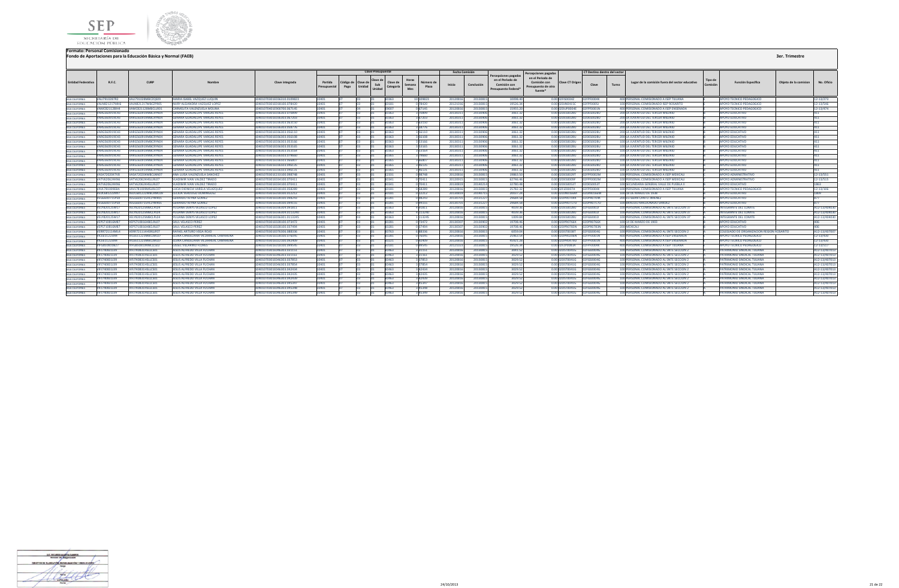**Formato: Personal Comisionado**

**Fondo de Aportaciones para la Educación Básica y Normal (FAEB)**

**3er. Trimestre**

| Entidad Federativa | R.F.C. | CURP | Nombre | Clave integrada | Clave Presupuestal | | | | | | | Fecha Comisión | | Percepciones pagadas en el Periodo de Comisión con Presupuesto Federal* | Percepciones pagadas en el Periodo de Comisión con Presupuesto de otra fuente* | Clave CT Origen | CT Destino dentro del sector | | Lugar de la comisión fuera del sector educativo | Tipo de Comisión | Función Específica | Objeto de la comision | No. Oficio |
|---|---|---|---|---|---|---|---|---|---|---|---|---|---|---|---|---|---|---|---|---|---|---|---|
| | | | | | Partida Presupuestal | Código de Pago | Clave de Unidad | Clave de Sub Unidad | Clave de Categoría | Horas Semana Mes | Número de Plaza | Inicio | Conclusión | | | | Clave | Turno | | | | | |
| BAJA CALIFORNIA | VALI791028R92 | VALI791028MBCZQS09 | MARIA ISABEL VAZQUEZ LUQUIN | 10401070301E036333.0109823 | 10401 | 07 | 03 | 01 | E0363 | 33 | 109823 | 20120816 | 20130815 | 100988.80 | 0.00 | 02FSE0034Z | 02FPR0004K | 400 | PERSONAL COMISIONADO A ISEP TIJUANA | | APOYO TECNICO PEDAGOGICO | | 12-13/273 |
| BAJA CALIFORNIA | VALN821217MH6 | VALN821217MBCZPR05 | NURY ALEJANDRA VAZQUEZ LOPEZ | 10401070301E018100.079420 | 10401 | 07 | 03 | 01 | E0181 | 0 | 79420 | 20121016 | 20130815 | 19526.34 | 0.00 | 02DJN0415C | 02FPR0005J | 100 | PERSONAL COMISIONADO BEP ROSARITO | | APOYO TECNICO PEDAGOGICO | | 12-13/546 |
| BAJA CALIFORNIA | VAMC821128H4I | VAMC821128MBCLLR01 | CARMELITA VALENZUELA MOLINA | 10401070301E000700.067145 | 10401 | 07 | 03 | 01 | E0007 | 0 | 67145 | 20120816 | 20130815 | 15955.20 | 0.00 | 02DUP0004B | 02FPR0001N | 400 | PERSONAL COMISIONADO A ISEP ENSENADA | | APOYO TECNICO PEDAGOGICO | | 12-13/474 |
| BAJA CALIFORNIA | VARG560919CH3 | VARG560919MBCRYN04 | GENARA GUADALUPE VARGAS REYES | 10401070301E036303.073899 | 10401 | 07 | 03 | 01 | E0363 | 3 | 73899 | 20130311 | 20130906 | 3061.32 | 0.00 | 02DES0028U | 02DES0028U | 200 | LA JUVENTUD DEL TERCER MILENIO | | APOYO EDUCATIVO | | 411 |
| BAJA CALIFORNIA | VARG560919CH3 | VARG560919MBCRYN04 | GENARA GUADALUPE VARGAS REYES | 10401070301E036303.087203 | 10401 | 07 | 03 | 01 | E0363 | 3 | 87203 | 20130311 | 20130906 | 3061.32 | 0.00 | 02DES0028U | 02DES0028U | 200 | LA JUVENTUD DEL TERCER MILENIO | | APOYO EDUCATIVO | | 411 |
| BAJA CALIFORNIA | VARG560919CH3 | VARG560919MBCRYN04 | GENARA GUADALUPE VARGAS REYES | 10401070301E036303.063150 | 10401 | 07 | 03 | 01 | E0363 | 3 | 63150 | 20130311 | 20130906 | 3061.32 | 0.00 | 02DES0028U | 02DES0028U | 200 | LA JUVENTUD DEL TERCER MILENIO | | APOYO EDUCATIVO | | 411 |
| BAJA CALIFORNIA | VARG560919CH3 | VARG560919MBCRYN04 | GENARA GUADALUPE VARGAS REYES | 10401070301E036303.058776 | 10401 | 07 | 03 | 01 | E0363 | 3 | 58776 | 20130311 | 20130906 | 3061.32 | 0.00 | 02DES0028U | 02DES0028U | 200 | LA JUVENTUD DEL TERCER MILENIO | | APOYO EDUCATIVO | | 411 |
| BAJA CALIFORNIA | VARG560919CH3 | VARG560919MBCRYN04 | GENARA GUADALUPE VARGAS REYES | 10401070301E036303.056110 | 10401 | 07 | 03 | 01 | E0363 | 3 | 56110 | 20130311 | 20130906 | 3061.32 | 0.00 | 02DES0028U | 02DES0028U | 200 | LA JUVENTUD DEL TERCER MILENIO | | APOYO EDUCATIVO | | 411 |
| BAJA CALIFORNIA | VARG560919CH3 | VARG560919MBCRYN04 | GENARA GUADALUPE VARGAS REYES | 10401070301E036303.056108 | 10401 | 07 | 03 | 01 | E0363 | 3 | 56108 | 20130311 | 20130906 | 3061.32 | 0.00 | 02DES0028U | 02DES0028U | 200 | LA JUVENTUD DEL TERCER MILENIO | | APOYO EDUCATIVO | | 411 |
| BAJA CALIFORNIA | VARG560919CH3 | VARG560919MBCRYN04 | GENARA GUADALUPE VARGAS REYES | 10401070301E036303.053166 | 10401 | 07 | 03 | 01 | E0363 | 3 | 53166 | 20130311 | 20130906 | 3061.32 | 0.00 | 02DES0028U | 02DES0028U | 100 | LA JUVENTUD DEL TERCER MILENIO | | APOYO EDUCATIVO | | 411 |
| BAJA CALIFORNIA | VARG560919CH3 | VARG560919MBCRYN04 | GENARA GUADALUPE VARGAS REYES | 10401070301E036303.053165 | 10401 | 07 | 03 | 01 | E0363 | 3 | 53165 | 20130311 | 20130906 | 3061.32 | 0.00 | 02DES0028U | 02DES0028U | 100 | LA JUVENTUD DEL TERCER MILENIO | | APOYO EDUCATIVO | | 411 |
| BAJA CALIFORNIA | VARG560919CH3 | VARG560919MBCRYN04 | GENARA GUADALUPE VARGAS REYES | 10401070301E036303.053164 | 10401 | 07 | 03 | 01 | E0363 | 3 | 53164 | 20130311 | 20130906 | 3061.32 | 0.00 | 02DES0028U | 02DES0028U | 100 | LA JUVENTUD DEL TERCER MILENIO | | APOYO EDUCATIVO | | 411 |
| BAJA CALIFORNIA | VARG560919CH3 | VARG560919MBCRYN04 | GENARA GUADALUPE VARGAS REYES | 10401070301E036303.079660 | 10401 | 07 | 03 | 01 | E0363 | 3 | 79660 | 20130311 | 20130906 | 3061.32 | 0.00 | 02DES0028U | 02DES0028U | 200 | LA JUVENTUD DEL TERCER MILENIO | | APOYO EDUCATIVO | | 411 |
| BAJA CALIFORNIA | VARG560919CH3 | VARG560919MBCRYN04 | GENARA GUADALUPE VARGAS REYES | 10401070301E036303.066807 | 10401 | 07 | 03 | 01 | E0363 | 3 | 66807 | 20130311 | 20130906 | 3061.32 | 0.00 | 02DES0028U | 02DES0028U | 100 | LA JUVENTUD DEL TERCER MILENIO | | APOYO EDUCATIVO | | 411 |
| BAJA CALIFORNIA | VARG560919CH3 | VARG560919MBCRYN04 | GENARA GUADALUPE VARGAS REYES | 10401070301E036303.046135 | 10401 | 07 | 03 | 01 | E0363 | 3 | 46135 | 20130311 | 20130906 | 3061.32 | 0.00 | 02DES0028U | 02DES0028U | 100 | LA JUVENTUD DEL TERCER MILENIO | | APOYO EDUCATIVO | | 411 |
| BAJA CALIFORNIA | VARG560919CH3 | VARG560919MBCRYN04 | GENARA GUADALUPE VARGAS REYES | 10401070301E036303.046131 | 10401 | 07 | 03 | 01 | E0363 | 3 | 46131 | 20130311 | 20130906 | 3061.32 | 0.00 | 02DES0028U | 02DES0028U | 100 | LA JUVENTUD DEL TERCER MILENIO | | APOYO EDUCATIVO | | 411 |
| BAJA CALIFORNIA | VASA720928UY6 | VASA720928MBCLNN07 | ANA LUISA VALENZUELA SANCHEZ | 10401070301E230300.098748 | 10401 | 07 | 03 | 01 | E2303 | 0 | 98748 | 20120816 | 20130815 | 59863.50 | 0.00 | 02DES0029T | 02FPR0002M | 100 | PERSONAL COMISIONADO A ISEP MEXICALI | | APOYO ADMINISTRATIVO | | 12-13/515 |
| BAJA CALIFORNIA | VATV6206249N6 | VATV620624HSLLRL07 | VLADIMIR IVAN VALDEZ TIRADO | 10401070301E034100.070411 | 10401 | 07 | 03 | 01 | E0341 | 0 | 70411 | 20120915 | 20130815 | 62746.46 | 0.00 | 02DES0009F | 02FPR0002M | 100 | PERSONAL COMISIONADO A ISEP MEXICALI | | APOYO ADMINISTRATIVO | | 12-13/515 |
| BAJA CALIFORNIA | VATV6206249N6 | VATV620624HSLLRL07 | VLADIMIR IVAN VALDEZ TIRADO | 10401070301E034100.070411 | 10401 | 07 | 03 | 01 | E0341 | 0 | 70411 | 20130816 | 20140215 | 32780.88 | 0.00 | 02DES0053T | 02DES0053T | 100 | SECUNDARIA GENERAL VALLE DE PUEBLA II | | APOYO EDUCATIVO | | 1363 |
| BAJA CALIFORNIA | VAVL781009EBA | VAVL781009MSLRLC07 | LUCIA DIONICIA VARELA VELAZQUEZ | 10401070301E018100.058289 | 10401 | 07 | 03 | 01 | E0181 | 0 | 58289 | 20120816 | 20130815 | 25782.32 | 0.00 | 02DJZ0037A | 02FPR0004K | 100 | PERSONAL COMISIONADO A ISEP TIJUANA | | APOYO TECNICO PEDAGOGICO | | 12-13/106 |
| BAJA CALIFORNIA | VEDC681222JM7 | VEDC681222MBCRMC09 | CECILIA VERDUGO DOMINGUEZ | 10401070301E010100.012212 | 10401 | 07 | 03 | 01 | E0101 | 0 | 12212 | 20130819 | 20140715 | 20037.24 | 0.00 | 02DPR0368M | 02DPR0368M | 100 | 18 DE MARZO DE 1938 | | APOYO EDUCATIVO | | 1809 |
| BAJA CALIFORNIA | VEGG6307153F8 | VEGG630715HSLRMR01 | GERARDO VERNA GOMEZ | 10401070301E028100.088243 | 10401 | 07 | 03 | 01 | E0281 | 0 | 88243 | 20130710 | 20131227 | 29688.58 | 0.00 | 02DPR0734K | 02DPR0734K | 200 | ESTEBAN CANTU JIMENEZ | | APOYO EDUCATIVO | | 877 |
| BAJA CALIFORNIA | VEGG6307153F8 | VEGG630715HSLRMR01 | GERARDO VERNA GOMEZ | 10401070301E028100.044155 | 10401 | 07 | 03 | 01 | E0281 | 0 | 44155 | 20130710 | 20131227 | 29688.58 | 0.00 | 02DPR0717U | 02DPR0717U | 100 | BRAULIO MALDONADO SANDEZ | | APOYO EDUCATIVO | | 877 |
| BAJA CALIFORNIA | VELY820125MS7 | VELY820125MBCLPU04 | YULIANA DENYS VELASCO LOPEZ | 10401070301E036303.041811 | 10401 | 07 | 03 | 01 | E0363 | 3 | 41811 | 20120816 | 20130815 | 4039.36 | 0.00 | 02DES0028U | 02FGS0002I | 100 | PERSONAL COMISIONADO AL SNTE SECCION 37 | | INTEGRANTE DEL COMITE | | A12-13/404030 |
| BAJA CALIFORNIA | VELY820125MS7 | VELY820125MBCLPU04 | YULIANA DENYS VELASCO LOPEZ | 10401070301E036305.0113240 | 10401 | 07 | 03 | 01 | E0363 | 5 | 113240 | 20120816 | 20130815 | 4039.36 | 0.00 | 02DES0028U | 02FGS0002I | 100 | PERSONAL COMISIONADO AL SNTE SECCION 37 | | INTEGRANTE DEL COMITE | | A12-13/404030 |
| BAJA CALIFORNIA | VELY820125MS7 | VELY820125MBCLPU04 | YULIANA DENYS VELASCO LOPEZ | 10401070301E036301.0113245 | 10401 | 07 | 03 | 01 | E0363 | 1 | 113245 | 20120816 | 20130815 | 1009.84 | 0.00 | 02DES0028U | 02FGS0002I | 100 | PERSONAL COMISIONADO AL SNTE SECCION 37 | | INTEGRANTE DEL COMITE | | A12-13/404030 |
| BAJA CALIFORNIA | VEPS710816MB7 | VEPS710816HBCLRL07 | SAUL VELASCO PEREZ | 10401070301E028100.073472 | 10401 | 07 | 03 | 01 | E0281 | 0 | 73472 | 20140307 | 20130902 | 19708.46 | 0.00 | 02DPR0766B | 02DPR0766B | 100 | 18 DE MARZO DE 1903 | | APOYO EDUCATIVO | | 406 |
| BAJA CALIFORNIA | VEPS710816MB7 | VEPS710816HBCLRL07 | SAUL VELASCO PEREZ | 10401070301E028100.037494 | 10401 | 07 | 03 | 01 | E0281 | 0 | 37494 | 20140307 | 20130902 | 19708.46 | 0.00 | 02DPR0783N | 02DPR0783N | 200 | MEXICALI | | APOYO EDUCATIVO | | 406 |
| BAJA CALIFORNIA | VERR721118ML4 | VERR721118HSRGJF07 | RAFAEL ARTURO VEGA ROJO | 10401070301E076306.088336 | 10401 | 07 | 03 | 01 | E0763 | 6 | 88336 | 20120816 | 20130815 | 6050.04 | 0.00 | 02DST0036T | 02FGS0004G | 100 | PERSONAL COMISIONADO AL SNTE SECCION 2 | | COLEGIADO DE ORGANIZACION REGION ROSARITO | | A12-13/407697 |
| BAJA CALIFORNIA | VICE651222IH9 | VICE651222MBCLMS07 | ELENA CANDELARIA VILLANUEVA CAMARENA | 10401070301E028100.076045 | 10401 | 07 | 03 | 01 | E0281 | 0 | 76045 | 20120816 | 20130815 | 25963.14 | 0.00 | 02DPR0328N | 02FPR0001N | 400 | PERSONAL COMISIONADO A ISEP ENSENADA | | APOYO TECNICO PEDAGOGICO | | 12-13/431 |
| BAJA CALIFORNIA | VICE651222IH9 | VICE651222MBCLMS07 | ELENA CANDELARIA VILLANUEVA CAMARENA | 10401070301E022100.082909 | 10401 | 07 | 03 | 01 | E0221 | 0 | 82909 | 20120816 | 20130815 | 45471.28 | 0.00 | 02DPR0074O | 02FPR0001N | 400 | PERSONAL COMISIONADO A ISEP ENSENADA | | APOYO TECNICO PEDAGOGICO | | 12-13/431 |
| BAJA CALIFORNIA | VIFG650108QZ7 | VIFG650108MBCLLS02 | GISELL VILLAFARIO FLORES | 10401070301E010100.099145 | 10401 | 07 | 03 | 01 | E0101 | 0 | 99145 | 20121023 | 20130815 | 19526.34 | 0.00 | 02DPR0864X | 02FPR0004K | 400 | PERSONAL COMISIONADO A ISEP TIJUANA | | APOYO TECNICO PEDAGOGICO | | 12-13/517 |
| BAJA CALIFORNIA | VIFJ740831I39 | VIFJ740831HSLLCS01 | JESUS ALFREDO VILLA FUCHAN | 10401070301E046303.031151 | 10401 | 07 | 03 | 01 | E0463 | 3 | 31151 | 20120816 | 20130815 | 3041.32 | 0.00 | 02DST0040G | 02FGS0004G | 100 | PERSONAL COMISIONADO AL SNTE SECCION 2 | | PATRIMONIO SINDICAL TIJUANA | | A12-13/407013 |
| BAJA CALIFORNIA | VIFJ740831I39 | VIFJ740831HSLLCS01 | JESUS ALFREDO VILLA FUCHAN | 10401070301E046303.031161 | 10401 | 07 | 03 | 01 | E0463 | 3 | 31161 | 20120816 | 20130815 | 3029.52 | 0.00 | 02DST0040G | 02FGS0004G | 100 | PERSONAL COMISIONADO AL SNTE SECCION 2 | | PATRIMONIO SINDICAL TIJUANA | | A12-13/407013 |
| BAJA CALIFORNIA | VIFJ740831I39 | VIFJ740831HSLLCS01 | JESUS ALFREDO VILLA FUCHAN | 10401070301E046303.037853 | 10401 | 07 | 03 | 01 | E0463 | 3 | 37853 | 20120816 | 20130815 | 3029.52 | 0.00 | 02DST0040G | 02FGS0004G | 100 | PERSONAL COMISIONADO AL SNTE SECCION 2 | | PATRIMONIO SINDICAL TIJUANA | | A12-13/407013 |
| BAJA CALIFORNIA | VIFJ740831I39 | VIFJ740831HSLLCS01 | JESUS ALFREDO VILLA FUCHAN | 10401070301E046303.037854 | 10401 | 07 | 03 | 01 | E0463 | 3 | 37854 | 20120816 | 20130815 | 3029.52 | 0.00 | 02DST0040G | 02FGS0004G | 100 | PERSONAL COMISIONADO AL SNTE SECCION 2 | | PATRIMONIO SINDICAL TIJUANA | | A12-13/407013 |
| BAJA CALIFORNIA | VIFJ740831I39 | VIFJ740831HSLLCS01 | JESUS ALFREDO VILLA FUCHAN | 10401070301E046303.042434 | 10401 | 07 | 03 | 01 | E0463 | 3 | 42434 | 20120816 | 20130815 | 3029.52 | 0.00 | 02DST0040G | 02FGS0004G | 100 | PERSONAL COMISIONADO AL SNTE SECCION 2 | | PATRIMONIO SINDICAL TIJUANA | | A12-13/407013 |
| BAJA CALIFORNIA | VIFJ740831I39 | VIFJ740831HSLLCS01 | JESUS ALFREDO VILLA FUCHAN | 10401070301E046303.042435 | 10401 | 07 | 03 | 01 | E0463 | 3 | 42435 | 20120816 | 20130815 | 3029.52 | 0.00 | 02DST0040G | 02FGS0004G | 100 | PERSONAL COMISIONADO AL SNTE SECCION 2 | | PATRIMONIO SINDICAL TIJUANA | | A12-13/407013 |
| BAJA CALIFORNIA | VIFJ740831I39 | VIFJ740831HSLLCS01 | JESUS ALFREDO VILLA FUCHAN | 10401070301E046303.042439 | 10401 | 07 | 03 | 01 | E0463 | 3 | 42439 | 20120816 | 20130815 | 3029.52 | 0.00 | 02DST0040G | 02FGS0004G | 100 | PERSONAL COMISIONADO AL SNTE SECCION 2 | | PATRIMONIO SINDICAL TIJUANA | | A12-13/407013 |
| BAJA CALIFORNIA | VIFJ740831I39 | VIFJ740831HSLLCS01 | JESUS ALFREDO VILLA FUCHAN | 10401070301E046303.045347 | 10401 | 07 | 03 | 01 | E0463 | 3 | 45347 | 20120816 | 20130815 | 3029.52 | 0.00 | 02DST0040G | 02FGS0004G | 100 | PERSONAL COMISIONADO AL SNTE SECCION 2 | | PATRIMONIO SINDICAL TIJUANA | | A12-13/407013 |
| BAJA CALIFORNIA | VIFJ740831I39 | VIFJ740831HSLLCS01 | JESUS ALFREDO VILLA FUCHAN | 10401070301E046303.045348 | 10401 | 07 | 03 | 01 | E0463 | 3 | 45348 | 20120816 | 20130815 | 3029.52 | 0.00 | 02DST0040G | 02FGS0004G | 100 | PERSONAL COMISIONADO AL SNTE SECCION 2 | | PATRIMONIO SINDICAL TIJUANA | | A12-13/407013 |
| BAJA CALIFORNIA | VIFJ740831I39 | VIFJ740831HSLLCS01 | JESUS ALFREDO VILLA FUCHAN | 10401070301E046303.045349 | 10401 | 07 | 03 | 01 | E0463 | 3 | 45349 | 20120816 | 20130815 | 3029.52 | 0.00 | 02DST0040G | 02FGS0004G | 100 | PERSONAL COMISIONADO AL SNTE SECCION 2 | | PATRIMONIO SINDICAL TIJUANA | | A12-13/407013 |

24/10/2013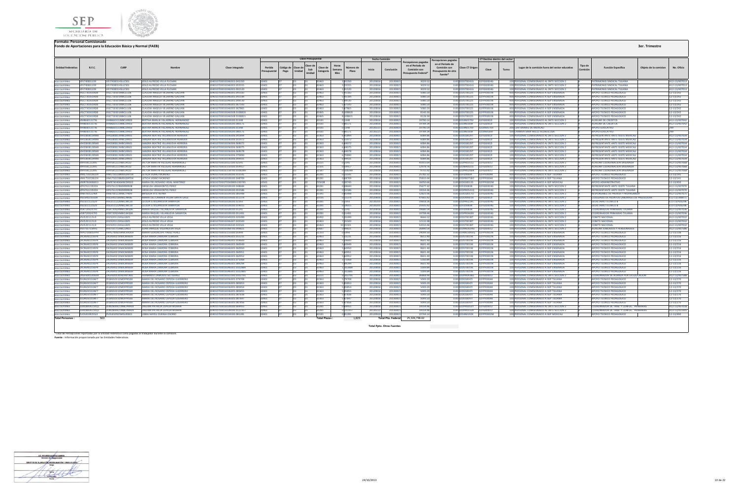**Formato: Personal Comisionado**

**Fondo de Aportaciones para la Educación Básica y Normal (FAEB)**

**3er. Trimestre**

| Entidad Federativa | R.F.C. | CURP | Nombre | Clave integrada | Partida Presupuestal | Código de Pago | Clave de Unidad | Clave de Sub Unidad | Clave de Categoría | Horas Semana Mes | Número de Plaza | Fecha Comisión Inicio | Fecha Comisión Conclusión | Percepciones pagadas en el Periodo de Comisión con Presupuesto Federal* | Percepciones pagadas en el Periodo de Comisión con Presupuesto de otra fuente* | Clave CT Origen | CT Destino dentro del sector Clave | CT Destino dentro del sector Turno | Lugar de la comisión fuera del sector educativo | Tipo de Comisión | Función Específica | Objeto de la comisión | No. Oficio |
|---|---|---|---|---|---|---|---|---|---|---|---|---|---|---|---|---|---|---|---|---|---|---|---|
| BAJA CALIFORNIA | VIFJ740831I99 | VIFJ740831HSLLCS01 | JESUS ALFREDO VILLA FUCHAN | | 13401 | 07 | 02 | | E0463 | 3 | 45350 | 20120816 | 20130815 | 3029.52 | 0.00 | 02DST0041G | 02FGS0004G | 100 | PERSONAL COMISIONADO AL SNTE SECCION 2 | A | PATRIMONIO SINDICAL TIJUANA | | A12-13/457013 |
| BAJA CALIFORNIA | VIFJ740831I99 | VIFJ740831HSLLCS01 | JESUS ALFREDO VILLA FUCHAN | | 13401 | 07 | 02 | | E0463 | 3 | 45355 | 20120816 | 20130815 | 3029.52 | 0.00 | 02DST0041G | 02FGS0004G | 100 | PERSONAL COMISIONADO AL SNTE SECCION 2 | A | PATRIMONIO SINDICAL TIJUANA | | A12-13/457013 |
| BAJA CALIFORNIA | VIFJ740831I99 | VIFJ740831HSLLCS01 | JESUS ALFREDO VILLA FUCHAN | | 13401 | 07 | 02 | | E0463 | 3 | 45320 | 20120816 | 20130815 | 3029.52 | 0.00 | 02DST0041G | 02FGS0004G | 100 | PERSONAL COMISIONADO AL SNTE SECCION 2 | A | PATRIMONIO SINDICAL TIJUANA | | A12-13/457013 |
| BAJA CALIFORNIA | VEGC730303RD8 | VEGC730303MBCLLL06 | CLAUDIA ANGELICA VELARDE GALVAN | | 13401 | 07 | 02 | | E0463 | 5 | 65183 | 20120816 | 20130815 | 5080.20 | 0.00 | 02DST0022S | 02FPF0001N | 400 | PERSONAL COMISIONADO A ISEP ENSENADA | A | APOYO TECNICO PEDAGOGICO | | 12-13/242 |
| BAJA CALIFORNIA | VEGC730303RD8 | VEGC730303MBCLLL06 | CLAUDIA ANGELICA VELARDE GALVAN | | 13401 | 07 | 02 | | E0463 | 5 | 65184 | 20120816 | 20130815 | 5080.20 | 0.00 | 02DST0022S | 02FPF0001N | 400 | PERSONAL COMISIONADO A ISEP ENSENADA | A | APOYO TECNICO PEDAGOGICO | | 12-13/242 |
| BAJA CALIFORNIA | VEGC730303RD8 | VEGC730303MBCLLL06 | CLAUDIA ANGELICA VELARDE GALVAN | | 13401 | 07 | 02 | | E0463 | 5 | 65185 | 20120816 | 20130815 | 5080.20 | 0.00 | 02DST0022S | 02FPF0001N | 400 | PERSONAL COMISIONADO A ISEP ENSENADA | A | APOYO TECNICO PEDAGOGICO | | 12-13/242 |
| BAJA CALIFORNIA | VEGC730303RD8 | VEGC730303MBCLLL06 | CLAUDIA ANGELICA VELARDE GALVAN | | 13401 | 07 | 02 | | E0463 | 5 | 67565 | 20120816 | 20130815 | 5080.20 | 0.00 | 02DST0022S | 02FPF0001N | 400 | PERSONAL COMISIONADO A ISEP ENSENADA | A | APOYO TECNICO PEDAGOGICO | | 12-13/242 |
| BAJA CALIFORNIA | VEGC730303RD8 | VEGC730303MBCLLL06 | CLAUDIA ANGELICA VELARDE GALVAN | | 13401 | 07 | 02 | | E0365 | 8 | 108820 | 20120816 | 20130815 | 8160.36 | 0.00 | 02DST0022S | 02FPF0001N | 400 | PERSONAL COMISIONADO A ISEP ENSENADA | A | APOYO TECNICO PEDAGOGICO | | 12-13/242 |
| BAJA CALIFORNIA | VEGC730303RD8 | VEGC730303MBCLLL06 | CLAUDIA ANGELICA VELARDE GALVAN | | 13401 | 07 | 02 | | E0365 | 8 | 108821 | 20120816 | 20130815 | 8160.36 | 0.00 | 02DST0022S | 02FPF0001N | 400 | PERSONAL COMISIONADO A ISEP ENSENADA | A | APOYO TECNICO PEDAGOGICO | | 12-13/242 |
| BAJA CALIFORNIA | VIHB660131T46 | VIHB660131MBCLRR02 | BERTHA AMALIA VILLARREAL HERNANDEZ | | 13401 | 07 | 02 | | E0101 | 0 | 1348 | 20120816 | 20130815 | 19790.14 | 0.00 | 02DJN0570Y | 02FGS0002I | 100 | PERSONAL COMISIONADO AL SNTE SECCION 2 | A | AUXILIAR DE CREDITOS | | A12-13/457042 |
| BAJA CALIFORNIA | VIHB660131T46 | VIHB660131MBCLRR02 | BERTHA AMALIA VILLARREAL HERNANDEZ | | 13401 | 07 | 02 | | E0101 | 0 | 80171 | 20120816 | 20130815 | 19790.14 | 0.00 | 02DJN0570Y | 02FGS0002I | 100 | PERSONAL COMISIONADO AL SNTE SECCION 2 | A | AUXILIAR DE CREDITOS | | A12-13/457042 |
| BAJA CALIFORNIA | VIHB660131T46 | VIHB660131MBCLRR02 | BERTHA AMALIA VILLARREAL HERNANDEZ | | 13401 | 07 | 02 | | E0101 | 0 | 1348 | 20130221 | 20130815 | 19790.14 | 0.00 | 02DJN0570Y | 02DJN0570Y | 200 | CENTENARIO DE MEXICO | A | APOYO EDUCATIVO | | 290 |
| BAJA CALIFORNIA | VIHS580813RW8 | VIHS580813MBCLRN05 | SANDRA BEATRIZ VILLANUEVA HERRERA | | 13401 | 07 | 02 | | E0363 | 6 | 65994 | 20120816 | 20130815 | 6084.86 | 0.00 | 02DSD0029T | 02FGS0002I | 100 | PERSONAL COMISIONADO AL SNTE SECCION 2 | A | REPRESENTANTE ANTE ISSSTE MEXICALI | | A12-13/457034 |
| BAJA CALIFORNIA | VIHS580813RW8 | VIHS580813MBCLRN05 | SANDRA BEATRIZ VILLANUEVA HERRERA | | 13401 | 07 | 02 | | E0363 | 6 | 65972 | 20120816 | 20130815 | 6084.86 | 0.00 | 02DSD0029T | 02FGS0002I | 100 | PERSONAL COMISIONADO AL SNTE SECCION 2 | A | REPRESENTANTE ANTE ISSSTE MEXICALI | | A12-13/457034 |
| BAJA CALIFORNIA | VIHS580813RW8 | VIHS580813MBCLRN05 | SANDRA BEATRIZ VILLANUEVA HERRERA | | 13401 | 07 | 02 | | E0363 | 6 | 69072 | 20120816 | 20130815 | 6084.86 | 0.00 | 02DSD0029T | 02FGS0002I | 100 | PERSONAL COMISIONADO AL SNTE SECCION 2 | A | REPRESENTANTE ANTE ISSSTE MEXICALI | | A12-13/457034 |
| BAJA CALIFORNIA | VIHS580813RW8 | VIHS580813MBCLRN05 | SANDRA BEATRIZ VILLANUEVA HERRERA | | 13401 | 07 | 02 | | E0363 | 6 | 69075 | 20120816 | 20130815 | 6084.86 | 0.00 | 02DSD0029T | 02FGS0002I | 100 | PERSONAL COMISIONADO AL SNTE SECCION 2 | A | REPRESENTANTE ANTE ISSSTE MEXICALI | | A12-13/457034 |
| BAJA CALIFORNIA | VIHS580813RW8 | VIHS580813MBCLRN05 | SANDRA BEATRIZ VILLANUEVA HERRERA | | 13401 | 07 | 02 | | E0363 | 6 | 69078 | 20120816 | 20130815 | 6084.86 | 0.00 | 02DSD0029T | 02FGS0002I | 100 | PERSONAL COMISIONADO AL SNTE SECCION 2 | A | REPRESENTANTE ANTE ISSSTE MEXICALI | | A12-13/457034 |
| BAJA CALIFORNIA | VIHS580813RW8 | VIHS580813MBCLRN05 | SANDRA BEATRIZ VILLANUEVA HERRERA | | 13401 | 07 | 02 | | E0363 | 6 | 70890 | 20120816 | 20130815 | 6084.86 | 0.00 | 02DSD0029T | 02FGS0002I | 100 | PERSONAL COMISIONADO AL SNTE SECCION 2 | A | REPRESENTANTE ANTE ISSSTE MEXICALI | | A12-13/457034 |
| BAJA CALIFORNIA | VIHS580813RW8 | VIHS580813MBCLRN05 | SANDRA BEATRIZ VILLANUEVA HERRERA | | 13401 | 07 | 02 | | E0363 | 6 | 94431 | 20120816 | 20130815 | 6084.86 | 0.00 | 02DSD0029T | 02FGS0002I | 100 | PERSONAL COMISIONADO AL SNTE SECCION 2 | A | REPRESENTANTE ANTE ISSSTE MEXICALI | | A12-13/457034 |
| BAJA CALIFORNIA | VIHV581222KR5 | VIHV581222HBCLRC02 | VICTOR MARTIN VILLEGAS HERNANDEZ | | 13401 | 07 | 02 | | E1501 | 0 | 5561 | 20120816 | 20130815 | 45013.94 | 0.00 | 02DPR0032Z | 02FGS0002I | 100 | PERSONAL COMISIONADO AL SNTE SECCION 2 | A | AUXILIAR COORDINACION DESIGNADA | | A12-13/457068 |
| BAJA CALIFORNIA | VIHV581222KR5 | VIHV581222HBCLRC02 | VICTOR MARTIN VILLEGAS HERNANDEZ | | 13401 | 07 | 02 | | E1501 | 0 | 44417 | 20120816 | 20130815 | 12976.76 | 0.00 | 02DML0021E | 02FGS0002I | 100 | PERSONAL COMISIONADO AL SNTE SECCION 2 | A | AUXILIAR COORDINACION DESIGNADA | | A12-13/457068 |
| BAJA CALIFORNIA | VIHV581222KR5 | VIHV581222HBCLRC02 | VICTOR MARTIN VILLEGAS HERNANDEZ | | 13401 | 07 | 02 | | E1587 | 0 | 108289 | 20120816 | 20130815 | 9715.82 | 0.00 | 02DML0106R | 02FGS0002I | 100 | PERSONAL COMISIONADO AL SNTE SECCION 2 | A | AUXILIAR COORDINACION DESIGNADA | | A12-13/457068 |
| BAJA CALIFORNIA | VIML750228IJ4 | VIML750228MBCDRT04 | LETICIA VIDRIO MORENO | | 13401 | 07 | 02 | | E0281 | 0 | 15541 | 20120816 | 20130815 | 25782.27 | 0.00 | 02DPR0660F | 02FPF0004K | 400 | PERSONAL COMISIONADO A ISEP TIJUANA | A | APOYO TECNICO PEDAGOGICO | | 12-13/141 |
| BAJA CALIFORNIA | VIML750228IJ4 | VIML750228MBCDRT04 | LETICIA VIDRIO MORENO | | 13401 | 07 | 02 | | E0281 | 0 | 48709 | 20120816 | 20130815 | 25810.44 | 0.00 | 02DPR0758D | 02FPF0004K | 400 | PERSONAL COMISIONADO A ISEP TIJUANA | A | APOYO TECNICO PEDAGOGICO | | 12-13/141 |
| BAJA CALIFORNIA | VIMR760406MR1 | VIMR760406MBCDRS03 | MARIA DEL ROSARIO VIDAL MARTINEZ | | 13501 | 07 | 02 | | T05608 | 0 | 30745 | 20120816 | 20130815 | 16050.66 | 0.00 | 02DES0013S | 02FPF0002M | 100 | PERSONAL COMISIONADO A ISEP MEXICALI | A | APOYO ADMINISTRATIVO | | 12-13/450 |
| BAJA CALIFORNIA | VIPG761229JZA | VIPG761229MBSRRR08 | GRISELDA VIRAMONTES PEREZ | | 13401 | 07 | 02 | | E0281 | 0 | 48684 | 20120816 | 20130815 | 25677.62 | 0.00 | 02DPR0080R | 02FGS0004G | 100 | PERSONAL COMISIONADO AL SNTE SECCION 2 | A | REPRESENTANTE ANTE ISSSTE TIJUANA | | A12-13/457070 |
| BAJA CALIFORNIA | VIPG761229JZA | VIPG761229MBSRRR08 | GRISELDA VIRAMONTES PEREZ | | 13401 | 07 | 02 | | E0281 | 0 | 65586 | 20120816 | 20130815 | 19554.46 | 0.00 | 02DPR0541G | 02FGS0004G | 100 | PERSONAL COMISIONADO AL SNTE SECCION 2 | A | REPRESENTANTE ANTE ISSSTE TIJUANA | | A12-13/457070 |
| BAJA CALIFORNIA | VIRB7001229K4 | VIRB700122MBCTYR09 | BRISEIDA VITE REYNA | | 13401 | 07 | 02 | | E0383 | 0 | 65468 | 20120816 | 20130815 | 52873.36 | 0.00 | 02DES0017O | 02FGS0002I | 100 | PERSONAL COMISIONADO AL SNTE SECCION 2 | A | RESPONSABLE DE PRENSA Y PROPAGANDA | | A12-13/457071 |
| BAJA CALIFORNIA | VISC661001BV4 | VISC661001MBCZNR08 | MARIA DEL CARMEN VIZCARRA SANTA CRUZ | | 13401 | 07 | 02 | | E0195 | 0 | 21379 | 20120816 | 20130815 | 47605.42 | 0.00 | 02DJN0033H | 02FGS0002I | 100 | PERSONAL COMISIONADO AL SNTE SECCION 2 | A | COLEGIADO DE ASUNTOS LABORALES DE PREESCOLAR | | A12-13/449771 |
| BAJA CALIFORNIA | VISC651122SZ0 | VISC651122MBCLVC18 | CECILIA VILLANUEVA SAAVEDRA | | 13401 | 07 | 02 | | E0281 | 0 | 2393 | 20130201 | 20130815 | 19458.26 | 0.00 | 02DPR0224L | 02FGS0004G | 100 | PERSONAL COMISIONADO AL SNTE SECCION 2 | A | SECRETARIO TECNICO B | | A13-13/425296 |
| BAJA CALIFORNIA | VISC651122SZ0 | VISC651122MBCLVC18 | CECILIA VILLANUEVA SAAVEDRA | | 13401 | 07 | 02 | | E0281 | 0 | 38015 | 20130201 | 20130815 | 20695.60 | 0.00 | 02DPR0328K | 02FGS0004G | 100 | PERSONAL COMISIONADO AL SNTE SECCION 2 | A | SECRETARIO TECNICO B | | A13-13/425296 |
| BAJA CALIFORNIA | VISR720924TR0 | VISR720924MBCLVQ06 | MARIA RAQUEL VILLANUEVA SAAVEDRA | | 13401 | 07 | 02 | | E0281 | 0 | 1241 | 20120816 | 20130815 | 19480.34 | 0.00 | 02DPR0660F | 02FGS0004G | 100 | PERSONAL COMISIONADO AL SNTE SECCION 2 | A | COORDINADOR PRIMARIAS TIJUANA | | A12-13/457036 |
| BAJA CALIFORNIA | VISR720924TR0 | VISR720924MBCLVQ06 | MARIA RAQUEL VILLANUEVA SAAVEDRA | | 13401 | 07 | 02 | | E0281 | 0 | 51491 | 20120816 | 20130815 | 19708.96 | 0.00 | 02DPR0660F | 02FGS0004G | 100 | PERSONAL COMISIONADO AL SNTE SECCION 2 | A | COORDINADOR PRIMARIAS TIJUANA | | A12-13/457036 |
| BAJA CALIFORNIA | VIVJ520112I13 | VIVJ520112HSLLGS05 | JESUS ALFREDO VILLA VEGA | | 13401 | 07 | 02 | | E0492 | 5 | 45499 | 20120816 | 20130815 | 8666.52 | 0.00 | 02DST0038T | 02FGS0004G | 100 | PERSONAL COMISIONADO AL SNTE SECCION 2 | A | COMITE NACIONAL | | A12-13/457032 |
| BAJA CALIFORNIA | VIVJ520112I13 | VIVJ520112HSLLGS05 | JESUS ALFREDO VILLA VEGA | | 13401 | 07 | 02 | | E0463 | 7 | 45500 | 20120816 | 20130815 | 12112.98 | 0.00 | 02DST0038T | 02FGS0004G | 100 | PERSONAL COMISIONADO AL SNTE SECCION 2 | A | COMITE NACIONAL | | A12-13/457032 |
| BAJA CALIFORNIA | VIVJ520112I13 | VIVJ520112HSLLGS05 | JESUS ALFREDO VILLA VEGA | | 13401 | 07 | 02 | | E0463 | 30 | 45501 | 20120816 | 20130815 | 52010.46 | 0.00 | 02DST0038T | 02FGS0004G | 100 | PERSONAL COMISIONADO AL SNTE SECCION 2 | A | COMITE NACIONAL | | A12-13/457032 |
| BAJA CALIFORNIA | VIVJ750715KE9 | VIVJ750715HBCLGN03 | JUAN ENRIQUE VILLANUEVA VEGA | | 13401 | 07 | 02 | | E0687 | 0 | 49821 | 20120816 | 20130815 | 26840.54 | 0.00 | 02DML0034G | 02FGS0002I | 100 | PERSONAL COMISIONADO AL SNTE SECCION 2 | A | AUXILIAR SUELDOS Y PERSONALES | | A12-13/457086 |
| BAJA CALIFORNIA | YAPG730605HH4 | YAPG730605MBCXRD09 | MARIA GUADALUPE YAÑEZ PEREZ | | 13401 | 07 | 02 | | E1303 | 0 | 5444 | 20120816 | 20130815 | 24699.30 | 0.00 | 02DML0042Q | 02FPF0001N | 400 | PERSONAL COMISIONADO A ISEP ENSENADA | A | APOYO TECNICO PEDAGOGICO | | 12-13/238 |
| BAJA CALIFORNIA | ZACR640219SP4 | ZACR640219MOCMBS09 | ROSA MARIA ZAMORA CEBRERA | | 13401 | 07 | 02 | | E0463 | 5 | 65233 | 20120816 | 20130815 | 8612.40 | 0.00 | 02DST0010B | 02FPF0001N | 400 | PERSONAL COMISIONADO A ISEP ENSENADA | A | APOYO TECNICO PEDAGOGICO | | 12-13/216 |
| BAJA CALIFORNIA | ZACR640219SP4 | ZACR640219MOCMBS09 | ROSA MARIA ZAMORA CEBRERA | | 13401 | 07 | 02 | | E0463 | 5 | 69400 | 20120816 | 20130815 | 8601.40 | 0.00 | 02DST0010B | 02FPF0001N | 400 | PERSONAL COMISIONADO A ISEP ENSENADA | A | APOYO TECNICO PEDAGOGICO | | 12-13/216 |
| BAJA CALIFORNIA | ZACR640219SP4 | ZACR640219MOCMBS09 | ROSA MARIA ZAMORA CEBRERA | | 13401 | 07 | 02 | | E0463 | 5 | 69949 | 20120816 | 20130815 | 8601.40 | 0.00 | 02DST0010B | 02FPF0001N | 400 | PERSONAL COMISIONADO A ISEP ENSENADA | A | APOYO TECNICO PEDAGOGICO | | 12-13/216 |
| BAJA CALIFORNIA | ZACR640219SP4 | ZACR640219MOCMBS09 | ROSA MARIA ZAMORA CEBRERA | | 13401 | 07 | 02 | | E0463 | 5 | 69950 | 20120816 | 20130815 | 8601.40 | 0.00 | 02DST0010B | 02FPF0001N | 400 | PERSONAL COMISIONADO A ISEP ENSENADA | A | APOYO TECNICO PEDAGOGICO | | 12-13/216 |
| BAJA CALIFORNIA | ZACR640219SP4 | ZACR640219MOCMBS09 | ROSA MARIA ZAMORA CEBRERA | | 13401 | 07 | 02 | | E0463 | 5 | 69951 | 20120816 | 20130815 | 8601.40 | 0.00 | 02DST0010B | 02FPF0001N | 400 | PERSONAL COMISIONADO A ISEP ENSENADA | A | APOYO TECNICO PEDAGOGICO | | 12-13/216 |
| BAJA CALIFORNIA | ZACR640219SP4 | ZACR640219MOCMBS09 | ROSA MARIA ZAMORA CEBRERA | | 13401 | 07 | 02 | | E0463 | 5 | 69952 | 20120816 | 20130815 | 8601.40 | 0.00 | 02DST0010B | 02FPF0001N | 400 | PERSONAL COMISIONADO A ISEP ENSENADA | A | APOYO TECNICO PEDAGOGICO | | 12-13/216 |
| BAJA CALIFORNIA | ZACR640219SP4 | ZACR640219MOCMBS09 | ROSA MARIA ZAMORA CEBRERA | | 13401 | 07 | 02 | | E0463 | 3 | 71668 | 20120816 | 20130815 | 5160.84 | 0.00 | 02DST0010B | 02FPF0001N | 400 | PERSONAL COMISIONADO A ISEP ENSENADA | A | APOYO TECNICO PEDAGOGICO | | 12-13/216 |
| BAJA CALIFORNIA | ZACR640219SP4 | ZACR640219MOCMBS09 | ROSA MARIA ZAMORA CEBRERA | | 13401 | 07 | 02 | | E0463 | 5 | 89299 | 20120816 | 20130815 | 8601.40 | 0.00 | 02DST0010B | 02FPF0001N | 400 | PERSONAL COMISIONADO A ISEP ENSENADA | A | APOYO TECNICO PEDAGOGICO | | 12-13/216 |
| BAJA CALIFORNIA | ZACR640219SP4 | ZACR640219MOCMBS09 | ROSA MARIA ZAMORA CEBRERA | | 13401 | 07 | 02 | | E0463 | 1 | 101884 | 20120816 | 20130815 | 10099.84 | 0.00 | 02DST0010B | 02FPF0001N | 400 | PERSONAL COMISIONADO A ISEP ENSENADA | A | APOYO TECNICO PEDAGOGICO | | 12-13/216 |
| BAJA CALIFORNIA | ZACR640219SP4 | ZACR640219MOCMBS09 | ROSA MARIA ZAMORA CEBRERA | | 13401 | 07 | 02 | | E0463 | 1 | 101886 | 20120816 | 20130815 | 10099.84 | 0.00 | 02DST0010B | 02FPF0001N | 400 | PERSONAL COMISIONADO A ISEP ENSENADA | A | APOYO TECNICO PEDAGOGICO | | 12-13/216 |
| BAJA CALIFORNIA | ZAGF600315KA4 | ZAGF600315HSRMTR01 | FERNANDO ZAMUDIO GUTIERREZ | | 13401 | 07 | 02 | | E0221 | 0 | 102791 | 20120816 | 20130815 | 36868.00 | 0.00 | 02DPR0038O | 02FGS0002I | 100 | PERSONAL COMISIONADO AL SNTE SECCION 2 | A | COORDINADOR DE REVISION POR LA EDUCACION | | A12-13/457088 |
| BAJA CALIFORNIA | ZEGR650310AF7 | ZEGR650310MDFPRS00 | MARIA DEL ROSARIO ZEPEDA GUERRERO | | 13401 | 07 | 02 | | E0363 | 5 | 79708 | 20120816 | 20130815 | 5049.20 | 0.00 | 02DES0047I | 02FPF0004K | 400 | PERSONAL COMISIONADO A ISEP TIJUANA | A | APOYO TECNICO PEDAGOGICO | | 12-13/270 |
| BAJA CALIFORNIA | ZEGR650310AF7 | ZEGR650310MDFPRS00 | MARIA DEL ROSARIO ZEPEDA GUERRERO | | 13401 | 07 | 02 | | E0363 | 5 | 85853 | 20120816 | 20130815 | 5049.20 | 0.00 | 02DES0047I | 02FPF0004K | 400 | PERSONAL COMISIONADO A ISEP TIJUANA | A | APOYO TECNICO PEDAGOGICO | | 12-13/270 |
| BAJA CALIFORNIA | ZEGR650310AF7 | ZEGR650310MDFPRS00 | MARIA DEL ROSARIO ZEPEDA GUERRERO | | 13401 | 07 | 02 | | E0363 | 5 | 85854 | 20120816 | 20130815 | 5049.20 | 0.00 | 02DES0047I | 02FPF0004K | 400 | PERSONAL COMISIONADO A ISEP TIJUANA | A | APOYO TECNICO PEDAGOGICO | | 12-13/270 |
| BAJA CALIFORNIA | ZEGR650310AF7 | ZEGR650310MDFPRS00 | MARIA DEL ROSARIO ZEPEDA GUERRERO | | 13401 | 07 | 02 | | E0363 | 5 | 85855 | 20120816 | 20130815 | 5049.20 | 0.00 | 02DES0047I | 02FPF0004K | 400 | PERSONAL COMISIONADO A ISEP TIJUANA | A | APOYO TECNICO PEDAGOGICO | | 12-13/270 |
| BAJA CALIFORNIA | ZEGR650310AF7 | ZEGR650310MDFPRS00 | MARIA DEL ROSARIO ZEPEDA GUERRERO | | 13401 | 07 | 02 | | E0363 | 5 | 87836 | 20120816 | 20130815 | 5049.20 | 0.00 | 02DES0047I | 02FPF0004K | 400 | PERSONAL COMISIONADO A ISEP TIJUANA | A | APOYO TECNICO PEDAGOGICO | | 12-13/270 |
| BAJA CALIFORNIA | ZEGR650310AF7 | ZEGR650310MDFPRS00 | MARIA DEL ROSARIO ZEPEDA GUERRERO | | 13401 | 07 | 02 | | E0363 | 5 | 87847 | 20120816 | 20130815 | 5049.20 | 0.00 | 02DES0047I | 02FPF0004K | 400 | PERSONAL COMISIONADO A ISEP TIJUANA | A | APOYO TECNICO PEDAGOGICO | | 12-13/270 |
| BAJA CALIFORNIA | ZEGR650310AF7 | ZEGR650310MDFPRS00 | MARIA DEL ROSARIO ZEPEDA GUERRERO | | 13401 | 07 | 02 | | E0363 | 5 | 87850 | 20120816 | 20130815 | 5049.20 | 0.00 | 02DES0047I | 02FPF0004K | 400 | PERSONAL COMISIONADO A ISEP TIJUANA | A | APOYO TECNICO PEDAGOGICO | | 12-13/270 |
| BAJA CALIFORNIA | ZEMS800721R15 | ZEMS800721MBCPDH09 | SHEILAH PATRICIA ZEPEDA MEDINA | | 13401 | 07 | 02 | | E0281 | 0 | 69955 | 20120816 | 20130815 | 19554.46 | 0.00 | 02DPR0232V | 02FGS0002I | 100 | PERSONAL COMISIONADO AL SNTE SECCION 2 | A | COORDINADOR DE TRAB. Y CON. DE PRIMARIAS | | A12-13/457038 |
| BAJA CALIFORNIA | ZEMS800721R15 | ZEMS800721MBCPDH09 | SHEILAH PATRICIA ZEPEDA MEDINA | | 13401 | 07 | 02 | | E0281 | 0 | 122357 | 20130222 | 20130815 | 19554.46 | 0.00 | 02DPR0232V | 02FGS0002I | 100 | PERSONAL COMISIONADO AL SNTE SECCION 2 | A | COORDINADOR DE TRAB. Y CON. DE PRIMARIAS | | A13-13/423335 |
| BAJA CALIFORNIA | ZUOZ810925SG3 | ZUOZ810925MSLXSG03 | ZUGEY NAYELI ZUÑIGA OSORIO | | 13401 | 07 | 02 | | E0101 | 0 | 81281 | 20120916 | 20130815 | 22744.18 | 0.00 | 02DJN0192K | 02FPF0002M | 100 | PERSONAL COMISIONADO A ISEP MEXICALI | A | APOYO TECNICO PEDAGOGICO | | 12-13/480 |
| **Total Personas:** | 563 | | | | | | | | **Total Plazas:** | | 1,829 | | **Total Pto. Federal:** | 25,326,738.62 | | | | | | | | | |
| | | | | | | | | | | | | | **Total Ppto. Otras Fuentes** | | | | | | | | | | |

*Total de Percepciones reportadas por la Entidad Federativa como pagadas al trabajador durante la comisión.

**Fuente :** Información proporcionada por las Entidades Federativas.